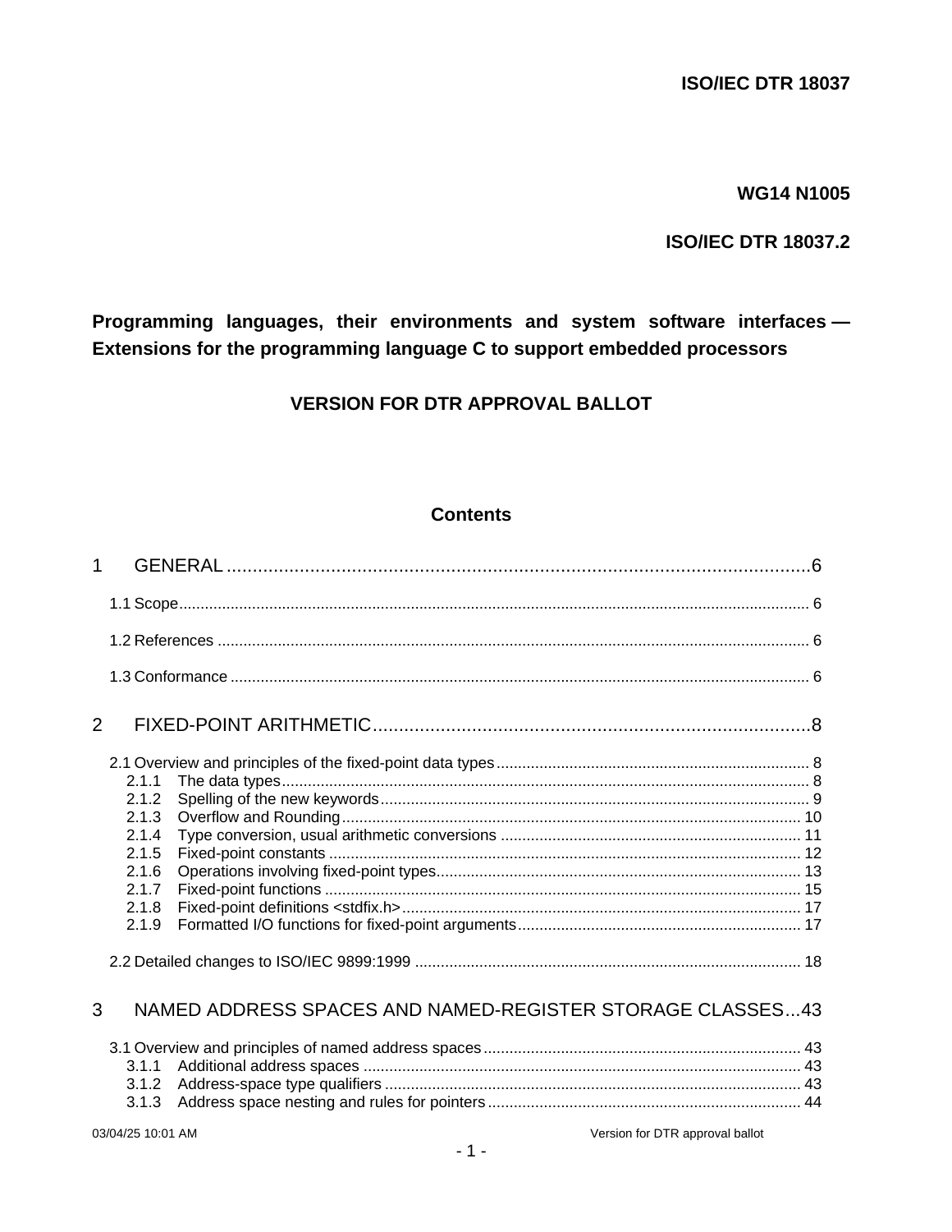**ISO/IEC DTR 18037**

**WG14 N1005**

**ISO/IEC DTR 18037.2**

# Programming languages, their environments and system software interfaces — Extensions for the programming language C to support embedded processors

## VERSION FOR DTR APPROVAL BALLOT

## Contents

1 GENERAL .......... 6

1.1 Scope .......... 6

1.2 References .......... 6

1.3 Conformance .......... 6

2 FIXED-POINT ARITHMETIC .......... 8

2.1 Overview and principles of the fixed-point data types .......... 8

- 2.1.1 The data types .......... 8
- 2.1.2 Spelling of the new keywords .......... 9
- 2.1.3 Overflow and Rounding .......... 10
- 2.1.4 Type conversion, usual arithmetic conversions .......... 11
- 2.1.5 Fixed-point constants .......... 12
- 2.1.6 Operations involving fixed-point types .......... 13
- 2.1.7 Fixed-point functions .......... 15
- 2.1.8 Fixed-point definitions <stdfix.h> .......... 17
- 2.1.9 Formatted I/O functions for fixed-point arguments .......... 17

2.2 Detailed changes to ISO/IEC 9899:1999 .......... 18

3 NAMED ADDRESS SPACES AND NAMED-REGISTER STORAGE CLASSES ... 43

3.1 Overview and principles of named address spaces .......... 43

- 3.1.1 Additional address spaces .......... 43
- 3.1.2 Address-space type qualifiers .......... 43
- 3.1.3 Address space nesting and rules for pointers .......... 44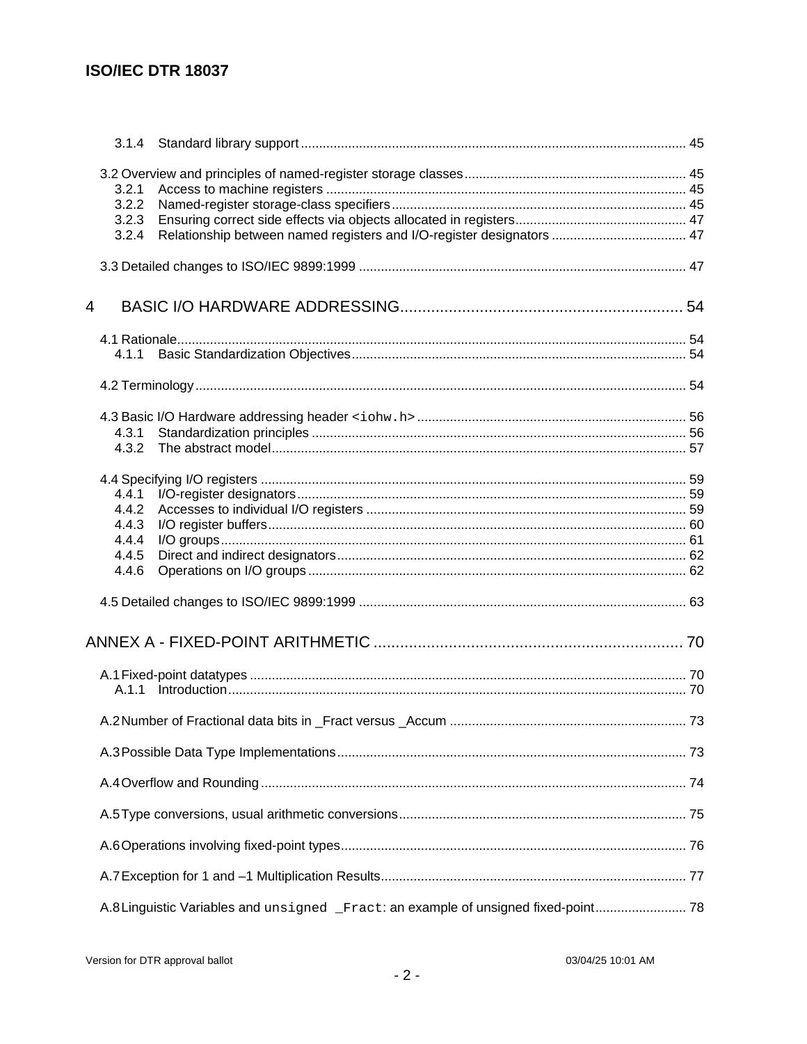3.1.4 Standard library support ..... 45

3.2 Overview and principles of named-register storage classes ..... 45
3.2.1 Access to machine registers ..... 45
3.2.2 Named-register storage-class specifiers ..... 45
3.2.3 Ensuring correct side effects via objects allocated in registers ..... 47
3.2.4 Relationship between named registers and I/O-register designators ..... 47

3.3 Detailed changes to ISO/IEC 9899:1999 ..... 47

4 BASIC I/O HARDWARE ADDRESSING ..... 54

4.1 Rationale ..... 54
4.1.1 Basic Standardization Objectives ..... 54

4.2 Terminology ..... 54

4.3 Basic I/O Hardware addressing header `<iohw.h>` ..... 56
4.3.1 Standardization principles ..... 56
4.3.2 The abstract model ..... 57

4.4 Specifying I/O registers ..... 59
4.4.1 I/O-register designators ..... 59
4.4.2 Accesses to individual I/O registers ..... 59
4.4.3 I/O register buffers ..... 60
4.4.4 I/O groups ..... 61
4.4.5 Direct and indirect designators ..... 62
4.4.6 Operations on I/O groups ..... 62

4.5 Detailed changes to ISO/IEC 9899:1999 ..... 63

ANNEX A - FIXED-POINT ARITHMETIC ..... 70

A.1 Fixed-point datatypes ..... 70
A.1.1 Introduction ..... 70

A.2 Number of Fractional data bits in _Fract versus _Accum ..... 73

A.3 Possible Data Type Implementations ..... 73

A.4 Overflow and Rounding ..... 74

A.5 Type conversions, usual arithmetic conversions ..... 75

A.6 Operations involving fixed-point types ..... 76

A.7 Exception for 1 and –1 Multiplication Results ..... 77

A.8 Linguistic Variables and `unsigned _Fract`: an example of unsigned fixed-point ..... 78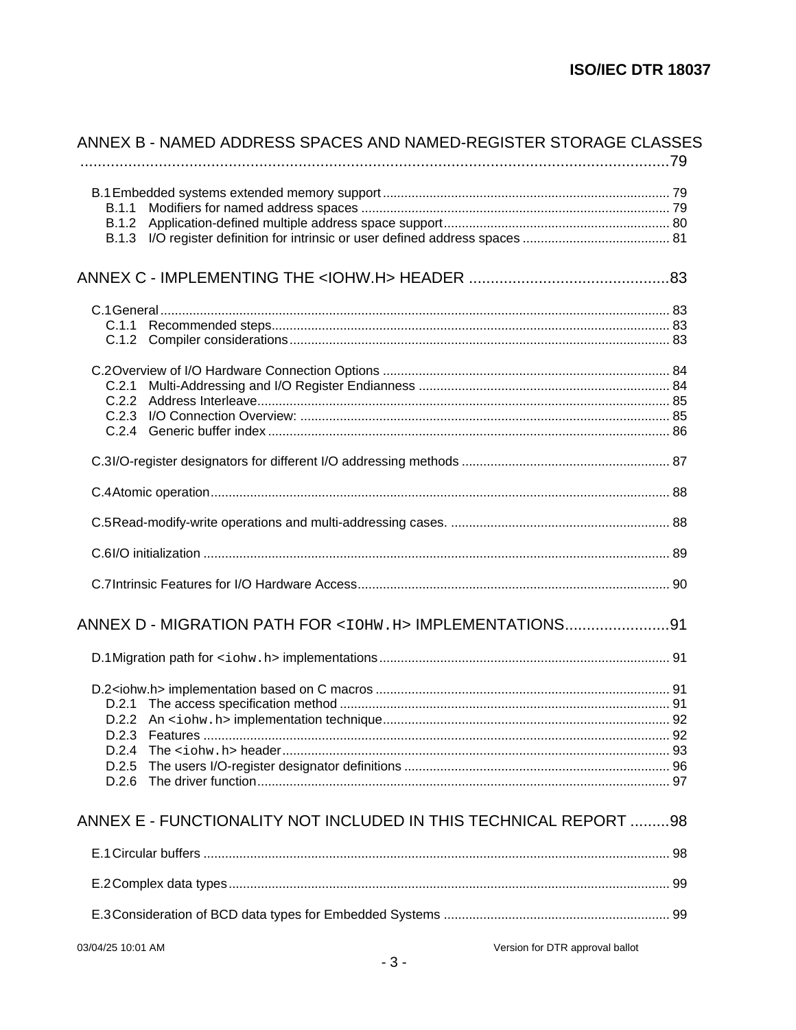ANNEX B - NAMED ADDRESS SPACES AND NAMED-REGISTER STORAGE CLASSES ....79

- B.1 Embedded systems extended memory support ..... 79
  - B.1.1 Modifiers for named address spaces ..... 79
  - B.1.2 Application-defined multiple address space support ..... 80
  - B.1.3 I/O register definition for intrinsic or user defined address spaces ..... 81

ANNEX C - IMPLEMENTING THE <IOHW.H> HEADER ....83

- C.1 General ..... 83
  - C.1.1 Recommended steps ..... 83
  - C.1.2 Compiler considerations ..... 83
- C.2 Overview of I/O Hardware Connection Options ..... 84
  - C.2.1 Multi-Addressing and I/O Register Endianness ..... 84
  - C.2.2 Address Interleave ..... 85
  - C.2.3 I/O Connection Overview: ..... 85
  - C.2.4 Generic buffer index ..... 86
- C.3 I/O-register designators for different I/O addressing methods ..... 87
- C.4 Atomic operation ..... 88
- C.5 Read-modify-write operations and multi-addressing cases. ..... 88
- C.6 I/O initialization ..... 89
- C.7 Intrinsic Features for I/O Hardware Access ..... 90

ANNEX D - MIGRATION PATH FOR `<IOHW.H>` IMPLEMENTATIONS ....91

- D.1 Migration path for `<iohw.h>` implementations ..... 91
- D.2 <iohw.h> implementation based on C macros ..... 91
  - D.2.1 The access specification method ..... 91
  - D.2.2 An `<iohw.h>` implementation technique ..... 92
  - D.2.3 Features ..... 92
  - D.2.4 The `<iohw.h>` header ..... 93
  - D.2.5 The users I/O-register designator definitions ..... 96
  - D.2.6 The driver function ..... 97

ANNEX E - FUNCTIONALITY NOT INCLUDED IN THIS TECHNICAL REPORT ....98

- E.1 Circular buffers ..... 98
- E.2 Complex data types ..... 99
- E.3 Consideration of BCD data types for Embedded Systems ..... 99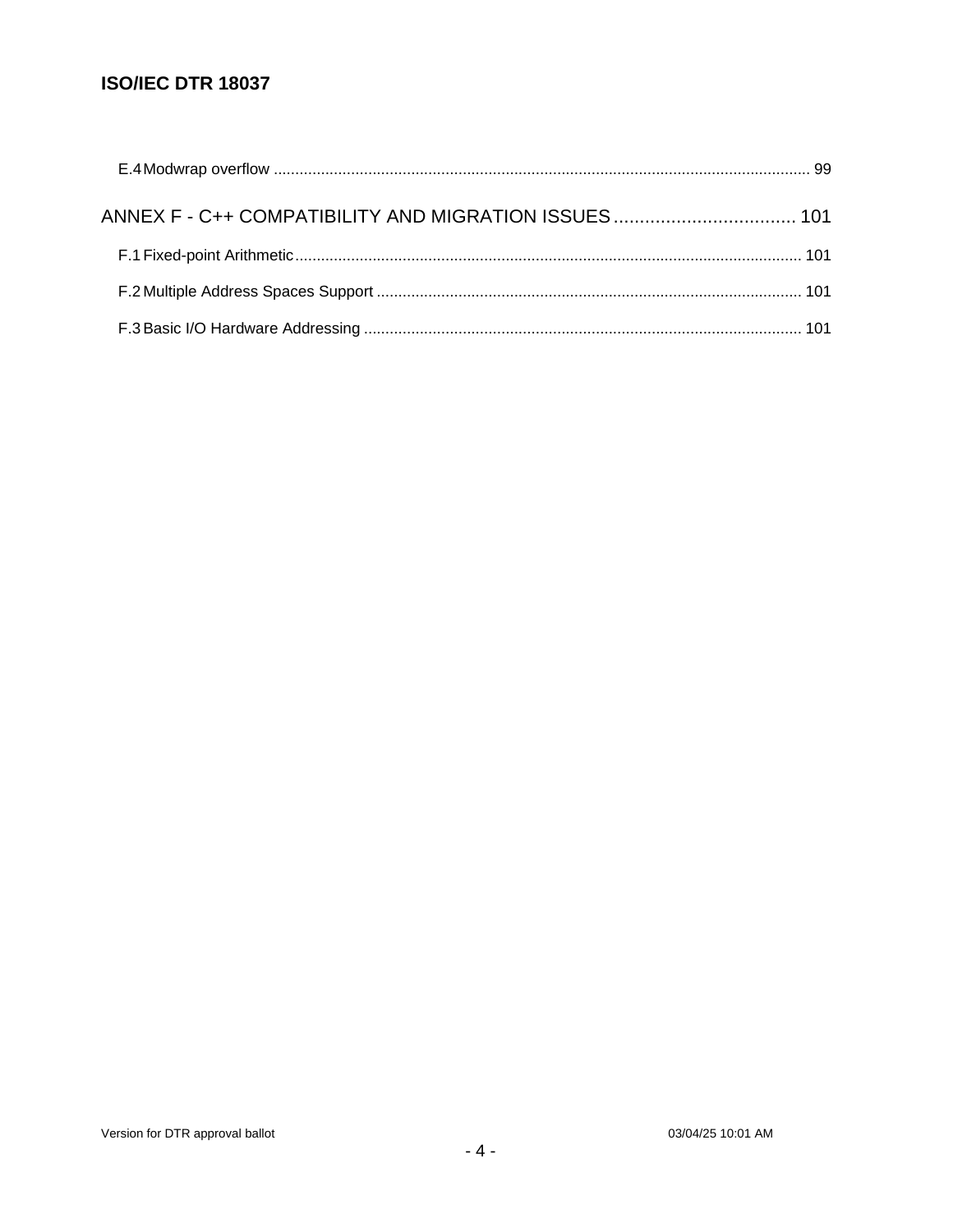E.4 Modwrap overflow ........................................................................................................................... 99

ANNEX F - C++ COMPATIBILITY AND MIGRATION ISSUES .................................... 101

F.1 Fixed-point Arithmetic.................................................................................................................... 101

F.2 Multiple Address Spaces Support .................................................................................................. 101

F.3 Basic I/O Hardware Addressing ..................................................................................................... 101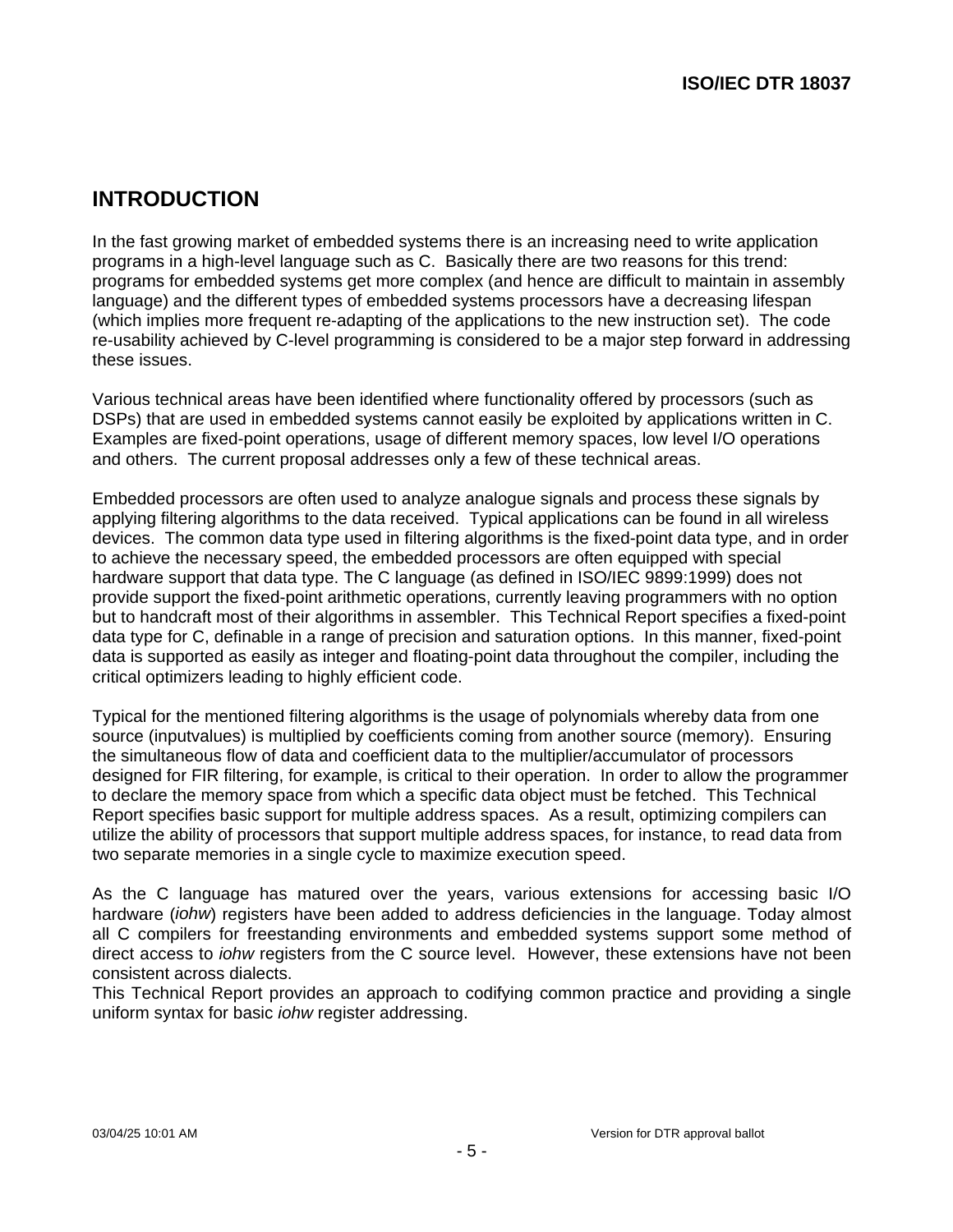# INTRODUCTION

In the fast growing market of embedded systems there is an increasing need to write application programs in a high-level language such as C. Basically there are two reasons for this trend: programs for embedded systems get more complex (and hence are difficult to maintain in assembly language) and the different types of embedded systems processors have a decreasing lifespan (which implies more frequent re-adapting of the applications to the new instruction set). The code re-usability achieved by C-level programming is considered to be a major step forward in addressing these issues.

Various technical areas have been identified where functionality offered by processors (such as DSPs) that are used in embedded systems cannot easily be exploited by applications written in C. Examples are fixed-point operations, usage of different memory spaces, low level I/O operations and others. The current proposal addresses only a few of these technical areas.

Embedded processors are often used to analyze analogue signals and process these signals by applying filtering algorithms to the data received. Typical applications can be found in all wireless devices. The common data type used in filtering algorithms is the fixed-point data type, and in order to achieve the necessary speed, the embedded processors are often equipped with special hardware support that data type. The C language (as defined in ISO/IEC 9899:1999) does not provide support the fixed-point arithmetic operations, currently leaving programmers with no option but to handcraft most of their algorithms in assembler. This Technical Report specifies a fixed-point data type for C, definable in a range of precision and saturation options. In this manner, fixed-point data is supported as easily as integer and floating-point data throughout the compiler, including the critical optimizers leading to highly efficient code.

Typical for the mentioned filtering algorithms is the usage of polynomials whereby data from one source (inputvalues) is multiplied by coefficients coming from another source (memory). Ensuring the simultaneous flow of data and coefficient data to the multiplier/accumulator of processors designed for FIR filtering, for example, is critical to their operation. In order to allow the programmer to declare the memory space from which a specific data object must be fetched. This Technical Report specifies basic support for multiple address spaces. As a result, optimizing compilers can utilize the ability of processors that support multiple address spaces, for instance, to read data from two separate memories in a single cycle to maximize execution speed.

As the C language has matured over the years, various extensions for accessing basic I/O hardware (*iohw*) registers have been added to address deficiencies in the language. Today almost all C compilers for freestanding environments and embedded systems support some method of direct access to *iohw* registers from the C source level. However, these extensions have not been consistent across dialects.
This Technical Report provides an approach to codifying common practice and providing a single uniform syntax for basic *iohw* register addressing.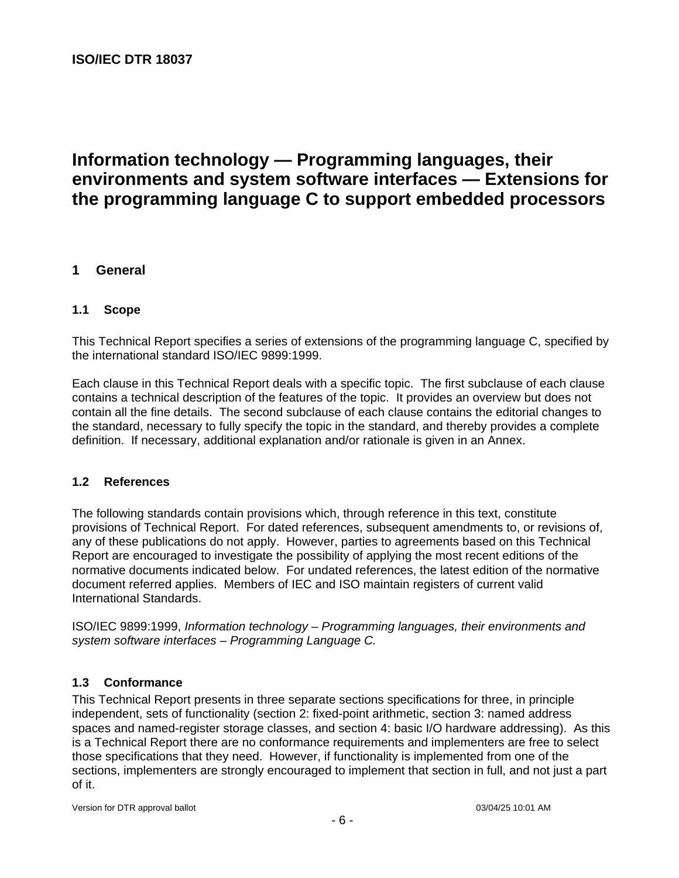# Information technology — Programming languages, their environments and system software interfaces — Extensions for the programming language C to support embedded processors

## 1 General

### 1.1 Scope

This Technical Report specifies a series of extensions of the programming language C, specified by the international standard ISO/IEC 9899:1999.

Each clause in this Technical Report deals with a specific topic. The first subclause of each clause contains a technical description of the features of the topic. It provides an overview but does not contain all the fine details. The second subclause of each clause contains the editorial changes to the standard, necessary to fully specify the topic in the standard, and thereby provides a complete definition. If necessary, additional explanation and/or rationale is given in an Annex.

### 1.2 References

The following standards contain provisions which, through reference in this text, constitute provisions of Technical Report. For dated references, subsequent amendments to, or revisions of, any of these publications do not apply. However, parties to agreements based on this Technical Report are encouraged to investigate the possibility of applying the most recent editions of the normative documents indicated below. For undated references, the latest edition of the normative document referred applies. Members of IEC and ISO maintain registers of current valid International Standards.

ISO/IEC 9899:1999, *Information technology – Programming languages, their environments and system software interfaces – Programming Language C.*

### 1.3 Conformance

This Technical Report presents in three separate sections specifications for three, in principle independent, sets of functionality (section 2: fixed-point arithmetic, section 3: named address spaces and named-register storage classes, and section 4: basic I/O hardware addressing). As this is a Technical Report there are no conformance requirements and implementers are free to select those specifications that they need. However, if functionality is implemented from one of the sections, implementers are strongly encouraged to implement that section in full, and not just a part of it.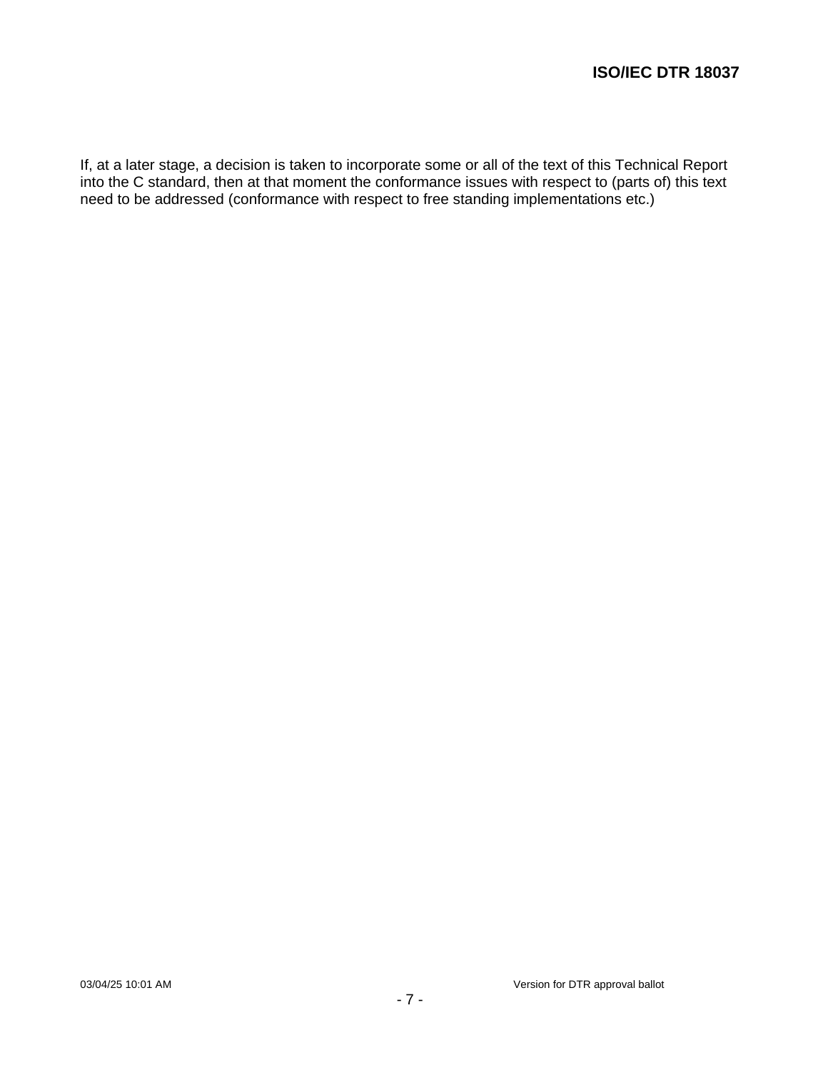If, at a later stage, a decision is taken to incorporate some or all of the text of this Technical Report into the C standard, then at that moment the conformance issues with respect to (parts of) this text need to be addressed (conformance with respect to free standing implementations etc.)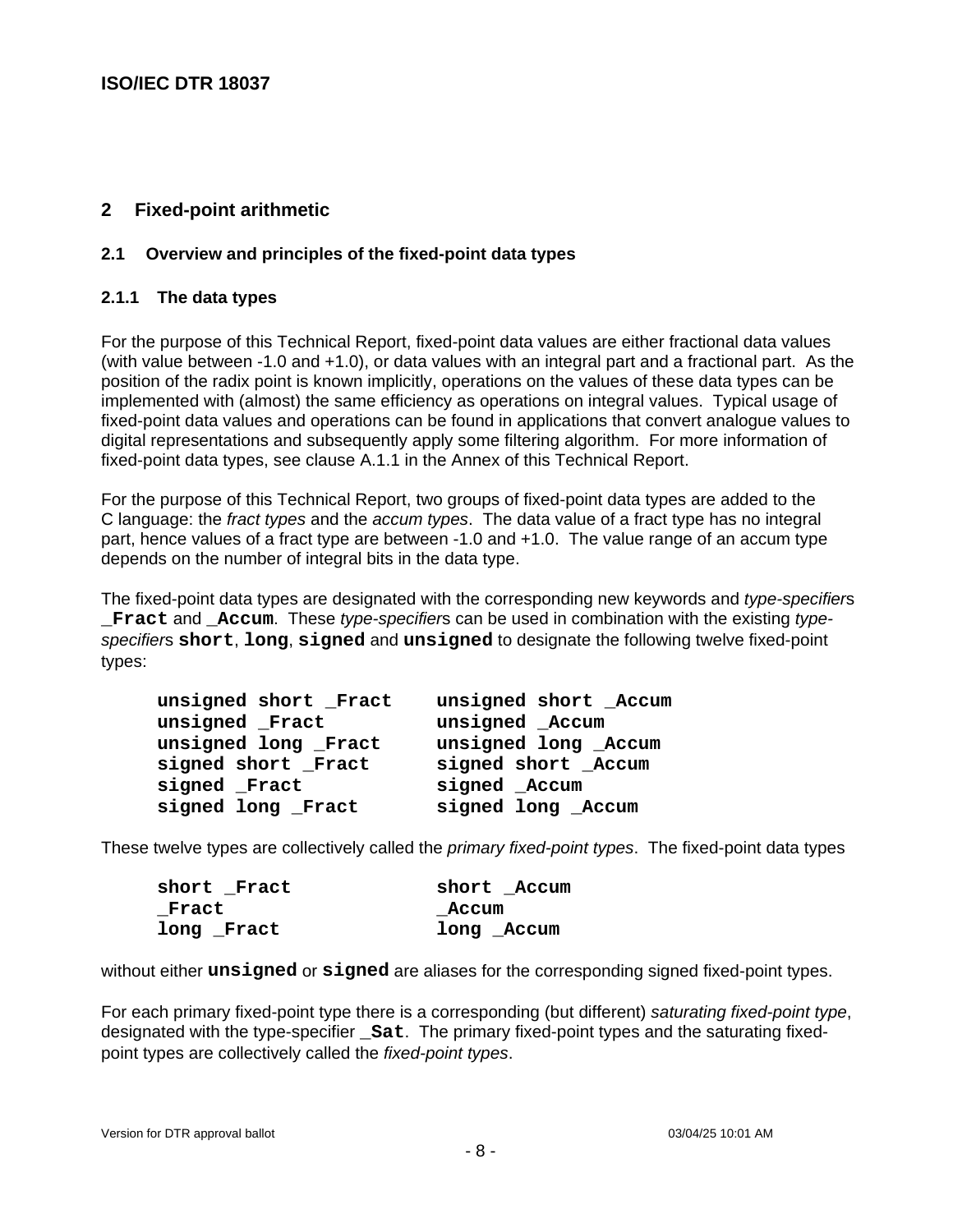# 2 Fixed-point arithmetic

## 2.1 Overview and principles of the fixed-point data types

### 2.1.1 The data types

For the purpose of this Technical Report, fixed-point data values are either fractional data values (with value between -1.0 and +1.0), or data values with an integral part and a fractional part. As the position of the radix point is known implicitly, operations on the values of these data types can be implemented with (almost) the same efficiency as operations on integral values. Typical usage of fixed-point data values and operations can be found in applications that convert analogue values to digital representations and subsequently apply some filtering algorithm. For more information of fixed-point data types, see clause A.1.1 in the Annex of this Technical Report.

For the purpose of this Technical Report, two groups of fixed-point data types are added to the C language: the *fract types* and the *accum types*. The data value of a fract type has no integral part, hence values of a fract type are between -1.0 and +1.0. The value range of an accum type depends on the number of integral bits in the data type.

The fixed-point data types are designated with the corresponding new keywords and *type-specifier*s **`_Fract`** and **`_Accum`**. These *type-specifier*s can be used in combination with the existing *type-specifier*s **`short`**, **`long`**, **`signed`** and **`unsigned`** to designate the following twelve fixed-point types:

```
unsigned short _Fract    unsigned short _Accum
unsigned _Fract          unsigned _Accum
unsigned long _Fract     unsigned long _Accum
signed short _Fract      signed short _Accum
signed _Fract            signed _Accum
signed long _Fract       signed long _Accum
```

These twelve types are collectively called the *primary fixed-point types*. The fixed-point data types

```
short _Fract             short _Accum
_Fract                   _Accum
long _Fract              long _Accum
```

without either **`unsigned`** or **`signed`** are aliases for the corresponding signed fixed-point types.

For each primary fixed-point type there is a corresponding (but different) *saturating fixed-point type*, designated with the type-specifier **`_Sat`**. The primary fixed-point types and the saturating fixed-point types are collectively called the *fixed-point types*.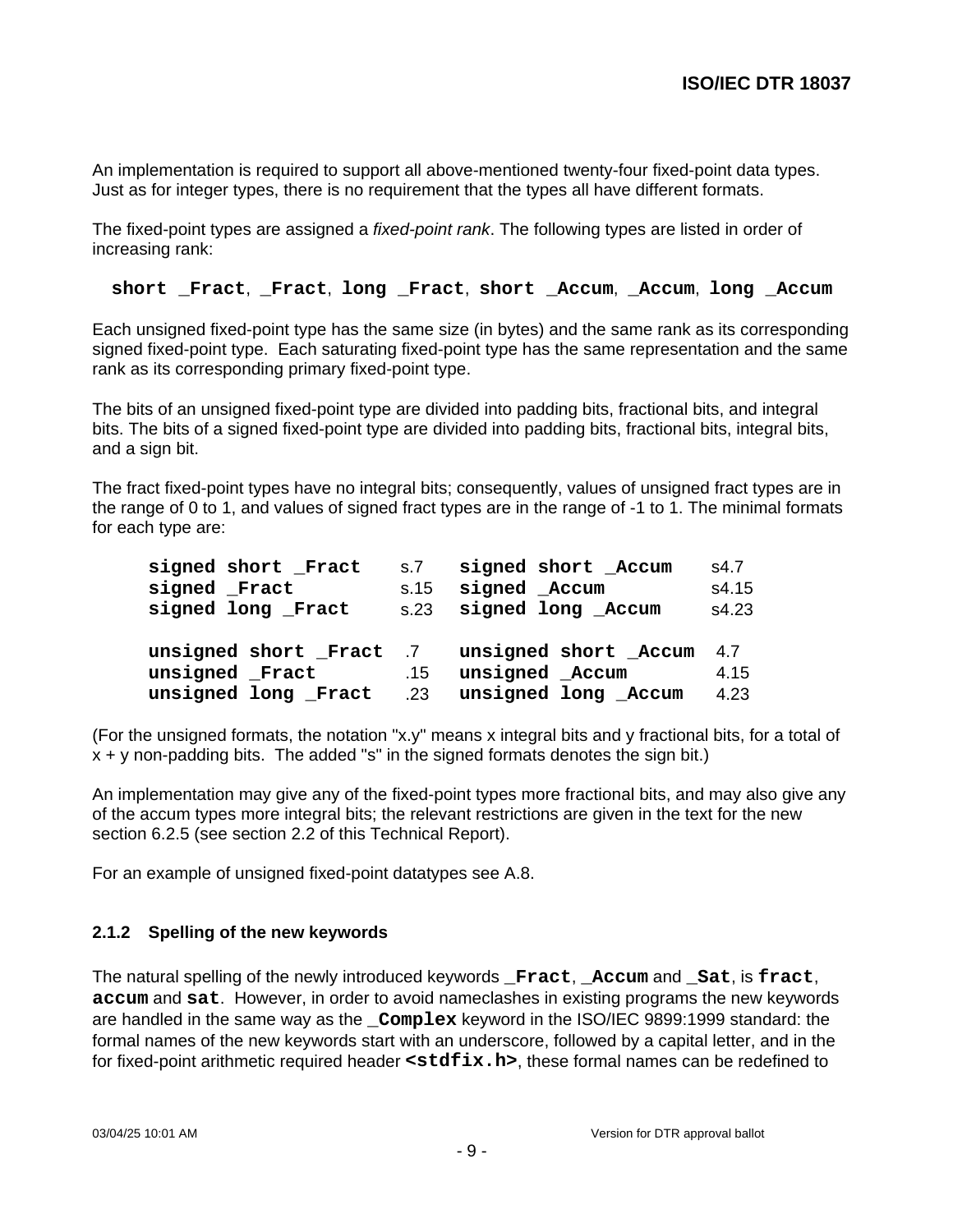An implementation is required to support all above-mentioned twenty-four fixed-point data types. Just as for integer types, there is no requirement that the types all have different formats.

The fixed-point types are assigned a *fixed-point rank*. The following types are listed in order of increasing rank:

**short _Fract**, **_Fract**, **long _Fract**, **short _Accum**, **_Accum**, **long _Accum**

Each unsigned fixed-point type has the same size (in bytes) and the same rank as its corresponding signed fixed-point type. Each saturating fixed-point type has the same representation and the same rank as its corresponding primary fixed-point type.

The bits of an unsigned fixed-point type are divided into padding bits, fractional bits, and integral bits. The bits of a signed fixed-point type are divided into padding bits, fractional bits, integral bits, and a sign bit.

The fract fixed-point types have no integral bits; consequently, values of unsigned fract types are in the range of 0 to 1, and values of signed fract types are in the range of -1 to 1. The minimal formats for each type are:

| | | | |
|---|---|---|---|
| **signed short _Fract** | s.7 | **signed short _Accum** | s4.7 |
| **signed _Fract** | s.15 | **signed _Accum** | s4.15 |
| **signed long _Fract** | s.23 | **signed long _Accum** | s4.23 |
| **unsigned short _Fract** | .7 | **unsigned short _Accum** | 4.7 |
| **unsigned _Fract** | .15 | **unsigned _Accum** | 4.15 |
| **unsigned long _Fract** | .23 | **unsigned long _Accum** | 4.23 |

(For the unsigned formats, the notation "x.y" means x integral bits and y fractional bits, for a total of x + y non-padding bits. The added "s" in the signed formats denotes the sign bit.)

An implementation may give any of the fixed-point types more fractional bits, and may also give any of the accum types more integral bits; the relevant restrictions are given in the text for the new section 6.2.5 (see section 2.2 of this Technical Report).

For an example of unsigned fixed-point datatypes see A.8.

### 2.1.2 Spelling of the new keywords

The natural spelling of the newly introduced keywords **_Fract**, **_Accum** and **_Sat**, is **fract**, **accum** and **sat**. However, in order to avoid nameclashes in existing programs the new keywords are handled in the same way as the **_Complex** keyword in the ISO/IEC 9899:1999 standard: the formal names of the new keywords start with an underscore, followed by a capital letter, and in the for fixed-point arithmetic required header **<stdfix.h>**, these formal names can be redefined to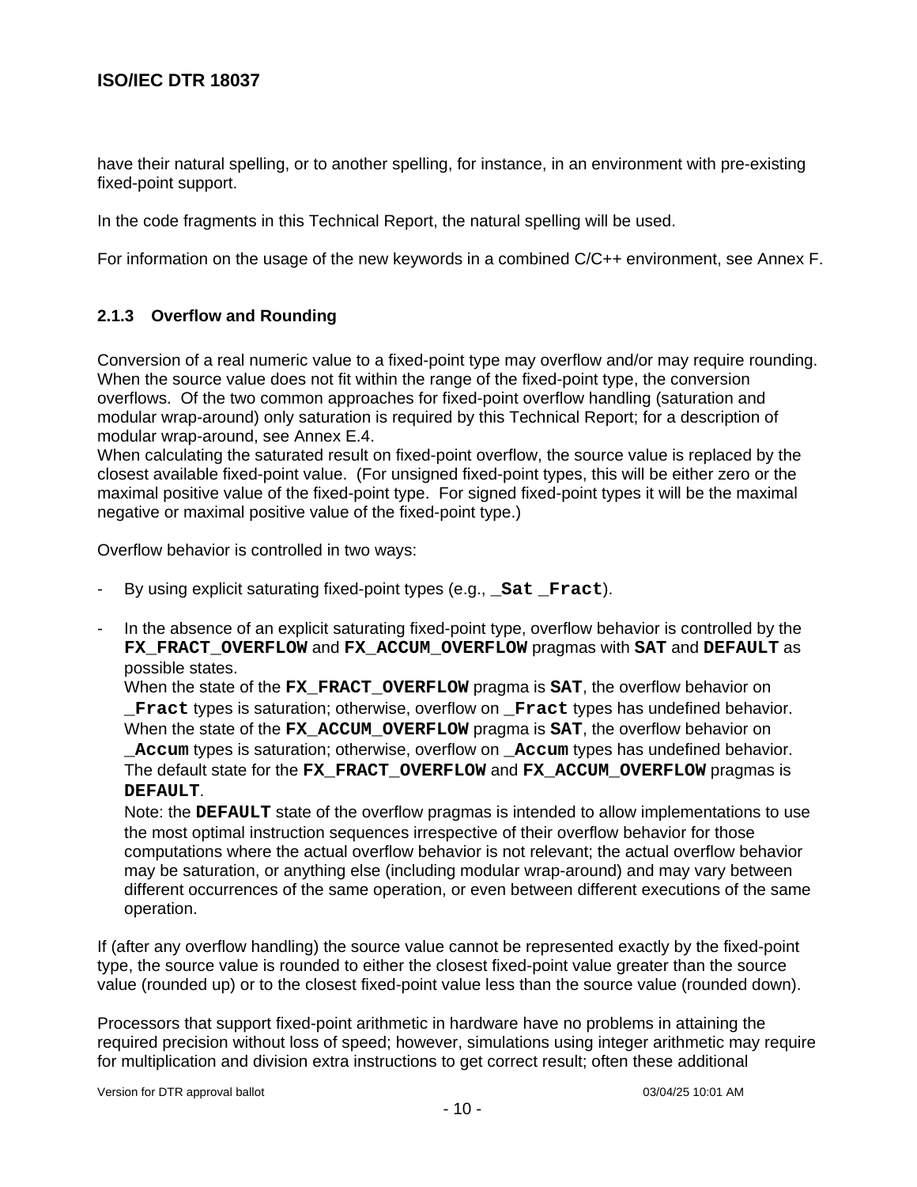have their natural spelling, or to another spelling, for instance, in an environment with pre-existing fixed-point support.

In the code fragments in this Technical Report, the natural spelling will be used.

For information on the usage of the new keywords in a combined C/C++ environment, see Annex F.

### 2.1.3 Overflow and Rounding

Conversion of a real numeric value to a fixed-point type may overflow and/or may require rounding. When the source value does not fit within the range of the fixed-point type, the conversion overflows. Of the two common approaches for fixed-point overflow handling (saturation and modular wrap-around) only saturation is required by this Technical Report; for a description of modular wrap-around, see Annex E.4.
When calculating the saturated result on fixed-point overflow, the source value is replaced by the closest available fixed-point value. (For unsigned fixed-point types, this will be either zero or the maximal positive value of the fixed-point type. For signed fixed-point types it will be the maximal negative or maximal positive value of the fixed-point type.)

Overflow behavior is controlled in two ways:

- By using explicit saturating fixed-point types (e.g., **`_Sat _Fract`**).

- In the absence of an explicit saturating fixed-point type, overflow behavior is controlled by the **`FX_FRACT_OVERFLOW`** and **`FX_ACCUM_OVERFLOW`** pragmas with **`SAT`** and **`DEFAULT`** as possible states.
  When the state of the **`FX_FRACT_OVERFLOW`** pragma is **`SAT`**, the overflow behavior on **`_Fract`** types is saturation; otherwise, overflow on **`_Fract`** types has undefined behavior.
  When the state of the **`FX_ACCUM_OVERFLOW`** pragma is **`SAT`**, the overflow behavior on **`_Accum`** types is saturation; otherwise, overflow on **`_Accum`** types has undefined behavior.
  The default state for the **`FX_FRACT_OVERFLOW`** and **`FX_ACCUM_OVERFLOW`** pragmas is **`DEFAULT`**.
  Note: the **`DEFAULT`** state of the overflow pragmas is intended to allow implementations to use the most optimal instruction sequences irrespective of their overflow behavior for those computations where the actual overflow behavior is not relevant; the actual overflow behavior may be saturation, or anything else (including modular wrap-around) and may vary between different occurrences of the same operation, or even between different executions of the same operation.

If (after any overflow handling) the source value cannot be represented exactly by the fixed-point type, the source value is rounded to either the closest fixed-point value greater than the source value (rounded up) or to the closest fixed-point value less than the source value (rounded down).

Processors that support fixed-point arithmetic in hardware have no problems in attaining the required precision without loss of speed; however, simulations using integer arithmetic may require for multiplication and division extra instructions to get correct result; often these additional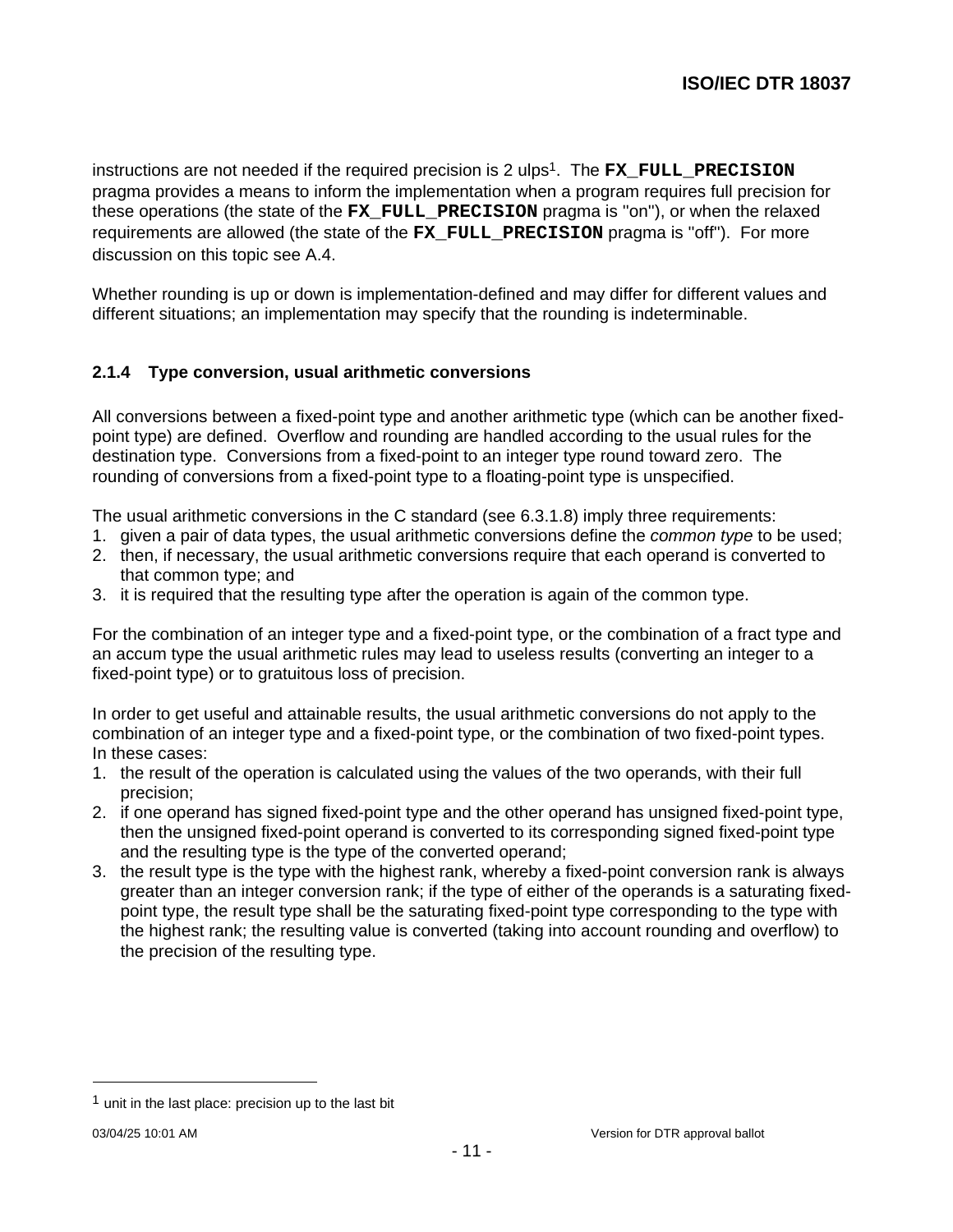instructions are not needed if the required precision is 2 ulps[1]. The **`FX_FULL_PRECISION`** pragma provides a means to inform the implementation when a program requires full precision for these operations (the state of the **`FX_FULL_PRECISION`** pragma is "on"), or when the relaxed requirements are allowed (the state of the **`FX_FULL_PRECISION`** pragma is "off"). For more discussion on this topic see A.4.

Whether rounding is up or down is implementation-defined and may differ for different values and different situations; an implementation may specify that the rounding is indeterminable.

### 2.1.4 Type conversion, usual arithmetic conversions

All conversions between a fixed-point type and another arithmetic type (which can be another fixed-point type) are defined. Overflow and rounding are handled according to the usual rules for the destination type. Conversions from a fixed-point to an integer type round toward zero. The rounding of conversions from a fixed-point type to a floating-point type is unspecified.

The usual arithmetic conversions in the C standard (see 6.3.1.8) imply three requirements:

1. given a pair of data types, the usual arithmetic conversions define the *common type* to be used;
2. then, if necessary, the usual arithmetic conversions require that each operand is converted to that common type; and
3. it is required that the resulting type after the operation is again of the common type.

For the combination of an integer type and a fixed-point type, or the combination of a fract type and an accum type the usual arithmetic rules may lead to useless results (converting an integer to a fixed-point type) or to gratuitous loss of precision.

In order to get useful and attainable results, the usual arithmetic conversions do not apply to the combination of an integer type and a fixed-point type, or the combination of two fixed-point types. In these cases:

1. the result of the operation is calculated using the values of the two operands, with their full precision;
2. if one operand has signed fixed-point type and the other operand has unsigned fixed-point type, then the unsigned fixed-point operand is converted to its corresponding signed fixed-point type and the resulting type is the type of the converted operand;
3. the result type is the type with the highest rank, whereby a fixed-point conversion rank is always greater than an integer conversion rank; if the type of either of the operands is a saturating fixed-point type, the result type shall be the saturating fixed-point type corresponding to the type with the highest rank; the resulting value is converted (taking into account rounding and overflow) to the precision of the resulting type.

---

[1] unit in the last place: precision up to the last bit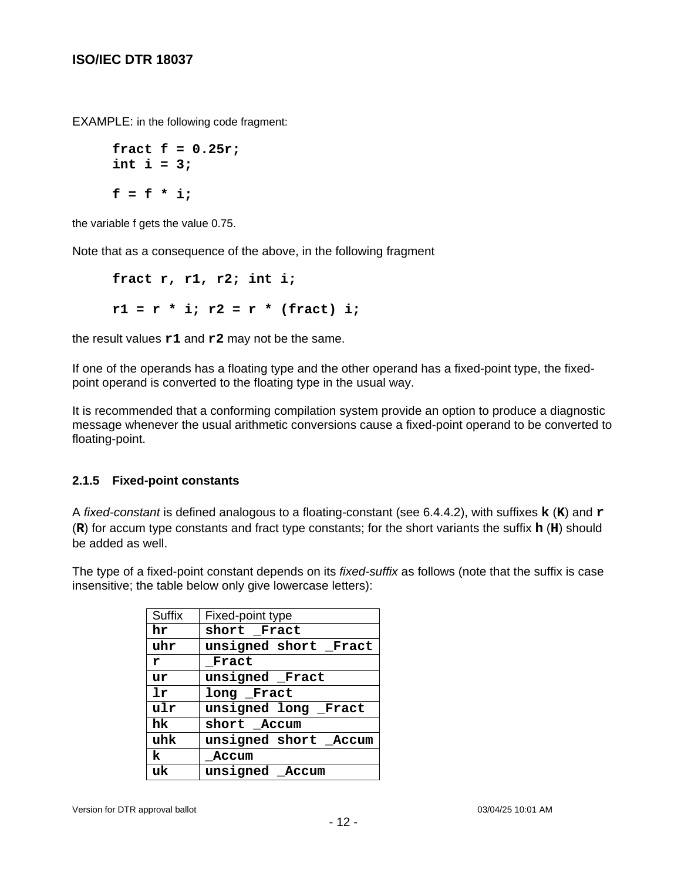EXAMPLE: in the following code fragment:

```
fract f = 0.25r;
int i = 3;

f = f * i;
```

the variable f gets the value 0.75.

Note that as a consequence of the above, in the following fragment

```
fract r, r1, r2; int i;

r1 = r * i; r2 = r * (fract) i;
```

the result values **r1** and **r2** may not be the same.

If one of the operands has a floating type and the other operand has a fixed-point type, the fixed-point operand is converted to the floating type in the usual way.

It is recommended that a conforming compilation system provide an option to produce a diagnostic message whenever the usual arithmetic conversions cause a fixed-point operand to be converted to floating-point.

### 2.1.5 Fixed-point constants

A *fixed-constant* is defined analogous to a floating-constant (see 6.4.4.2), with suffixes **k** (**K**) and **r** (**R**) for accum type constants and fract type constants; for the short variants the suffix **h** (**H**) should be added as well.

The type of a fixed-point constant depends on its *fixed-suffix* as follows (note that the suffix is case insensitive; the table below only give lowercase letters):

| Suffix | Fixed-point type |
|---|---|
| **hr** | **short _Fract** |
| **uhr** | **unsigned short _Fract** |
| **r** | **_Fract** |
| **ur** | **unsigned _Fract** |
| **lr** | **long _Fract** |
| **ulr** | **unsigned long _Fract** |
| **hk** | **short _Accum** |
| **uhk** | **unsigned short _Accum** |
| **k** | **_Accum** |
| **uk** | **unsigned _Accum** |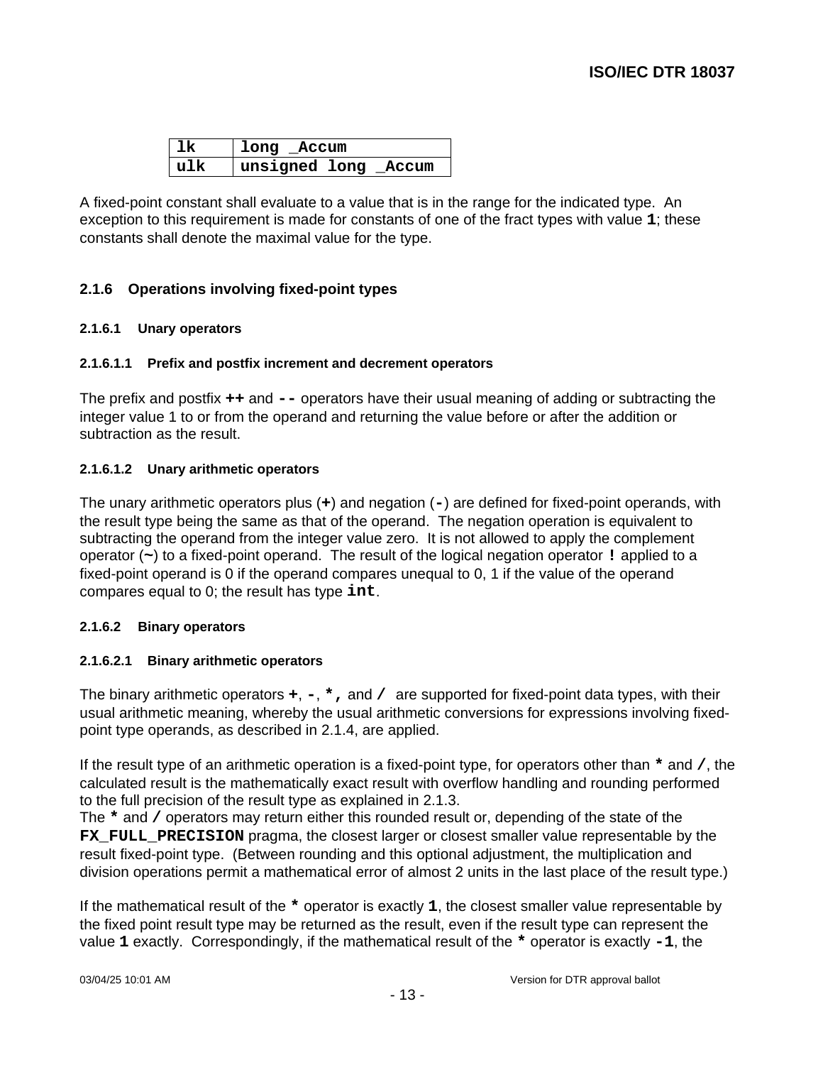| lk | long _Accum |
|---|---|
| ulk | unsigned long _Accum |

A fixed-point constant shall evaluate to a value that is in the range for the indicated type. An exception to this requirement is made for constants of one of the fract types with value **1**; these constants shall denote the maximal value for the type.

### 2.1.6 Operations involving fixed-point types

#### 2.1.6.1 Unary operators

##### 2.1.6.1.1 Prefix and postfix increment and decrement operators

The prefix and postfix **++** and **--** operators have their usual meaning of adding or subtracting the integer value 1 to or from the operand and returning the value before or after the addition or subtraction as the result.

##### 2.1.6.1.2 Unary arithmetic operators

The unary arithmetic operators plus (**+**) and negation (**-**) are defined for fixed-point operands, with the result type being the same as that of the operand. The negation operation is equivalent to subtracting the operand from the integer value zero. It is not allowed to apply the complement operator (**~**) to a fixed-point operand. The result of the logical negation operator **!** applied to a fixed-point operand is 0 if the operand compares unequal to 0, 1 if the value of the operand compares equal to 0; the result has type **int**.

#### 2.1.6.2 Binary operators

##### 2.1.6.2.1 Binary arithmetic operators

The binary arithmetic operators **+**, **-**, ***,** and **/** are supported for fixed-point data types, with their usual arithmetic meaning, whereby the usual arithmetic conversions for expressions involving fixed-point type operands, as described in 2.1.4, are applied.

If the result type of an arithmetic operation is a fixed-point type, for operators other than ***** and **/**, the calculated result is the mathematically exact result with overflow handling and rounding performed to the full precision of the result type as explained in 2.1.3.
The ***** and **/** operators may return either this rounded result or, depending of the state of the **FX_FULL_PRECISION** pragma, the closest larger or closest smaller value representable by the result fixed-point type. (Between rounding and this optional adjustment, the multiplication and division operations permit a mathematical error of almost 2 units in the last place of the result type.)

If the mathematical result of the ***** operator is exactly **1**, the closest smaller value representable by the fixed point result type may be returned as the result, even if the result type can represent the value **1** exactly. Correspondingly, if the mathematical result of the ***** operator is exactly **-1**, the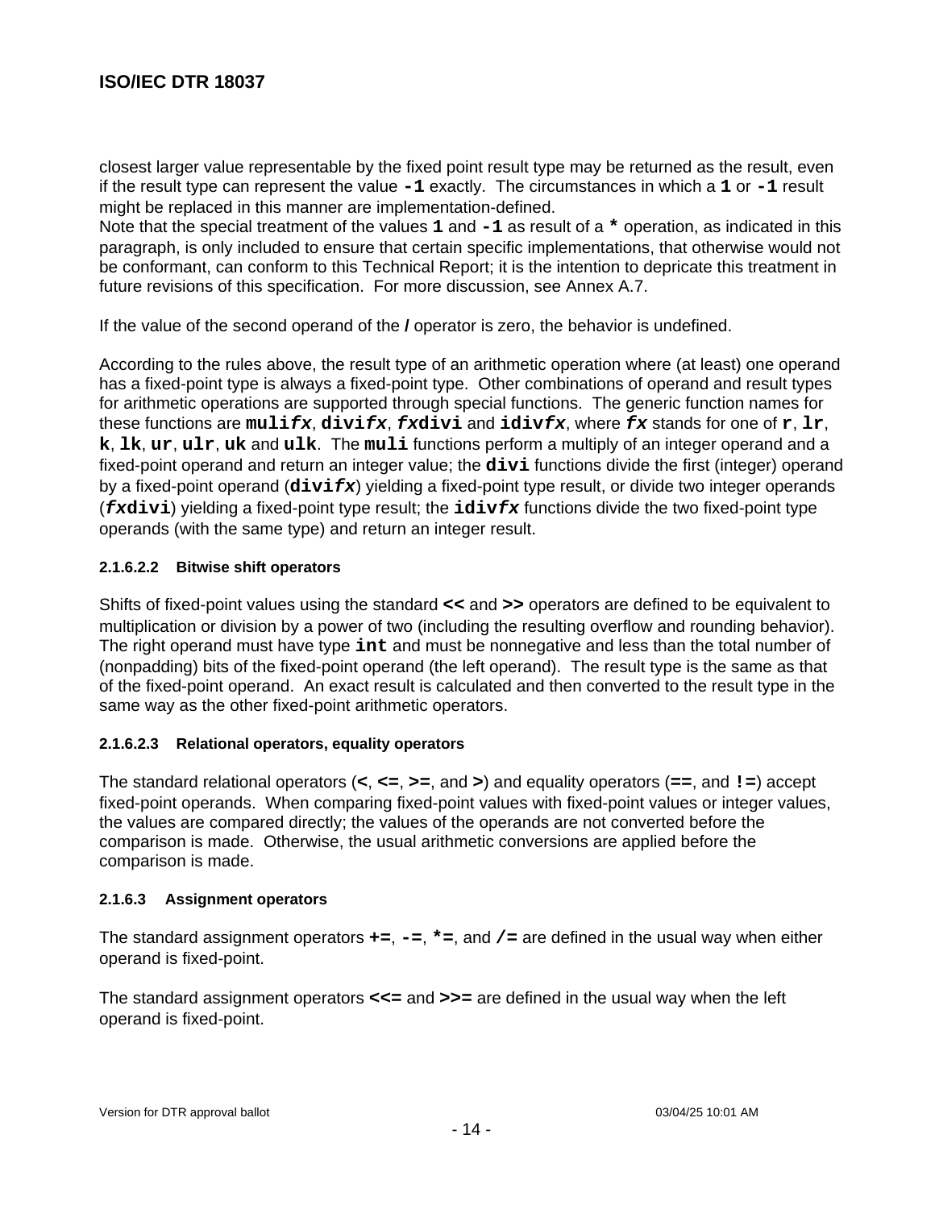closest larger value representable by the fixed point result type may be returned as the result, even if the result type can represent the value **`-1`** exactly. The circumstances in which a **`1`** or **`-1`** result might be replaced in this manner are implementation-defined.
Note that the special treatment of the values **`1`** and **`-1`** as result of a **`*`** operation, as indicated in this paragraph, is only included to ensure that certain specific implementations, that otherwise would not be conformant, can conform to this Technical Report; it is the intention to depricate this treatment in future revisions of this specification. For more discussion, see Annex A.7.

If the value of the second operand of the **/** operator is zero, the behavior is undefined.

According to the rules above, the result type of an arithmetic operation where (at least) one operand has a fixed-point type is always a fixed-point type. Other combinations of operand and result types for arithmetic operations are supported through special functions. The generic function names for these functions are **`muli`*`fx`***, **`divi`*`fx`***, ***`fx`*`divi`** and **`idiv`*`fx`***, where ***`fx`*** stands for one of **`r`**, **`lr`**, **`k`**, **`lk`**, **`ur`**, **`ulr`**, **`uk`** and **`ulk`**. The **`muli`** functions perform a multiply of an integer operand and a fixed-point operand and return an integer value; the **`divi`** functions divide the first (integer) operand by a fixed-point operand (**`divi`*`fx`***) yielding a fixed-point type result, or divide two integer operands (***`fx`*`divi`**) yielding a fixed-point type result; the **`idiv`*`fx`*** functions divide the two fixed-point type operands (with the same type) and return an integer result.

#### 2.1.6.2.2 Bitwise shift operators

Shifts of fixed-point values using the standard **`<<`** and **`>>`** operators are defined to be equivalent to multiplication or division by a power of two (including the resulting overflow and rounding behavior). The right operand must have type **`int`** and must be nonnegative and less than the total number of (nonpadding) bits of the fixed-point operand (the left operand). The result type is the same as that of the fixed-point operand. An exact result is calculated and then converted to the result type in the same way as the other fixed-point arithmetic operators.

#### 2.1.6.2.3 Relational operators, equality operators

The standard relational operators (**`<`**, **`<=`**, **`>=`**, and **`>`**) and equality operators (**`==`**, and **`!=`**) accept fixed-point operands. When comparing fixed-point values with fixed-point values or integer values, the values are compared directly; the values of the operands are not converted before the comparison is made. Otherwise, the usual arithmetic conversions are applied before the comparison is made.

#### 2.1.6.3 Assignment operators

The standard assignment operators **`+=`**, **`-=`**, **`*=`**, and **`/=`** are defined in the usual way when either operand is fixed-point.

The standard assignment operators **`<<=`** and **`>>=`** are defined in the usual way when the left operand is fixed-point.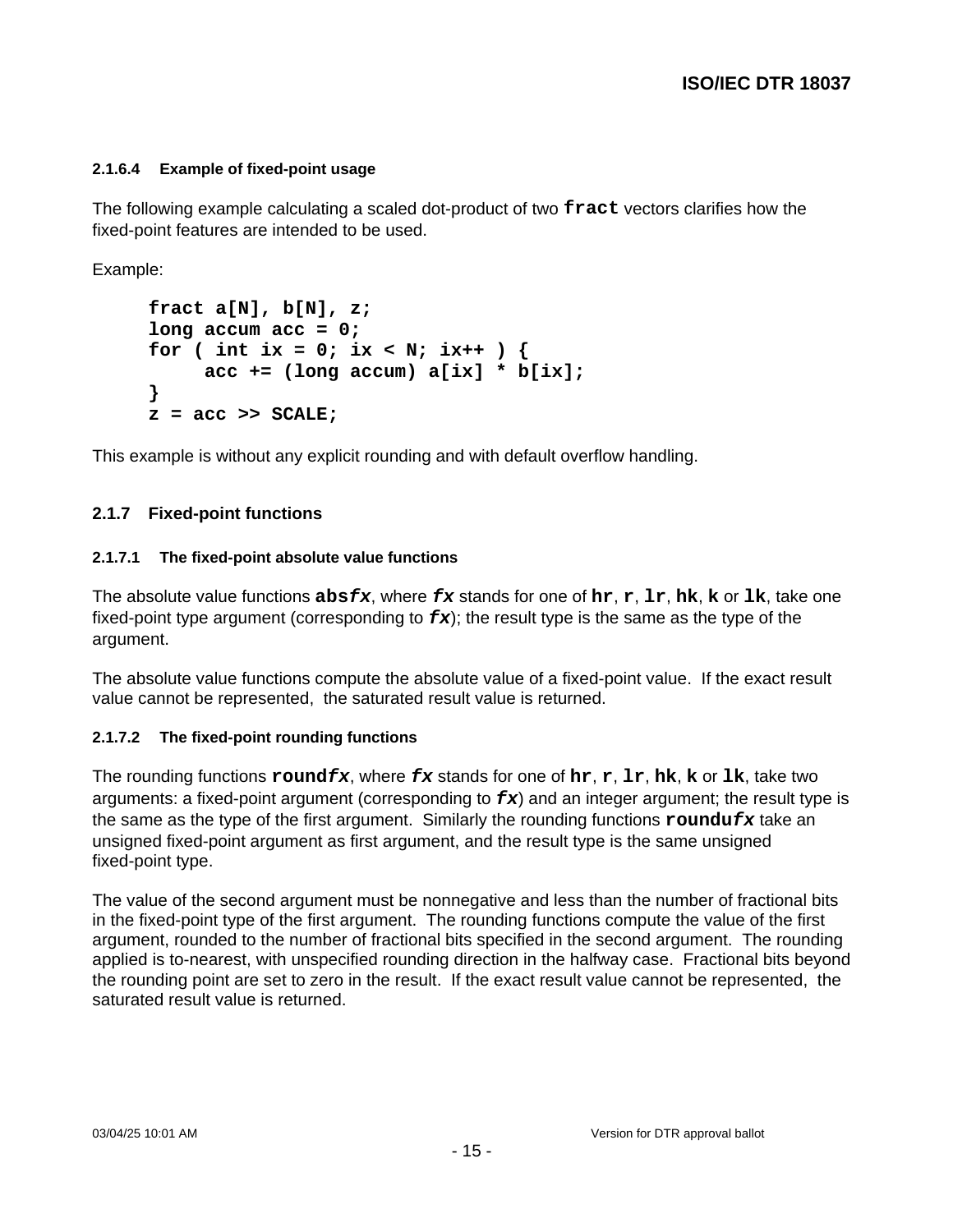#### 2.1.6.4 Example of fixed-point usage

The following example calculating a scaled dot-product of two **`fract`** vectors clarifies how the fixed-point features are intended to be used.

Example:

```
fract a[N], b[N], z;
long accum acc = 0;
for ( int ix = 0; ix < N; ix++ ) {
     acc += (long accum) a[ix] * b[ix];
}
z = acc >> SCALE;
```

This example is without any explicit rounding and with default overflow handling.

### 2.1.7 Fixed-point functions

#### 2.1.7.1 The fixed-point absolute value functions

The absolute value functions **`abs`*`fx`***, where ***`fx`*** stands for one of **`hr`**, **`r`**, **`lr`**, **`hk`**, **`k`** or **`lk`**, take one fixed-point type argument (corresponding to ***`fx`***); the result type is the same as the type of the argument.

The absolute value functions compute the absolute value of a fixed-point value. If the exact result value cannot be represented, the saturated result value is returned.

#### 2.1.7.2 The fixed-point rounding functions

The rounding functions **`round`*`fx`***, where ***`fx`*** stands for one of **`hr`**, **`r`**, **`lr`**, **`hk`**, **`k`** or **`lk`**, take two arguments: a fixed-point argument (corresponding to ***`fx`***) and an integer argument; the result type is the same as the type of the first argument. Similarly the rounding functions **`roundu`*`fx`*** take an unsigned fixed-point argument as first argument, and the result type is the same unsigned fixed-point type.

The value of the second argument must be nonnegative and less than the number of fractional bits in the fixed-point type of the first argument. The rounding functions compute the value of the first argument, rounded to the number of fractional bits specified in the second argument. The rounding applied is to-nearest, with unspecified rounding direction in the halfway case. Fractional bits beyond the rounding point are set to zero in the result. If the exact result value cannot be represented, the saturated result value is returned.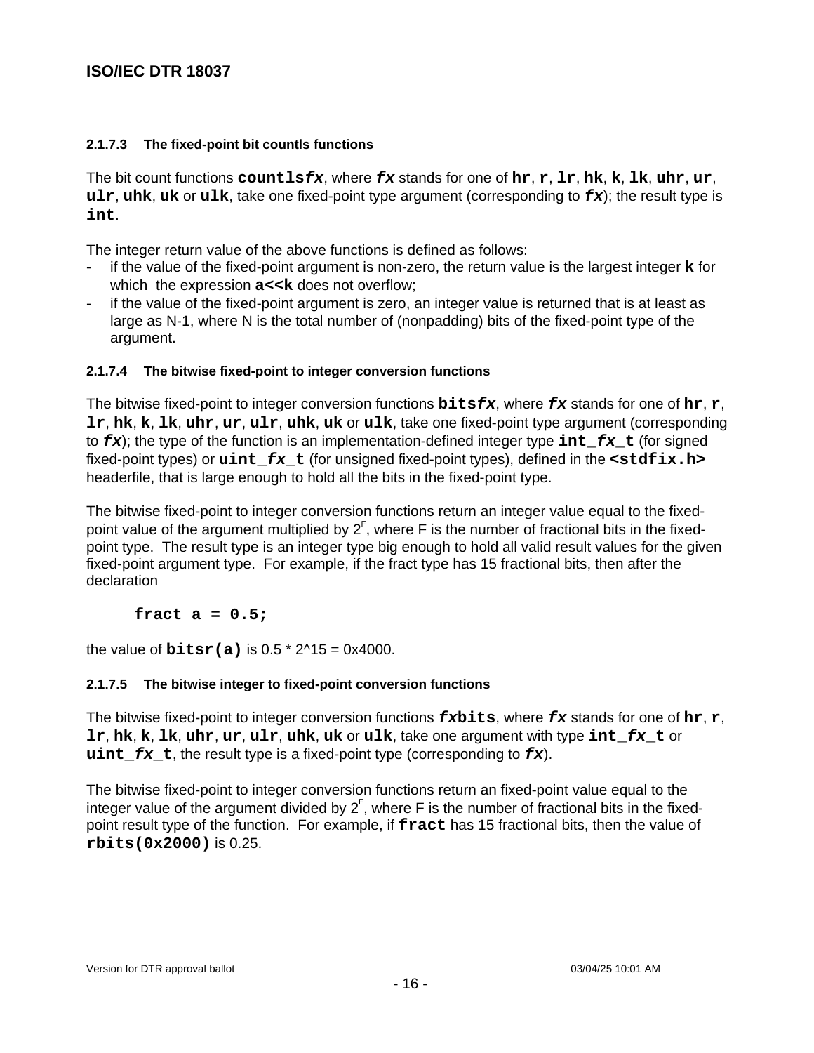#### 2.1.7.3 The fixed-point bit countls functions

The bit count functions **countls*fx***, where ***fx*** stands for one of **hr**, **r**, **lr**, **hk**, **k**, **lk**, **uhr**, **ur**, **ulr**, **uhk**, **uk** or **ulk**, take one fixed-point type argument (corresponding to ***fx***); the result type is **int**.

The integer return value of the above functions is defined as follows:

- if the value of the fixed-point argument is non-zero, the return value is the largest integer **k** for which the expression **a<<k** does not overflow;
- if the value of the fixed-point argument is zero, an integer value is returned that is at least as large as N-1, where N is the total number of (nonpadding) bits of the fixed-point type of the argument.

#### 2.1.7.4 The bitwise fixed-point to integer conversion functions

The bitwise fixed-point to integer conversion functions **bits*fx***, where ***fx*** stands for one of **hr**, **r**, **lr**, **hk**, **k**, **lk**, **uhr**, **ur**, **ulr**, **uhk**, **uk** or **ulk**, take one fixed-point type argument (corresponding to ***fx***); the type of the function is an implementation-defined integer type **int_*fx*_t** (for signed fixed-point types) or **uint_*fx*_t** (for unsigned fixed-point types), defined in the **<stdfix.h>** headerfile, that is large enough to hold all the bits in the fixed-point type.

The bitwise fixed-point to integer conversion functions return an integer value equal to the fixed-point value of the argument multiplied by $2^F$, where F is the number of fractional bits in the fixed-point type. The result type is an integer type big enough to hold all valid result values for the given fixed-point argument type. For example, if the fract type has 15 fractional bits, then after the declaration

```
fract a = 0.5;
```

the value of **bitsr(a)** is 0.5 * 2^15 = 0x4000.

#### 2.1.7.5 The bitwise integer to fixed-point conversion functions

The bitwise fixed-point to integer conversion functions ***fx*bits**, where ***fx*** stands for one of **hr**, **r**, **lr**, **hk**, **k**, **lk**, **uhr**, **ur**, **ulr**, **uhk**, **uk** or **ulk**, take one argument with type **int_*fx*_t** or **uint_*fx*_t**, the result type is a fixed-point type (corresponding to ***fx***).

The bitwise fixed-point to integer conversion functions return an fixed-point value equal to the integer value of the argument divided by $2^F$, where F is the number of fractional bits in the fixed-point result type of the function. For example, if **fract** has 15 fractional bits, then the value of **rbits(0x2000)** is 0.25.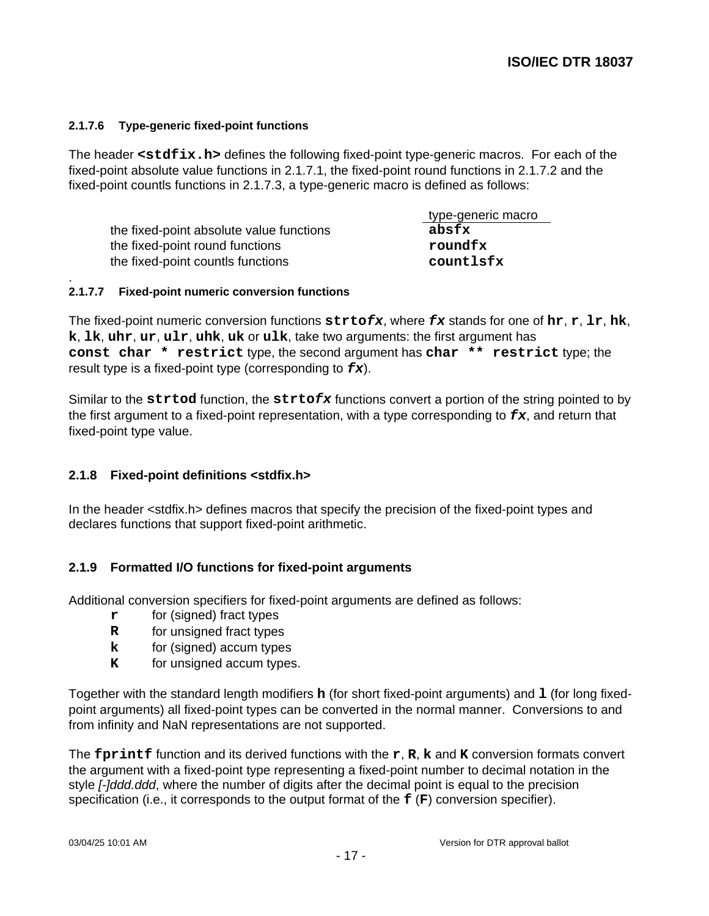#### 2.1.7.6 Type-generic fixed-point functions

The header **`<stdfix.h>`** defines the following fixed-point type-generic macros. For each of the fixed-point absolute value functions in 2.1.7.1, the fixed-point round functions in 2.1.7.2 and the fixed-point countls functions in 2.1.7.3, a type-generic macro is defined as follows:

| | type-generic macro |
|---|---|
| the fixed-point absolute value functions | **`absfx`** |
| the fixed-point round functions | **`roundfx`** |
| the fixed-point countls functions | **`countlsfx`** |

.

#### 2.1.7.7 Fixed-point numeric conversion functions

The fixed-point numeric conversion functions **`strto`*`fx`***, where ***`fx`*** stands for one of **`hr`**, **`r`**, **`lr`**, **`hk`**, **`k`**, **`lk`**, **`uhr`**, **`ur`**, **`ulr`**, **`uhk`**, **`uk`** or **`ulk`**, take two arguments: the first argument has **`const char * restrict`** type, the second argument has **`char ** restrict`** type; the result type is a fixed-point type (corresponding to ***`fx`***).

Similar to the **`strtod`** function, the **`strto`*`fx`*** functions convert a portion of the string pointed to by the first argument to a fixed-point representation, with a type corresponding to ***`fx`***, and return that fixed-point type value.

### 2.1.8 Fixed-point definitions <stdfix.h>

In the header <stdfix.h> defines macros that specify the precision of the fixed-point types and declares functions that support fixed-point arithmetic.

### 2.1.9 Formatted I/O functions for fixed-point arguments

Additional conversion specifiers for fixed-point arguments are defined as follows:

- **`r`** for (signed) fract types
- **`R`** for unsigned fract types
- **`k`** for (signed) accum types
- **`K`** for unsigned accum types.

Together with the standard length modifiers **`h`** (for short fixed-point arguments) and **`l`** (for long fixed-point arguments) all fixed-point types can be converted in the normal manner. Conversions to and from infinity and NaN representations are not supported.

The **`fprintf`** function and its derived functions with the **`r`**, **`R`**, **`k`** and **`K`** conversion formats convert the argument with a fixed-point type representing a fixed-point number to decimal notation in the style *[-]ddd.ddd*, where the number of digits after the decimal point is equal to the precision specification (i.e., it corresponds to the output format of the **`f`** (**`F`**) conversion specifier).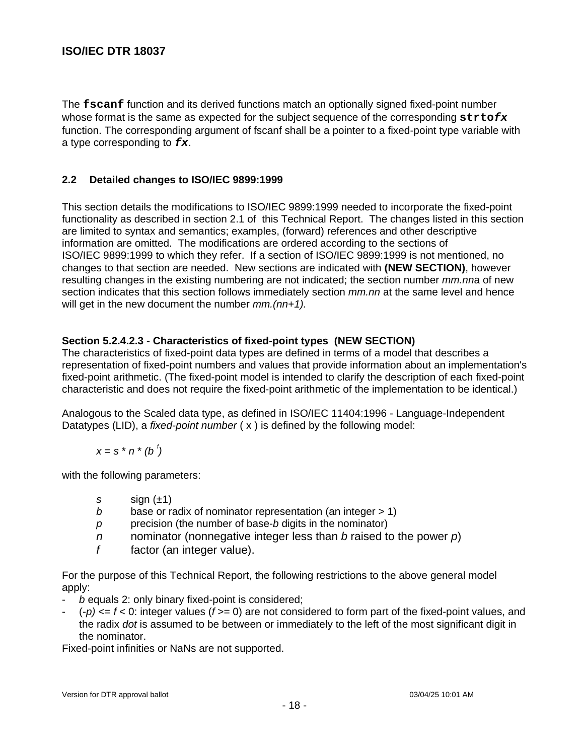The **`fscanf`** function and its derived functions match an optionally signed fixed-point number whose format is the same as expected for the subject sequence of the corresponding **`strto`*`fx`*** function. The corresponding argument of fscanf shall be a pointer to a fixed-point type variable with a type corresponding to ***`fx`***.

## 2.2 Detailed changes to ISO/IEC 9899:1999

This section details the modifications to ISO/IEC 9899:1999 needed to incorporate the fixed-point functionality as described in section 2.1 of this Technical Report. The changes listed in this section are limited to syntax and semantics; examples, (forward) references and other descriptive information are omitted. The modifications are ordered according to the sections of ISO/IEC 9899:1999 to which they refer. If a section of ISO/IEC 9899:1999 is not mentioned, no changes to that section are needed. New sections are indicated with **(NEW SECTION)**, however resulting changes in the existing numbering are not indicated; the section number *mm.nn*a of new section indicates that this section follows immediately section *mm.nn* at the same level and hence will get in the new document the number *mm.(nn+1).*

**Section 5.2.4.2.3 - Characteristics of fixed-point types (NEW SECTION)**

The characteristics of fixed-point data types are defined in terms of a model that describes a representation of fixed-point numbers and values that provide information about an implementation's fixed-point arithmetic. (The fixed-point model is intended to clarify the description of each fixed-point characteristic and does not require the fixed-point arithmetic of the implementation to be identical.)

Analogous to the Scaled data type, as defined in ISO/IEC 11404:1996 - Language-Independent Datatypes (LID), a *fixed-point number* ( x ) is defined by the following model:

$$x = s * n * (b^{f})$$

with the following parameters:

- $s$ sign (±1)
- $b$ base or radix of nominator representation (an integer > 1)
- $p$ precision (the number of base-$b$ digits in the nominator)
- $n$ nominator (nonnegative integer less than $b$ raised to the power $p$)
- $f$ factor (an integer value).

For the purpose of this Technical Report, the following restrictions to the above general model apply:

- $b$ equals 2: only binary fixed-point is considered;
- $(-p) <= f < 0$: integer values ($f >= 0$) are not considered to form part of the fixed-point values, and the radix *dot* is assumed to be between or immediately to the left of the most significant digit in the nominator.

Fixed-point infinities or NaNs are not supported.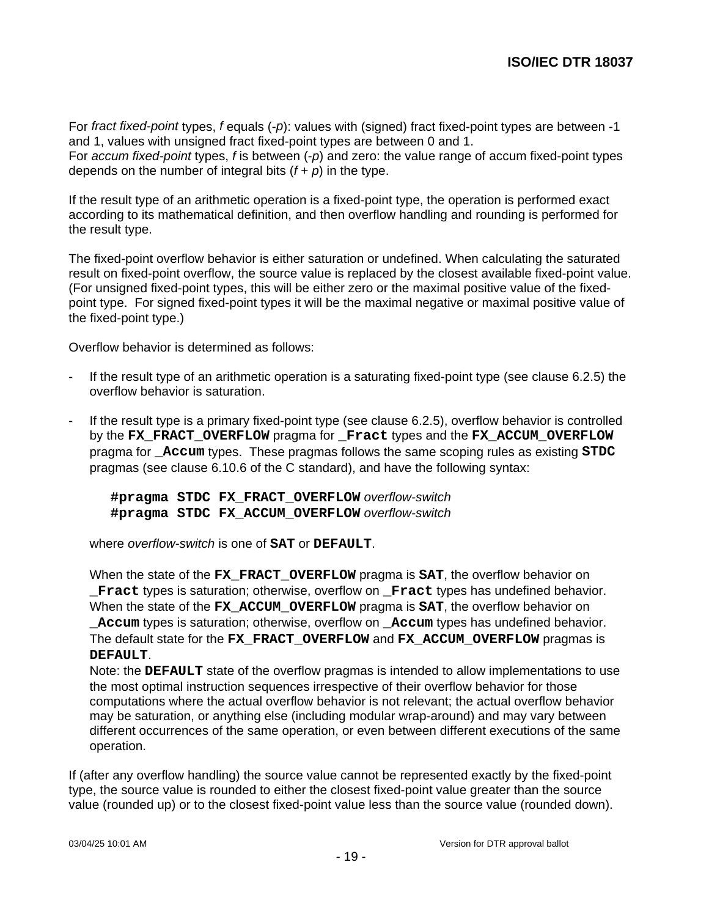For *fract fixed-point* types, $f$ equals ($-p$): values with (signed) fract fixed-point types are between -1 and 1, values with unsigned fract fixed-point types are between 0 and 1.
For *accum fixed-point* types, $f$ is between ($-p$) and zero: the value range of accum fixed-point types depends on the number of integral bits ($f + p$) in the type.

If the result type of an arithmetic operation is a fixed-point type, the operation is performed exact according to its mathematical definition, and then overflow handling and rounding is performed for the result type.

The fixed-point overflow behavior is either saturation or undefined. When calculating the saturated result on fixed-point overflow, the source value is replaced by the closest available fixed-point value. (For unsigned fixed-point types, this will be either zero or the maximal positive value of the fixed-point type. For signed fixed-point types it will be the maximal negative or maximal positive value of the fixed-point type.)

Overflow behavior is determined as follows:

- If the result type of an arithmetic operation is a saturating fixed-point type (see clause 6.2.5) the overflow behavior is saturation.

- If the result type is a primary fixed-point type (see clause 6.2.5), overflow behavior is controlled by the **`FX_FRACT_OVERFLOW`** pragma for **`_Fract`** types and the **`FX_ACCUM_OVERFLOW`** pragma for **`_Accum`** types. These pragmas follows the same scoping rules as existing **`STDC`** pragmas (see clause 6.10.6 of the C standard), and have the following syntax:

  **`#pragma STDC FX_FRACT_OVERFLOW`** *overflow-switch*
  **`#pragma STDC FX_ACCUM_OVERFLOW`** *overflow-switch*

  where *overflow-switch* is one of **`SAT`** or **`DEFAULT`**.

  When the state of the **`FX_FRACT_OVERFLOW`** pragma is **`SAT`**, the overflow behavior on **`_Fract`** types is saturation; otherwise, overflow on **`_Fract`** types has undefined behavior. When the state of the **`FX_ACCUM_OVERFLOW`** pragma is **`SAT`**, the overflow behavior on **`_Accum`** types is saturation; otherwise, overflow on **`_Accum`** types has undefined behavior. The default state for the **`FX_FRACT_OVERFLOW`** and **`FX_ACCUM_OVERFLOW`** pragmas is **`DEFAULT`**.
  Note: the **`DEFAULT`** state of the overflow pragmas is intended to allow implementations to use the most optimal instruction sequences irrespective of their overflow behavior for those computations where the actual overflow behavior is not relevant; the actual overflow behavior may be saturation, or anything else (including modular wrap-around) and may vary between different occurrences of the same operation, or even between different executions of the same operation.

If (after any overflow handling) the source value cannot be represented exactly by the fixed-point type, the source value is rounded to either the closest fixed-point value greater than the source value (rounded up) or to the closest fixed-point value less than the source value (rounded down).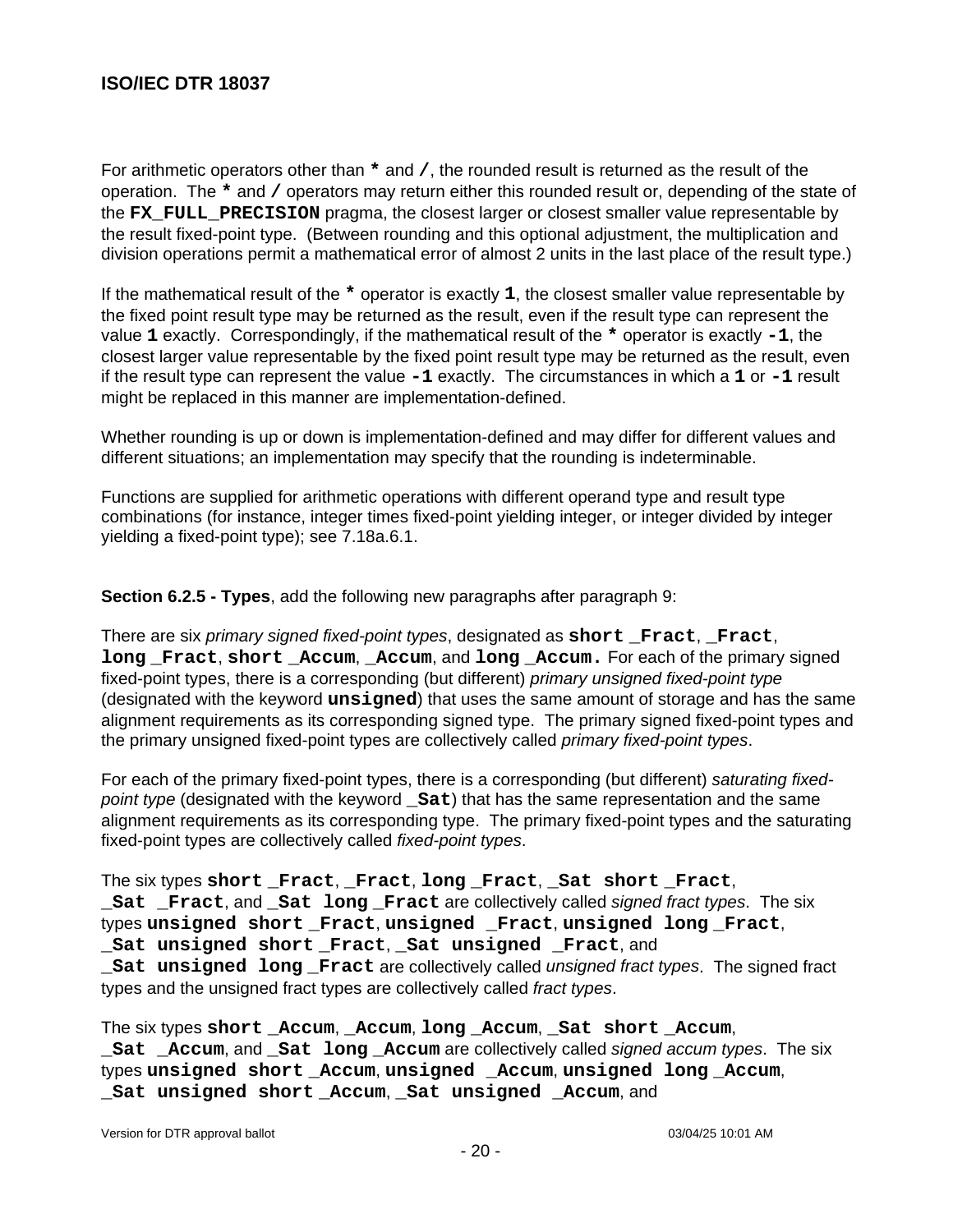For arithmetic operators other than `*` and `/`, the rounded result is returned as the result of the operation. The `*` and `/` operators may return either this rounded result or, depending of the state of the **`FX_FULL_PRECISION`** pragma, the closest larger or closest smaller value representable by the result fixed-point type. (Between rounding and this optional adjustment, the multiplication and division operations permit a mathematical error of almost 2 units in the last place of the result type.)

If the mathematical result of the `*` operator is exactly **`1`**, the closest smaller value representable by the fixed point result type may be returned as the result, even if the result type can represent the value **`1`** exactly. Correspondingly, if the mathematical result of the `*` operator is exactly **`-1`**, the closest larger value representable by the fixed point result type may be returned as the result, even if the result type can represent the value **`-1`** exactly. The circumstances in which a **`1`** or **`-1`** result might be replaced in this manner are implementation-defined.

Whether rounding is up or down is implementation-defined and may differ for different values and different situations; an implementation may specify that the rounding is indeterminable.

Functions are supplied for arithmetic operations with different operand type and result type combinations (for instance, integer times fixed-point yielding integer, or integer divided by integer yielding a fixed-point type); see 7.18a.6.1.

**Section 6.2.5 - Types**, add the following new paragraphs after paragraph 9:

There are six *primary signed fixed-point types*, designated as **`short _Fract`**, **`_Fract`**, **`long _Fract`**, **`short _Accum`**, **`_Accum`**, and **`long _Accum`.** For each of the primary signed fixed-point types, there is a corresponding (but different) *primary unsigned fixed-point type* (designated with the keyword **`unsigned`**) that uses the same amount of storage and has the same alignment requirements as its corresponding signed type. The primary signed fixed-point types and the primary unsigned fixed-point types are collectively called *primary fixed-point types*.

For each of the primary fixed-point types, there is a corresponding (but different) *saturating fixed-point type* (designated with the keyword **`_Sat`**) that has the same representation and the same alignment requirements as its corresponding type. The primary fixed-point types and the saturating fixed-point types are collectively called *fixed-point types*.

The six types **`short _Fract`**, **`_Fract`**, **`long _Fract`**, **`_Sat short _Fract`**, **`_Sat _Fract`**, and **`_Sat long _Fract`** are collectively called *signed fract types*. The six types **`unsigned short _Fract`**, **`unsigned _Fract`**, **`unsigned long _Fract`**, **`_Sat unsigned short _Fract`**, **`_Sat unsigned _Fract`**, and **`_Sat unsigned long _Fract`** are collectively called *unsigned fract types*. The signed fract types and the unsigned fract types are collectively called *fract types*.

The six types **`short _Accum`**, **`_Accum`**, **`long _Accum`**, **`_Sat short _Accum`**, **`_Sat _Accum`**, and **`_Sat long _Accum`** are collectively called *signed accum types*. The six types **`unsigned short _Accum`**, **`unsigned _Accum`**, **`unsigned long _Accum`**, **`_Sat unsigned short _Accum`**, **`_Sat unsigned _Accum`**, and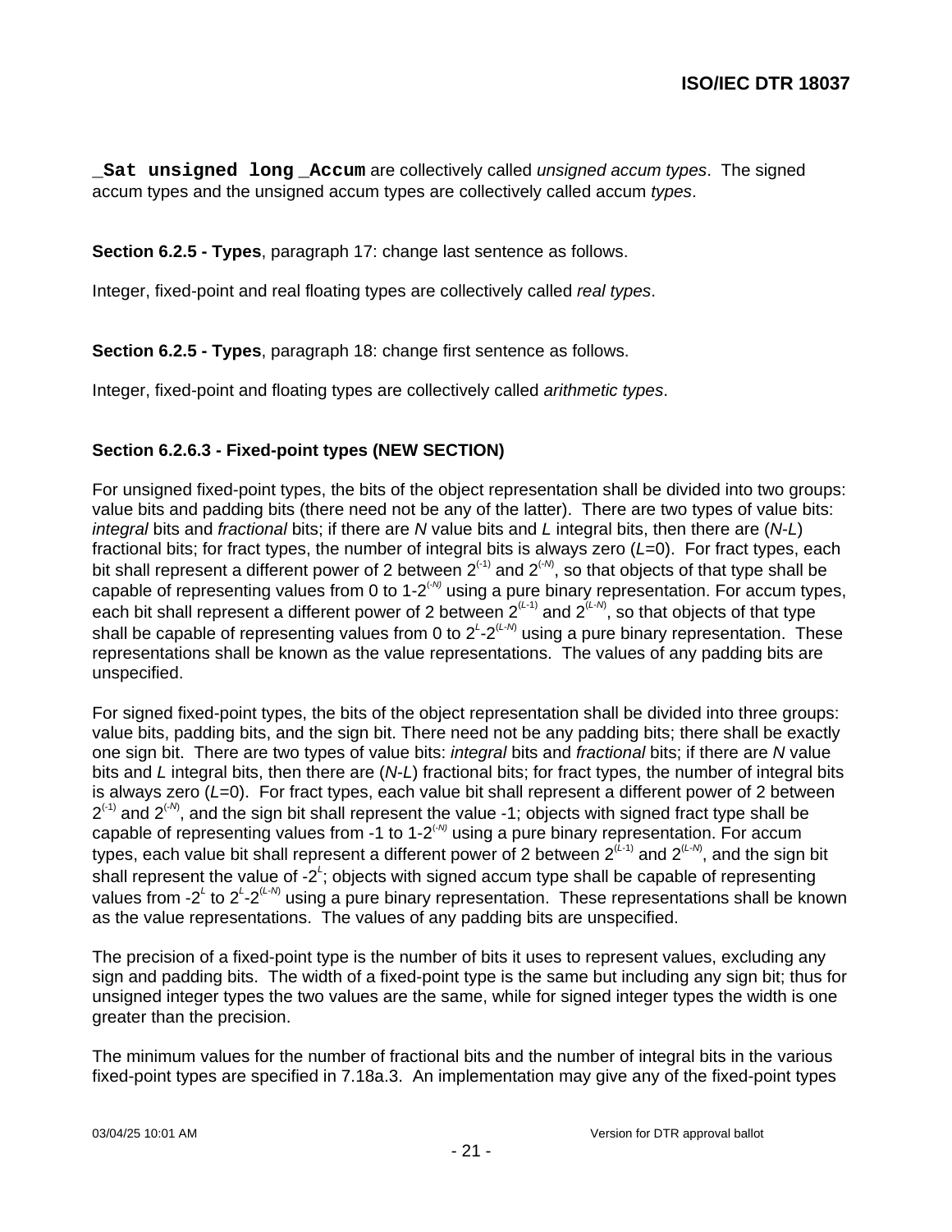`_Sat unsigned long _Accum` are collectively called *unsigned accum types*. The signed accum types and the unsigned accum types are collectively called accum *types*.

**Section 6.2.5 - Types**, paragraph 17: change last sentence as follows.

Integer, fixed-point and real floating types are collectively called *real types*.

**Section 6.2.5 - Types**, paragraph 18: change first sentence as follows.

Integer, fixed-point and floating types are collectively called *arithmetic types*.

**Section 6.2.6.3 - Fixed-point types (NEW SECTION)**

For unsigned fixed-point types, the bits of the object representation shall be divided into two groups: value bits and padding bits (there need not be any of the latter). There are two types of value bits: *integral* bits and *fractional* bits; if there are $N$ value bits and $L$ integral bits, then there are ($N$-$L$) fractional bits; for fract types, the number of integral bits is always zero ($L$=0). For fract types, each bit shall represent a different power of 2 between $2^{(-1)}$ and $2^{(-N)}$, so that objects of that type shall be capable of representing values from 0 to $1\text{-}2^{(-N)}$ using a pure binary representation. For accum types, each bit shall represent a different power of 2 between $2^{(L-1)}$ and $2^{(L-N)}$, so that objects of that type shall be capable of representing values from 0 to $2^L\text{-}2^{(L-N)}$ using a pure binary representation. These representations shall be known as the value representations. The values of any padding bits are unspecified.

For signed fixed-point types, the bits of the object representation shall be divided into three groups: value bits, padding bits, and the sign bit. There need not be any padding bits; there shall be exactly one sign bit. There are two types of value bits: *integral* bits and *fractional* bits; if there are $N$ value bits and $L$ integral bits, then there are ($N$-$L$) fractional bits; for fract types, the number of integral bits is always zero ($L$=0). For fract types, each value bit shall represent a different power of 2 between $2^{(-1)}$ and $2^{(-N)}$, and the sign bit shall represent the value -1; objects with signed fract type shall be capable of representing values from -1 to $1\text{-}2^{(-N)}$ using a pure binary representation. For accum types, each value bit shall represent a different power of 2 between $2^{(L-1)}$ and $2^{(L-N)}$, and the sign bit shall represent the value of $-2^L$; objects with signed accum type shall be capable of representing values from $-2^L$ to $2^L\text{-}2^{(L-N)}$ using a pure binary representation. These representations shall be known as the value representations. The values of any padding bits are unspecified.

The precision of a fixed-point type is the number of bits it uses to represent values, excluding any sign and padding bits. The width of a fixed-point type is the same but including any sign bit; thus for unsigned integer types the two values are the same, while for signed integer types the width is one greater than the precision.

The minimum values for the number of fractional bits and the number of integral bits in the various fixed-point types are specified in 7.18a.3. An implementation may give any of the fixed-point types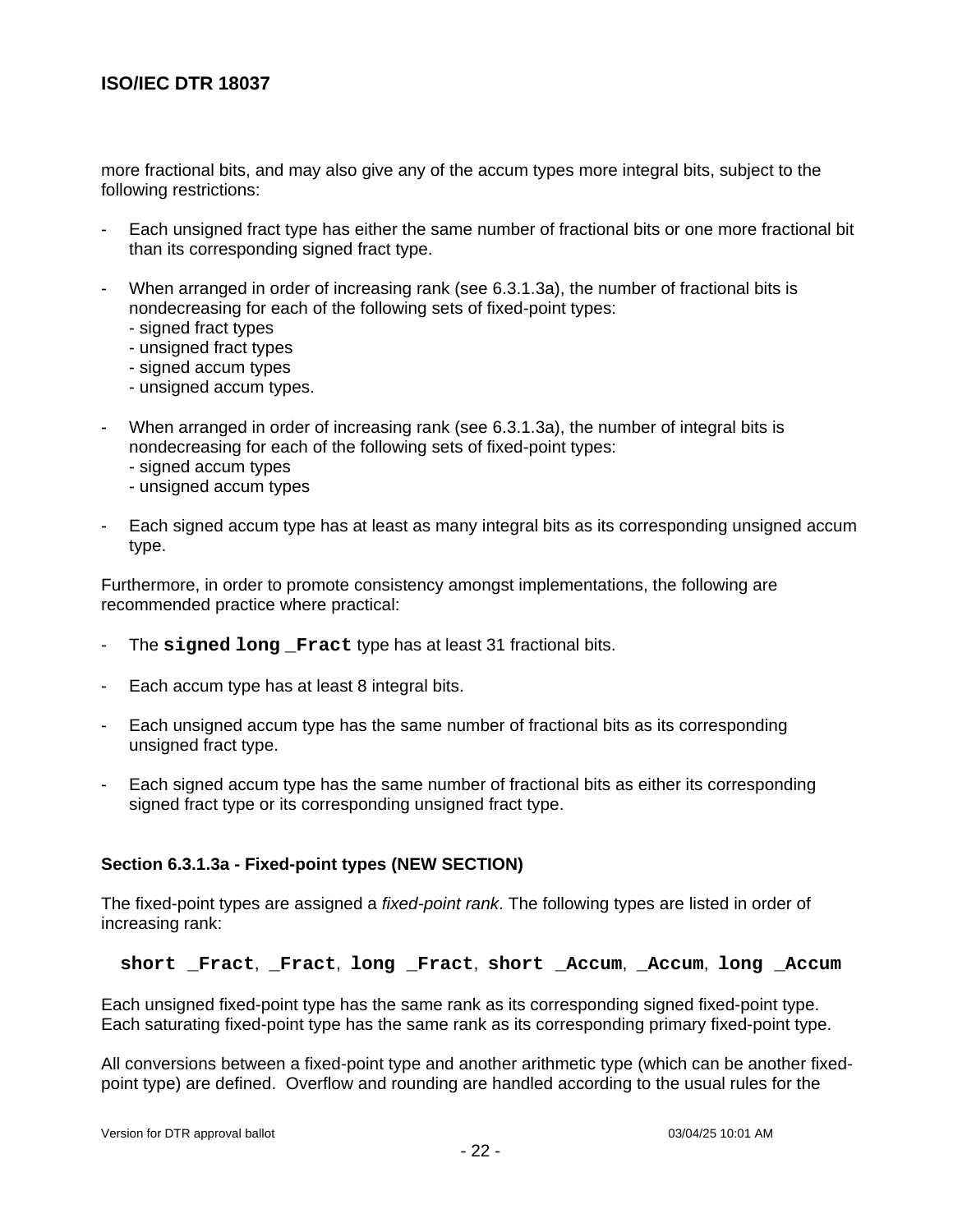more fractional bits, and may also give any of the accum types more integral bits, subject to the following restrictions:

- Each unsigned fract type has either the same number of fractional bits or one more fractional bit than its corresponding signed fract type.

- When arranged in order of increasing rank (see 6.3.1.3a), the number of fractional bits is nondecreasing for each of the following sets of fixed-point types:
  - signed fract types
  - unsigned fract types
  - signed accum types
  - unsigned accum types.

- When arranged in order of increasing rank (see 6.3.1.3a), the number of integral bits is nondecreasing for each of the following sets of fixed-point types:
  - signed accum types
  - unsigned accum types

- Each signed accum type has at least as many integral bits as its corresponding unsigned accum type.

Furthermore, in order to promote consistency amongst implementations, the following are recommended practice where practical:

- The **`signed long _Fract`** type has at least 31 fractional bits.

- Each accum type has at least 8 integral bits.

- Each unsigned accum type has the same number of fractional bits as its corresponding unsigned fract type.

- Each signed accum type has the same number of fractional bits as either its corresponding signed fract type or its corresponding unsigned fract type.

#### Section 6.3.1.3a - Fixed-point types (NEW SECTION)

The fixed-point types are assigned a *fixed-point rank*. The following types are listed in order of increasing rank:

**`short _Fract`**, **`_Fract`**, **`long _Fract`**, **`short _Accum`**, **`_Accum`**, **`long _Accum`**

Each unsigned fixed-point type has the same rank as its corresponding signed fixed-point type. Each saturating fixed-point type has the same rank as its corresponding primary fixed-point type.

All conversions between a fixed-point type and another arithmetic type (which can be another fixed-point type) are defined. Overflow and rounding are handled according to the usual rules for the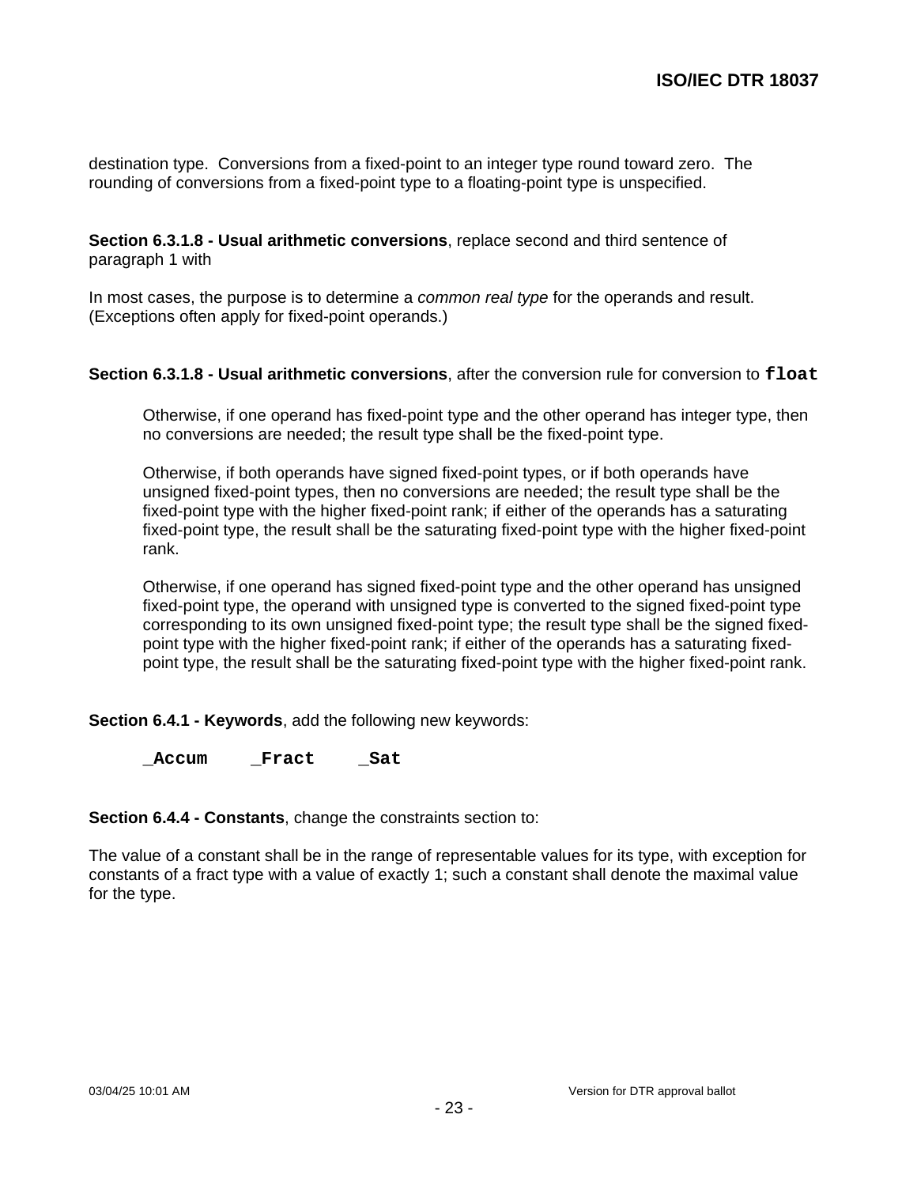destination type. Conversions from a fixed-point to an integer type round toward zero. The rounding of conversions from a fixed-point type to a floating-point type is unspecified.

**Section 6.3.1.8 - Usual arithmetic conversions**, replace second and third sentence of paragraph 1 with

In most cases, the purpose is to determine a *common real type* for the operands and result. (Exceptions often apply for fixed-point operands.)

**Section 6.3.1.8 - Usual arithmetic conversions**, after the conversion rule for conversion to **`float`**

> Otherwise, if one operand has fixed-point type and the other operand has integer type, then no conversions are needed; the result type shall be the fixed-point type.
>
> Otherwise, if both operands have signed fixed-point types, or if both operands have unsigned fixed-point types, then no conversions are needed; the result type shall be the fixed-point type with the higher fixed-point rank; if either of the operands has a saturating fixed-point type, the result shall be the saturating fixed-point type with the higher fixed-point rank.
>
> Otherwise, if one operand has signed fixed-point type and the other operand has unsigned fixed-point type, the operand with unsigned type is converted to the signed fixed-point type corresponding to its own unsigned fixed-point type; the result type shall be the signed fixed-point type with the higher fixed-point rank; if either of the operands has a saturating fixed-point type, the result shall be the saturating fixed-point type with the higher fixed-point rank.

**Section 6.4.1 - Keywords**, add the following new keywords:

```
_Accum    _Fract    _Sat
```

**Section 6.4.4 - Constants**, change the constraints section to:

The value of a constant shall be in the range of representable values for its type, with exception for constants of a fract type with a value of exactly 1; such a constant shall denote the maximal value for the type.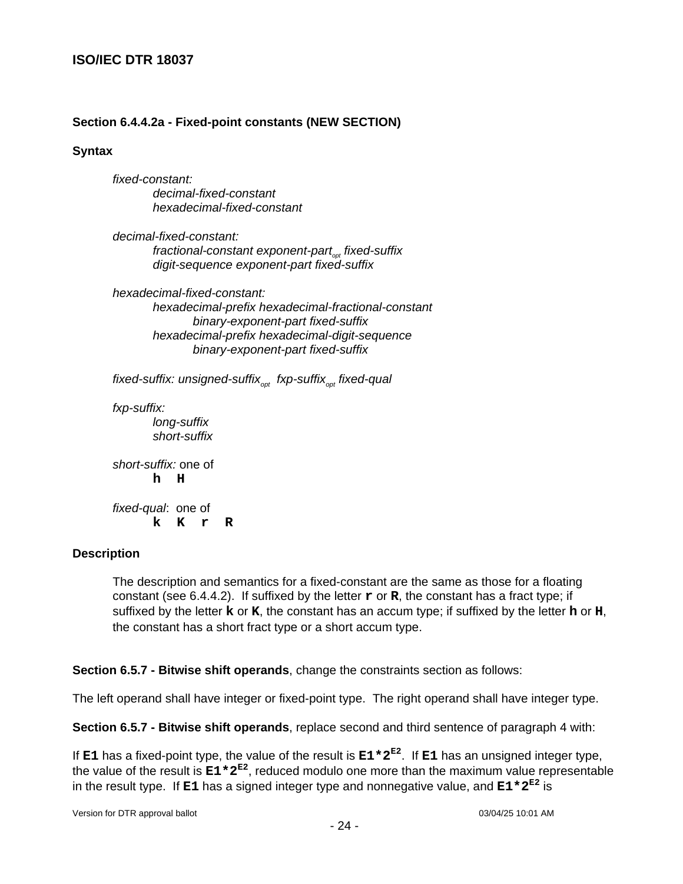**Section 6.4.4.2a - Fixed-point constants (NEW SECTION)**

**Syntax**

*fixed-constant:*
  *decimal-fixed-constant*
  *hexadecimal-fixed-constant*

*decimal-fixed-constant:*
  *fractional-constant exponent-part*$_{opt}$ *fixed-suffix*
  *digit-sequence exponent-part fixed-suffix*

*hexadecimal-fixed-constant:*
  *hexadecimal-prefix hexadecimal-fractional-constant*
    *binary-exponent-part fixed-suffix*
  *hexadecimal-prefix hexadecimal-digit-sequence*
    *binary-exponent-part fixed-suffix*

*fixed-suffix: unsigned-suffix*$_{opt}$ *fxp-suffix*$_{opt}$ *fixed-qual*

*fxp-suffix:*
  *long-suffix*
  *short-suffix*

*short-suffix:* one of
  **h H**

*fixed-qual*: one of
  **k K r R**

**Description**

The description and semantics for a fixed-constant are the same as those for a floating constant (see 6.4.4.2). If suffixed by the letter **r** or **R**, the constant has a fract type; if suffixed by the letter **k** or **K**, the constant has an accum type; if suffixed by the letter **h** or **H**, the constant has a short fract type or a short accum type.

**Section 6.5.7 - Bitwise shift operands**, change the constraints section as follows:

The left operand shall have integer or fixed-point type. The right operand shall have integer type.

**Section 6.5.7 - Bitwise shift operands**, replace second and third sentence of paragraph 4 with:

If **E1** has a fixed-point type, the value of the result is $\mathbf{E1*2^{E2}}$. If **E1** has an unsigned integer type, the value of the result is $\mathbf{E1*2^{E2}}$, reduced modulo one more than the maximum value representable in the result type. If **E1** has a signed integer type and nonnegative value, and $\mathbf{E1*2^{E2}}$ is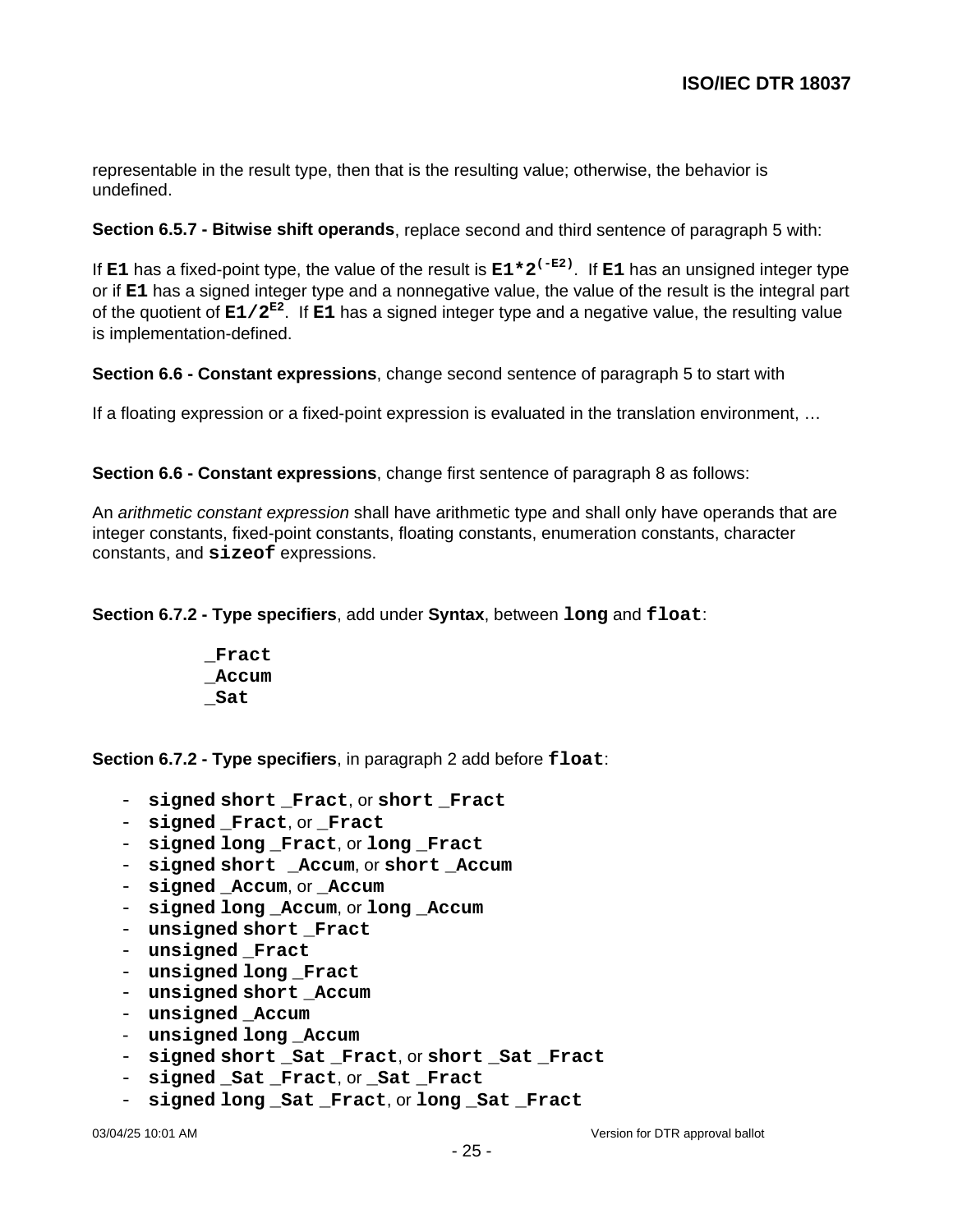representable in the result type, then that is the resulting value; otherwise, the behavior is undefined.

**Section 6.5.7 - Bitwise shift operands**, replace second and third sentence of paragraph 5 with:

If **`E1`** has a fixed-point type, the value of the result is **`E1*2`**$^{\mathtt{(-E2)}}$. If **`E1`** has an unsigned integer type or if **`E1`** has a signed integer type and a nonnegative value, the value of the result is the integral part of the quotient of **`E1/2`**$^{\mathtt{E2}}$. If **`E1`** has a signed integer type and a negative value, the resulting value is implementation-defined.

**Section 6.6 - Constant expressions**, change second sentence of paragraph 5 to start with

If a floating expression or a fixed-point expression is evaluated in the translation environment, …

**Section 6.6 - Constant expressions**, change first sentence of paragraph 8 as follows:

An *arithmetic constant expression* shall have arithmetic type and shall only have operands that are integer constants, fixed-point constants, floating constants, enumeration constants, character constants, and **`sizeof`** expressions.

**Section 6.7.2 - Type specifiers**, add under **Syntax**, between **`long`** and **`float`**:

```
_Fract
_Accum
_Sat
```

**Section 6.7.2 - Type specifiers**, in paragraph 2 add before **`float`**:

- **`signed short _Fract`**, or **`short _Fract`**
- **`signed _Fract`**, or **`_Fract`**
- **`signed long _Fract`**, or **`long _Fract`**
- **`signed short _Accum`**, or **`short _Accum`**
- **`signed _Accum`**, or **`_Accum`**
- **`signed long _Accum`**, or **`long _Accum`**
- **`unsigned short _Fract`**
- **`unsigned _Fract`**
- **`unsigned long _Fract`**
- **`unsigned short _Accum`**
- **`unsigned _Accum`**
- **`unsigned long _Accum`**
- **`signed short _Sat _Fract`**, or **`short _Sat _Fract`**
- **`signed _Sat _Fract`**, or **`_Sat _Fract`**
- **`signed long _Sat _Fract`**, or **`long _Sat _Fract`**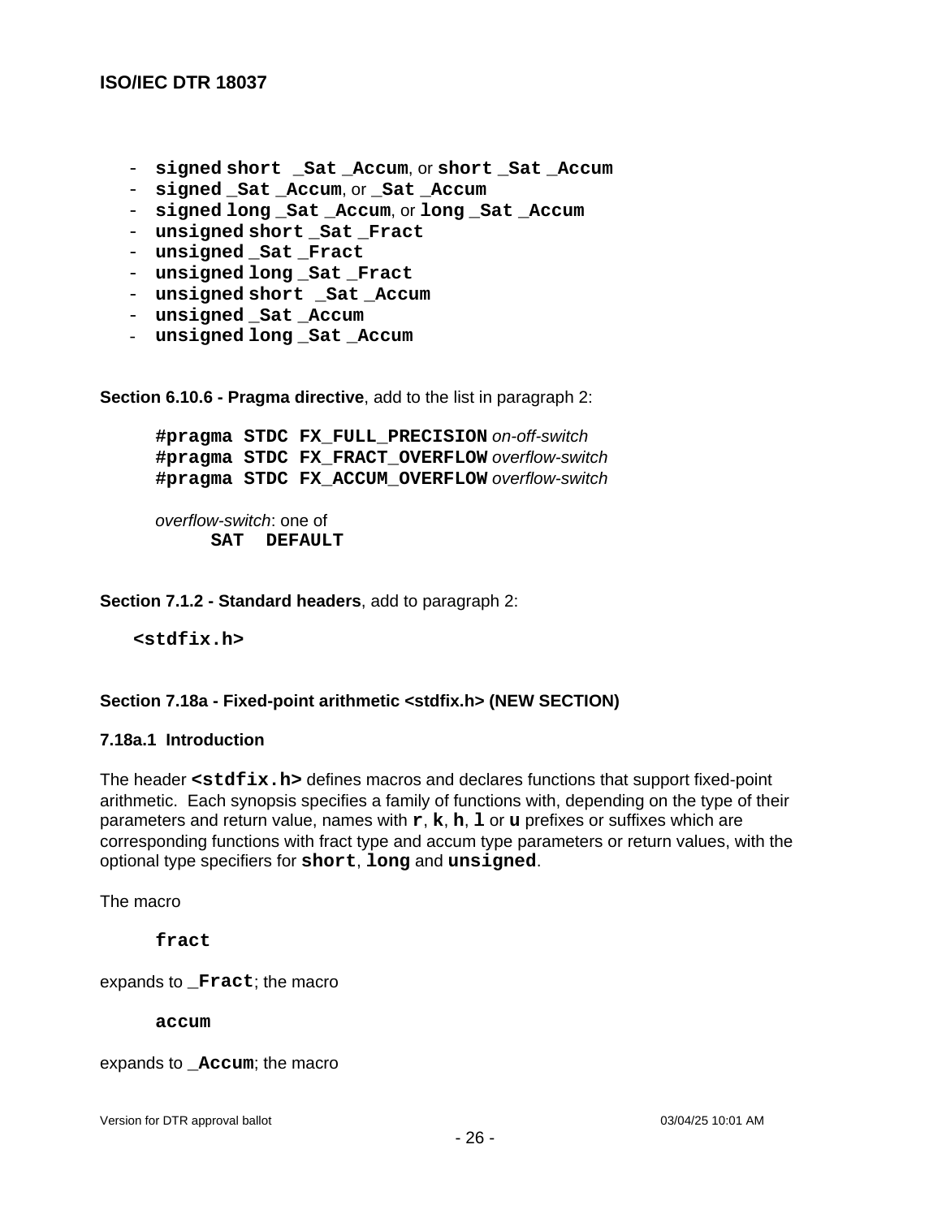- **signed short _Sat _Accum**, or **short _Sat _Accum**
- **signed _Sat _Accum**, or **_Sat _Accum**
- **signed long _Sat _Accum**, or **long _Sat _Accum**
- **unsigned short _Sat _Fract**
- **unsigned _Sat _Fract**
- **unsigned long _Sat _Fract**
- **unsigned short _Sat _Accum**
- **unsigned _Sat _Accum**
- **unsigned long _Sat _Accum**

**Section 6.10.6 - Pragma directive**, add to the list in paragraph 2:

> **#pragma STDC FX_FULL_PRECISION** *on-off-switch*
> **#pragma STDC FX_FRACT_OVERFLOW** *overflow-switch*
> **#pragma STDC FX_ACCUM_OVERFLOW** *overflow-switch*
>
> *overflow-switch*: one of
> **SAT DEFAULT**

**Section 7.1.2 - Standard headers**, add to paragraph 2:

> **<stdfix.h>**

**Section 7.18a - Fixed-point arithmetic <stdfix.h> (NEW SECTION)**

**7.18a.1 Introduction**

The header **<stdfix.h>** defines macros and declares functions that support fixed-point arithmetic. Each synopsis specifies a family of functions with, depending on the type of their parameters and return value, names with **r**, **k**, **h**, **l** or **u** prefixes or suffixes which are corresponding functions with fract type and accum type parameters or return values, with the optional type specifiers for **short**, **long** and **unsigned**.

The macro

> **fract**

expands to **_Fract**; the macro

> **accum**

expands to **_Accum**; the macro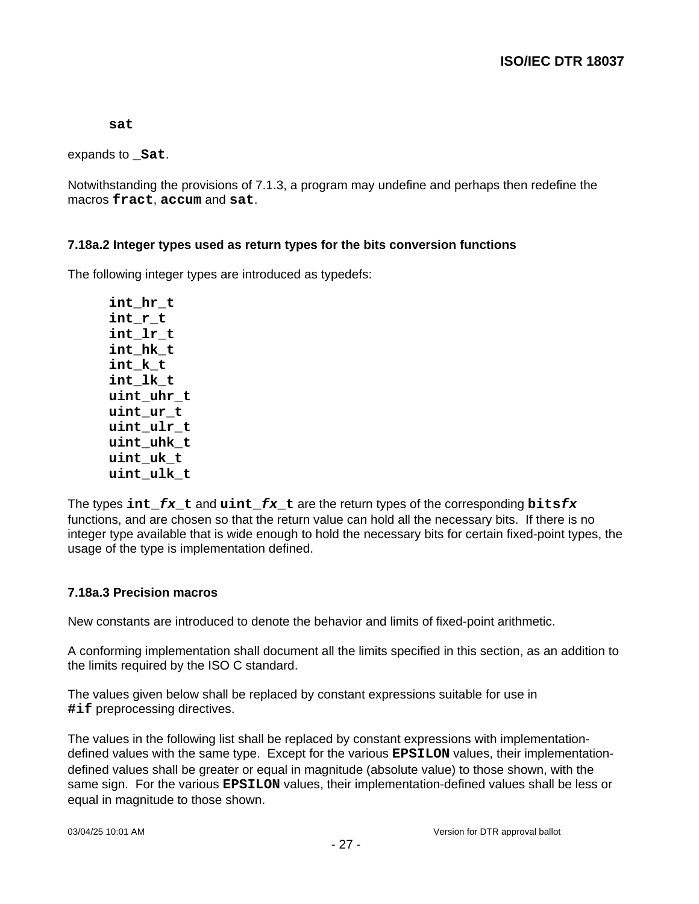```
sat
```

expands to **`_Sat`**.

Notwithstanding the provisions of 7.1.3, a program may undefine and perhaps then redefine the macros **`fract`**, **`accum`** and **`sat`**.

### 7.18a.2 Integer types used as return types for the bits conversion functions

The following integer types are introduced as typedefs:

```
int_hr_t
int_r_t
int_lr_t
int_hk_t
int_k_t
int_lk_t
uint_uhr_t
uint_ur_t
uint_ulr_t
uint_uhk_t
uint_uk_t
uint_ulk_t
```

The types **`int_`*`fx`*`_t`** and **`uint_`*`fx`*`_t`** are the return types of the corresponding **`bits`*`fx`*** functions, and are chosen so that the return value can hold all the necessary bits. If there is no integer type available that is wide enough to hold the necessary bits for certain fixed-point types, the usage of the type is implementation defined.

### 7.18a.3 Precision macros

New constants are introduced to denote the behavior and limits of fixed-point arithmetic.

A conforming implementation shall document all the limits specified in this section, as an addition to the limits required by the ISO C standard.

The values given below shall be replaced by constant expressions suitable for use in **`#if`** preprocessing directives.

The values in the following list shall be replaced by constant expressions with implementation-defined values with the same type. Except for the various **`EPSILON`** values, their implementation-defined values shall be greater or equal in magnitude (absolute value) to those shown, with the same sign. For the various **`EPSILON`** values, their implementation-defined values shall be less or equal in magnitude to those shown.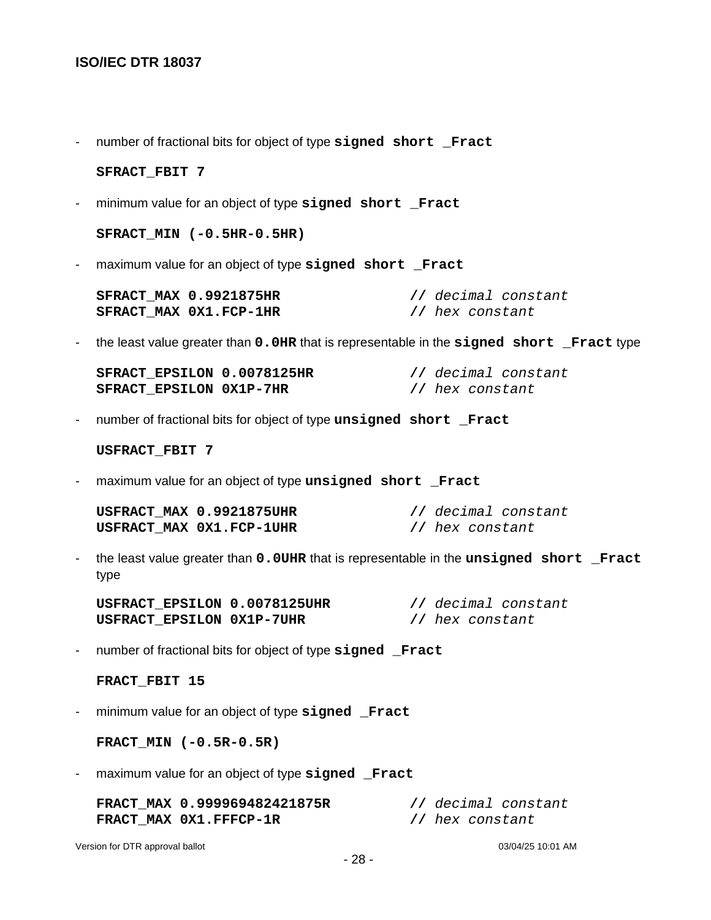- number of fractional bits for object of type **`signed short _Fract`**

```
SFRACT_FBIT 7
```

- minimum value for an object of type **`signed short _Fract`**

```
SFRACT_MIN (-0.5HR-0.5HR)
```

- maximum value for an object of type **`signed short _Fract`**

```
SFRACT_MAX 0.9921875HR              // decimal constant
SFRACT_MAX 0X1.FCP-1HR              // hex constant
```

- the least value greater than **`0.0HR`** that is representable in the **`signed short _Fract`** type

```
SFRACT_EPSILON 0.0078125HR          // decimal constant
SFRACT_EPSILON 0X1P-7HR             // hex constant
```

- number of fractional bits for object of type **`unsigned short _Fract`**

```
USFRACT_FBIT 7
```

- maximum value for an object of type **`unsigned short _Fract`**

```
USFRACT_MAX 0.9921875UHR            // decimal constant
USFRACT_MAX 0X1.FCP-1UHR            // hex constant
```

- the least value greater than **`0.0UHR`** that is representable in the **`unsigned short _Fract`** type

```
USFRACT_EPSILON 0.0078125UHR        // decimal constant
USFRACT_EPSILON 0X1P-7UHR           // hex constant
```

- number of fractional bits for object of type **`signed _Fract`**

```
FRACT_FBIT 15
```

- minimum value for an object of type **`signed _Fract`**

```
FRACT_MIN (-0.5R-0.5R)
```

- maximum value for an object of type **`signed _Fract`**

```
FRACT_MAX 0.999969482421875R        // decimal constant
FRACT_MAX 0X1.FFFCP-1R              // hex constant
```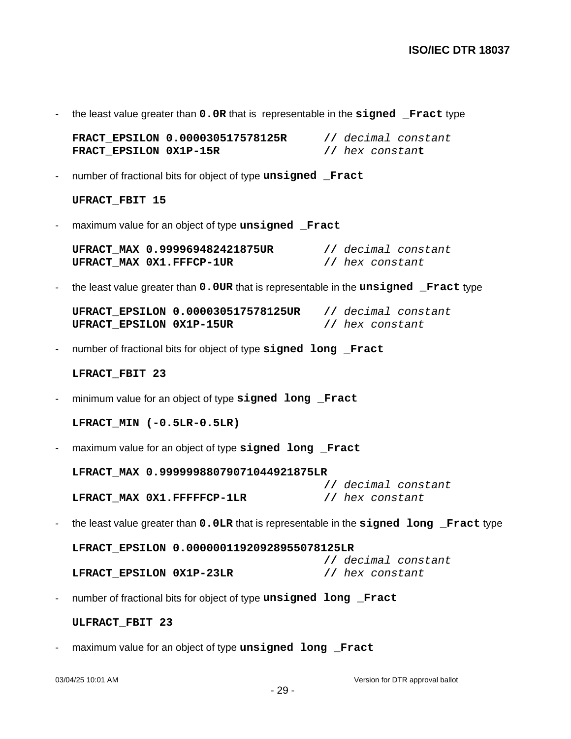- the least value greater than **0.0R** that is representable in the **signed _Fract** type

```
FRACT_EPSILON 0.000030517578125R      // decimal constant
FRACT_EPSILON 0X1P-15R                // hex constant
```

- number of fractional bits for object of type **unsigned _Fract**

```
UFRACT_FBIT 15
```

- maximum value for an object of type **unsigned _Fract**

```
UFRACT_MAX 0.999969482421875UR        // decimal constant
UFRACT_MAX 0X1.FFFCP-1UR              // hex constant
```

- the least value greater than **0.0UR** that is representable in the **unsigned _Fract** type

```
UFRACT_EPSILON 0.000030517578125UR    // decimal constant
UFRACT_EPSILON 0X1P-15UR              // hex constant
```

- number of fractional bits for object of type **signed long _Fract**

```
LFRACT_FBIT 23
```

- minimum value for an object of type **signed long _Fract**

```
LFRACT_MIN (-0.5LR-0.5LR)
```

- maximum value for an object of type **signed long _Fract**

```
LFRACT_MAX 0.99999988079071044921875LR
                                      // decimal constant
LFRACT_MAX 0X1.FFFFFCP-1LR            // hex constant
```

- the least value greater than **0.0LR** that is representable in the **signed long _Fract** type

```
LFRACT_EPSILON 0.00000011920928955078125LR
                                      // decimal constant
LFRACT_EPSILON 0X1P-23LR              // hex constant
```

- number of fractional bits for object of type **unsigned long _Fract**

```
ULFRACT_FBIT 23
```

- maximum value for an object of type **unsigned long _Fract**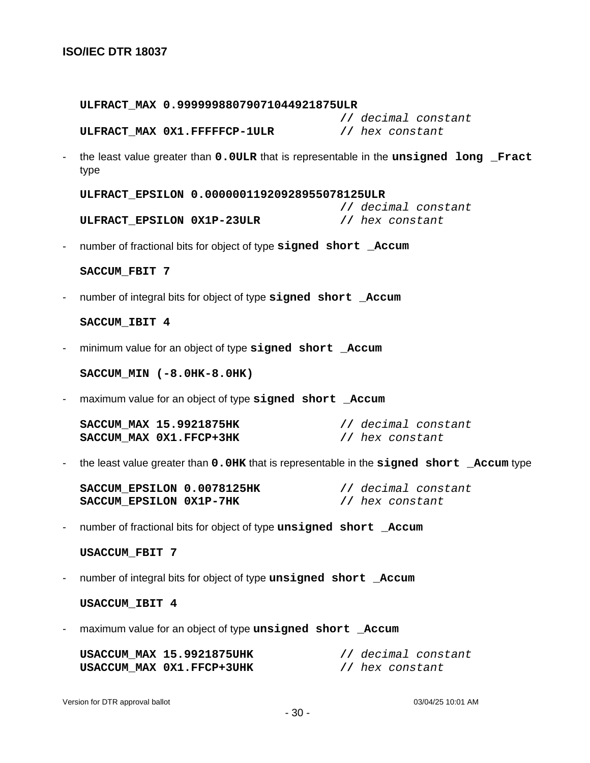```
ULFRACT_MAX 0.999999880790710449218750LR
                                    // decimal constant
ULFRACT_MAX 0X1.FFFFFCP-1ULR        // hex constant
```

- the least value greater than **0.0ULR** that is representable in the **unsigned long _Fract** type

```
ULFRACT_EPSILON 0.00000011920928955078125ULR
                                    // decimal constant
ULFRACT_EPSILON 0X1P-23ULR          // hex constant
```

- number of fractional bits for object of type **signed short _Accum**

```
SACCUM_FBIT 7
```

- number of integral bits for object of type **signed short _Accum**

```
SACCUM_IBIT 4
```

- minimum value for an object of type **signed short _Accum**

```
SACCUM_MIN (-8.0HK-8.0HK)
```

- maximum value for an object of type **signed short _Accum**

```
SACCUM_MAX 15.9921875HK             // decimal constant
SACCUM_MAX 0X1.FFCP+3HK             // hex constant
```

- the least value greater than **0.0HK** that is representable in the **signed short _Accum** type

```
SACCUM_EPSILON 0.0078125HK          // decimal constant
SACCUM_EPSILON 0X1P-7HK             // hex constant
```

- number of fractional bits for object of type **unsigned short _Accum**

```
USACCUM_FBIT 7
```

- number of integral bits for object of type **unsigned short _Accum**

```
USACCUM_IBIT 4
```

- maximum value for an object of type **unsigned short _Accum**

```
USACCUM_MAX 15.9921875UHK           // decimal constant
USACCUM_MAX 0X1.FFCP+3UHK           // hex constant
```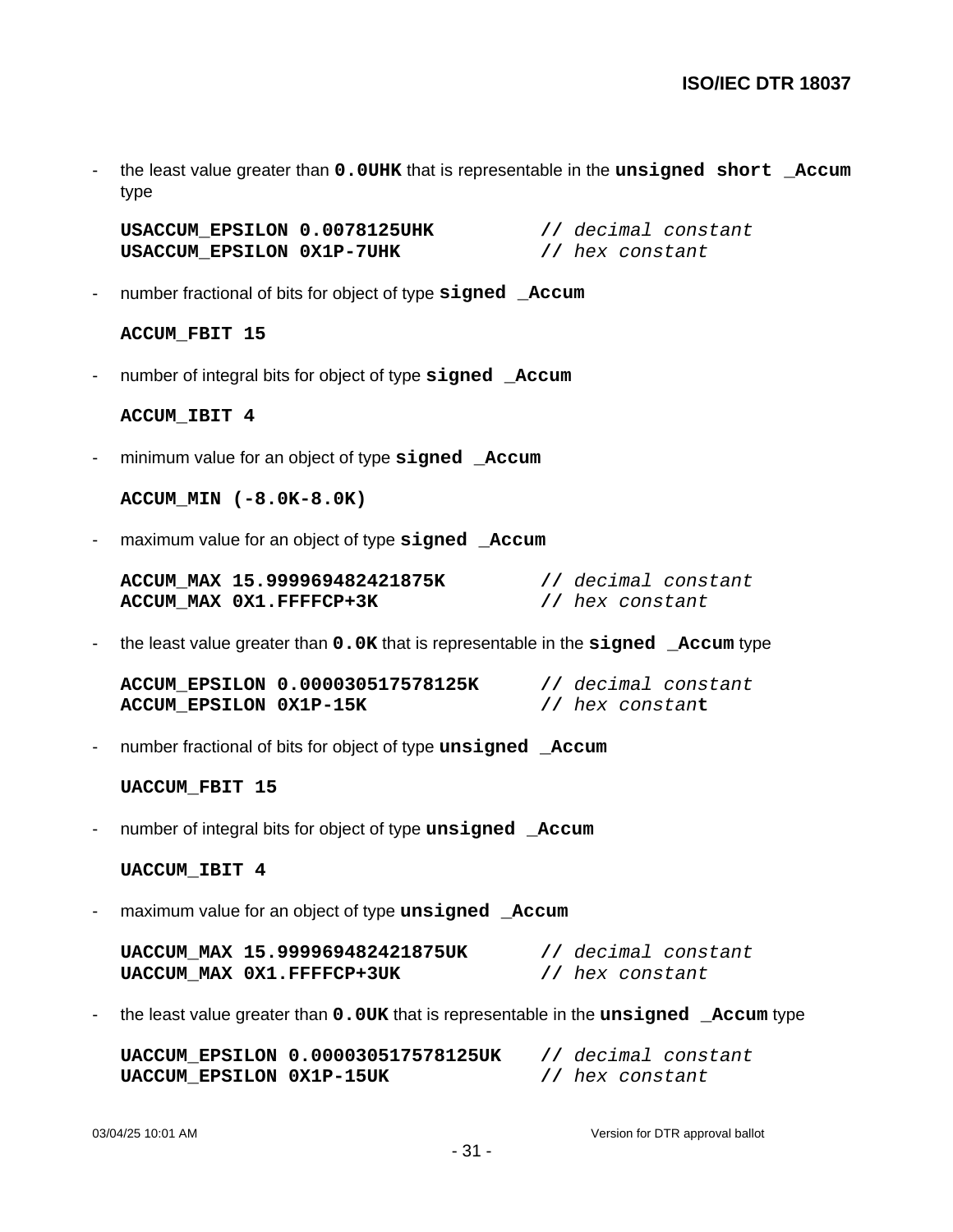- the least value greater than **`0.0UHK`** that is representable in the **`unsigned short _Accum`** type

```
USACCUM_EPSILON 0.0078125UHK          // decimal constant
USACCUM_EPSILON 0X1P-7UHK             // hex constant
```

- number fractional of bits for object of type **`signed _Accum`**

```
ACCUM_FBIT 15
```

- number of integral bits for object of type **`signed _Accum`**

```
ACCUM_IBIT 4
```

- minimum value for an object of type **`signed _Accum`**

```
ACCUM_MIN (-8.0K-8.0K)
```

- maximum value for an object of type **`signed _Accum`**

```
ACCUM_MAX 15.999969482421875K         // decimal constant
ACCUM_MAX 0X1.FFFFCP+3K               // hex constant
```

- the least value greater than **`0.0K`** that is representable in the **`signed _Accum`** type

```
ACCUM_EPSILON 0.000030517578125K      // decimal constant
ACCUM_EPSILON 0X1P-15K                // hex constant
```

- number fractional of bits for object of type **`unsigned _Accum`**

```
UACCUM_FBIT 15
```

- number of integral bits for object of type **`unsigned _Accum`**

```
UACCUM_IBIT 4
```

- maximum value for an object of type **`unsigned _Accum`**

```
UACCUM_MAX 15.999969482421875UK       // decimal constant
UACCUM_MAX 0X1.FFFFCP+3UK             // hex constant
```

- the least value greater than **`0.0UK`** that is representable in the **`unsigned _Accum`** type

```
UACCUM_EPSILON 0.000030517578125UK    // decimal constant
UACCUM_EPSILON 0X1P-15UK              // hex constant
```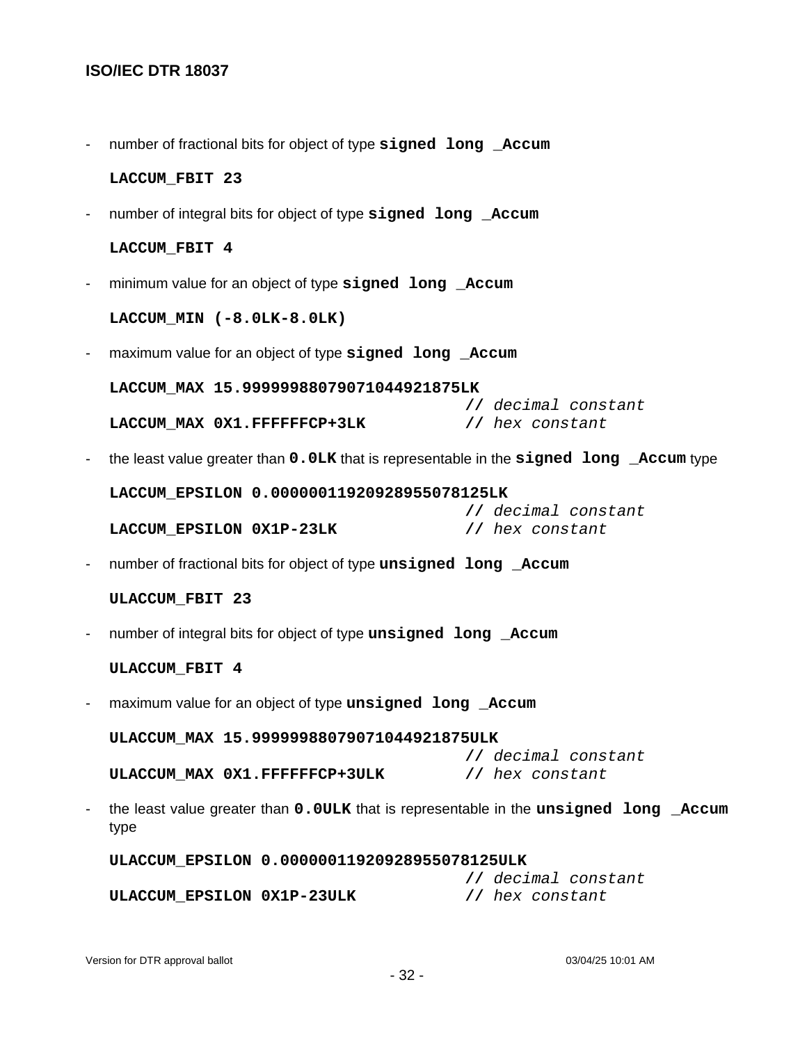- number of fractional bits for object of type **signed long _Accum**

  **LACCUM_FBIT 23**

- number of integral bits for object of type **signed long _Accum**

  **LACCUM_FBIT 4**

- minimum value for an object of type **signed long _Accum**

  **LACCUM_MIN (-8.0LK-8.0LK)**

- maximum value for an object of type **signed long _Accum**

```
LACCUM_MAX 15.99999988079071044921875LK
                                     // decimal constant
LACCUM_MAX 0X1.FFFFFFCP+3LK          // hex constant
```

- the least value greater than **0.0LK** that is representable in the **signed long _Accum** type

```
LACCUM_EPSILON 0.00000011920928955078125LK
                                     // decimal constant
LACCUM_EPSILON 0X1P-23LK             // hex constant
```

- number of fractional bits for object of type **unsigned long _Accum**

  **ULACCUM_FBIT 23**

- number of integral bits for object of type **unsigned long _Accum**

  **ULACCUM_FBIT 4**

- maximum value for an object of type **unsigned long _Accum**

```
ULACCUM_MAX 15.99999988079071044921875ULK
                                     // decimal constant
ULACCUM_MAX 0X1.FFFFFFCP+3ULK        // hex constant
```

- the least value greater than **0.0ULK** that is representable in the **unsigned long _Accum** type

```
ULACCUM_EPSILON 0.00000011920928955078125ULK
                                     // decimal constant
ULACCUM_EPSILON 0X1P-23ULK           // hex constant
```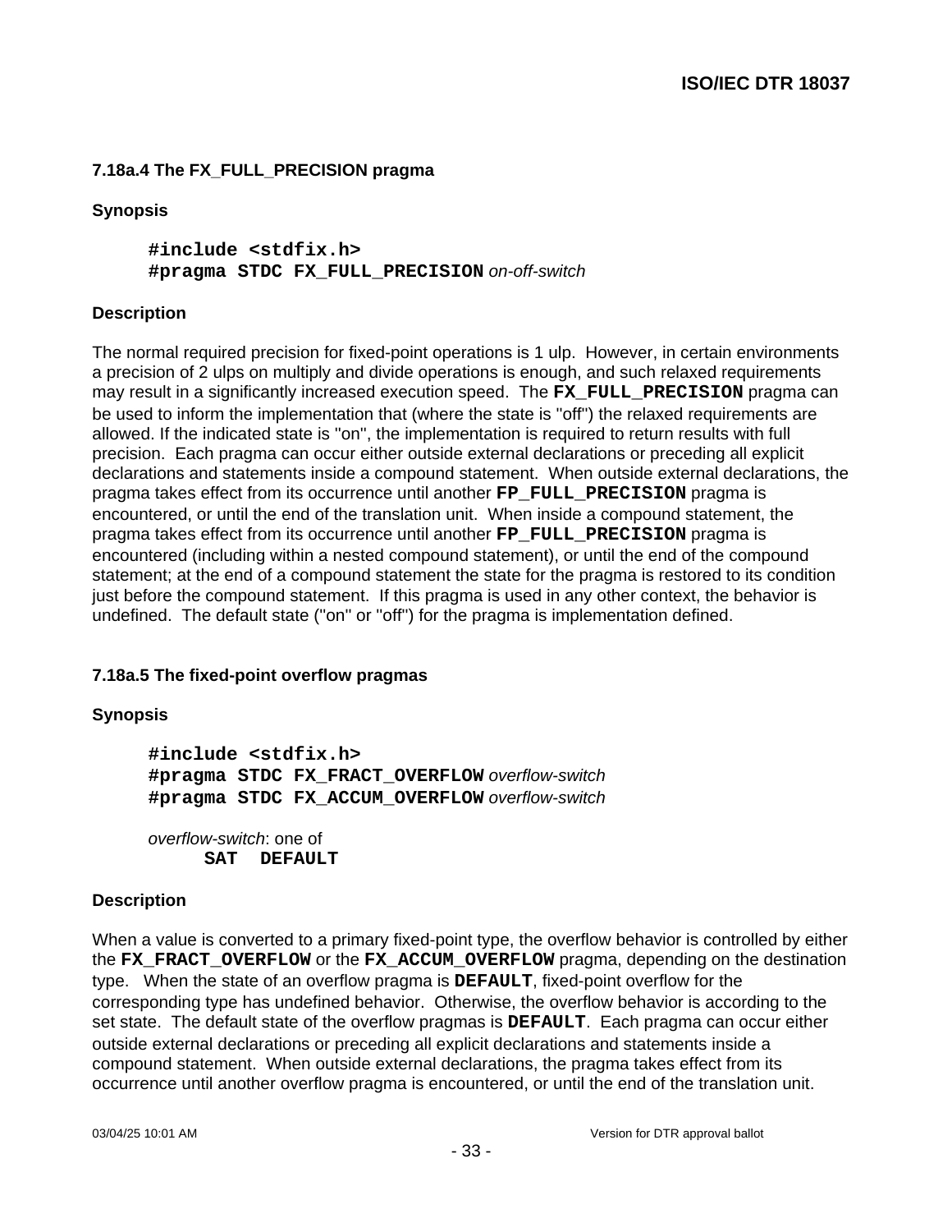### 7.18a.4 The FX_FULL_PRECISION pragma

**Synopsis**

```
#include <stdfix.h>
#pragma STDC FX_FULL_PRECISION on-off-switch
```

**Description**

The normal required precision for fixed-point operations is 1 ulp. However, in certain environments a precision of 2 ulps on multiply and divide operations is enough, and such relaxed requirements may result in a significantly increased execution speed. The **FX_FULL_PRECISION** pragma can be used to inform the implementation that (where the state is "off") the relaxed requirements are allowed. If the indicated state is "on", the implementation is required to return results with full precision. Each pragma can occur either outside external declarations or preceding all explicit declarations and statements inside a compound statement. When outside external declarations, the pragma takes effect from its occurrence until another **FP_FULL_PRECISION** pragma is encountered, or until the end of the translation unit. When inside a compound statement, the pragma takes effect from its occurrence until another **FP_FULL_PRECISION** pragma is encountered (including within a nested compound statement), or until the end of the compound statement; at the end of a compound statement the state for the pragma is restored to its condition just before the compound statement. If this pragma is used in any other context, the behavior is undefined. The default state ("on" or "off") for the pragma is implementation defined.

### 7.18a.5 The fixed-point overflow pragmas

**Synopsis**

```
#include <stdfix.h>
#pragma STDC FX_FRACT_OVERFLOW overflow-switch
#pragma STDC FX_ACCUM_OVERFLOW overflow-switch

overflow-switch: one of
      SAT  DEFAULT
```

**Description**

When a value is converted to a primary fixed-point type, the overflow behavior is controlled by either the **FX_FRACT_OVERFLOW** or the **FX_ACCUM_OVERFLOW** pragma, depending on the destination type. When the state of an overflow pragma is **DEFAULT**, fixed-point overflow for the corresponding type has undefined behavior. Otherwise, the overflow behavior is according to the set state. The default state of the overflow pragmas is **DEFAULT**. Each pragma can occur either outside external declarations or preceding all explicit declarations and statements inside a compound statement. When outside external declarations, the pragma takes effect from its occurrence until another overflow pragma is encountered, or until the end of the translation unit.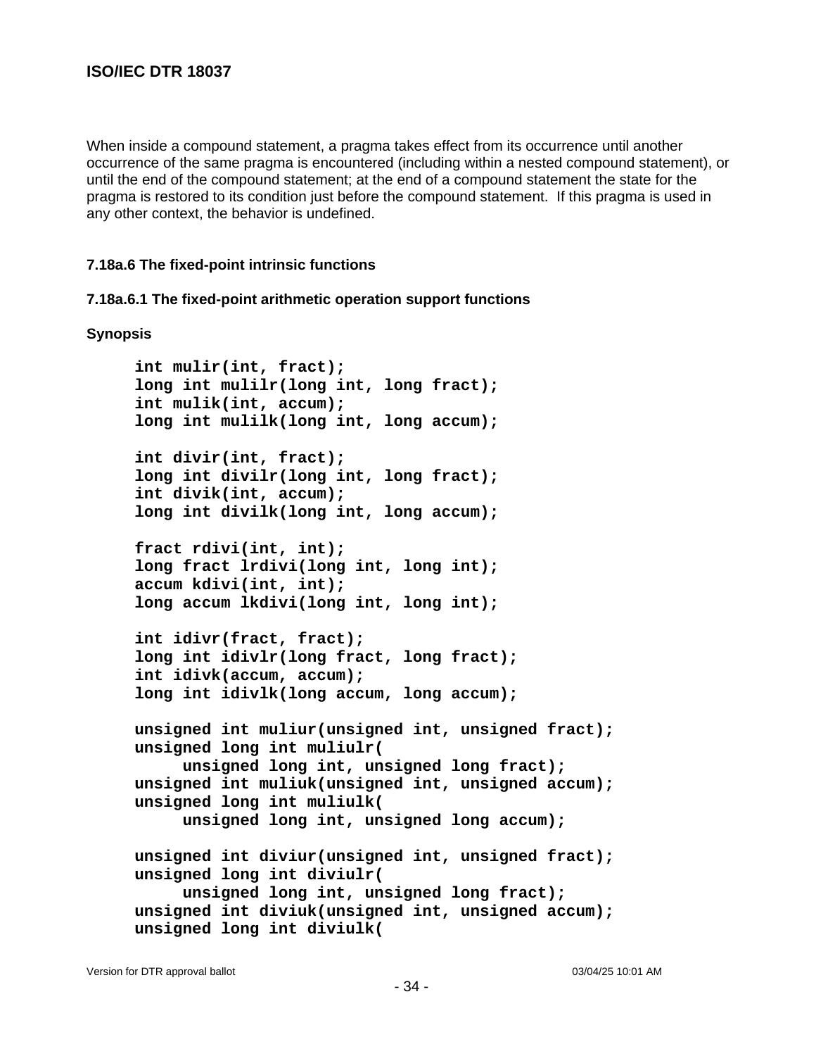When inside a compound statement, a pragma takes effect from its occurrence until another occurrence of the same pragma is encountered (including within a nested compound statement), or until the end of the compound statement; at the end of a compound statement the state for the pragma is restored to its condition just before the compound statement. If this pragma is used in any other context, the behavior is undefined.

### 7.18a.6 The fixed-point intrinsic functions

#### 7.18a.6.1 The fixed-point arithmetic operation support functions

**Synopsis**

```
int mulir(int, fract);
long int mulilr(long int, long fract);
int mulik(int, accum);
long int mulilk(long int, long accum);

int divir(int, fract);
long int divilr(long int, long fract);
int divik(int, accum);
long int divilk(long int, long accum);

fract rdivi(int, int);
long fract lrdivi(long int, long int);
accum kdivi(int, int);
long accum lkdivi(long int, long int);

int idivr(fract, fract);
long int idivlr(long fract, long fract);
int idivk(accum, accum);
long int idivlk(long accum, long accum);

unsigned int muliur(unsigned int, unsigned fract);
unsigned long int muliulr(
     unsigned long int, unsigned long fract);
unsigned int muliuk(unsigned int, unsigned accum);
unsigned long int muliulk(
     unsigned long int, unsigned long accum);

unsigned int diviur(unsigned int, unsigned fract);
unsigned long int diviulr(
     unsigned long int, unsigned long fract);
unsigned int diviuk(unsigned int, unsigned accum);
unsigned long int diviulk(
```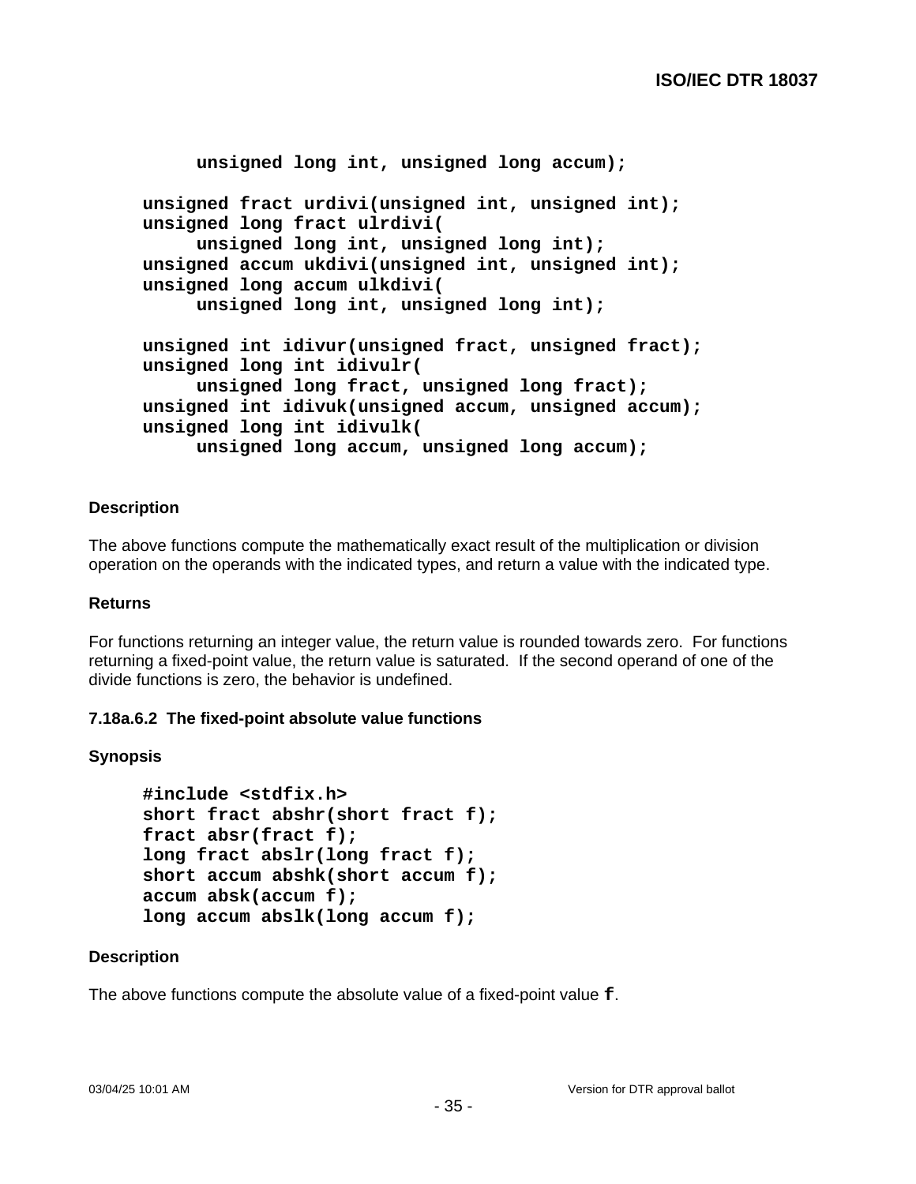```
     unsigned long int, unsigned long accum);

unsigned fract urdivi(unsigned int, unsigned int);
unsigned long fract ulrdivi(
     unsigned long int, unsigned long int);
unsigned accum ukdivi(unsigned int, unsigned int);
unsigned long accum ulkdivi(
     unsigned long int, unsigned long int);

unsigned int idivur(unsigned fract, unsigned fract);
unsigned long int idivulr(
     unsigned long fract, unsigned long fract);
unsigned int idivuk(unsigned accum, unsigned accum);
unsigned long int idivulk(
     unsigned long accum, unsigned long accum);
```

**Description**

The above functions compute the mathematically exact result of the multiplication or division operation on the operands with the indicated types, and return a value with the indicated type.

**Returns**

For functions returning an integer value, the return value is rounded towards zero. For functions returning a fixed-point value, the return value is saturated. If the second operand of one of the divide functions is zero, the behavior is undefined.

#### 7.18a.6.2 The fixed-point absolute value functions

**Synopsis**

```
#include <stdfix.h>
short fract abshr(short fract f);
fract absr(fract f);
long fract abslr(long fract f);
short accum abshk(short accum f);
accum absk(accum f);
long accum abslk(long accum f);
```

**Description**

The above functions compute the absolute value of a fixed-point value `f`.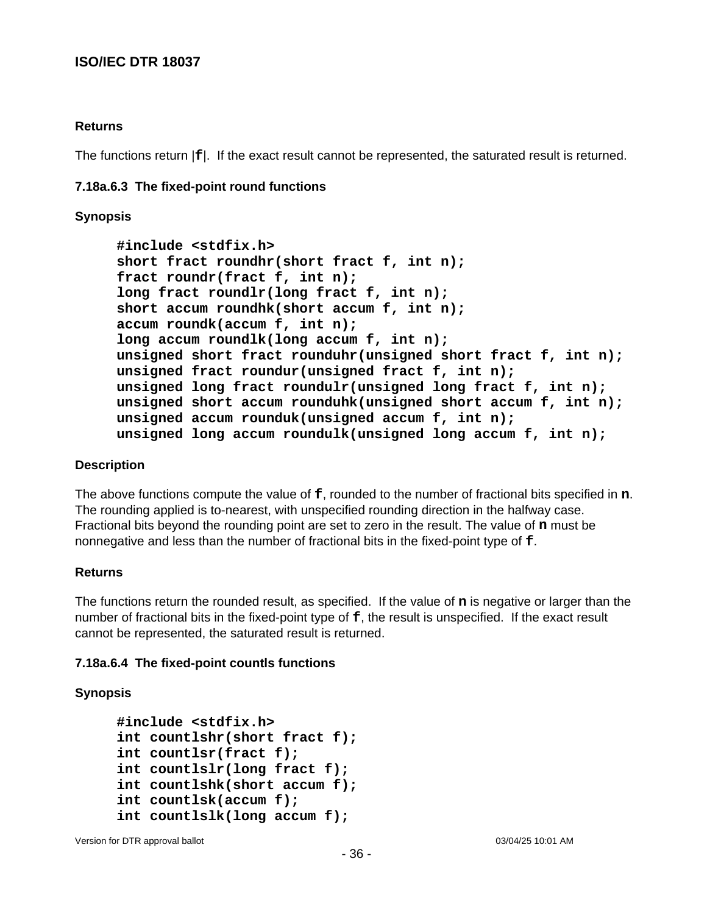**Returns**

The functions return |**f**|. If the exact result cannot be represented, the saturated result is returned.

### 7.18a.6.3 The fixed-point round functions

**Synopsis**

```
#include <stdfix.h>
short fract roundhr(short fract f, int n);
fract roundr(fract f, int n);
long fract roundlr(long fract f, int n);
short accum roundhk(short accum f, int n);
accum roundk(accum f, int n);
long accum roundlk(long accum f, int n);
unsigned short fract rounduhr(unsigned short fract f, int n);
unsigned fract roundur(unsigned fract f, int n);
unsigned long fract roundulr(unsigned long fract f, int n);
unsigned short accum rounduhk(unsigned short accum f, int n);
unsigned accum rounduk(unsigned accum f, int n);
unsigned long accum roundulk(unsigned long accum f, int n);
```

**Description**

The above functions compute the value of **f**, rounded to the number of fractional bits specified in **n**. The rounding applied is to-nearest, with unspecified rounding direction in the halfway case. Fractional bits beyond the rounding point are set to zero in the result. The value of **n** must be nonnegative and less than the number of fractional bits in the fixed-point type of **f**.

**Returns**

The functions return the rounded result, as specified. If the value of **n** is negative or larger than the number of fractional bits in the fixed-point type of **f**, the result is unspecified. If the exact result cannot be represented, the saturated result is returned.

### 7.18a.6.4 The fixed-point countls functions

**Synopsis**

```
#include <stdfix.h>
int countlshr(short fract f);
int countlsr(fract f);
int countlslr(long fract f);
int countlshk(short accum f);
int countlsk(accum f);
int countlslk(long accum f);
```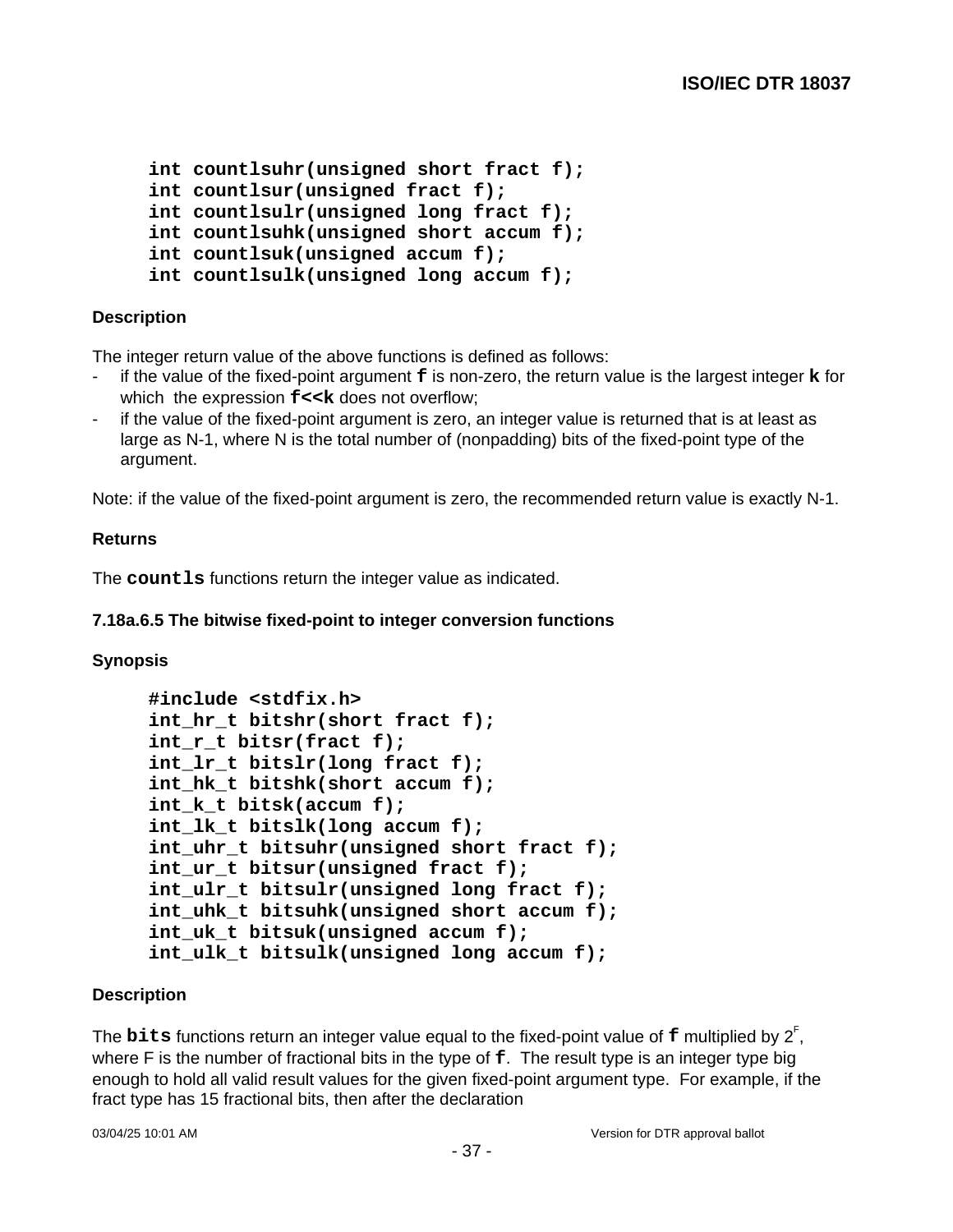```
int countlsuhr(unsigned short fract f);
int countlsur(unsigned fract f);
int countlsulr(unsigned long fract f);
int countlsuhk(unsigned short accum f);
int countlsuk(unsigned accum f);
int countlsulk(unsigned long accum f);
```

**Description**

The integer return value of the above functions is defined as follows:

- if the value of the fixed-point argument **`f`** is non-zero, the return value is the largest integer **`k`** for which the expression **`f<<k`** does not overflow;
- if the value of the fixed-point argument is zero, an integer value is returned that is at least as large as N-1, where N is the total number of (nonpadding) bits of the fixed-point type of the argument.

Note: if the value of the fixed-point argument is zero, the recommended return value is exactly N-1.

**Returns**

The **`countls`** functions return the integer value as indicated.

**7.18a.6.5 The bitwise fixed-point to integer conversion functions**

**Synopsis**

```
#include <stdfix.h>
int_hr_t bitshr(short fract f);
int_r_t bitsr(fract f);
int_lr_t bitslr(long fract f);
int_hk_t bitshk(short accum f);
int_k_t bitsk(accum f);
int_lk_t bitslk(long accum f);
int_uhr_t bitsuhr(unsigned short fract f);
int_ur_t bitsur(unsigned fract f);
int_ulr_t bitsulr(unsigned long fract f);
int_uhk_t bitsuhk(unsigned short accum f);
int_uk_t bitsuk(unsigned accum f);
int_ulk_t bitsulk(unsigned long accum f);
```

**Description**

The **`bits`** functions return an integer value equal to the fixed-point value of **`f`** multiplied by $2^F$, where F is the number of fractional bits in the type of **`f`**. The result type is an integer type big enough to hold all valid result values for the given fixed-point argument type. For example, if the fract type has 15 fractional bits, then after the declaration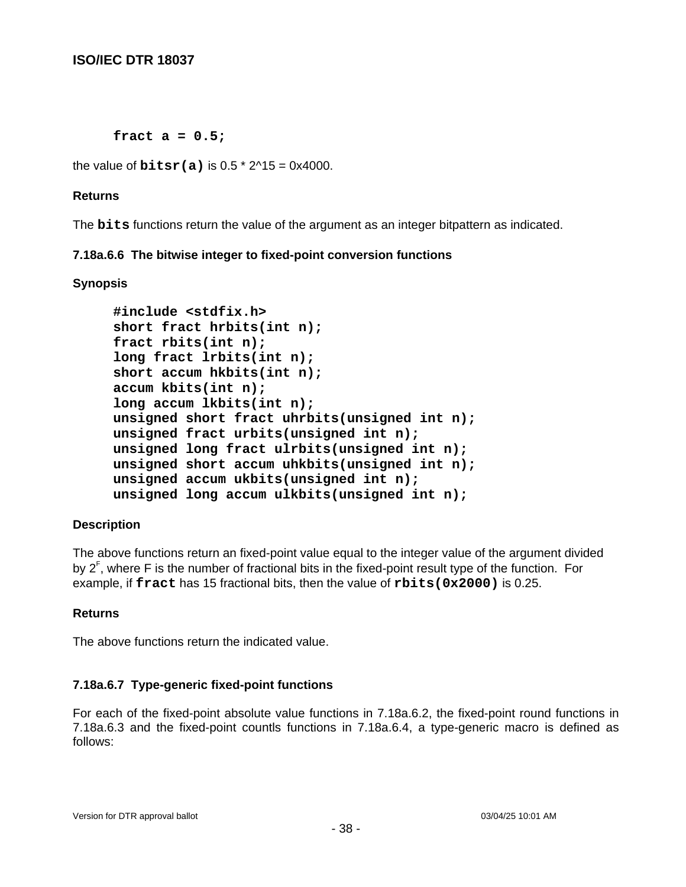```
fract a = 0.5;
```

the value of **`bitsr(a)`** is 0.5 * 2^15 = 0x4000.

**Returns**

The **`bits`** functions return the value of the argument as an integer bitpattern as indicated.

### 7.18a.6.6 The bitwise integer to fixed-point conversion functions

**Synopsis**

```
#include <stdfix.h>
short fract hrbits(int n);
fract rbits(int n);
long fract lrbits(int n);
short accum hkbits(int n);
accum kbits(int n);
long accum lkbits(int n);
unsigned short fract uhrbits(unsigned int n);
unsigned fract urbits(unsigned int n);
unsigned long fract ulrbits(unsigned int n);
unsigned short accum uhkbits(unsigned int n);
unsigned accum ukbits(unsigned int n);
unsigned long accum ulkbits(unsigned int n);
```

**Description**

The above functions return an fixed-point value equal to the integer value of the argument divided by $2^F$, where F is the number of fractional bits in the fixed-point result type of the function. For example, if **`fract`** has 15 fractional bits, then the value of **`rbits(0x2000)`** is 0.25.

**Returns**

The above functions return the indicated value.

### 7.18a.6.7 Type-generic fixed-point functions

For each of the fixed-point absolute value functions in 7.18a.6.2, the fixed-point round functions in 7.18a.6.3 and the fixed-point countls functions in 7.18a.6.4, a type-generic macro is defined as follows: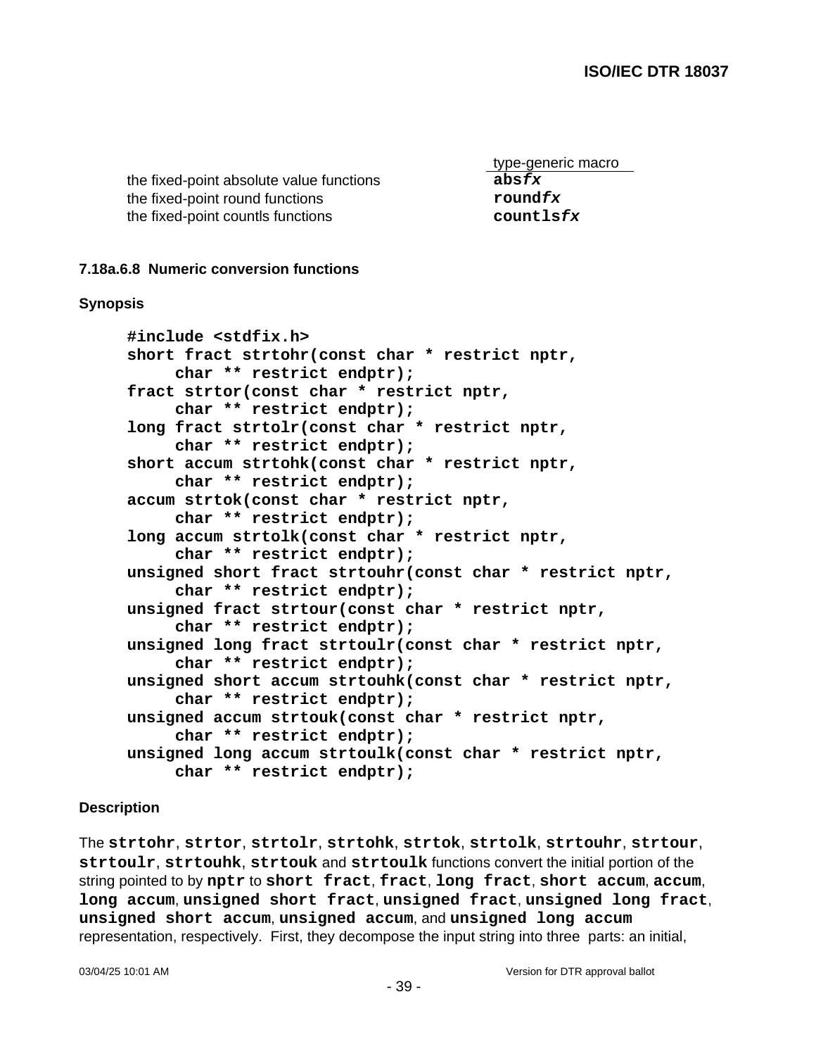| | type-generic macro |
|---|---|
| the fixed-point absolute value functions | **abs*fx*** |
| the fixed-point round functions | **round*fx*** |
| the fixed-point countls functions | **countls*fx*** |

#### 7.18a.6.8 Numeric conversion functions

**Synopsis**

```
#include <stdfix.h>
short fract strtohr(const char * restrict nptr,
     char ** restrict endptr);
fract strtor(const char * restrict nptr,
     char ** restrict endptr);
long fract strtolr(const char * restrict nptr,
     char ** restrict endptr);
short accum strtohk(const char * restrict nptr,
     char ** restrict endptr);
accum strtok(const char * restrict nptr,
     char ** restrict endptr);
long accum strtolk(const char * restrict nptr,
     char ** restrict endptr);
unsigned short fract strtouhr(const char * restrict nptr,
     char ** restrict endptr);
unsigned fract strtour(const char * restrict nptr,
     char ** restrict endptr);
unsigned long fract strtoulr(const char * restrict nptr,
     char ** restrict endptr);
unsigned short accum strtouhk(const char * restrict nptr,
     char ** restrict endptr);
unsigned accum strtouk(const char * restrict nptr,
     char ** restrict endptr);
unsigned long accum strtoulk(const char * restrict nptr,
     char ** restrict endptr);
```

**Description**

The **strtohr**, **strtor**, **strtolr**, **strtohk**, **strtok**, **strtolk**, **strtouhr**, **strtour**, **strtoulr**, **strtouhk**, **strtouk** and **strtoulk** functions convert the initial portion of the string pointed to by **nptr** to **short fract**, **fract**, **long fract**, **short accum**, **accum**, **long accum**, **unsigned short fract**, **unsigned fract**, **unsigned long fract**, **unsigned short accum**, **unsigned accum**, and **unsigned long accum** representation, respectively. First, they decompose the input string into three parts: an initial,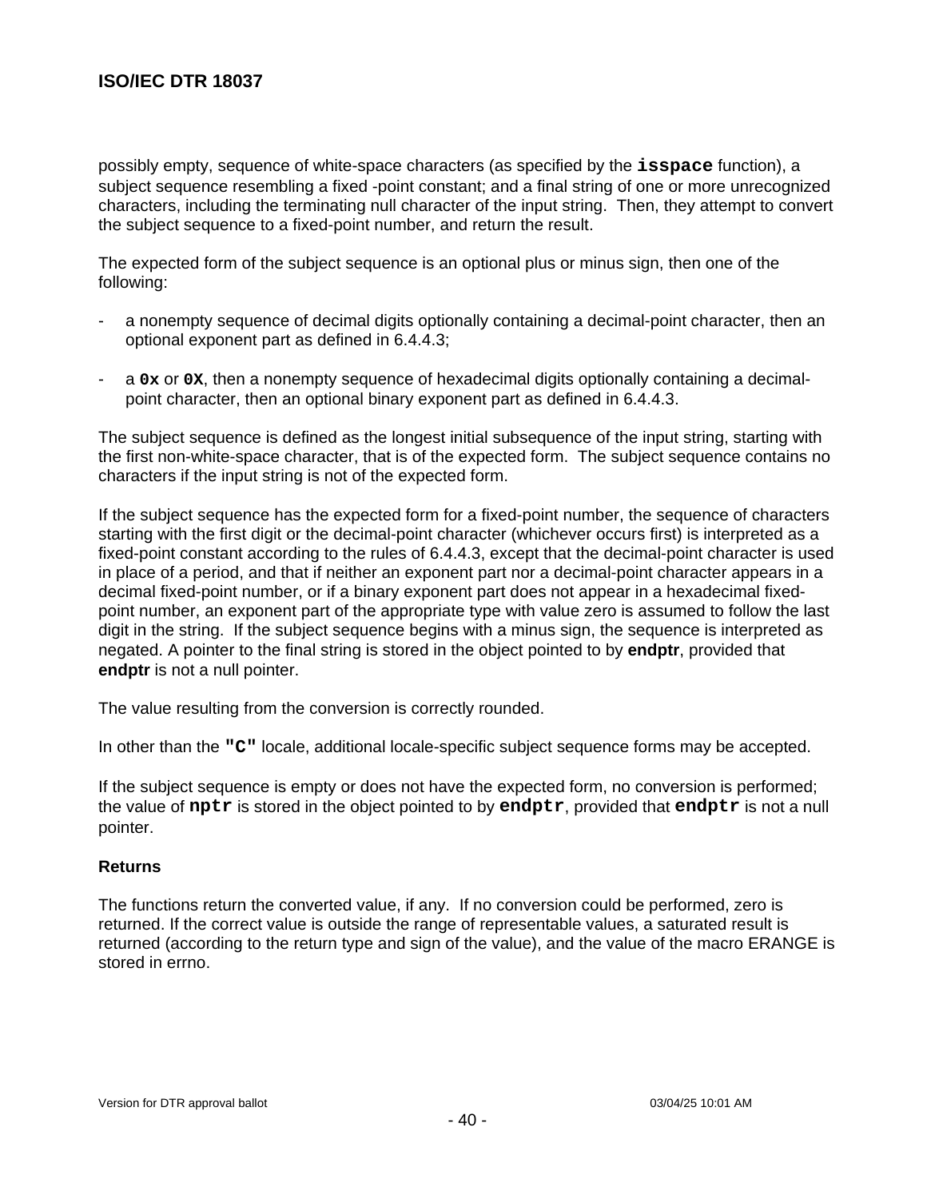possibly empty, sequence of white-space characters (as specified by the `isspace` function), a subject sequence resembling a fixed -point constant; and a final string of one or more unrecognized characters, including the terminating null character of the input string. Then, they attempt to convert the subject sequence to a fixed-point number, and return the result.

The expected form of the subject sequence is an optional plus or minus sign, then one of the following:

- a nonempty sequence of decimal digits optionally containing a decimal-point character, then an optional exponent part as defined in 6.4.4.3;

- a `0x` or `0X`, then a nonempty sequence of hexadecimal digits optionally containing a decimal-point character, then an optional binary exponent part as defined in 6.4.4.3.

The subject sequence is defined as the longest initial subsequence of the input string, starting with the first non-white-space character, that is of the expected form. The subject sequence contains no characters if the input string is not of the expected form.

If the subject sequence has the expected form for a fixed-point number, the sequence of characters starting with the first digit or the decimal-point character (whichever occurs first) is interpreted as a fixed-point constant according to the rules of 6.4.4.3, except that the decimal-point character is used in place of a period, and that if neither an exponent part nor a decimal-point character appears in a decimal fixed-point number, or if a binary exponent part does not appear in a hexadecimal fixed-point number, an exponent part of the appropriate type with value zero is assumed to follow the last digit in the string. If the subject sequence begins with a minus sign, the sequence is interpreted as negated. A pointer to the final string is stored in the object pointed to by **endptr**, provided that **endptr** is not a null pointer.

The value resulting from the conversion is correctly rounded.

In other than the `"C"` locale, additional locale-specific subject sequence forms may be accepted.

If the subject sequence is empty or does not have the expected form, no conversion is performed; the value of `nptr` is stored in the object pointed to by `endptr`, provided that `endptr` is not a null pointer.

**Returns**

The functions return the converted value, if any. If no conversion could be performed, zero is returned. If the correct value is outside the range of representable values, a saturated result is returned (according to the return type and sign of the value), and the value of the macro ERANGE is stored in errno.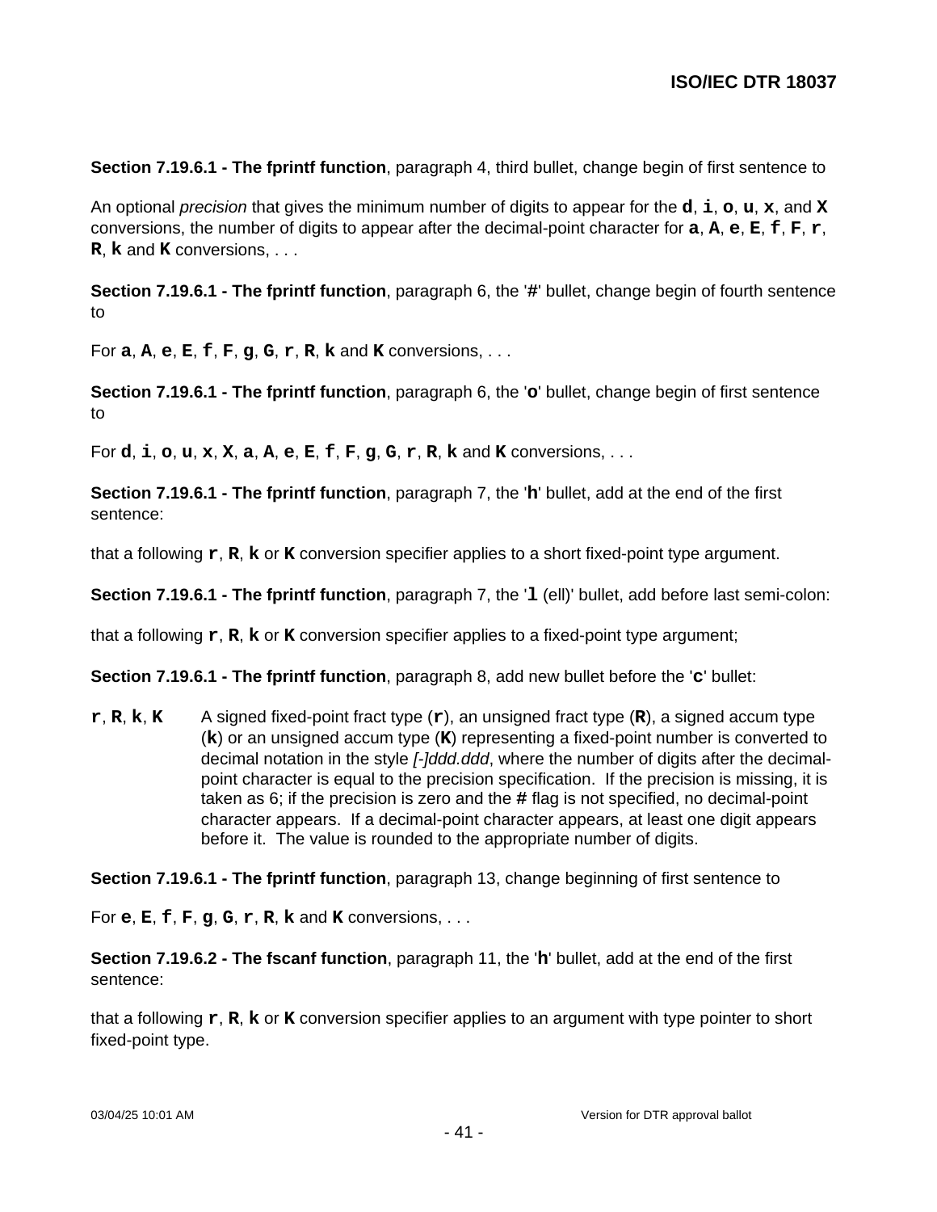**Section 7.19.6.1 - The fprintf function**, paragraph 4, third bullet, change begin of first sentence to

An optional *precision* that gives the minimum number of digits to appear for the **d**, **i**, **o**, **u**, **x**, and **X** conversions, the number of digits to appear after the decimal-point character for **a**, **A**, **e**, **E**, **f**, **F**, **r**, **R**, **k** and **K** conversions, . . .

**Section 7.19.6.1 - The fprintf function**, paragraph 6, the '**#**' bullet, change begin of fourth sentence to

For **a**, **A**, **e**, **E**, **f**, **F**, **g**, **G**, **r**, **R**, **k** and **K** conversions, . . .

**Section 7.19.6.1 - The fprintf function**, paragraph 6, the '**0**' bullet, change begin of first sentence to

For **d**, **i**, **o**, **u**, **x**, **X**, **a**, **A**, **e**, **E**, **f**, **F**, **g**, **G**, **r**, **R**, **k** and **K** conversions, . . .

**Section 7.19.6.1 - The fprintf function**, paragraph 7, the '**h**' bullet, add at the end of the first sentence:

that a following **r**, **R**, **k** or **K** conversion specifier applies to a short fixed-point type argument.

**Section 7.19.6.1 - The fprintf function**, paragraph 7, the '**l** (ell)' bullet, add before last semi-colon:

that a following **r**, **R**, **k** or **K** conversion specifier applies to a fixed-point type argument;

**Section 7.19.6.1 - The fprintf function**, paragraph 8, add new bullet before the '**c**' bullet:

**r**, **R**, **k**, **K** A signed fixed-point fract type (**r**), an unsigned fract type (**R**), a signed accum type (**k**) or an unsigned accum type (**K**) representing a fixed-point number is converted to decimal notation in the style *[-]ddd.ddd*, where the number of digits after the decimal-point character is equal to the precision specification. If the precision is missing, it is taken as 6; if the precision is zero and the **#** flag is not specified, no decimal-point character appears. If a decimal-point character appears, at least one digit appears before it. The value is rounded to the appropriate number of digits.

**Section 7.19.6.1 - The fprintf function**, paragraph 13, change beginning of first sentence to

For **e**, **E**, **f**, **F**, **g**, **G**, **r**, **R**, **k** and **K** conversions, . . .

**Section 7.19.6.2 - The fscanf function**, paragraph 11, the '**h**' bullet, add at the end of the first sentence:

that a following **r**, **R**, **k** or **K** conversion specifier applies to an argument with type pointer to short fixed-point type.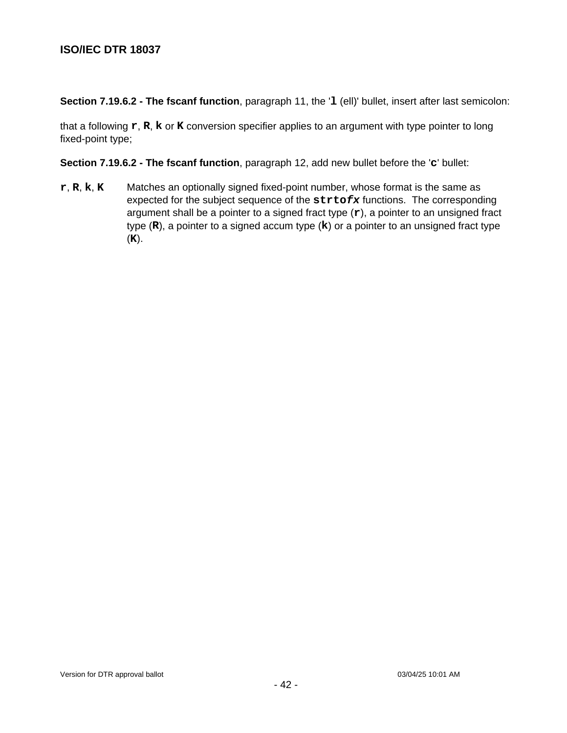**Section 7.19.6.2 - The fscanf function**, paragraph 11, the '**`l`** (ell)' bullet, insert after last semicolon:

that a following **`r`**, **`R`**, **`k`** or **`K`** conversion specifier applies to an argument with type pointer to long fixed-point type;

**Section 7.19.6.2 - The fscanf function**, paragraph 12, add new bullet before the '**`c`**' bullet:

**`r`**, **`R`**, **`k`**, **`K`** Matches an optionally signed fixed-point number, whose format is the same as expected for the subject sequence of the **`strto`*`fx`*** functions. The corresponding argument shall be a pointer to a signed fract type (**`r`**), a pointer to an unsigned fract type (**`R`**), a pointer to a signed accum type (**`k`**) or a pointer to an unsigned fract type (**`K`**).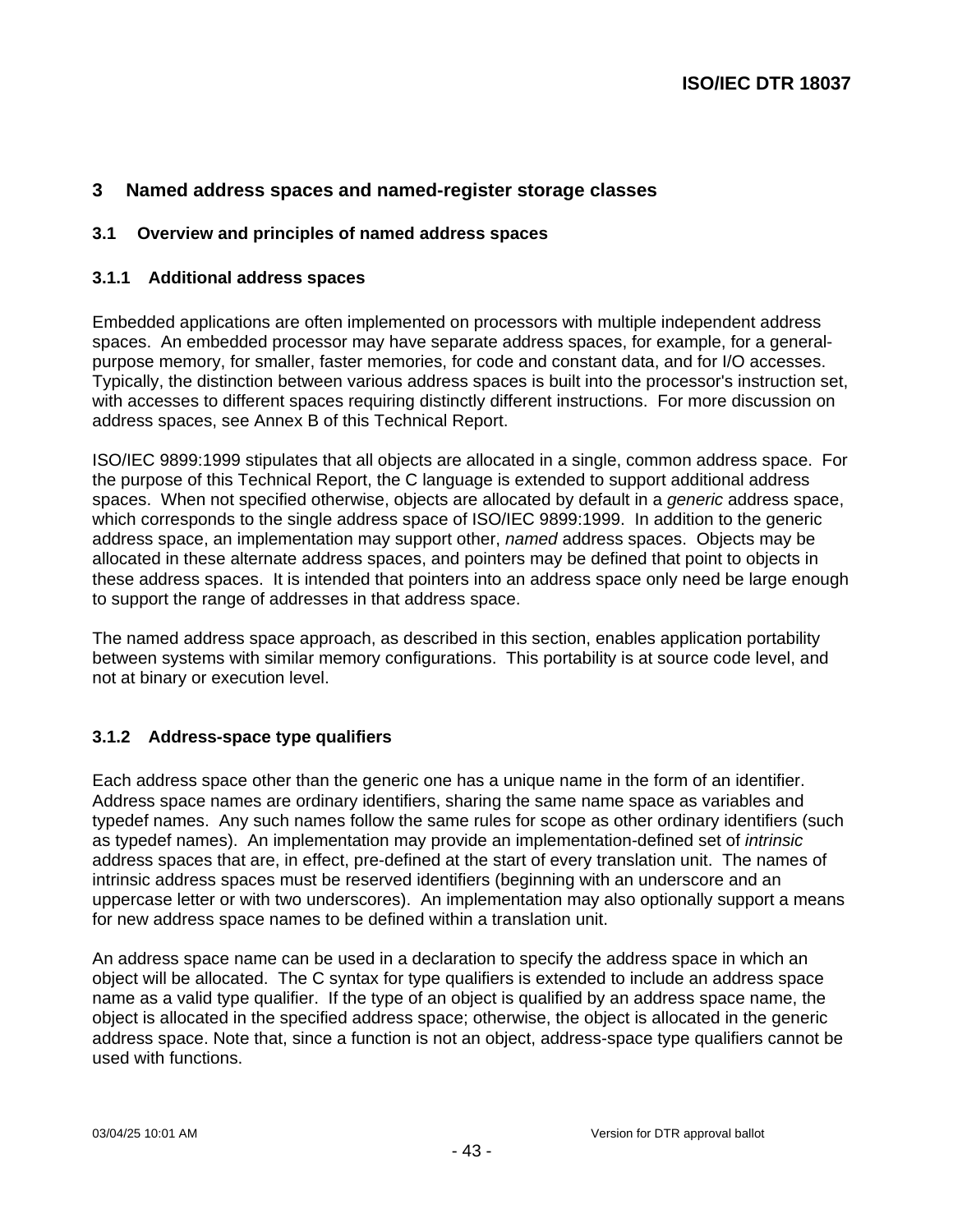# 3 Named address spaces and named-register storage classes

## 3.1 Overview and principles of named address spaces

### 3.1.1 Additional address spaces

Embedded applications are often implemented on processors with multiple independent address spaces. An embedded processor may have separate address spaces, for example, for a general-purpose memory, for smaller, faster memories, for code and constant data, and for I/O accesses. Typically, the distinction between various address spaces is built into the processor's instruction set, with accesses to different spaces requiring distinctly different instructions. For more discussion on address spaces, see Annex B of this Technical Report.

ISO/IEC 9899:1999 stipulates that all objects are allocated in a single, common address space. For the purpose of this Technical Report, the C language is extended to support additional address spaces. When not specified otherwise, objects are allocated by default in a *generic* address space, which corresponds to the single address space of ISO/IEC 9899:1999. In addition to the generic address space, an implementation may support other, *named* address spaces. Objects may be allocated in these alternate address spaces, and pointers may be defined that point to objects in these address spaces. It is intended that pointers into an address space only need be large enough to support the range of addresses in that address space.

The named address space approach, as described in this section, enables application portability between systems with similar memory configurations. This portability is at source code level, and not at binary or execution level.

### 3.1.2 Address-space type qualifiers

Each address space other than the generic one has a unique name in the form of an identifier. Address space names are ordinary identifiers, sharing the same name space as variables and typedef names. Any such names follow the same rules for scope as other ordinary identifiers (such as typedef names). An implementation may provide an implementation-defined set of *intrinsic* address spaces that are, in effect, pre-defined at the start of every translation unit. The names of intrinsic address spaces must be reserved identifiers (beginning with an underscore and an uppercase letter or with two underscores). An implementation may also optionally support a means for new address space names to be defined within a translation unit.

An address space name can be used in a declaration to specify the address space in which an object will be allocated. The C syntax for type qualifiers is extended to include an address space name as a valid type qualifier. If the type of an object is qualified by an address space name, the object is allocated in the specified address space; otherwise, the object is allocated in the generic address space. Note that, since a function is not an object, address-space type qualifiers cannot be used with functions.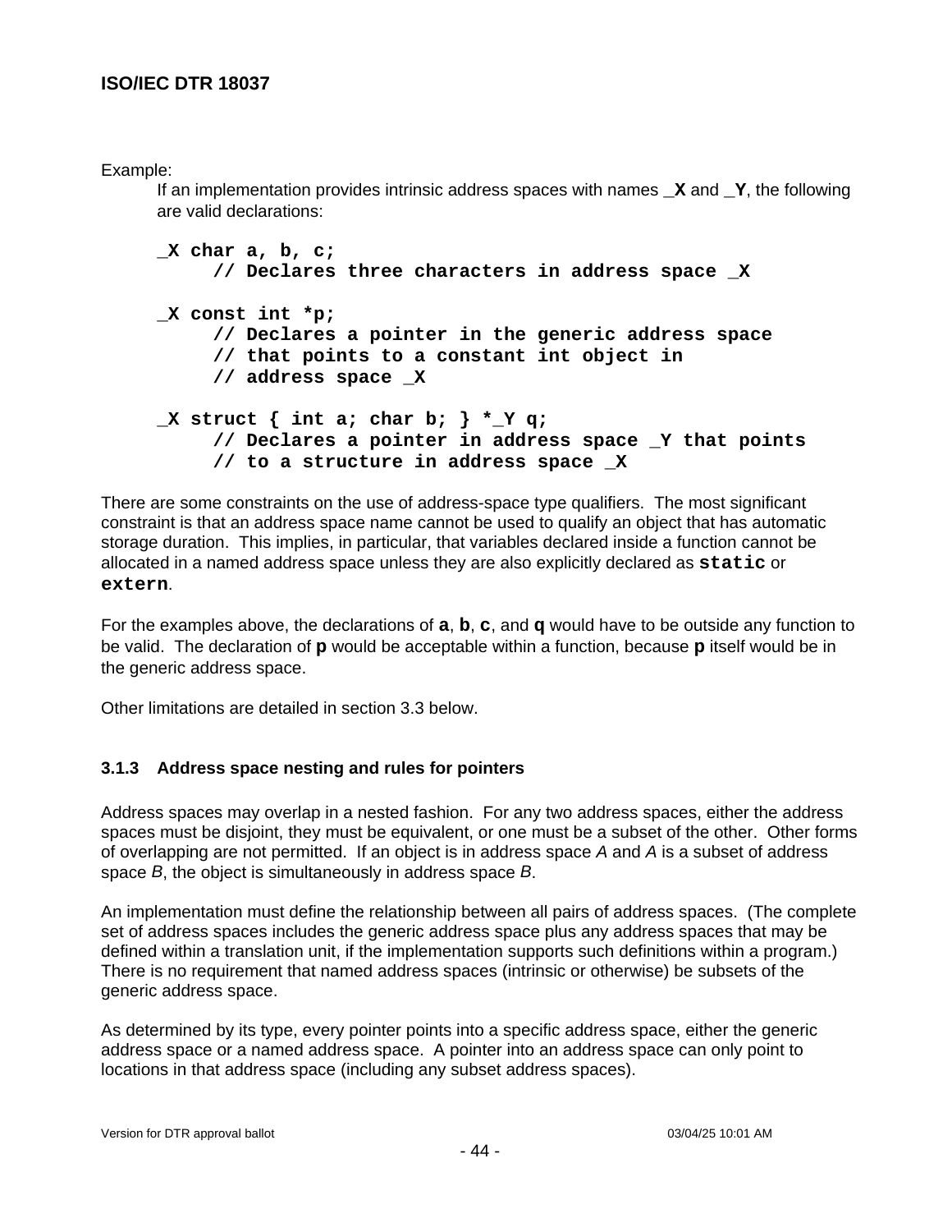Example:

If an implementation provides intrinsic address spaces with names **_X** and **_Y**, the following are valid declarations:

```
_X char a, b, c;
     // Declares three characters in address space _X

_X const int *p;
     // Declares a pointer in the generic address space
     // that points to a constant int object in
     // address space _X

_X struct { int a; char b; } *_Y q;
     // Declares a pointer in address space _Y that points
     // to a structure in address space _X
```

There are some constraints on the use of address-space type qualifiers. The most significant constraint is that an address space name cannot be used to qualify an object that has automatic storage duration. This implies, in particular, that variables declared inside a function cannot be allocated in a named address space unless they are also explicitly declared as **`static`** or **`extern`**.

For the examples above, the declarations of **a**, **b**, **c**, and **q** would have to be outside any function to be valid. The declaration of **p** would be acceptable within a function, because **p** itself would be in the generic address space.

Other limitations are detailed in section 3.3 below.

### 3.1.3 Address space nesting and rules for pointers

Address spaces may overlap in a nested fashion. For any two address spaces, either the address spaces must be disjoint, they must be equivalent, or one must be a subset of the other. Other forms of overlapping are not permitted. If an object is in address space *A* and *A* is a subset of address space *B*, the object is simultaneously in address space *B*.

An implementation must define the relationship between all pairs of address spaces. (The complete set of address spaces includes the generic address space plus any address spaces that may be defined within a translation unit, if the implementation supports such definitions within a program.) There is no requirement that named address spaces (intrinsic or otherwise) be subsets of the generic address space.

As determined by its type, every pointer points into a specific address space, either the generic address space or a named address space. A pointer into an address space can only point to locations in that address space (including any subset address spaces).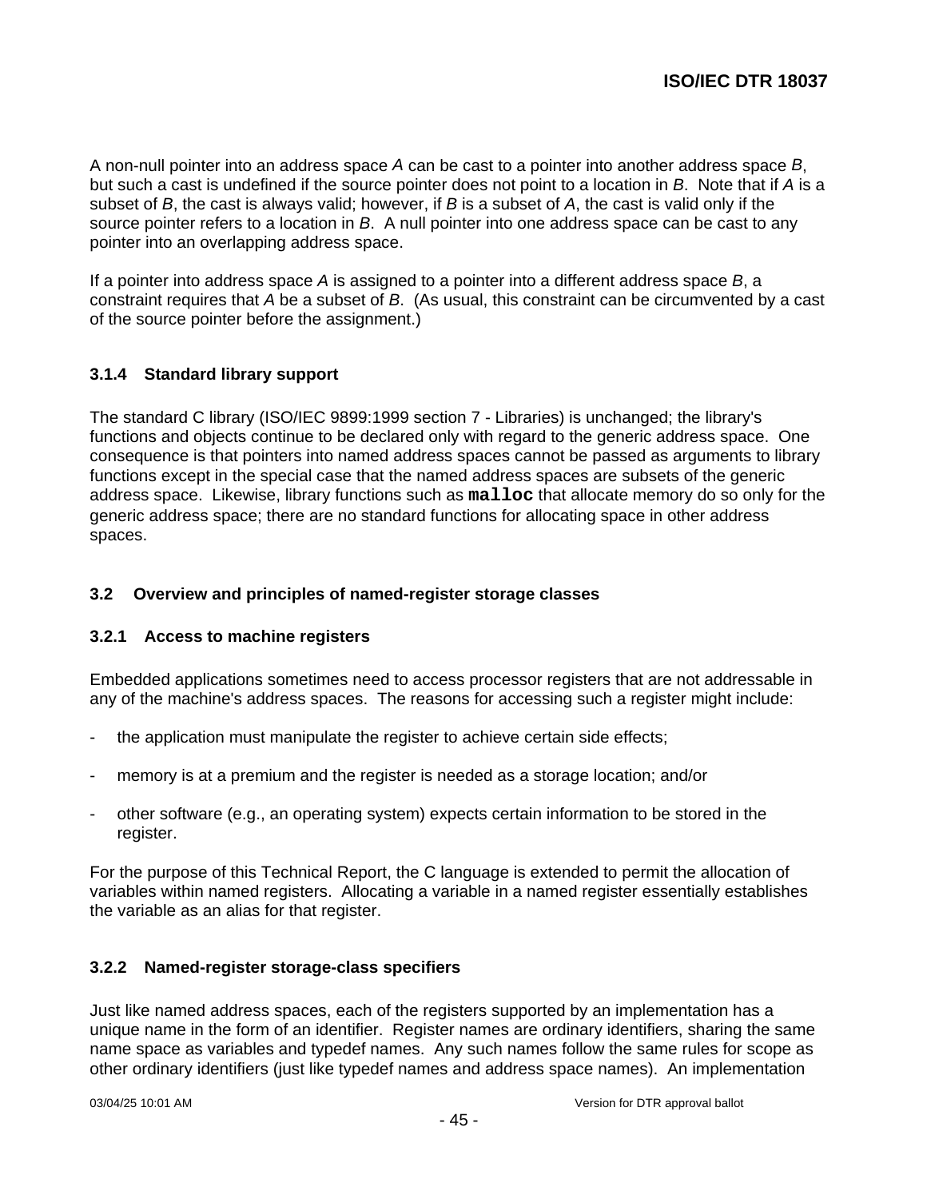A non-null pointer into an address space *A* can be cast to a pointer into another address space *B*, but such a cast is undefined if the source pointer does not point to a location in *B*. Note that if *A* is a subset of *B*, the cast is always valid; however, if *B* is a subset of *A*, the cast is valid only if the source pointer refers to a location in *B*. A null pointer into one address space can be cast to any pointer into an overlapping address space.

If a pointer into address space *A* is assigned to a pointer into a different address space *B*, a constraint requires that *A* be a subset of *B*. (As usual, this constraint can be circumvented by a cast of the source pointer before the assignment.)

### 3.1.4 Standard library support

The standard C library (ISO/IEC 9899:1999 section 7 - Libraries) is unchanged; the library's functions and objects continue to be declared only with regard to the generic address space. One consequence is that pointers into named address spaces cannot be passed as arguments to library functions except in the special case that the named address spaces are subsets of the generic address space. Likewise, library functions such as **`malloc`** that allocate memory do so only for the generic address space; there are no standard functions for allocating space in other address spaces.

## 3.2 Overview and principles of named-register storage classes

### 3.2.1 Access to machine registers

Embedded applications sometimes need to access processor registers that are not addressable in any of the machine's address spaces. The reasons for accessing such a register might include:

- the application must manipulate the register to achieve certain side effects;
- memory is at a premium and the register is needed as a storage location; and/or
- other software (e.g., an operating system) expects certain information to be stored in the register.

For the purpose of this Technical Report, the C language is extended to permit the allocation of variables within named registers. Allocating a variable in a named register essentially establishes the variable as an alias for that register.

### 3.2.2 Named-register storage-class specifiers

Just like named address spaces, each of the registers supported by an implementation has a unique name in the form of an identifier. Register names are ordinary identifiers, sharing the same name space as variables and typedef names. Any such names follow the same rules for scope as other ordinary identifiers (just like typedef names and address space names). An implementation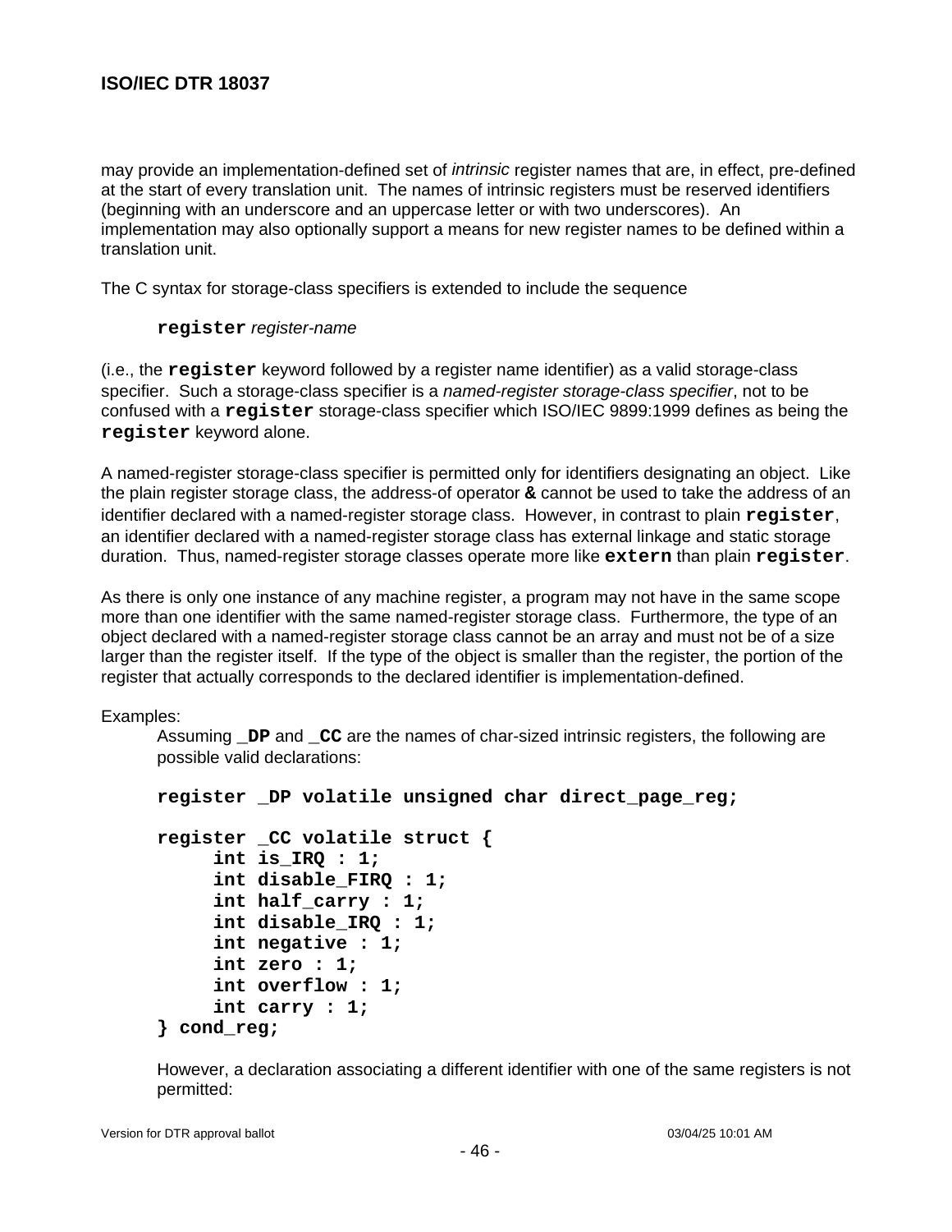may provide an implementation-defined set of *intrinsic* register names that are, in effect, pre-defined at the start of every translation unit. The names of intrinsic registers must be reserved identifiers (beginning with an underscore and an uppercase letter or with two underscores). An implementation may also optionally support a means for new register names to be defined within a translation unit.

The C syntax for storage-class specifiers is extended to include the sequence

> **`register`** *register-name*

(i.e., the **`register`** keyword followed by a register name identifier) as a valid storage-class specifier. Such a storage-class specifier is a *named-register storage-class specifier*, not to be confused with a **`register`** storage-class specifier which ISO/IEC 9899:1999 defines as being the **`register`** keyword alone.

A named-register storage-class specifier is permitted only for identifiers designating an object. Like the plain register storage class, the address-of operator **`&`** cannot be used to take the address of an identifier declared with a named-register storage class. However, in contrast to plain **`register`**, an identifier declared with a named-register storage class has external linkage and static storage duration. Thus, named-register storage classes operate more like **`extern`** than plain **`register`**.

As there is only one instance of any machine register, a program may not have in the same scope more than one identifier with the same named-register storage class. Furthermore, the type of an object declared with a named-register storage class cannot be an array and must not be of a size larger than the register itself. If the type of the object is smaller than the register, the portion of the register that actually corresponds to the declared identifier is implementation-defined.

Examples:

Assuming **`_DP`** and **`_CC`** are the names of char-sized intrinsic registers, the following are possible valid declarations:

```
register _DP volatile unsigned char direct_page_reg;

register _CC volatile struct {
     int is_IRQ : 1;
     int disable_FIRQ : 1;
     int half_carry : 1;
     int disable_IRQ : 1;
     int negative : 1;
     int zero : 1;
     int overflow : 1;
     int carry : 1;
} cond_reg;
```

However, a declaration associating a different identifier with one of the same registers is not permitted: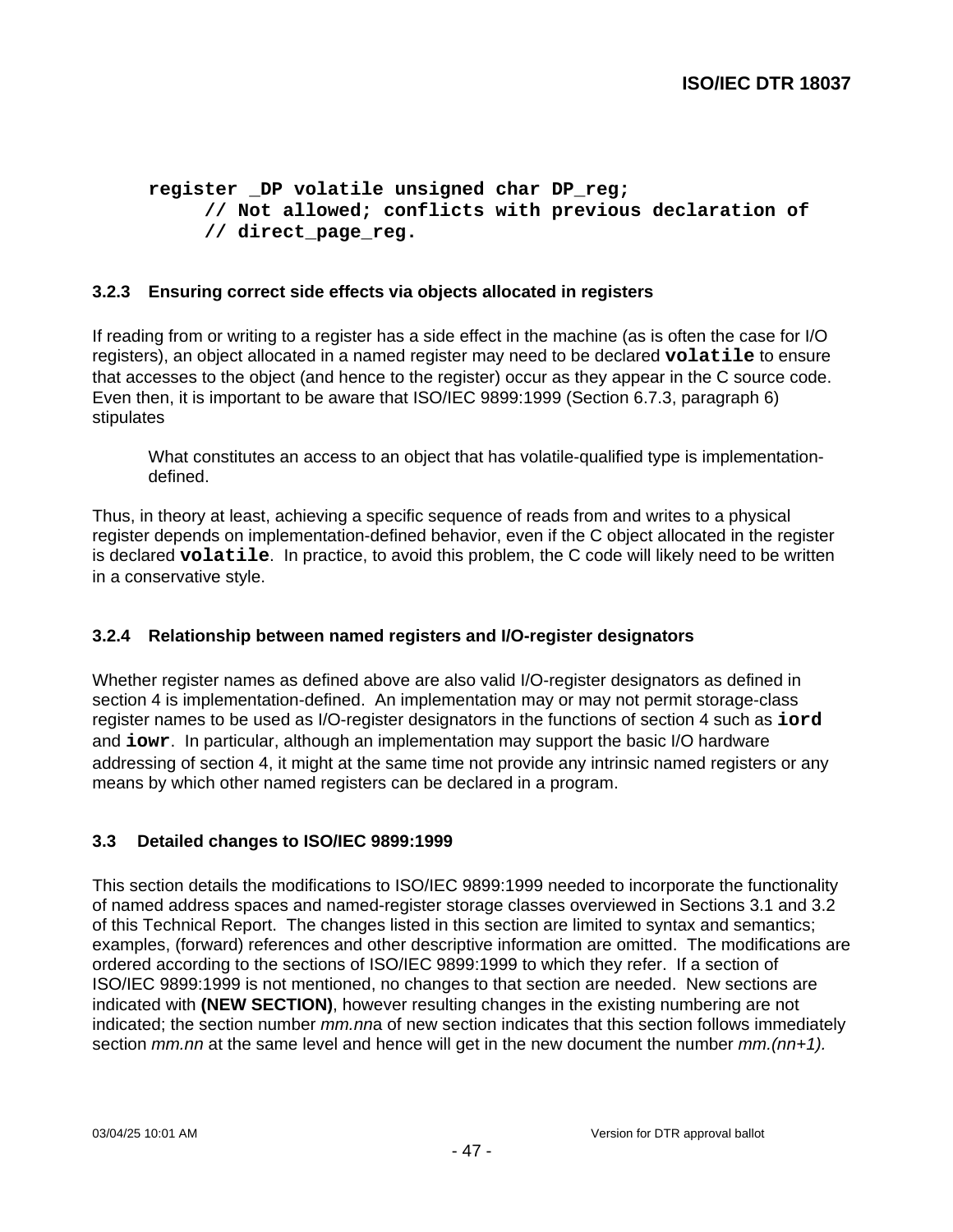```
register _DP volatile unsigned char DP_reg;
     // Not allowed; conflicts with previous declaration of
     // direct_page_reg.
```

### 3.2.3 Ensuring correct side effects via objects allocated in registers

If reading from or writing to a register has a side effect in the machine (as is often the case for I/O registers), an object allocated in a named register may need to be declared **`volatile`** to ensure that accesses to the object (and hence to the register) occur as they appear in the C source code. Even then, it is important to be aware that ISO/IEC 9899:1999 (Section 6.7.3, paragraph 6) stipulates

> What constitutes an access to an object that has volatile-qualified type is implementation-defined.

Thus, in theory at least, achieving a specific sequence of reads from and writes to a physical register depends on implementation-defined behavior, even if the C object allocated in the register is declared **`volatile`**. In practice, to avoid this problem, the C code will likely need to be written in a conservative style.

### 3.2.4 Relationship between named registers and I/O-register designators

Whether register names as defined above are also valid I/O-register designators as defined in section 4 is implementation-defined. An implementation may or may not permit storage-class register names to be used as I/O-register designators in the functions of section 4 such as **`iord`** and **`iowr`**. In particular, although an implementation may support the basic I/O hardware addressing of section 4, it might at the same time not provide any intrinsic named registers or any means by which other named registers can be declared in a program.

## 3.3 Detailed changes to ISO/IEC 9899:1999

This section details the modifications to ISO/IEC 9899:1999 needed to incorporate the functionality of named address spaces and named-register storage classes overviewed in Sections 3.1 and 3.2 of this Technical Report. The changes listed in this section are limited to syntax and semantics; examples, (forward) references and other descriptive information are omitted. The modifications are ordered according to the sections of ISO/IEC 9899:1999 to which they refer. If a section of ISO/IEC 9899:1999 is not mentioned, no changes to that section are needed. New sections are indicated with **(NEW SECTION)**, however resulting changes in the existing numbering are not indicated; the section number *mm.nn*a of new section indicates that this section follows immediately section *mm.nn* at the same level and hence will get in the new document the number *mm.(nn+1).*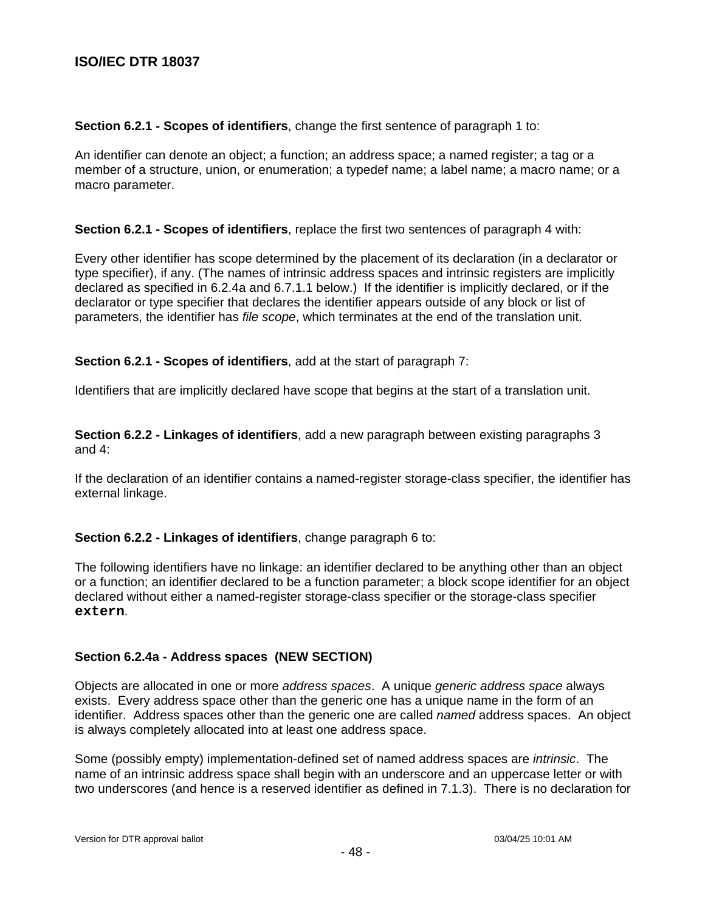**Section 6.2.1 - Scopes of identifiers**, change the first sentence of paragraph 1 to:

An identifier can denote an object; a function; an address space; a named register; a tag or a member of a structure, union, or enumeration; a typedef name; a label name; a macro name; or a macro parameter.

**Section 6.2.1 - Scopes of identifiers**, replace the first two sentences of paragraph 4 with:

Every other identifier has scope determined by the placement of its declaration (in a declarator or type specifier), if any. (The names of intrinsic address spaces and intrinsic registers are implicitly declared as specified in 6.2.4a and 6.7.1.1 below.) If the identifier is implicitly declared, or if the declarator or type specifier that declares the identifier appears outside of any block or list of parameters, the identifier has *file scope*, which terminates at the end of the translation unit.

**Section 6.2.1 - Scopes of identifiers**, add at the start of paragraph 7:

Identifiers that are implicitly declared have scope that begins at the start of a translation unit.

**Section 6.2.2 - Linkages of identifiers**, add a new paragraph between existing paragraphs 3 and 4:

If the declaration of an identifier contains a named-register storage-class specifier, the identifier has external linkage.

**Section 6.2.2 - Linkages of identifiers**, change paragraph 6 to:

The following identifiers have no linkage: an identifier declared to be anything other than an object or a function; an identifier declared to be a function parameter; a block scope identifier for an object declared without either a named-register storage-class specifier or the storage-class specifier `extern`.

**Section 6.2.4a - Address spaces (NEW SECTION)**

Objects are allocated in one or more *address spaces*. A unique *generic address space* always exists. Every address space other than the generic one has a unique name in the form of an identifier. Address spaces other than the generic one are called *named* address spaces. An object is always completely allocated into at least one address space.

Some (possibly empty) implementation-defined set of named address spaces are *intrinsic*. The name of an intrinsic address space shall begin with an underscore and an uppercase letter or with two underscores (and hence is a reserved identifier as defined in 7.1.3). There is no declaration for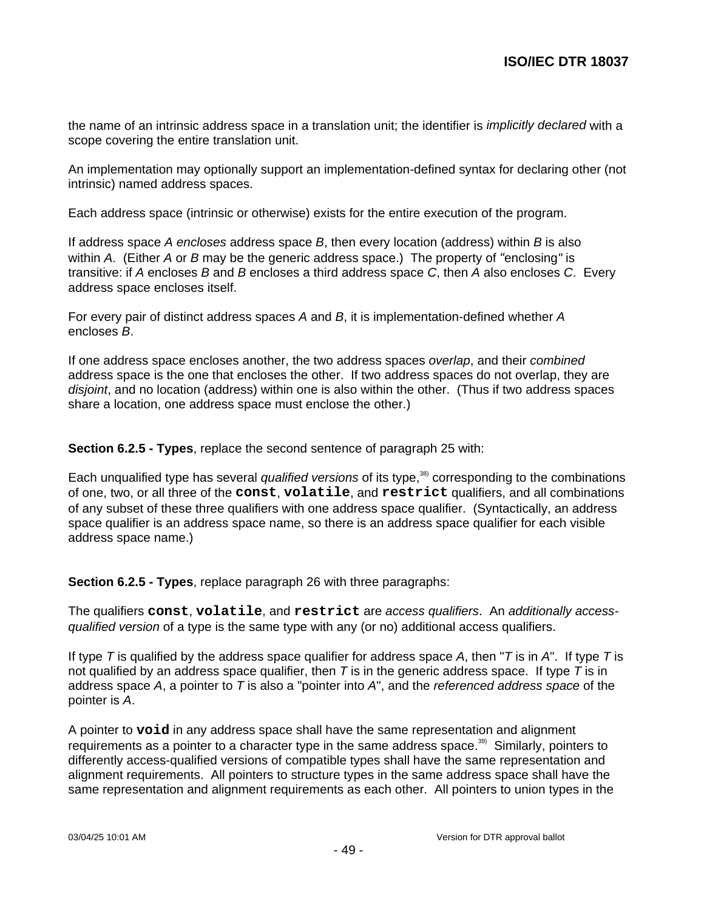the name of an intrinsic address space in a translation unit; the identifier is *implicitly declared* with a scope covering the entire translation unit.

An implementation may optionally support an implementation-defined syntax for declaring other (not intrinsic) named address spaces.

Each address space (intrinsic or otherwise) exists for the entire execution of the program.

If address space *A encloses* address space *B*, then every location (address) within *B* is also within *A*. (Either *A* or *B* may be the generic address space.) The property of "enclosing" is transitive: if *A* encloses *B* and *B* encloses a third address space *C*, then *A* also encloses *C*. Every address space encloses itself.

For every pair of distinct address spaces *A* and *B*, it is implementation-defined whether *A* encloses *B*.

If one address space encloses another, the two address spaces *overlap*, and their *combined* address space is the one that encloses the other. If two address spaces do not overlap, they are *disjoint*, and no location (address) within one is also within the other. (Thus if two address spaces share a location, one address space must enclose the other.)

**Section 6.2.5 - Types**, replace the second sentence of paragraph 25 with:

Each unqualified type has several *qualified versions* of its type,[38] corresponding to the combinations of one, two, or all three of the **`const`**, **`volatile`**, and **`restrict`** qualifiers, and all combinations of any subset of these three qualifiers with one address space qualifier. (Syntactically, an address space qualifier is an address space name, so there is an address space qualifier for each visible address space name.)

**Section 6.2.5 - Types**, replace paragraph 26 with three paragraphs:

The qualifiers **`const`**, **`volatile`**, and **`restrict`** are *access qualifiers*. An *additionally access-qualified version* of a type is the same type with any (or no) additional access qualifiers.

If type *T* is qualified by the address space qualifier for address space *A*, then "*T* is in *A*". If type *T* is not qualified by an address space qualifier, then *T* is in the generic address space. If type *T* is in address space *A*, a pointer to *T* is also a "pointer into *A*", and the *referenced address space* of the pointer is *A*.

A pointer to **`void`** in any address space shall have the same representation and alignment requirements as a pointer to a character type in the same address space.[39] Similarly, pointers to differently access-qualified versions of compatible types shall have the same representation and alignment requirements. All pointers to structure types in the same address space shall have the same representation and alignment requirements as each other. All pointers to union types in the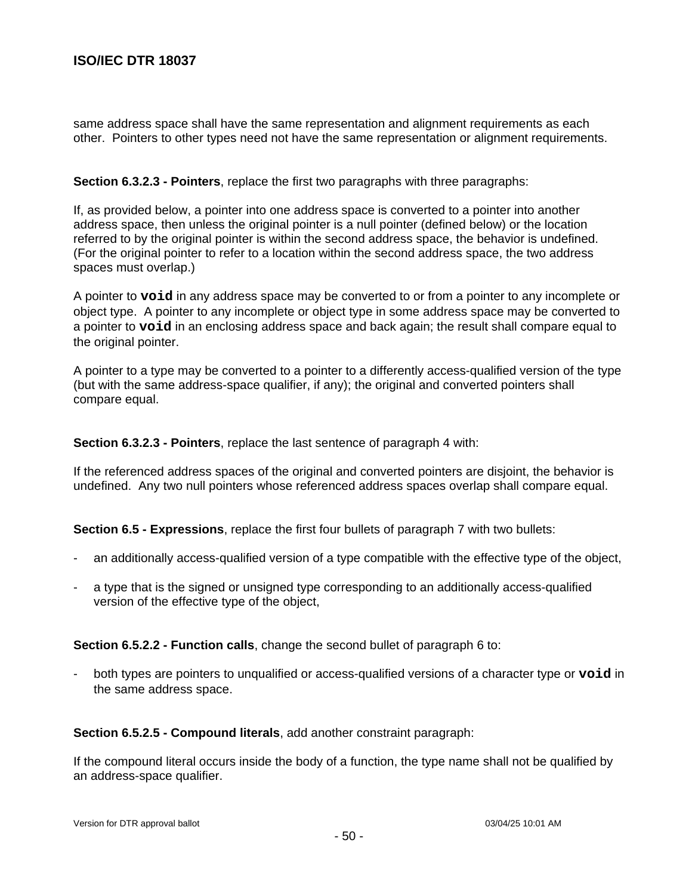same address space shall have the same representation and alignment requirements as each other. Pointers to other types need not have the same representation or alignment requirements.

**Section 6.3.2.3 - Pointers**, replace the first two paragraphs with three paragraphs:

If, as provided below, a pointer into one address space is converted to a pointer into another address space, then unless the original pointer is a null pointer (defined below) or the location referred to by the original pointer is within the second address space, the behavior is undefined. (For the original pointer to refer to a location within the second address space, the two address spaces must overlap.)

A pointer to **`void`** in any address space may be converted to or from a pointer to any incomplete or object type. A pointer to any incomplete or object type in some address space may be converted to a pointer to **`void`** in an enclosing address space and back again; the result shall compare equal to the original pointer.

A pointer to a type may be converted to a pointer to a differently access-qualified version of the type (but with the same address-space qualifier, if any); the original and converted pointers shall compare equal.

**Section 6.3.2.3 - Pointers**, replace the last sentence of paragraph 4 with:

If the referenced address spaces of the original and converted pointers are disjoint, the behavior is undefined. Any two null pointers whose referenced address spaces overlap shall compare equal.

**Section 6.5 - Expressions**, replace the first four bullets of paragraph 7 with two bullets:

- an additionally access-qualified version of a type compatible with the effective type of the object,
- a type that is the signed or unsigned type corresponding to an additionally access-qualified version of the effective type of the object,

**Section 6.5.2.2 - Function calls**, change the second bullet of paragraph 6 to:

- both types are pointers to unqualified or access-qualified versions of a character type or **`void`** in the same address space.

**Section 6.5.2.5 - Compound literals**, add another constraint paragraph:

If the compound literal occurs inside the body of a function, the type name shall not be qualified by an address-space qualifier.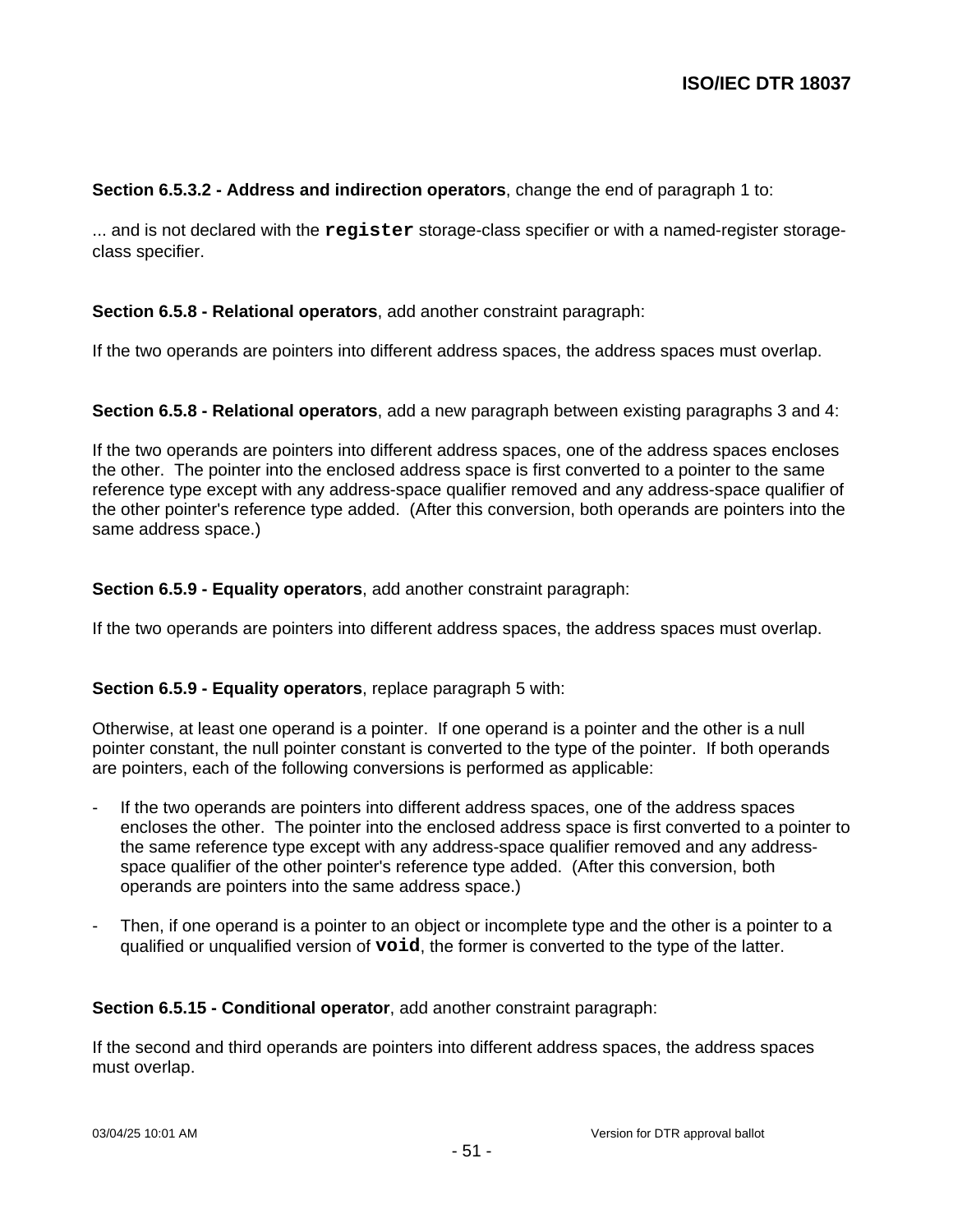**Section 6.5.3.2 - Address and indirection operators**, change the end of paragraph 1 to:

... and is not declared with the **`register`** storage-class specifier or with a named-register storage-class specifier.

**Section 6.5.8 - Relational operators**, add another constraint paragraph:

If the two operands are pointers into different address spaces, the address spaces must overlap.

**Section 6.5.8 - Relational operators**, add a new paragraph between existing paragraphs 3 and 4:

If the two operands are pointers into different address spaces, one of the address spaces encloses the other. The pointer into the enclosed address space is first converted to a pointer to the same reference type except with any address-space qualifier removed and any address-space qualifier of the other pointer's reference type added. (After this conversion, both operands are pointers into the same address space.)

**Section 6.5.9 - Equality operators**, add another constraint paragraph:

If the two operands are pointers into different address spaces, the address spaces must overlap.

**Section 6.5.9 - Equality operators**, replace paragraph 5 with:

Otherwise, at least one operand is a pointer. If one operand is a pointer and the other is a null pointer constant, the null pointer constant is converted to the type of the pointer. If both operands are pointers, each of the following conversions is performed as applicable:

- If the two operands are pointers into different address spaces, one of the address spaces encloses the other. The pointer into the enclosed address space is first converted to a pointer to the same reference type except with any address-space qualifier removed and any address-space qualifier of the other pointer's reference type added. (After this conversion, both operands are pointers into the same address space.)

- Then, if one operand is a pointer to an object or incomplete type and the other is a pointer to a qualified or unqualified version of **`void`**, the former is converted to the type of the latter.

**Section 6.5.15 - Conditional operator**, add another constraint paragraph:

If the second and third operands are pointers into different address spaces, the address spaces must overlap.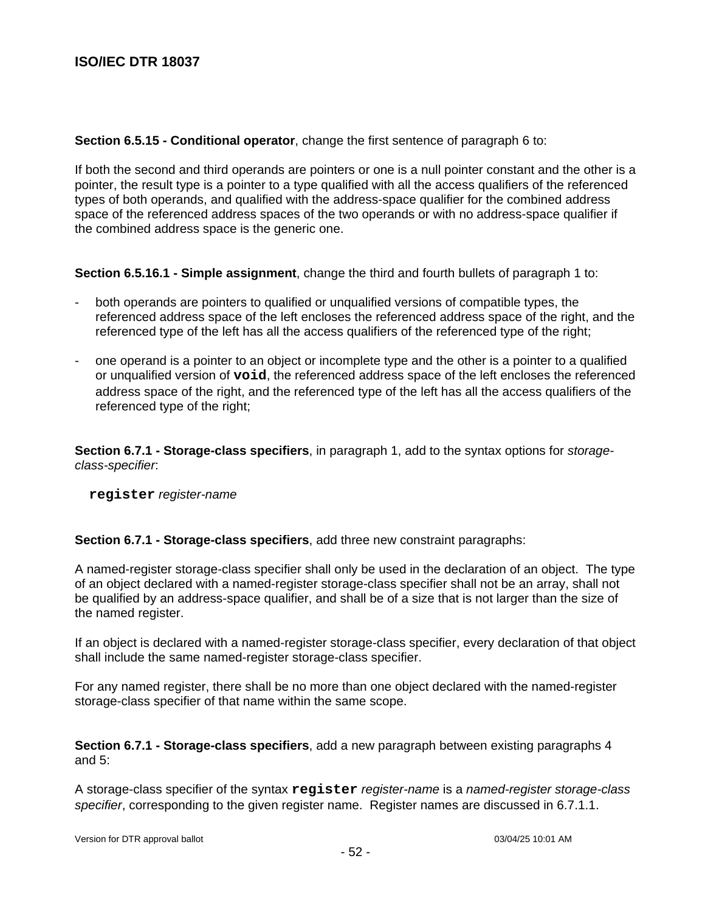**Section 6.5.15 - Conditional operator**, change the first sentence of paragraph 6 to:

If both the second and third operands are pointers or one is a null pointer constant and the other is a pointer, the result type is a pointer to a type qualified with all the access qualifiers of the referenced types of both operands, and qualified with the address-space qualifier for the combined address space of the referenced address spaces of the two operands or with no address-space qualifier if the combined address space is the generic one.

**Section 6.5.16.1 - Simple assignment**, change the third and fourth bullets of paragraph 1 to:

- both operands are pointers to qualified or unqualified versions of compatible types, the referenced address space of the left encloses the referenced address space of the right, and the referenced type of the left has all the access qualifiers of the referenced type of the right;
- one operand is a pointer to an object or incomplete type and the other is a pointer to a qualified or unqualified version of `void`, the referenced address space of the left encloses the referenced address space of the right, and the referenced type of the left has all the access qualifiers of the referenced type of the right;

**Section 6.7.1 - Storage-class specifiers**, in paragraph 1, add to the syntax options for *storage-class-specifier*:

`register` *register-name*

**Section 6.7.1 - Storage-class specifiers**, add three new constraint paragraphs:

A named-register storage-class specifier shall only be used in the declaration of an object. The type of an object declared with a named-register storage-class specifier shall not be an array, shall not be qualified by an address-space qualifier, and shall be of a size that is not larger than the size of the named register.

If an object is declared with a named-register storage-class specifier, every declaration of that object shall include the same named-register storage-class specifier.

For any named register, there shall be no more than one object declared with the named-register storage-class specifier of that name within the same scope.

**Section 6.7.1 - Storage-class specifiers**, add a new paragraph between existing paragraphs 4 and 5:

A storage-class specifier of the syntax `register` *register-name* is a *named-register storage-class specifier*, corresponding to the given register name. Register names are discussed in 6.7.1.1.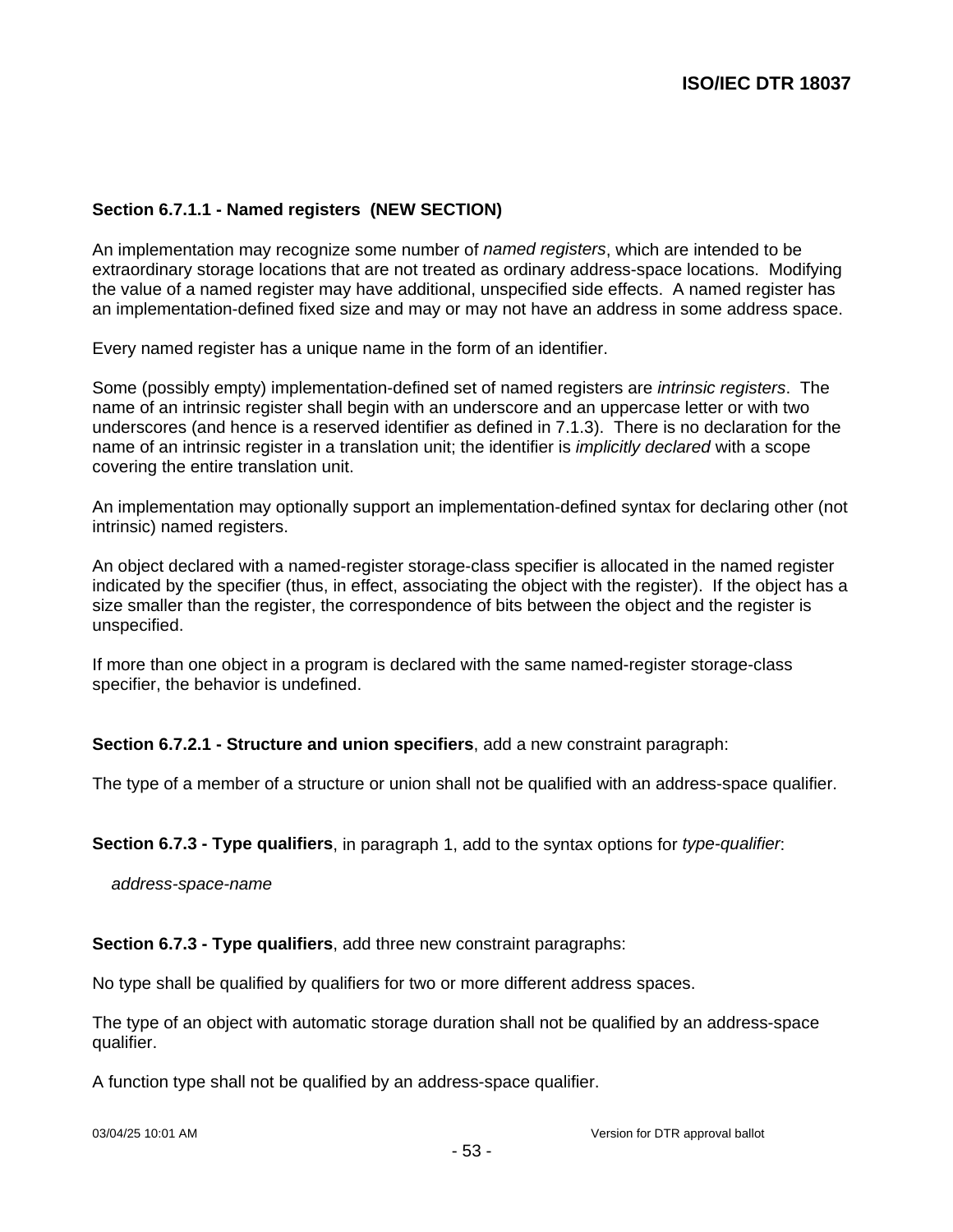**Section 6.7.1.1 - Named registers  (NEW SECTION)**

An implementation may recognize some number of *named registers*, which are intended to be extraordinary storage locations that are not treated as ordinary address-space locations.  Modifying the value of a named register may have additional, unspecified side effects.  A named register has an implementation-defined fixed size and may or may not have an address in some address space.

Every named register has a unique name in the form of an identifier.

Some (possibly empty) implementation-defined set of named registers are *intrinsic registers*.  The name of an intrinsic register shall begin with an underscore and an uppercase letter or with two underscores (and hence is a reserved identifier as defined in 7.1.3).  There is no declaration for the name of an intrinsic register in a translation unit; the identifier is *implicitly declared* with a scope covering the entire translation unit.

An implementation may optionally support an implementation-defined syntax for declaring other (not intrinsic) named registers.

An object declared with a named-register storage-class specifier is allocated in the named register indicated by the specifier (thus, in effect, associating the object with the register).  If the object has a size smaller than the register, the correspondence of bits between the object and the register is unspecified.

If more than one object in a program is declared with the same named-register storage-class specifier, the behavior is undefined.

**Section 6.7.2.1 - Structure and union specifiers**, add a new constraint paragraph:

The type of a member of a structure or union shall not be qualified with an address-space qualifier.

**Section 6.7.3 - Type qualifiers**, in paragraph 1, add to the syntax options for *type-qualifier*:

*address-space-name*

**Section 6.7.3 - Type qualifiers**, add three new constraint paragraphs:

No type shall be qualified by qualifiers for two or more different address spaces.

The type of an object with automatic storage duration shall not be qualified by an address-space qualifier.

A function type shall not be qualified by an address-space qualifier.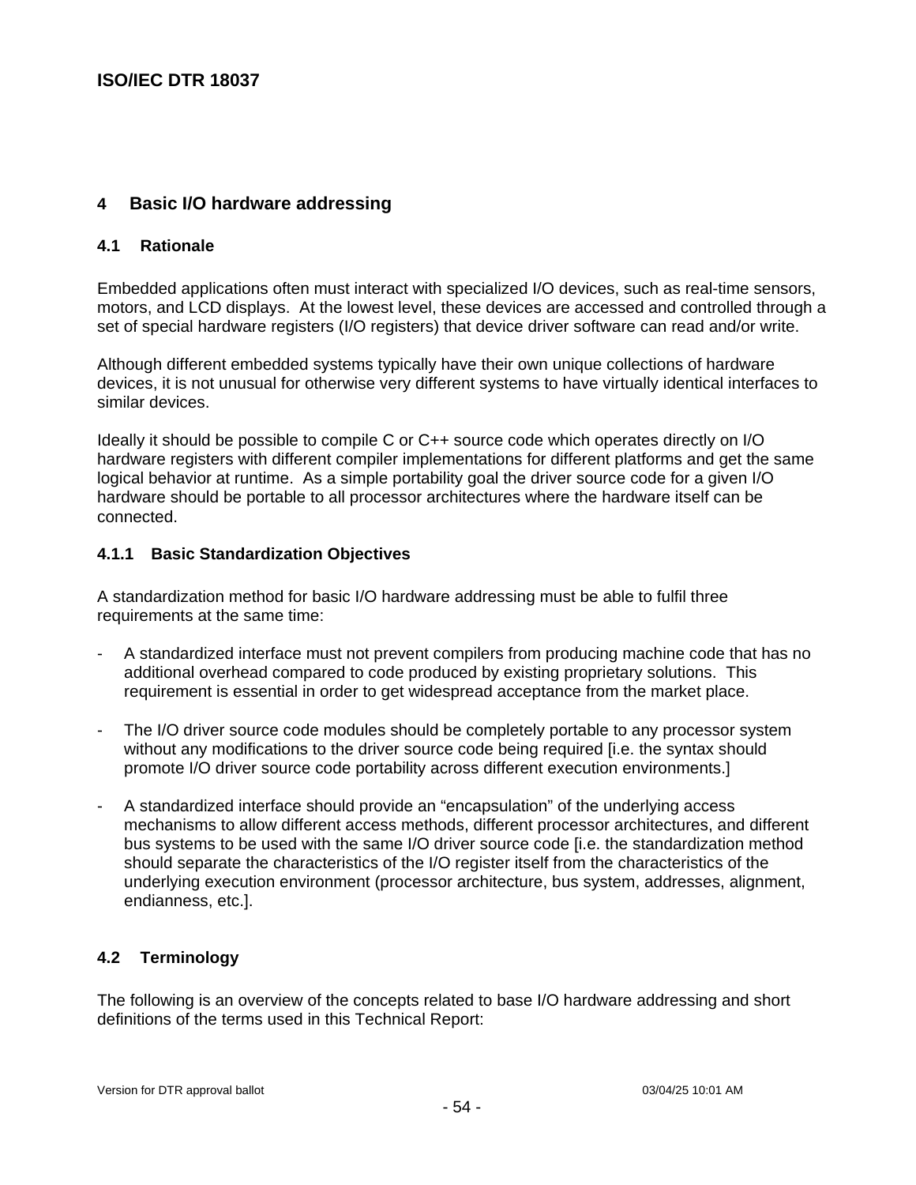# 4 Basic I/O hardware addressing

## 4.1 Rationale

Embedded applications often must interact with specialized I/O devices, such as real-time sensors, motors, and LCD displays. At the lowest level, these devices are accessed and controlled through a set of special hardware registers (I/O registers) that device driver software can read and/or write.

Although different embedded systems typically have their own unique collections of hardware devices, it is not unusual for otherwise very different systems to have virtually identical interfaces to similar devices.

Ideally it should be possible to compile C or C++ source code which operates directly on I/O hardware registers with different compiler implementations for different platforms and get the same logical behavior at runtime. As a simple portability goal the driver source code for a given I/O hardware should be portable to all processor architectures where the hardware itself can be connected.

### 4.1.1 Basic Standardization Objectives

A standardization method for basic I/O hardware addressing must be able to fulfil three requirements at the same time:

- A standardized interface must not prevent compilers from producing machine code that has no additional overhead compared to code produced by existing proprietary solutions. This requirement is essential in order to get widespread acceptance from the market place.

- The I/O driver source code modules should be completely portable to any processor system without any modifications to the driver source code being required [i.e. the syntax should promote I/O driver source code portability across different execution environments.]

- A standardized interface should provide an "encapsulation" of the underlying access mechanisms to allow different access methods, different processor architectures, and different bus systems to be used with the same I/O driver source code [i.e. the standardization method should separate the characteristics of the I/O register itself from the characteristics of the underlying execution environment (processor architecture, bus system, addresses, alignment, endianness, etc.].

## 4.2 Terminology

The following is an overview of the concepts related to base I/O hardware addressing and short definitions of the terms used in this Technical Report: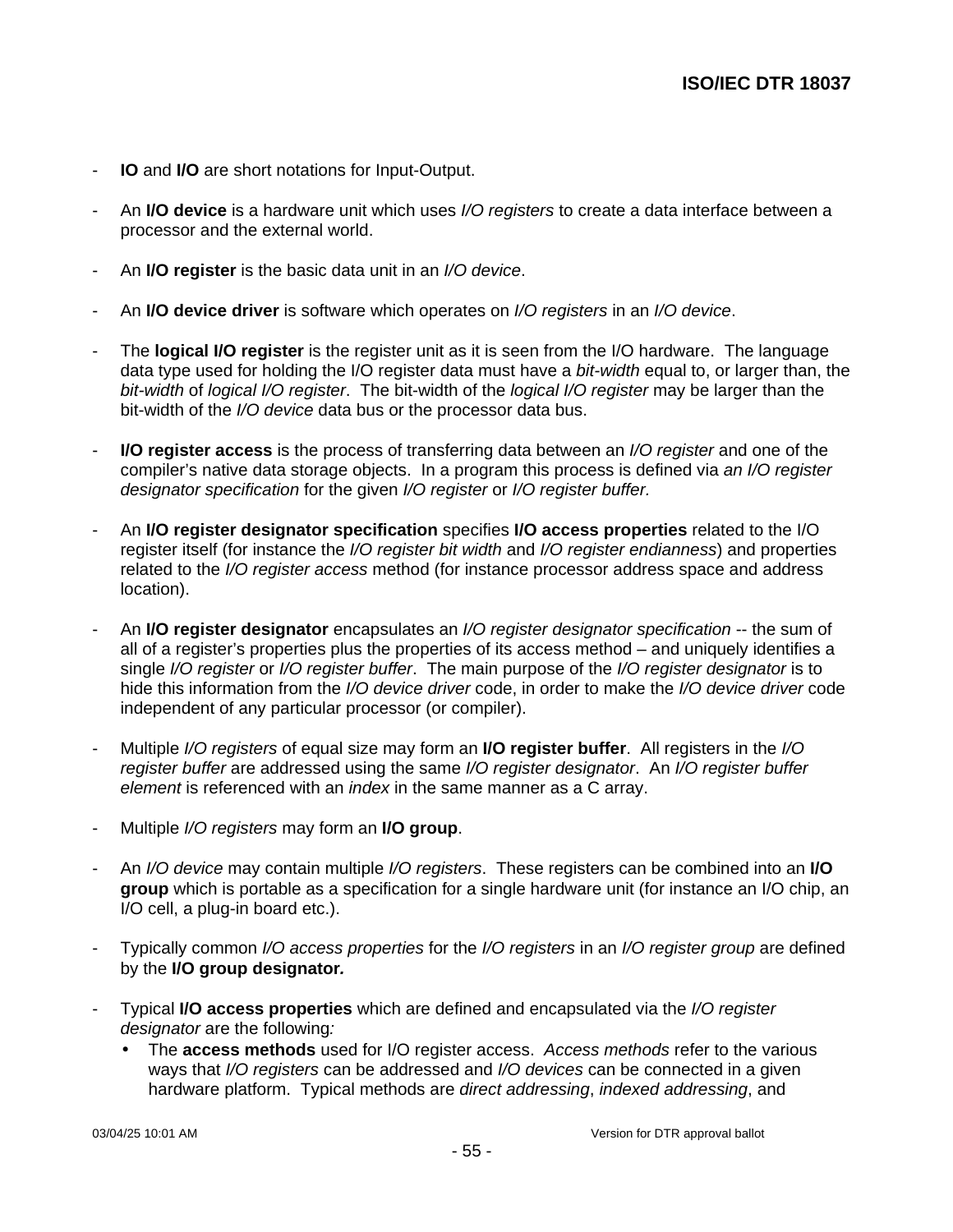- **IO** and **I/O** are short notations for Input-Output.

- An **I/O device** is a hardware unit which uses *I/O registers* to create a data interface between a processor and the external world.

- An **I/O register** is the basic data unit in an *I/O device*.

- An **I/O device driver** is software which operates on *I/O registers* in an *I/O device*.

- The **logical I/O register** is the register unit as it is seen from the I/O hardware. The language data type used for holding the I/O register data must have a *bit-width* equal to, or larger than, the *bit-width* of *logical I/O register*. The bit-width of the *logical I/O register* may be larger than the bit-width of the *I/O device* data bus or the processor data bus.

- **I/O register access** is the process of transferring data between an *I/O register* and one of the compiler's native data storage objects. In a program this process is defined via *an I/O register designator specification* for the given *I/O register* or *I/O register buffer.*

- An **I/O register designator specification** specifies **I/O access properties** related to the I/O register itself (for instance the *I/O register bit width* and *I/O register endianness*) and properties related to the *I/O register access* method (for instance processor address space and address location).

- An **I/O register designator** encapsulates an *I/O register designator specification* -- the sum of all of a register's properties plus the properties of its access method – and uniquely identifies a single *I/O register* or *I/O register buffer*. The main purpose of the *I/O register designator* is to hide this information from the *I/O device driver* code, in order to make the *I/O device driver* code independent of any particular processor (or compiler).

- Multiple *I/O registers* of equal size may form an **I/O register buffer**. All registers in the *I/O register buffer* are addressed using the same *I/O register designator*. An *I/O register buffer element* is referenced with an *index* in the same manner as a C array.

- Multiple *I/O registers* may form an **I/O group**.

- An *I/O device* may contain multiple *I/O registers*. These registers can be combined into an **I/O group** which is portable as a specification for a single hardware unit (for instance an I/O chip, an I/O cell, a plug-in board etc.).

- Typically common *I/O access properties* for the *I/O registers* in an *I/O register group* are defined by the **I/O group designator.**

- Typical **I/O access properties** which are defined and encapsulated via the *I/O register designator* are the following*:*
  - The **access methods** used for I/O register access. *Access methods* refer to the various ways that *I/O registers* can be addressed and *I/O devices* can be connected in a given hardware platform. Typical methods are *direct addressing*, *indexed addressing*, and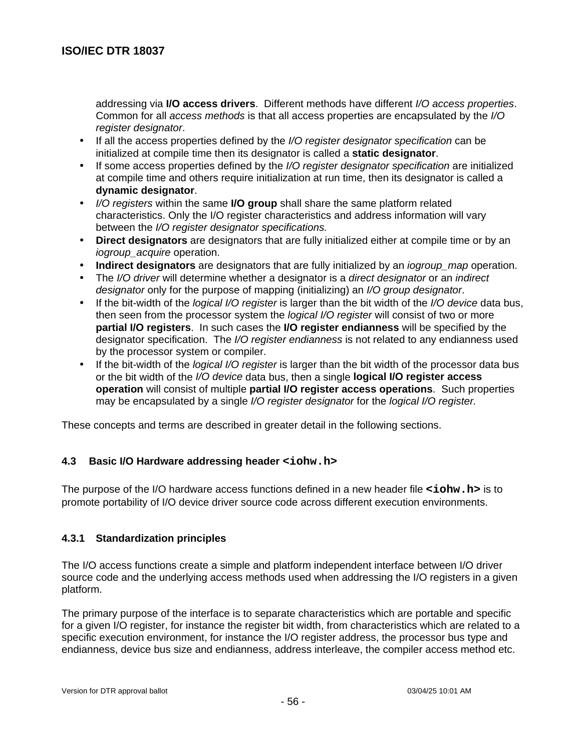addressing via **I/O access drivers**. Different methods have different *I/O access properties*. Common for all *access methods* is that all access properties are encapsulated by the *I/O register designator*.

- If all the access properties defined by the *I/O register designator specification* can be initialized at compile time then its designator is called a **static designator**.
- If some access properties defined by the *I/O register designator specification* are initialized at compile time and others require initialization at run time, then its designator is called a **dynamic designator**.
- *I/O registers* within the same **I/O group** shall share the same platform related characteristics. Only the I/O register characteristics and address information will vary between the *I/O register designator specifications.*
- **Direct designators** are designators that are fully initialized either at compile time or by an *iogroup_acquire* operation.
- **Indirect designators** are designators that are fully initialized by an *iogroup_map* operation.
- The *I/O driver* will determine whether a designator is a *direct designator* or an *indirect designator* only for the purpose of mapping (initializing) an *I/O group designator*.
- If the bit-width of the *logical I/O register* is larger than the bit width of the *I/O device* data bus, then seen from the processor system the *logical I/O register* will consist of two or more **partial I/O registers**. In such cases the **I/O register endianness** will be specified by the designator specification. The *I/O register endianness* is not related to any endianness used by the processor system or compiler.
- If the bit-width of the *logical I/O register* is larger than the bit width of the processor data bus or the bit width of the *I/O device* data bus, then a single **logical I/O register access operation** will consist of multiple **partial I/O register access operations**. Such properties may be encapsulated by a single *I/O register designator* for the *logical I/O register.*

These concepts and terms are described in greater detail in the following sections.

### 4.3 Basic I/O Hardware addressing header `<iohw.h>`

The purpose of the I/O hardware access functions defined in a new header file **`<iohw.h>`** is to promote portability of I/O device driver source code across different execution environments.

#### 4.3.1 Standardization principles

The I/O access functions create a simple and platform independent interface between I/O driver source code and the underlying access methods used when addressing the I/O registers in a given platform.

The primary purpose of the interface is to separate characteristics which are portable and specific for a given I/O register, for instance the register bit width, from characteristics which are related to a specific execution environment, for instance the I/O register address, the processor bus type and endianness, device bus size and endianness, address interleave, the compiler access method etc.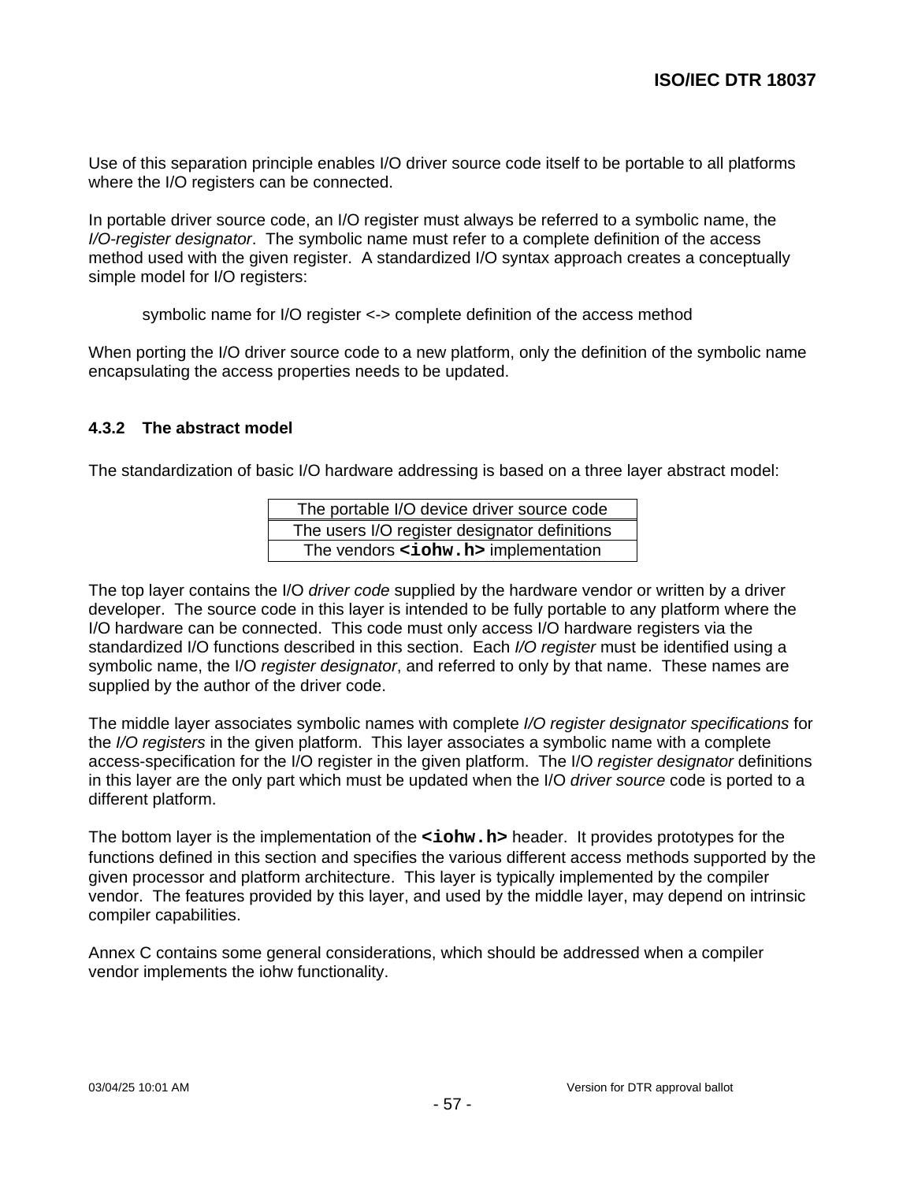Use of this separation principle enables I/O driver source code itself to be portable to all platforms where the I/O registers can be connected.

In portable driver source code, an I/O register must always be referred to a symbolic name, the *I/O-register designator*. The symbolic name must refer to a complete definition of the access method used with the given register. A standardized I/O syntax approach creates a conceptually simple model for I/O registers:

> symbolic name for I/O register <-> complete definition of the access method

When porting the I/O driver source code to a new platform, only the definition of the symbolic name encapsulating the access properties needs to be updated.

### 4.3.2 The abstract model

The standardization of basic I/O hardware addressing is based on a three layer abstract model:

| The portable I/O device driver source code |
|---|
| The users I/O register designator definitions |
| The vendors **`<iohw.h>`** implementation |

The top layer contains the I/O *driver code* supplied by the hardware vendor or written by a driver developer. The source code in this layer is intended to be fully portable to any platform where the I/O hardware can be connected. This code must only access I/O hardware registers via the standardized I/O functions described in this section. Each *I/O register* must be identified using a symbolic name, the I/O *register designator*, and referred to only by that name. These names are supplied by the author of the driver code.

The middle layer associates symbolic names with complete *I/O register designator specifications* for the *I/O registers* in the given platform. This layer associates a symbolic name with a complete access-specification for the I/O register in the given platform. The I/O *register designator* definitions in this layer are the only part which must be updated when the I/O *driver source* code is ported to a different platform.

The bottom layer is the implementation of the **`<iohw.h>`** header. It provides prototypes for the functions defined in this section and specifies the various different access methods supported by the given processor and platform architecture. This layer is typically implemented by the compiler vendor. The features provided by this layer, and used by the middle layer, may depend on intrinsic compiler capabilities.

Annex C contains some general considerations, which should be addressed when a compiler vendor implements the iohw functionality.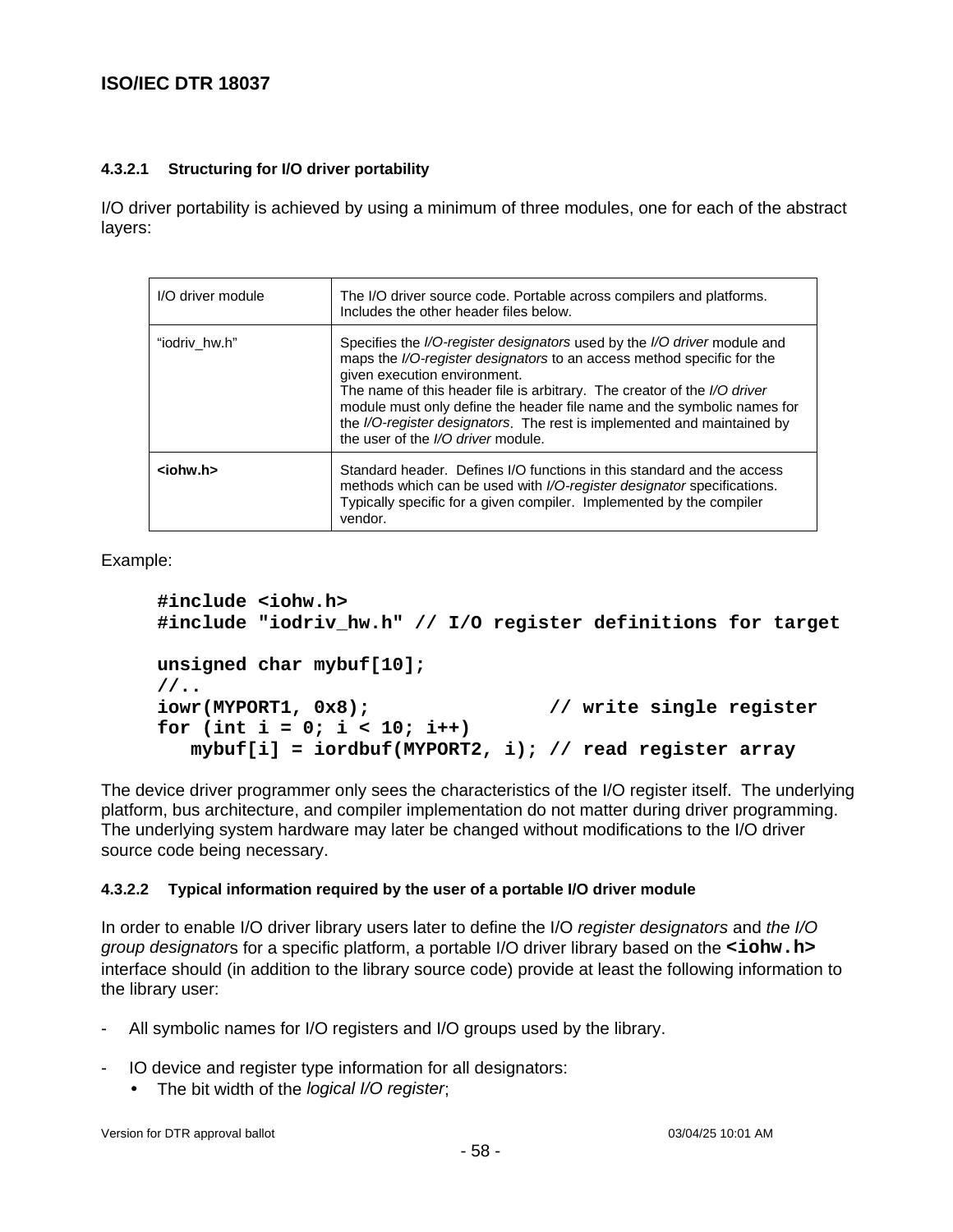#### 4.3.2.1 Structuring for I/O driver portability

I/O driver portability is achieved by using a minimum of three modules, one for each of the abstract layers:

| | |
|---|---|
| I/O driver module | The I/O driver source code. Portable across compilers and platforms. Includes the other header files below. |
| "iodriv_hw.h" | Specifies the *I/O-register designators* used by the *I/O driver* module and maps the *I/O-register designators* to an access method specific for the given execution environment.<br>The name of this header file is arbitrary. The creator of the *I/O driver* module must only define the header file name and the symbolic names for the *I/O-register designators*. The rest is implemented and maintained by the user of the *I/O driver* module. |
| **<iohw.h>** | Standard header. Defines I/O functions in this standard and the access methods which can be used with *I/O-register designator* specifications. Typically specific for a given compiler. Implemented by the compiler vendor. |

Example:

```
#include <iohw.h>
#include "iodriv_hw.h" // I/O register definitions for target

unsigned char mybuf[10];
//..
iowr(MYPORT1, 0x8);                // write single register
for (int i = 0; i < 10; i++)
   mybuf[i] = iordbuf(MYPORT2, i); // read register array
```

The device driver programmer only sees the characteristics of the I/O register itself. The underlying platform, bus architecture, and compiler implementation do not matter during driver programming. The underlying system hardware may later be changed without modifications to the I/O driver source code being necessary.

#### 4.3.2.2 Typical information required by the user of a portable I/O driver module

In order to enable I/O driver library users later to define the I/O *register designators* and *the I/O group designator*s for a specific platform, a portable I/O driver library based on the **`<iohw.h>`** interface should (in addition to the library source code) provide at least the following information to the library user:

- All symbolic names for I/O registers and I/O groups used by the library.

- IO device and register type information for all designators:
  - The bit width of the *logical I/O register*;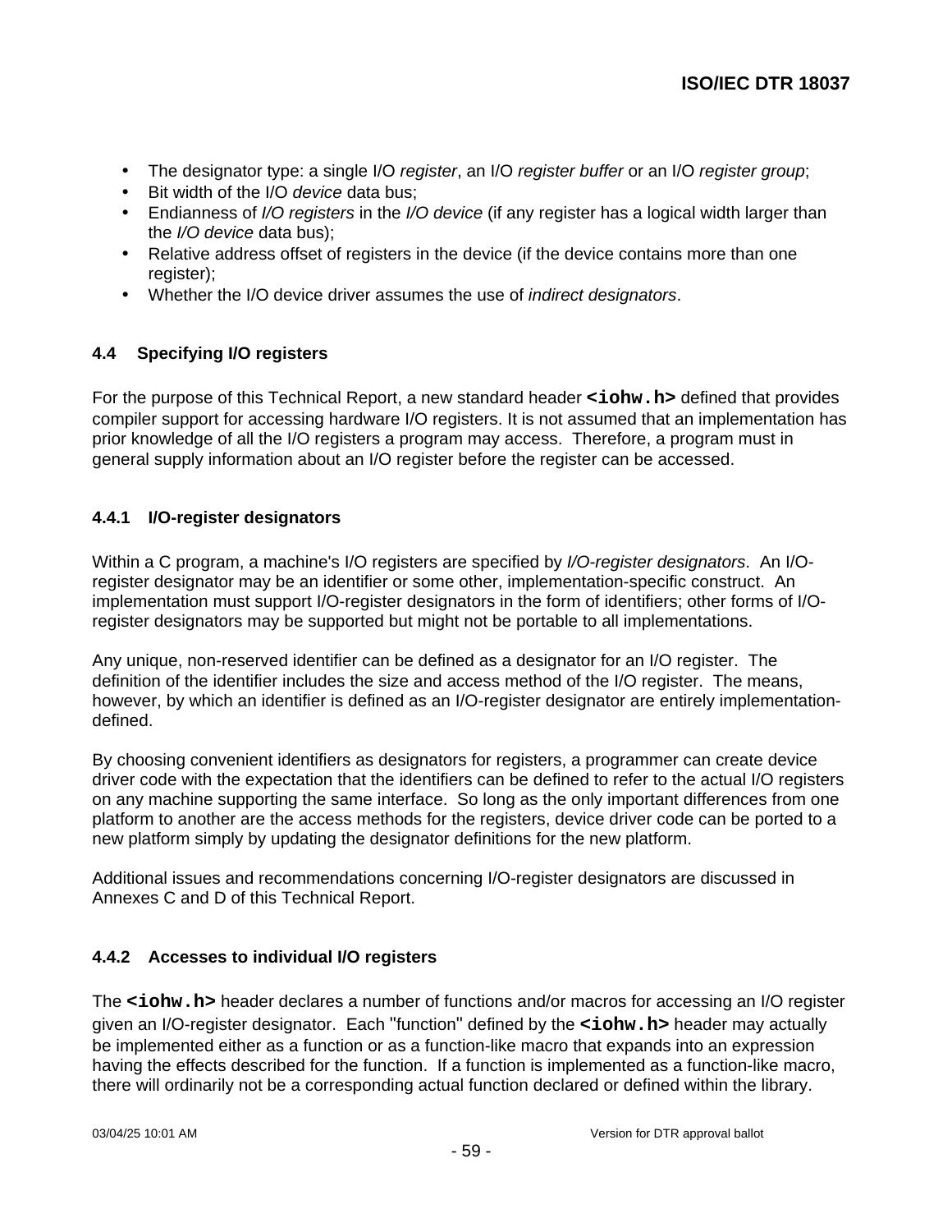- The designator type: a single I/O *register*, an I/O *register buffer* or an I/O *register group*;
- Bit width of the I/O *device* data bus;
- Endianness of *I/O registers* in the *I/O device* (if any register has a logical width larger than the *I/O device* data bus);
- Relative address offset of registers in the device (if the device contains more than one register);
- Whether the I/O device driver assumes the use of *indirect designators*.

### 4.4 Specifying I/O registers

For the purpose of this Technical Report, a new standard header **`<iohw.h>`** defined that provides compiler support for accessing hardware I/O registers. It is not assumed that an implementation has prior knowledge of all the I/O registers a program may access. Therefore, a program must in general supply information about an I/O register before the register can be accessed.

#### 4.4.1 I/O-register designators

Within a C program, a machine's I/O registers are specified by *I/O-register designators*. An I/O-register designator may be an identifier or some other, implementation-specific construct. An implementation must support I/O-register designators in the form of identifiers; other forms of I/O-register designators may be supported but might not be portable to all implementations.

Any unique, non-reserved identifier can be defined as a designator for an I/O register. The definition of the identifier includes the size and access method of the I/O register. The means, however, by which an identifier is defined as an I/O-register designator are entirely implementation-defined.

By choosing convenient identifiers as designators for registers, a programmer can create device driver code with the expectation that the identifiers can be defined to refer to the actual I/O registers on any machine supporting the same interface. So long as the only important differences from one platform to another are the access methods for the registers, device driver code can be ported to a new platform simply by updating the designator definitions for the new platform.

Additional issues and recommendations concerning I/O-register designators are discussed in Annexes C and D of this Technical Report.

#### 4.4.2 Accesses to individual I/O registers

The **`<iohw.h>`** header declares a number of functions and/or macros for accessing an I/O register given an I/O-register designator. Each "function" defined by the **`<iohw.h>`** header may actually be implemented either as a function or as a function-like macro that expands into an expression having the effects described for the function. If a function is implemented as a function-like macro, there will ordinarily not be a corresponding actual function declared or defined within the library.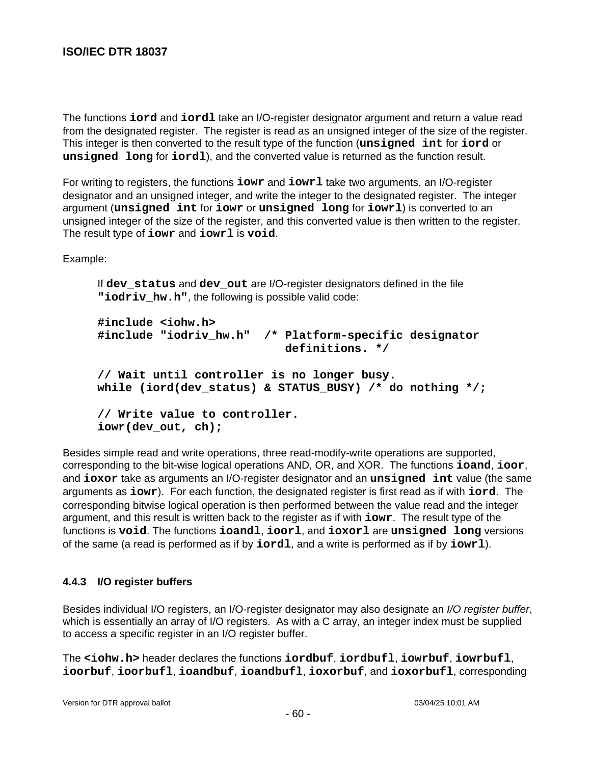The functions **`iord`** and **`iordl`** take an I/O-register designator argument and return a value read from the designated register. The register is read as an unsigned integer of the size of the register. This integer is then converted to the result type of the function (**`unsigned int`** for **`iord`** or **`unsigned long`** for **`iordl`**), and the converted value is returned as the function result.

For writing to registers, the functions **`iowr`** and **`iowrl`** take two arguments, an I/O-register designator and an unsigned integer, and write the integer to the designated register. The integer argument (**`unsigned int`** for **`iowr`** or **`unsigned long`** for **`iowrl`**) is converted to an unsigned integer of the size of the register, and this converted value is then written to the register. The result type of **`iowr`** and **`iowrl`** is **`void`**.

Example:

> If **`dev_status`** and **`dev_out`** are I/O-register designators defined in the file **`"iodriv_hw.h"`**, the following is possible valid code:

```
#include <iohw.h>
#include "iodriv_hw.h"  /* Platform-specific designator
                           definitions. */

// Wait until controller is no longer busy.
while (iord(dev_status) & STATUS_BUSY) /* do nothing */;

// Write value to controller.
iowr(dev_out, ch);
```

Besides simple read and write operations, three read-modify-write operations are supported, corresponding to the bit-wise logical operations AND, OR, and XOR. The functions **`ioand`**, **`ioor`**, and **`ioxor`** take as arguments an I/O-register designator and an **`unsigned int`** value (the same arguments as **`iowr`**). For each function, the designated register is first read as if with **`iord`**. The corresponding bitwise logical operation is then performed between the value read and the integer argument, and this result is written back to the register as if with **`iowr`**. The result type of the functions is **`void`**. The functions **`ioandl`**, **`ioorl`**, and **`ioxorl`** are **`unsigned long`** versions of the same (a read is performed as if by **`iordl`**, and a write is performed as if by **`iowrl`**).

### 4.4.3 I/O register buffers

Besides individual I/O registers, an I/O-register designator may also designate an *I/O register buffer*, which is essentially an array of I/O registers. As with a C array, an integer index must be supplied to access a specific register in an I/O register buffer.

The **`<iohw.h>`** header declares the functions **`iordbuf`**, **`iordbufl`**, **`iowrbuf`**, **`iowrbufl`**, **`ioorbuf`**, **`ioorbufl`**, **`ioandbuf`**, **`ioandbufl`**, **`ioxorbuf`**, and **`ioxorbufl`**, corresponding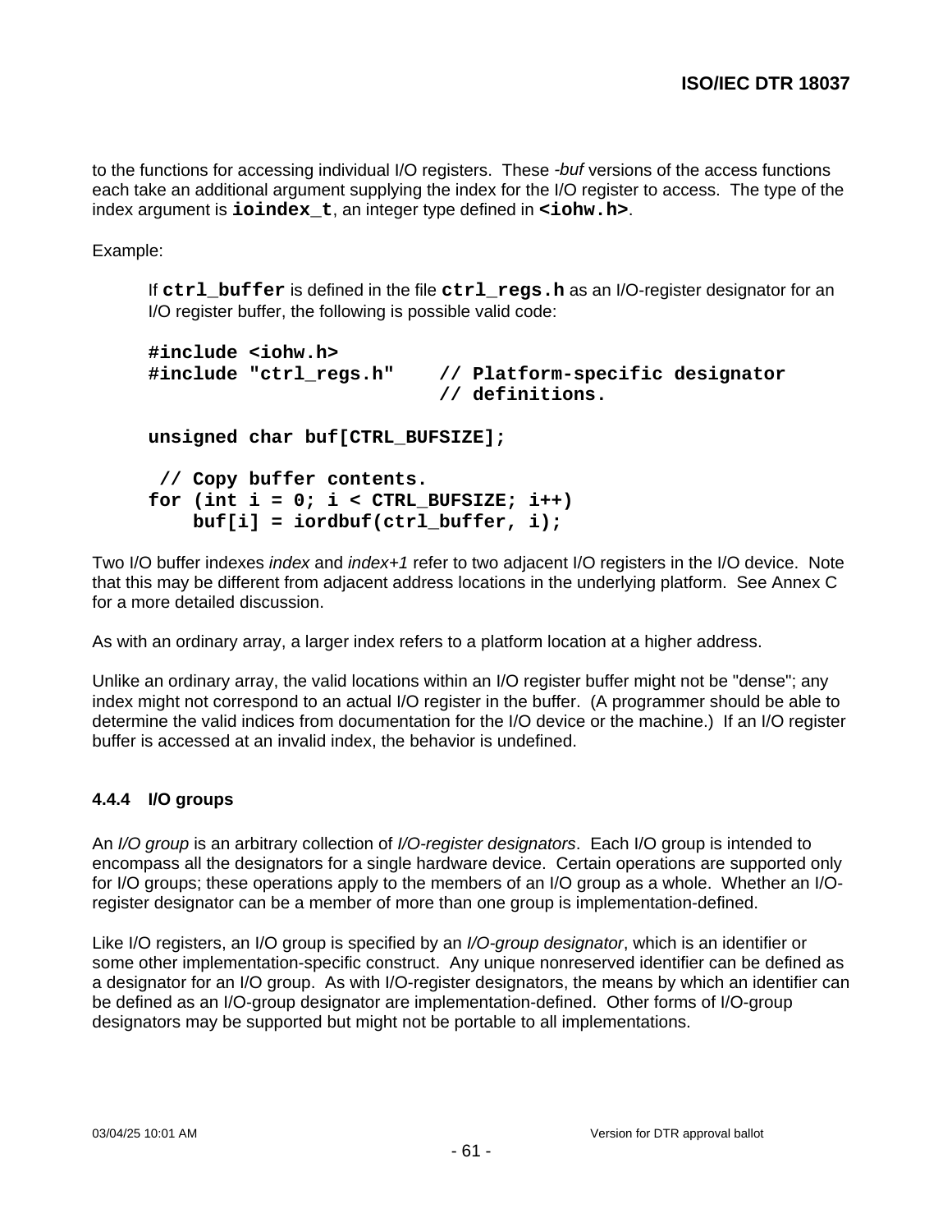to the functions for accessing individual I/O registers. These *-buf* versions of the access functions each take an additional argument supplying the index for the I/O register to access. The type of the index argument is **`ioindex_t`**, an integer type defined in **`<iohw.h>`**.

Example:

> If **`ctrl_buffer`** is defined in the file **`ctrl_regs.h`** as an I/O-register designator for an I/O register buffer, the following is possible valid code:
>
> ```
> #include <iohw.h>
> #include "ctrl_regs.h"    // Platform-specific designator
>                           // definitions.
>
> unsigned char buf[CTRL_BUFSIZE];
>
>  // Copy buffer contents.
> for (int i = 0; i < CTRL_BUFSIZE; i++)
>     buf[i] = iordbuf(ctrl_buffer, i);
> ```

Two I/O buffer indexes *index* and *index+1* refer to two adjacent I/O registers in the I/O device. Note that this may be different from adjacent address locations in the underlying platform. See Annex C for a more detailed discussion.

As with an ordinary array, a larger index refers to a platform location at a higher address.

Unlike an ordinary array, the valid locations within an I/O register buffer might not be "dense"; any index might not correspond to an actual I/O register in the buffer. (A programmer should be able to determine the valid indices from documentation for the I/O device or the machine.) If an I/O register buffer is accessed at an invalid index, the behavior is undefined.

#### 4.4.4 I/O groups

An *I/O group* is an arbitrary collection of *I/O-register designators*. Each I/O group is intended to encompass all the designators for a single hardware device. Certain operations are supported only for I/O groups; these operations apply to the members of an I/O group as a whole. Whether an I/O-register designator can be a member of more than one group is implementation-defined.

Like I/O registers, an I/O group is specified by an *I/O-group designator*, which is an identifier or some other implementation-specific construct. Any unique nonreserved identifier can be defined as a designator for an I/O group. As with I/O-register designators, the means by which an identifier can be defined as an I/O-group designator are implementation-defined. Other forms of I/O-group designators may be supported but might not be portable to all implementations.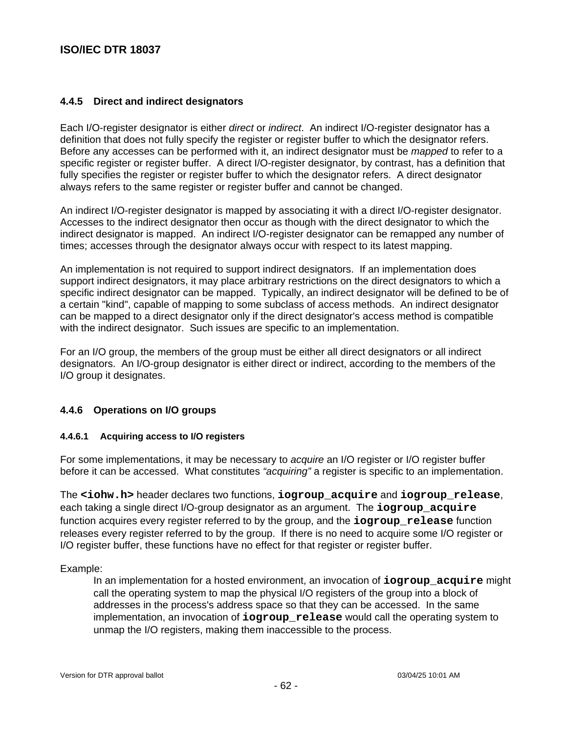### 4.4.5 Direct and indirect designators

Each I/O-register designator is either *direct* or *indirect*. An indirect I/O-register designator has a definition that does not fully specify the register or register buffer to which the designator refers. Before any accesses can be performed with it, an indirect designator must be *mapped* to refer to a specific register or register buffer. A direct I/O-register designator, by contrast, has a definition that fully specifies the register or register buffer to which the designator refers. A direct designator always refers to the same register or register buffer and cannot be changed.

An indirect I/O-register designator is mapped by associating it with a direct I/O-register designator. Accesses to the indirect designator then occur as though with the direct designator to which the indirect designator is mapped. An indirect I/O-register designator can be remapped any number of times; accesses through the designator always occur with respect to its latest mapping.

An implementation is not required to support indirect designators. If an implementation does support indirect designators, it may place arbitrary restrictions on the direct designators to which a specific indirect designator can be mapped. Typically, an indirect designator will be defined to be of a certain "kind", capable of mapping to some subclass of access methods. An indirect designator can be mapped to a direct designator only if the direct designator's access method is compatible with the indirect designator. Such issues are specific to an implementation.

For an I/O group, the members of the group must be either all direct designators or all indirect designators. An I/O-group designator is either direct or indirect, according to the members of the I/O group it designates.

### 4.4.6 Operations on I/O groups

#### 4.4.6.1 Acquiring access to I/O registers

For some implementations, it may be necessary to *acquire* an I/O register or I/O register buffer before it can be accessed. What constitutes *"acquiring"* a register is specific to an implementation.

The **`<iohw.h>`** header declares two functions, **`iogroup_acquire`** and **`iogroup_release`**, each taking a single direct I/O-group designator as an argument. The **`iogroup_acquire`** function acquires every register referred to by the group, and the **`iogroup_release`** function releases every register referred to by the group. If there is no need to acquire some I/O register or I/O register buffer, these functions have no effect for that register or register buffer.

Example:

> In an implementation for a hosted environment, an invocation of **`iogroup_acquire`** might call the operating system to map the physical I/O registers of the group into a block of addresses in the process's address space so that they can be accessed. In the same implementation, an invocation of **`iogroup_release`** would call the operating system to unmap the I/O registers, making them inaccessible to the process.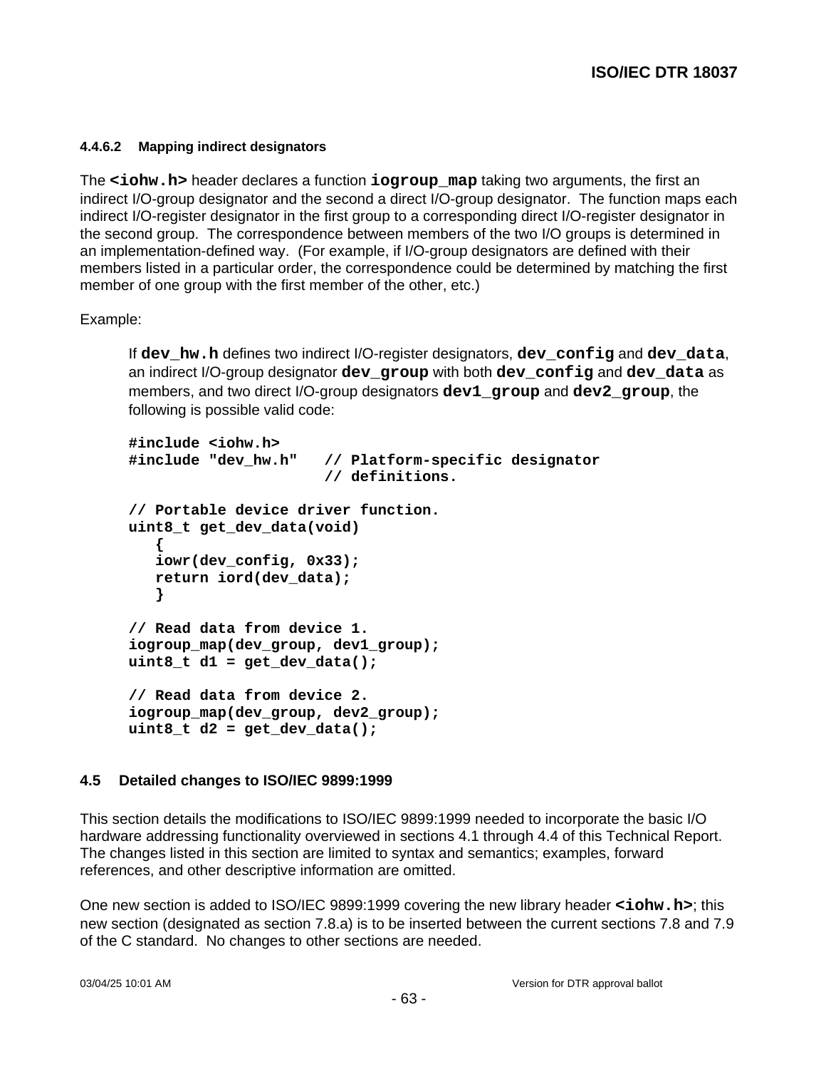#### 4.4.6.2 Mapping indirect designators

The **`<iohw.h>`** header declares a function **`iogroup_map`** taking two arguments, the first an indirect I/O-group designator and the second a direct I/O-group designator. The function maps each indirect I/O-register designator in the first group to a corresponding direct I/O-register designator in the second group. The correspondence between members of the two I/O groups is determined in an implementation-defined way. (For example, if I/O-group designators are defined with their members listed in a particular order, the correspondence could be determined by matching the first member of one group with the first member of the other, etc.)

Example:

> If **`dev_hw.h`** defines two indirect I/O-register designators, **`dev_config`** and **`dev_data`**, an indirect I/O-group designator **`dev_group`** with both **`dev_config`** and **`dev_data`** as members, and two direct I/O-group designators **`dev1_group`** and **`dev2_group`**, the following is possible valid code:

```
#include <iohw.h>
#include "dev_hw.h"   // Platform-specific designator
                      // definitions.

// Portable device driver function.
uint8_t get_dev_data(void)
   {
   iowr(dev_config, 0x33);
   return iord(dev_data);
   }

// Read data from device 1.
iogroup_map(dev_group, dev1_group);
uint8_t d1 = get_dev_data();

// Read data from device 2.
iogroup_map(dev_group, dev2_group);
uint8_t d2 = get_dev_data();
```

### 4.5 Detailed changes to ISO/IEC 9899:1999

This section details the modifications to ISO/IEC 9899:1999 needed to incorporate the basic I/O hardware addressing functionality overviewed in sections 4.1 through 4.4 of this Technical Report. The changes listed in this section are limited to syntax and semantics; examples, forward references, and other descriptive information are omitted.

One new section is added to ISO/IEC 9899:1999 covering the new library header **`<iohw.h>`**; this new section (designated as section 7.8.a) is to be inserted between the current sections 7.8 and 7.9 of the C standard. No changes to other sections are needed.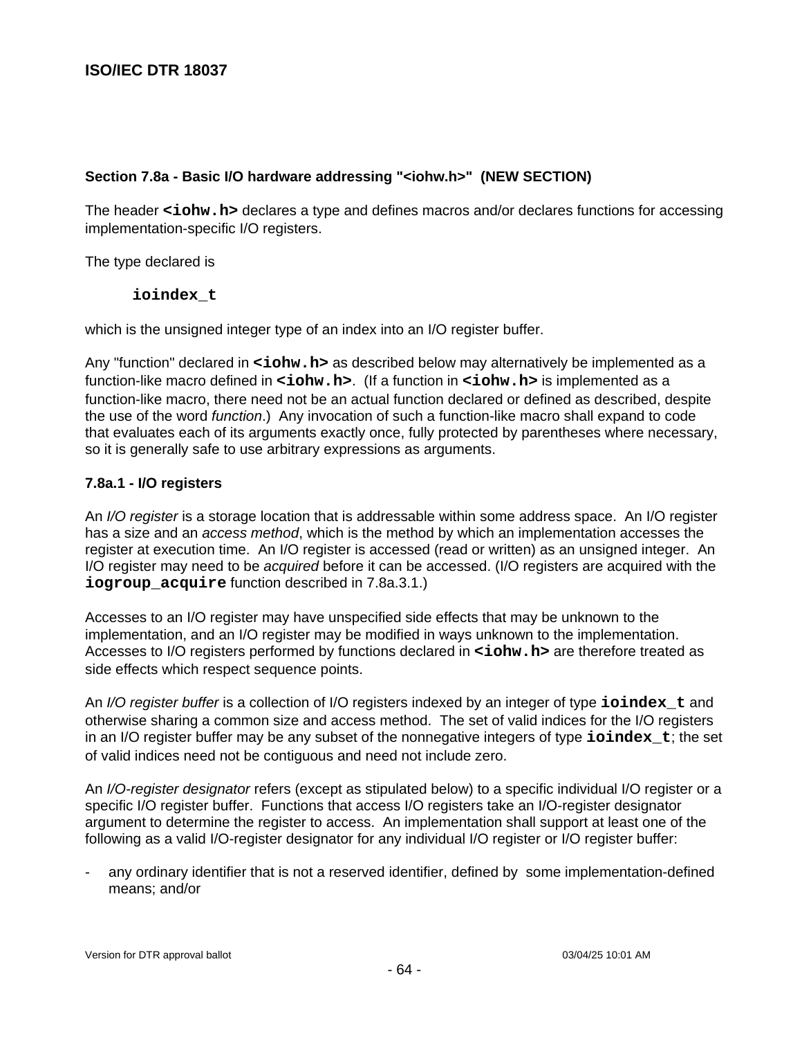## Section 7.8a - Basic I/O hardware addressing "<iohw.h>" (NEW SECTION)

The header **`<iohw.h>`** declares a type and defines macros and/or declares functions for accessing implementation-specific I/O registers.

The type declared is

> **`ioindex_t`**

which is the unsigned integer type of an index into an I/O register buffer.

Any "function" declared in **`<iohw.h>`** as described below may alternatively be implemented as a function-like macro defined in **`<iohw.h>`**. (If a function in **`<iohw.h>`** is implemented as a function-like macro, there need not be an actual function declared or defined as described, despite the use of the word *function*.) Any invocation of such a function-like macro shall expand to code that evaluates each of its arguments exactly once, fully protected by parentheses where necessary, so it is generally safe to use arbitrary expressions as arguments.

### 7.8a.1 - I/O registers

An *I/O register* is a storage location that is addressable within some address space. An I/O register has a size and an *access method*, which is the method by which an implementation accesses the register at execution time. An I/O register is accessed (read or written) as an unsigned integer. An I/O register may need to be *acquired* before it can be accessed. (I/O registers are acquired with the **`iogroup_acquire`** function described in 7.8a.3.1.)

Accesses to an I/O register may have unspecified side effects that may be unknown to the implementation, and an I/O register may be modified in ways unknown to the implementation. Accesses to I/O registers performed by functions declared in **`<iohw.h>`** are therefore treated as side effects which respect sequence points.

An *I/O register buffer* is a collection of I/O registers indexed by an integer of type **`ioindex_t`** and otherwise sharing a common size and access method. The set of valid indices for the I/O registers in an I/O register buffer may be any subset of the nonnegative integers of type **`ioindex_t`**; the set of valid indices need not be contiguous and need not include zero.

An *I/O-register designator* refers (except as stipulated below) to a specific individual I/O register or a specific I/O register buffer. Functions that access I/O registers take an I/O-register designator argument to determine the register to access. An implementation shall support at least one of the following as a valid I/O-register designator for any individual I/O register or I/O register buffer:

- any ordinary identifier that is not a reserved identifier, defined by some implementation-defined means; and/or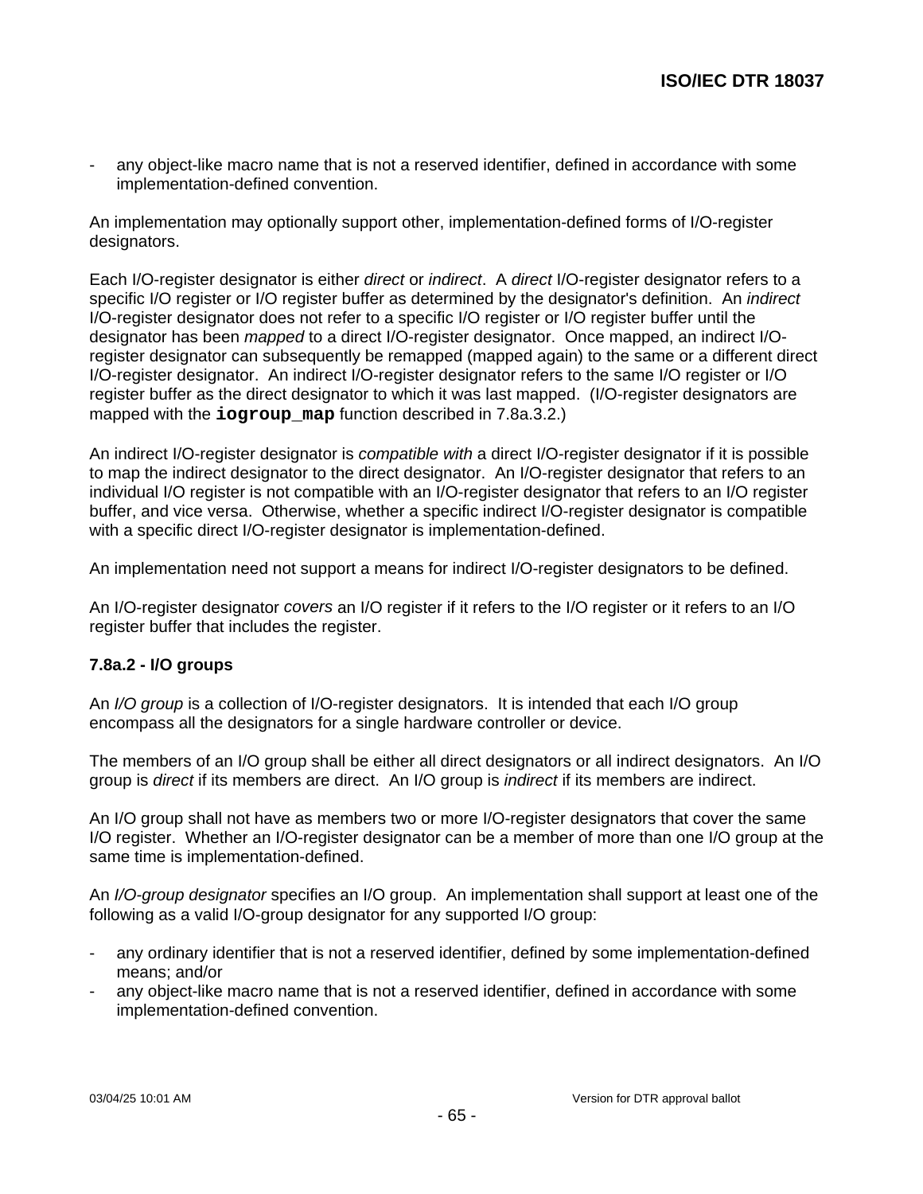- any object-like macro name that is not a reserved identifier, defined in accordance with some implementation-defined convention.

An implementation may optionally support other, implementation-defined forms of I/O-register designators.

Each I/O-register designator is either *direct* or *indirect*. A *direct* I/O-register designator refers to a specific I/O register or I/O register buffer as determined by the designator's definition. An *indirect* I/O-register designator does not refer to a specific I/O register or I/O register buffer until the designator has been *mapped* to a direct I/O-register designator. Once mapped, an indirect I/O-register designator can subsequently be remapped (mapped again) to the same or a different direct I/O-register designator. An indirect I/O-register designator refers to the same I/O register or I/O register buffer as the direct designator to which it was last mapped. (I/O-register designators are mapped with the **`iogroup_map`** function described in 7.8a.3.2.)

An indirect I/O-register designator is *compatible with* a direct I/O-register designator if it is possible to map the indirect designator to the direct designator. An I/O-register designator that refers to an individual I/O register is not compatible with an I/O-register designator that refers to an I/O register buffer, and vice versa. Otherwise, whether a specific indirect I/O-register designator is compatible with a specific direct I/O-register designator is implementation-defined.

An implementation need not support a means for indirect I/O-register designators to be defined.

An I/O-register designator *covers* an I/O register if it refers to the I/O register or it refers to an I/O register buffer that includes the register.

### 7.8a.2 - I/O groups

An *I/O group* is a collection of I/O-register designators. It is intended that each I/O group encompass all the designators for a single hardware controller or device.

The members of an I/O group shall be either all direct designators or all indirect designators. An I/O group is *direct* if its members are direct. An I/O group is *indirect* if its members are indirect.

An I/O group shall not have as members two or more I/O-register designators that cover the same I/O register. Whether an I/O-register designator can be a member of more than one I/O group at the same time is implementation-defined.

An *I/O-group designator* specifies an I/O group. An implementation shall support at least one of the following as a valid I/O-group designator for any supported I/O group:

- any ordinary identifier that is not a reserved identifier, defined by some implementation-defined means; and/or
- any object-like macro name that is not a reserved identifier, defined in accordance with some implementation-defined convention.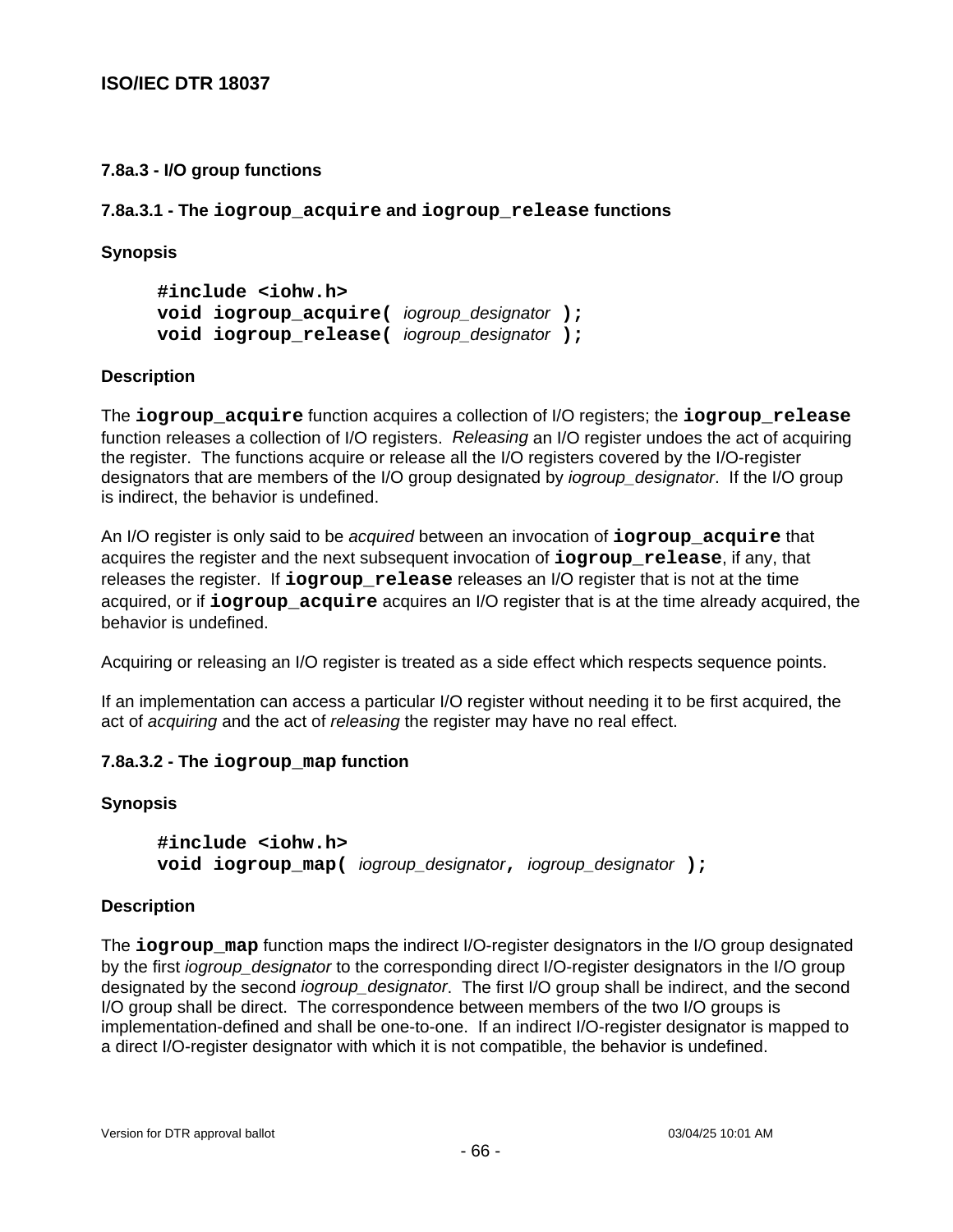### 7.8a.3 - I/O group functions

#### 7.8a.3.1 - The `iogroup_acquire` and `iogroup_release` functions

**Synopsis**

```
#include <iohw.h>
void iogroup_acquire( iogroup_designator );
void iogroup_release( iogroup_designator );
```

**Description**

The **`iogroup_acquire`** function acquires a collection of I/O registers; the **`iogroup_release`** function releases a collection of I/O registers. *Releasing* an I/O register undoes the act of acquiring the register. The functions acquire or release all the I/O registers covered by the I/O-register designators that are members of the I/O group designated by *iogroup_designator*. If the I/O group is indirect, the behavior is undefined.

An I/O register is only said to be *acquired* between an invocation of **`iogroup_acquire`** that acquires the register and the next subsequent invocation of **`iogroup_release`**, if any, that releases the register. If **`iogroup_release`** releases an I/O register that is not at the time acquired, or if **`iogroup_acquire`** acquires an I/O register that is at the time already acquired, the behavior is undefined.

Acquiring or releasing an I/O register is treated as a side effect which respects sequence points.

If an implementation can access a particular I/O register without needing it to be first acquired, the act of *acquiring* and the act of *releasing* the register may have no real effect.

#### 7.8a.3.2 - The `iogroup_map` function

**Synopsis**

```
#include <iohw.h>
void iogroup_map( iogroup_designator, iogroup_designator );
```

**Description**

The **`iogroup_map`** function maps the indirect I/O-register designators in the I/O group designated by the first *iogroup_designator* to the corresponding direct I/O-register designators in the I/O group designated by the second *iogroup_designator*. The first I/O group shall be indirect, and the second I/O group shall be direct. The correspondence between members of the two I/O groups is implementation-defined and shall be one-to-one. If an indirect I/O-register designator is mapped to a direct I/O-register designator with which it is not compatible, the behavior is undefined.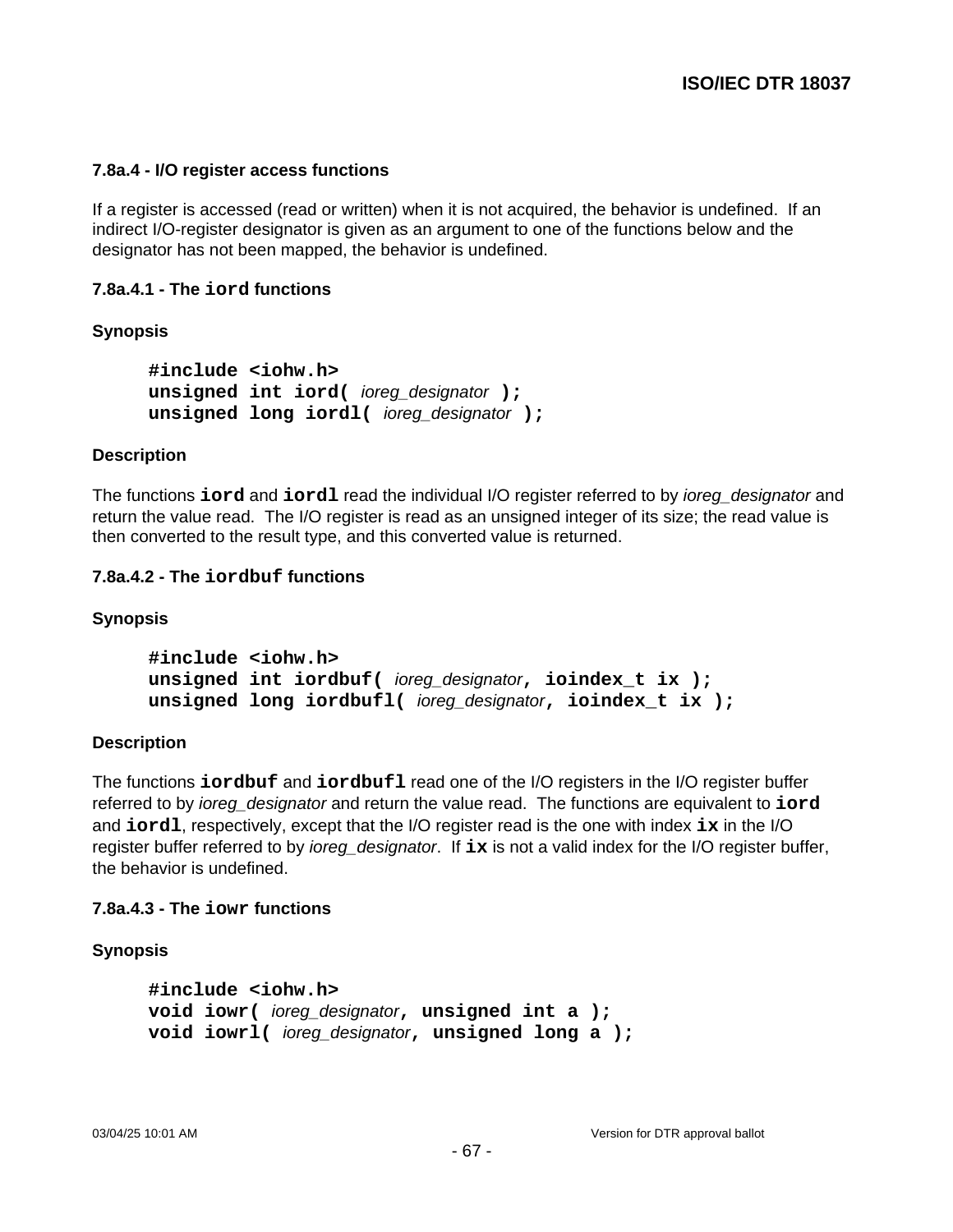### 7.8a.4 - I/O register access functions

If a register is accessed (read or written) when it is not acquired, the behavior is undefined. If an indirect I/O-register designator is given as an argument to one of the functions below and the designator has not been mapped, the behavior is undefined.

#### 7.8a.4.1 - The `iord` functions

**Synopsis**

```
#include <iohw.h>
unsigned int iord( ioreg_designator );
unsigned long iordl( ioreg_designator );
```

**Description**

The functions **`iord`** and **`iordl`** read the individual I/O register referred to by *ioreg_designator* and return the value read. The I/O register is read as an unsigned integer of its size; the read value is then converted to the result type, and this converted value is returned.

#### 7.8a.4.2 - The `iordbuf` functions

**Synopsis**

```
#include <iohw.h>
unsigned int iordbuf( ioreg_designator, ioindex_t ix );
unsigned long iordbufl( ioreg_designator, ioindex_t ix );
```

**Description**

The functions **`iordbuf`** and **`iordbufl`** read one of the I/O registers in the I/O register buffer referred to by *ioreg_designator* and return the value read. The functions are equivalent to **`iord`** and **`iordl`**, respectively, except that the I/O register read is the one with index **`ix`** in the I/O register buffer referred to by *ioreg_designator*. If **`ix`** is not a valid index for the I/O register buffer, the behavior is undefined.

#### 7.8a.4.3 - The `iowr` functions

**Synopsis**

```
#include <iohw.h>
void iowr( ioreg_designator, unsigned int a );
void iowrl( ioreg_designator, unsigned long a );
```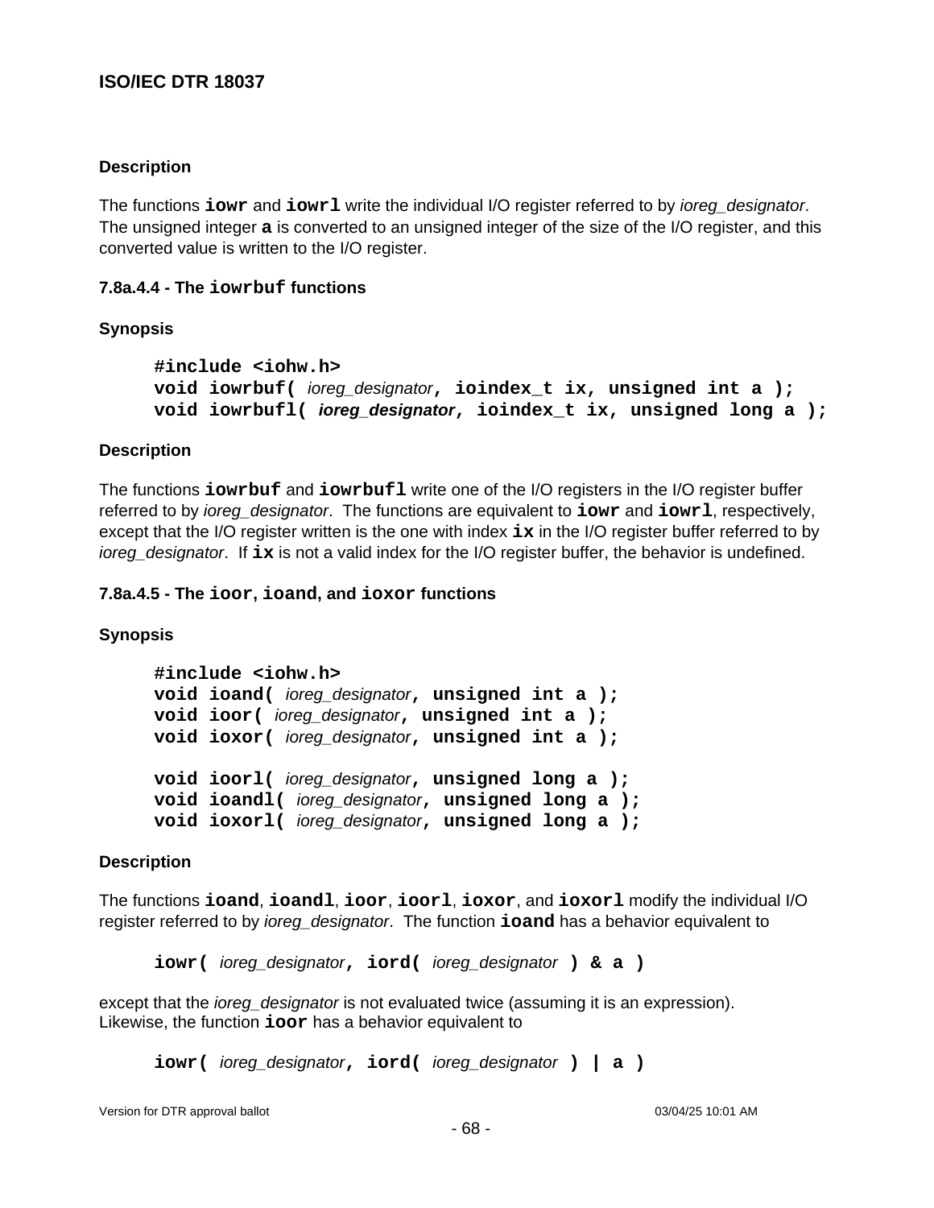**Description**

The functions **`iowr`** and **`iowrl`** write the individual I/O register referred to by *ioreg_designator*. The unsigned integer **`a`** is converted to an unsigned integer of the size of the I/O register, and this converted value is written to the I/O register.

#### 7.8a.4.4 - The `iowrbuf` functions

**Synopsis**

```
#include <iohw.h>
void iowrbuf( ioreg_designator, ioindex_t ix, unsigned int a );
void iowrbufl( ioreg_designator, ioindex_t ix, unsigned long a );
```

**Description**

The functions **`iowrbuf`** and **`iowrbufl`** write one of the I/O registers in the I/O register buffer referred to by *ioreg_designator*. The functions are equivalent to **`iowr`** and **`iowrl`**, respectively, except that the I/O register written is the one with index **`ix`** in the I/O register buffer referred to by *ioreg_designator*. If **`ix`** is not a valid index for the I/O register buffer, the behavior is undefined.

#### 7.8a.4.5 - The `ioor`, `ioand`, and `ioxor` functions

**Synopsis**

```
#include <iohw.h>
void ioand( ioreg_designator, unsigned int a );
void ioor( ioreg_designator, unsigned int a );
void ioxor( ioreg_designator, unsigned int a );

void ioorl( ioreg_designator, unsigned long a );
void ioandl( ioreg_designator, unsigned long a );
void ioxorl( ioreg_designator, unsigned long a );
```

**Description**

The functions **`ioand`**, **`ioandl`**, **`ioor`**, **`ioorl`**, **`ioxor`**, and **`ioxorl`** modify the individual I/O register referred to by *ioreg_designator*. The function **`ioand`** has a behavior equivalent to

```
iowr( ioreg_designator, iord( ioreg_designator ) & a )
```

except that the *ioreg_designator* is not evaluated twice (assuming it is an expression). Likewise, the function **`ioor`** has a behavior equivalent to

```
iowr( ioreg_designator, iord( ioreg_designator ) | a )
```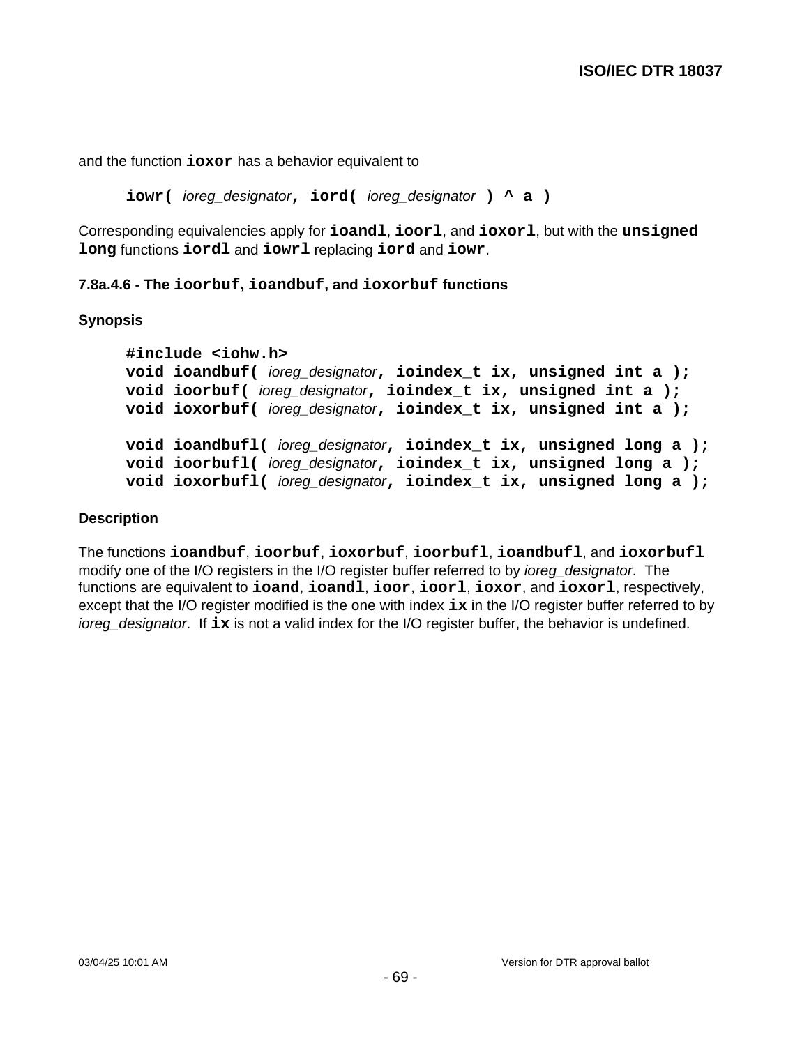and the function **ioxor** has a behavior equivalent to

```
iowr( ioreg_designator, iord( ioreg_designator ) ^ a )
```

Corresponding equivalencies apply for **ioandl**, **ioorl**, and **ioxorl**, but with the **unsigned long** functions **iordl** and **iowrl** replacing **iord** and **iowr**.

#### 7.8a.4.6 - The ioorbuf, ioandbuf, and ioxorbuf functions

**Synopsis**

```
#include <iohw.h>
void ioandbuf( ioreg_designator, ioindex_t ix, unsigned int a );
void ioorbuf( ioreg_designator, ioindex_t ix, unsigned int a );
void ioxorbuf( ioreg_designator, ioindex_t ix, unsigned int a );

void ioandbufl( ioreg_designator, ioindex_t ix, unsigned long a );
void ioorbufl( ioreg_designator, ioindex_t ix, unsigned long a );
void ioxorbufl( ioreg_designator, ioindex_t ix, unsigned long a );
```

**Description**

The functions **ioandbuf**, **ioorbuf**, **ioxorbuf**, **ioorbufl**, **ioandbufl**, and **ioxorbufl** modify one of the I/O registers in the I/O register buffer referred to by *ioreg_designator*. The functions are equivalent to **ioand**, **ioandl**, **ioor**, **ioorl**, **ioxor**, and **ioxorl**, respectively, except that the I/O register modified is the one with index **ix** in the I/O register buffer referred to by *ioreg_designator*. If **ix** is not a valid index for the I/O register buffer, the behavior is undefined.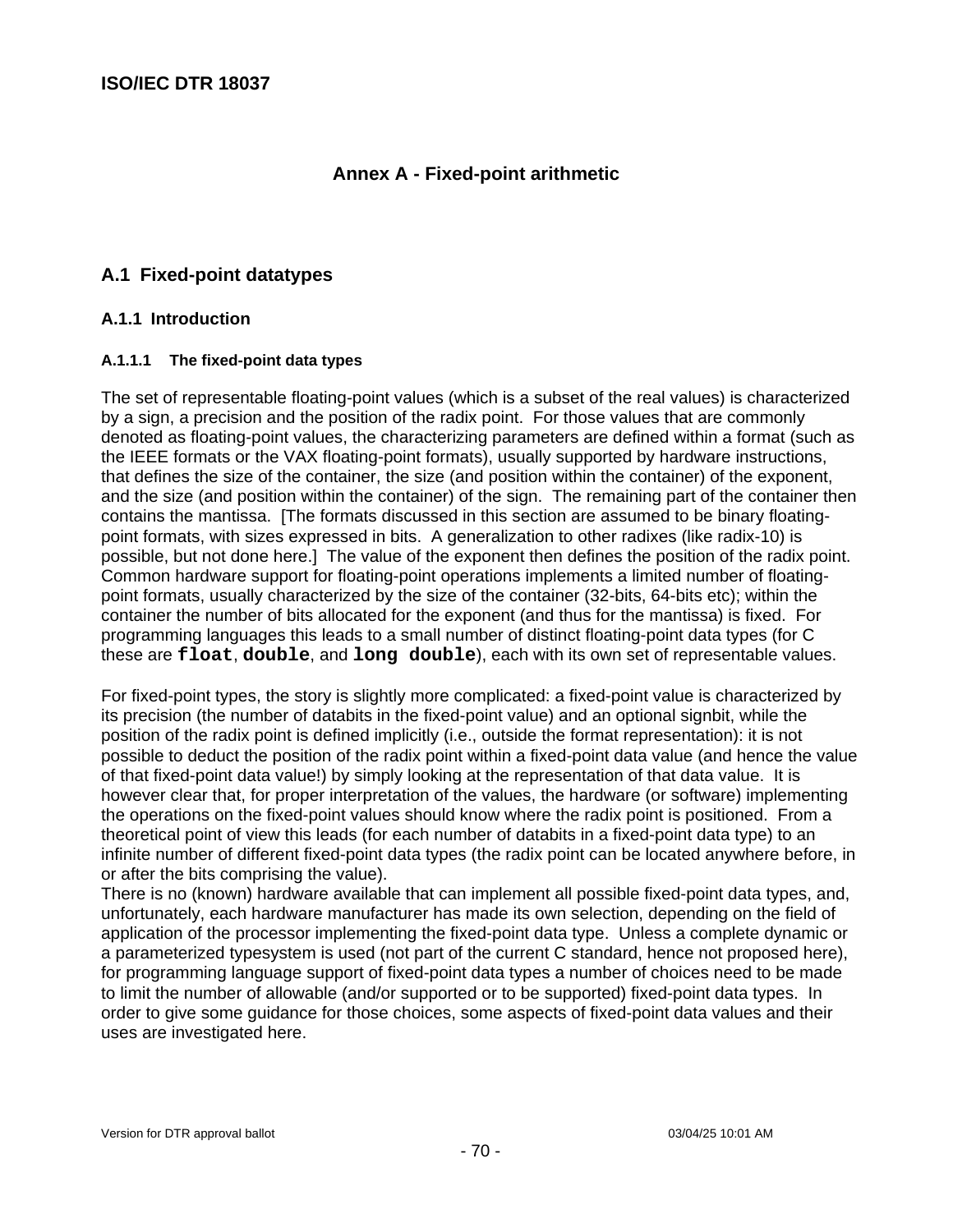# Annex A - Fixed-point arithmetic

## A.1 Fixed-point datatypes

### A.1.1 Introduction

#### A.1.1.1 The fixed-point data types

The set of representable floating-point values (which is a subset of the real values) is characterized by a sign, a precision and the position of the radix point. For those values that are commonly denoted as floating-point values, the characterizing parameters are defined within a format (such as the IEEE formats or the VAX floating-point formats), usually supported by hardware instructions, that defines the size of the container, the size (and position within the container) of the exponent, and the size (and position within the container) of the sign. The remaining part of the container then contains the mantissa. [The formats discussed in this section are assumed to be binary floating-point formats, with sizes expressed in bits. A generalization to other radixes (like radix-10) is possible, but not done here.] The value of the exponent then defines the position of the radix point. Common hardware support for floating-point operations implements a limited number of floating-point formats, usually characterized by the size of the container (32-bits, 64-bits etc); within the container the number of bits allocated for the exponent (and thus for the mantissa) is fixed. For programming languages this leads to a small number of distinct floating-point data types (for C these are **`float`**, **`double`**, and **`long double`**), each with its own set of representable values.

For fixed-point types, the story is slightly more complicated: a fixed-point value is characterized by its precision (the number of databits in the fixed-point value) and an optional signbit, while the position of the radix point is defined implicitly (i.e., outside the format representation): it is not possible to deduct the position of the radix point within a fixed-point data value (and hence the value of that fixed-point data value!) by simply looking at the representation of that data value. It is however clear that, for proper interpretation of the values, the hardware (or software) implementing the operations on the fixed-point values should know where the radix point is positioned. From a theoretical point of view this leads (for each number of databits in a fixed-point data type) to an infinite number of different fixed-point data types (the radix point can be located anywhere before, in or after the bits comprising the value).

There is no (known) hardware available that can implement all possible fixed-point data types, and, unfortunately, each hardware manufacturer has made its own selection, depending on the field of application of the processor implementing the fixed-point data type. Unless a complete dynamic or a parameterized typesystem is used (not part of the current C standard, hence not proposed here), for programming language support of fixed-point data types a number of choices need to be made to limit the number of allowable (and/or supported or to be supported) fixed-point data types. In order to give some guidance for those choices, some aspects of fixed-point data values and their uses are investigated here.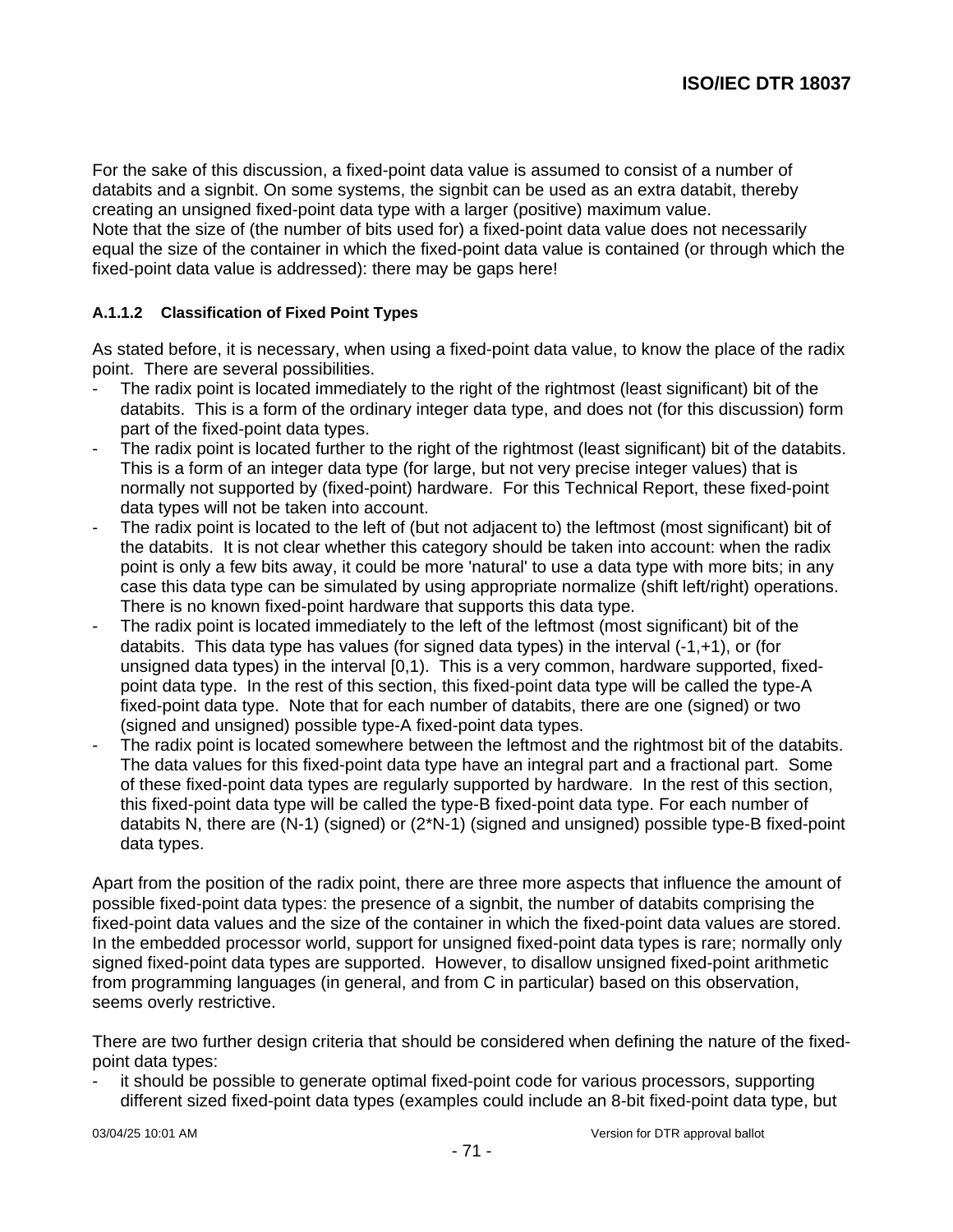For the sake of this discussion, a fixed-point data value is assumed to consist of a number of databits and a signbit. On some systems, the signbit can be used as an extra databit, thereby creating an unsigned fixed-point data type with a larger (positive) maximum value.
Note that the size of (the number of bits used for) a fixed-point data value does not necessarily equal the size of the container in which the fixed-point data value is contained (or through which the fixed-point data value is addressed): there may be gaps here!

#### A.1.1.2 Classification of Fixed Point Types

As stated before, it is necessary, when using a fixed-point data value, to know the place of the radix point. There are several possibilities.

- The radix point is located immediately to the right of the rightmost (least significant) bit of the databits. This is a form of the ordinary integer data type, and does not (for this discussion) form part of the fixed-point data types.
- The radix point is located further to the right of the rightmost (least significant) bit of the databits. This is a form of an integer data type (for large, but not very precise integer values) that is normally not supported by (fixed-point) hardware. For this Technical Report, these fixed-point data types will not be taken into account.
- The radix point is located to the left of (but not adjacent to) the leftmost (most significant) bit of the databits. It is not clear whether this category should be taken into account: when the radix point is only a few bits away, it could be more 'natural' to use a data type with more bits; in any case this data type can be simulated by using appropriate normalize (shift left/right) operations. There is no known fixed-point hardware that supports this data type.
- The radix point is located immediately to the left of the leftmost (most significant) bit of the databits. This data type has values (for signed data types) in the interval (-1,+1), or (for unsigned data types) in the interval [0,1). This is a very common, hardware supported, fixed-point data type. In the rest of this section, this fixed-point data type will be called the type-A fixed-point data type. Note that for each number of databits, there are one (signed) or two (signed and unsigned) possible type-A fixed-point data types.
- The radix point is located somewhere between the leftmost and the rightmost bit of the databits. The data values for this fixed-point data type have an integral part and a fractional part. Some of these fixed-point data types are regularly supported by hardware. In the rest of this section, this fixed-point data type will be called the type-B fixed-point data type. For each number of databits N, there are (N-1) (signed) or (2*N-1) (signed and unsigned) possible type-B fixed-point data types.

Apart from the position of the radix point, there are three more aspects that influence the amount of possible fixed-point data types: the presence of a signbit, the number of databits comprising the fixed-point data values and the size of the container in which the fixed-point data values are stored. In the embedded processor world, support for unsigned fixed-point data types is rare; normally only signed fixed-point data types are supported. However, to disallow unsigned fixed-point arithmetic from programming languages (in general, and from C in particular) based on this observation, seems overly restrictive.

There are two further design criteria that should be considered when defining the nature of the fixed-point data types:

- it should be possible to generate optimal fixed-point code for various processors, supporting different sized fixed-point data types (examples could include an 8-bit fixed-point data type, but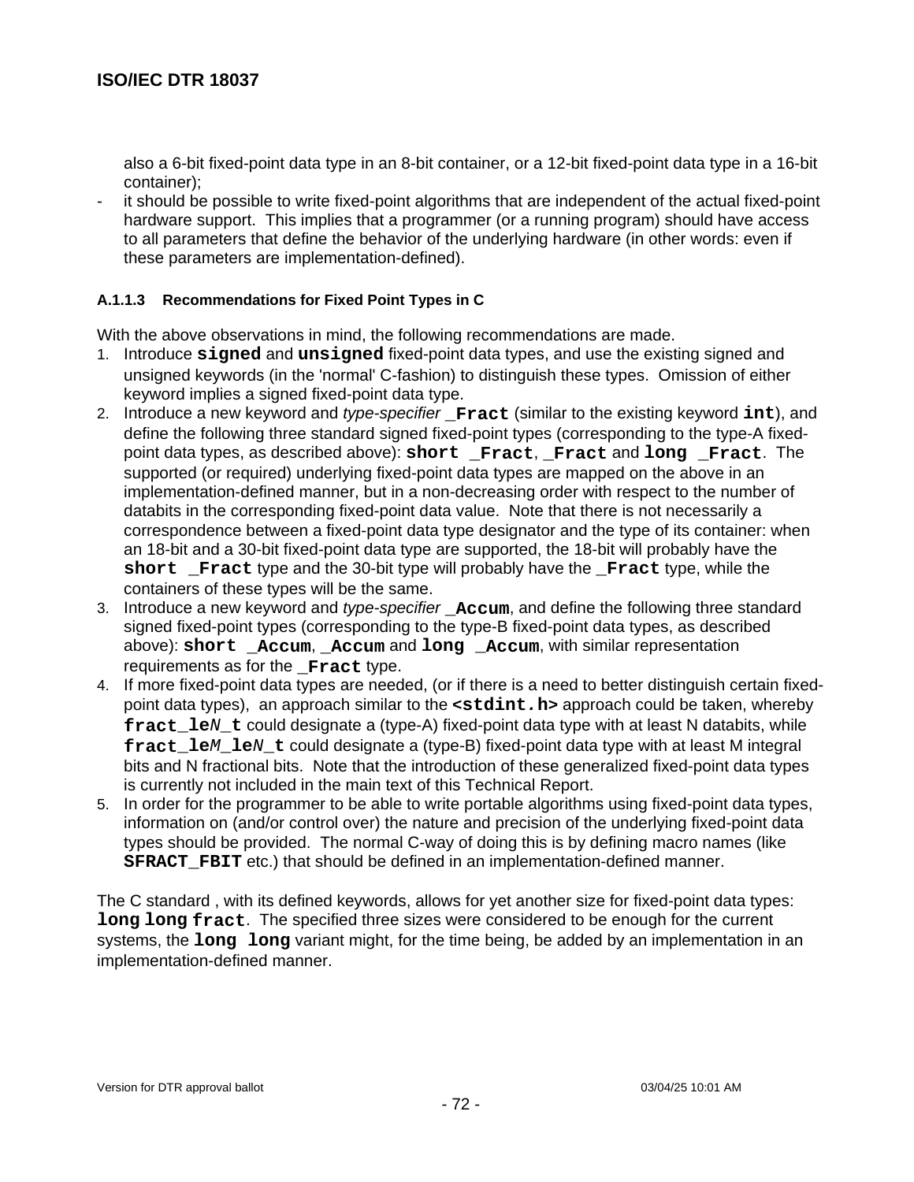also a 6-bit fixed-point data type in an 8-bit container, or a 12-bit fixed-point data type in a 16-bit container);

- it should be possible to write fixed-point algorithms that are independent of the actual fixed-point hardware support. This implies that a programmer (or a running program) should have access to all parameters that define the behavior of the underlying hardware (in other words: even if these parameters are implementation-defined).

#### A.1.1.3 Recommendations for Fixed Point Types in C

With the above observations in mind, the following recommendations are made.

1. Introduce **`signed`** and **`unsigned`** fixed-point data types, and use the existing signed and unsigned keywords (in the 'normal' C-fashion) to distinguish these types. Omission of either keyword implies a signed fixed-point data type.
2. Introduce a new keyword and *type-specifier* **`_Fract`** (similar to the existing keyword **`int`**), and define the following three standard signed fixed-point types (corresponding to the type-A fixed-point data types, as described above): **`short _Fract`**, **`_Fract`** and **`long _Fract`**. The supported (or required) underlying fixed-point data types are mapped on the above in an implementation-defined manner, but in a non-decreasing order with respect to the number of databits in the corresponding fixed-point data value. Note that there is not necessarily a correspondence between a fixed-point data type designator and the type of its container: when an 18-bit and a 30-bit fixed-point data type are supported, the 18-bit will probably have the **`short _Fract`** type and the 30-bit type will probably have the **`_Fract`** type, while the containers of these types will be the same.
3. Introduce a new keyword and *type-specifier* **`_Accum`**, and define the following three standard signed fixed-point types (corresponding to the type-B fixed-point data types, as described above): **`short _Accum`**, **`_Accum`** and **`long _Accum`**, with similar representation requirements as for the **`_Fract`** type.
4. If more fixed-point data types are needed, (or if there is a need to better distinguish certain fixed-point data types), an approach similar to the **`<stdint.h>`** approach could be taken, whereby **`fract_le`*`N`*`_t`** could designate a (type-A) fixed-point data type with at least N databits, while **`fract_le`*`M`*`_le`*`N`*`_t`** could designate a (type-B) fixed-point data type with at least M integral bits and N fractional bits. Note that the introduction of these generalized fixed-point data types is currently not included in the main text of this Technical Report.
5. In order for the programmer to be able to write portable algorithms using fixed-point data types, information on (and/or control over) the nature and precision of the underlying fixed-point data types should be provided. The normal C-way of doing this is by defining macro names (like **`SFRACT_FBIT`** etc.) that should be defined in an implementation-defined manner.

The C standard , with its defined keywords, allows for yet another size for fixed-point data types: **`long long fract`**. The specified three sizes were considered to be enough for the current systems, the **`long long`** variant might, for the time being, be added by an implementation in an implementation-defined manner.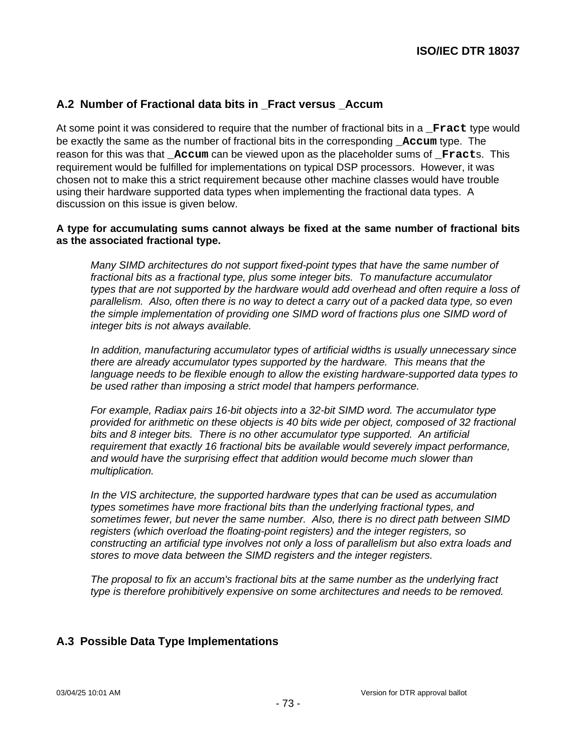## A.2 Number of Fractional data bits in _Fract versus _Accum

At some point it was considered to require that the number of fractional bits in a `_Fract` type would be exactly the same as the number of fractional bits in the corresponding `_Accum` type. The reason for this was that `_Accum` can be viewed upon as the placeholder sums of `_Fract`s. This requirement would be fulfilled for implementations on typical DSP processors. However, it was chosen not to make this a strict requirement because other machine classes would have trouble using their hardware supported data types when implementing the fractional data types. A discussion on this issue is given below.

**A type for accumulating sums cannot always be fixed at the same number of fractional bits as the associated fractional type.**

> *Many SIMD architectures do not support fixed-point types that have the same number of fractional bits as a fractional type, plus some integer bits. To manufacture accumulator types that are not supported by the hardware would add overhead and often require a loss of parallelism. Also, often there is no way to detect a carry out of a packed data type, so even the simple implementation of providing one SIMD word of fractions plus one SIMD word of integer bits is not always available.*
>
> *In addition, manufacturing accumulator types of artificial widths is usually unnecessary since there are already accumulator types supported by the hardware. This means that the language needs to be flexible enough to allow the existing hardware-supported data types to be used rather than imposing a strict model that hampers performance.*
>
> *For example, Radiax pairs 16-bit objects into a 32-bit SIMD word. The accumulator type provided for arithmetic on these objects is 40 bits wide per object, composed of 32 fractional bits and 8 integer bits. There is no other accumulator type supported. An artificial requirement that exactly 16 fractional bits be available would severely impact performance, and would have the surprising effect that addition would become much slower than multiplication.*
>
> *In the VIS architecture, the supported hardware types that can be used as accumulation types sometimes have more fractional bits than the underlying fractional types, and sometimes fewer, but never the same number. Also, there is no direct path between SIMD registers (which overload the floating-point registers) and the integer registers, so constructing an artificial type involves not only a loss of parallelism but also extra loads and stores to move data between the SIMD registers and the integer registers.*
>
> *The proposal to fix an accum's fractional bits at the same number as the underlying fract type is therefore prohibitively expensive on some architectures and needs to be removed.*

## A.3 Possible Data Type Implementations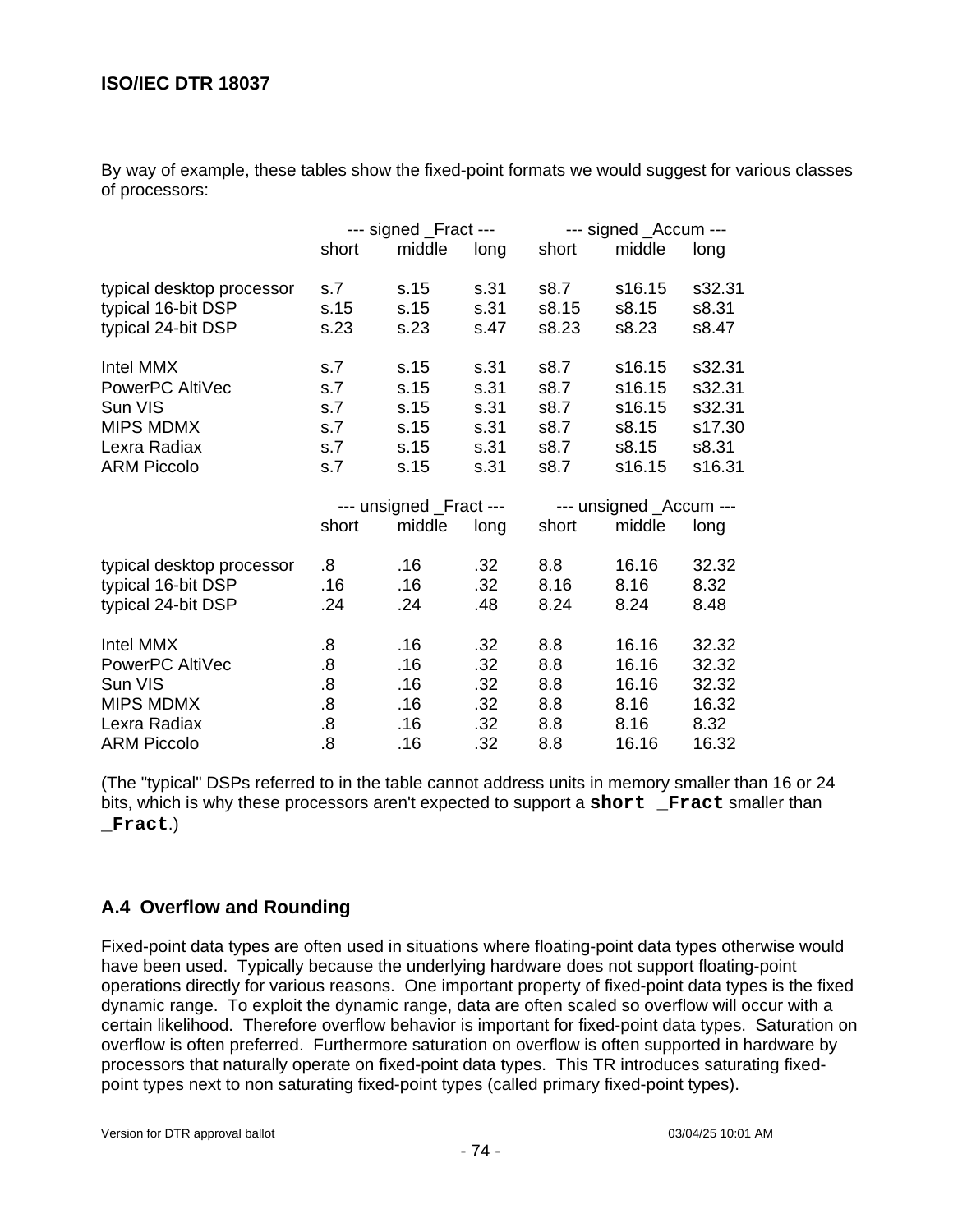By way of example, these tables show the fixed-point formats we would suggest for various classes of processors:

| | --- signed _Fract --- | | | --- signed _Accum --- | | |
|---|---|---|---|---|---|---|
| | short | middle | long | short | middle | long |
| typical desktop processor | s.7 | s.15 | s.31 | s8.7 | s16.15 | s32.31 |
| typical 16-bit DSP | s.15 | s.15 | s.31 | s8.15 | s8.15 | s8.31 |
| typical 24-bit DSP | s.23 | s.23 | s.47 | s8.23 | s8.23 | s8.47 |
| Intel MMX | s.7 | s.15 | s.31 | s8.7 | s16.15 | s32.31 |
| PowerPC AltiVec | s.7 | s.15 | s.31 | s8.7 | s16.15 | s32.31 |
| Sun VIS | s.7 | s.15 | s.31 | s8.7 | s16.15 | s32.31 |
| MIPS MDMX | s.7 | s.15 | s.31 | s8.7 | s8.15 | s17.30 |
| Lexra Radiax | s.7 | s.15 | s.31 | s8.7 | s8.15 | s8.31 |
| ARM Piccolo | s.7 | s.15 | s.31 | s8.7 | s16.15 | s16.31 |

| | --- unsigned _Fract --- | | | --- unsigned _Accum --- | | |
|---|---|---|---|---|---|---|
| | short | middle | long | short | middle | long |
| typical desktop processor | .8 | .16 | .32 | 8.8 | 16.16 | 32.32 |
| typical 16-bit DSP | .16 | .16 | .32 | 8.16 | 8.16 | 8.32 |
| typical 24-bit DSP | .24 | .24 | .48 | 8.24 | 8.24 | 8.48 |
| Intel MMX | .8 | .16 | .32 | 8.8 | 16.16 | 32.32 |
| PowerPC AltiVec | .8 | .16 | .32 | 8.8 | 16.16 | 32.32 |
| Sun VIS | .8 | .16 | .32 | 8.8 | 16.16 | 32.32 |
| MIPS MDMX | .8 | .16 | .32 | 8.8 | 8.16 | 16.32 |
| Lexra Radiax | .8 | .16 | .32 | 8.8 | 8.16 | 8.32 |
| ARM Piccolo | .8 | .16 | .32 | 8.8 | 16.16 | 16.32 |

(The "typical" DSPs referred to in the table cannot address units in memory smaller than 16 or 24 bits, which is why these processors aren't expected to support a **`short _Fract`** smaller than **`_Fract`**.)

## A.4 Overflow and Rounding

Fixed-point data types are often used in situations where floating-point data types otherwise would have been used. Typically because the underlying hardware does not support floating-point operations directly for various reasons. One important property of fixed-point data types is the fixed dynamic range. To exploit the dynamic range, data are often scaled so overflow will occur with a certain likelihood. Therefore overflow behavior is important for fixed-point data types. Saturation on overflow is often preferred. Furthermore saturation on overflow is often supported in hardware by processors that naturally operate on fixed-point data types. This TR introduces saturating fixed-point types next to non saturating fixed-point types (called primary fixed-point types).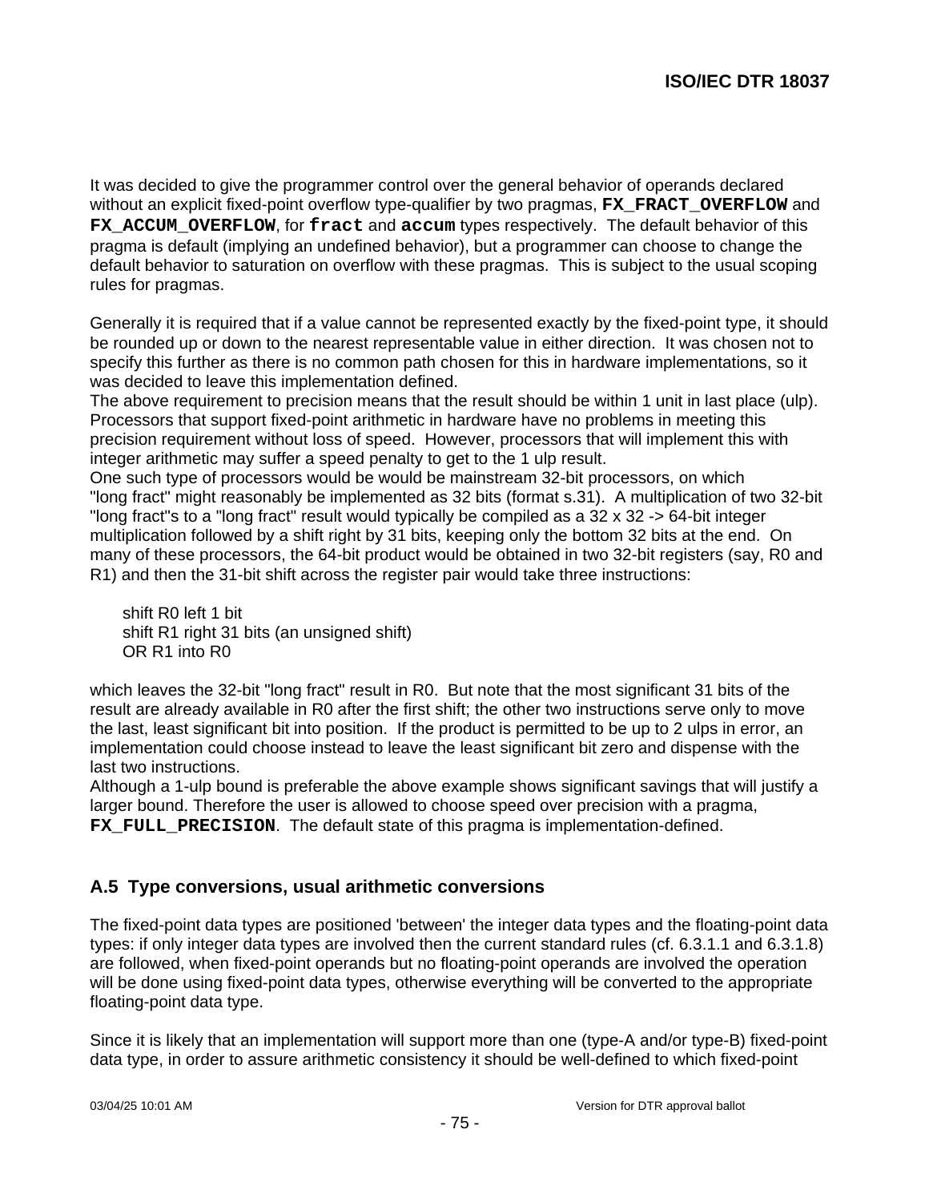It was decided to give the programmer control over the general behavior of operands declared without an explicit fixed-point overflow type-qualifier by two pragmas, **`FX_FRACT_OVERFLOW`** and **`FX_ACCUM_OVERFLOW`**, for **`fract`** and **`accum`** types respectively. The default behavior of this pragma is default (implying an undefined behavior), but a programmer can choose to change the default behavior to saturation on overflow with these pragmas. This is subject to the usual scoping rules for pragmas.

Generally it is required that if a value cannot be represented exactly by the fixed-point type, it should be rounded up or down to the nearest representable value in either direction. It was chosen not to specify this further as there is no common path chosen for this in hardware implementations, so it was decided to leave this implementation defined.
The above requirement to precision means that the result should be within 1 unit in last place (ulp). Processors that support fixed-point arithmetic in hardware have no problems in meeting this precision requirement without loss of speed. However, processors that will implement this with integer arithmetic may suffer a speed penalty to get to the 1 ulp result.
One such type of processors would be would be mainstream 32-bit processors, on which "long fract" might reasonably be implemented as 32 bits (format s.31). A multiplication of two 32-bit "long fract"s to a "long fract" result would typically be compiled as a 32 x 32 -> 64-bit integer multiplication followed by a shift right by 31 bits, keeping only the bottom 32 bits at the end. On many of these processors, the 64-bit product would be obtained in two 32-bit registers (say, R0 and R1) and then the 31-bit shift across the register pair would take three instructions:

```
shift R0 left 1 bit
shift R1 right 31 bits (an unsigned shift)
OR R1 into R0
```

which leaves the 32-bit "long fract" result in R0. But note that the most significant 31 bits of the result are already available in R0 after the first shift; the other two instructions serve only to move the last, least significant bit into position. If the product is permitted to be up to 2 ulps in error, an implementation could choose instead to leave the least significant bit zero and dispense with the last two instructions.
Although a 1-ulp bound is preferable the above example shows significant savings that will justify a larger bound. Therefore the user is allowed to choose speed over precision with a pragma, **`FX_FULL_PRECISION`**. The default state of this pragma is implementation-defined.

## A.5 Type conversions, usual arithmetic conversions

The fixed-point data types are positioned 'between' the integer data types and the floating-point data types: if only integer data types are involved then the current standard rules (cf. 6.3.1.1 and 6.3.1.8) are followed, when fixed-point operands but no floating-point operands are involved the operation will be done using fixed-point data types, otherwise everything will be converted to the appropriate floating-point data type.

Since it is likely that an implementation will support more than one (type-A and/or type-B) fixed-point data type, in order to assure arithmetic consistency it should be well-defined to which fixed-point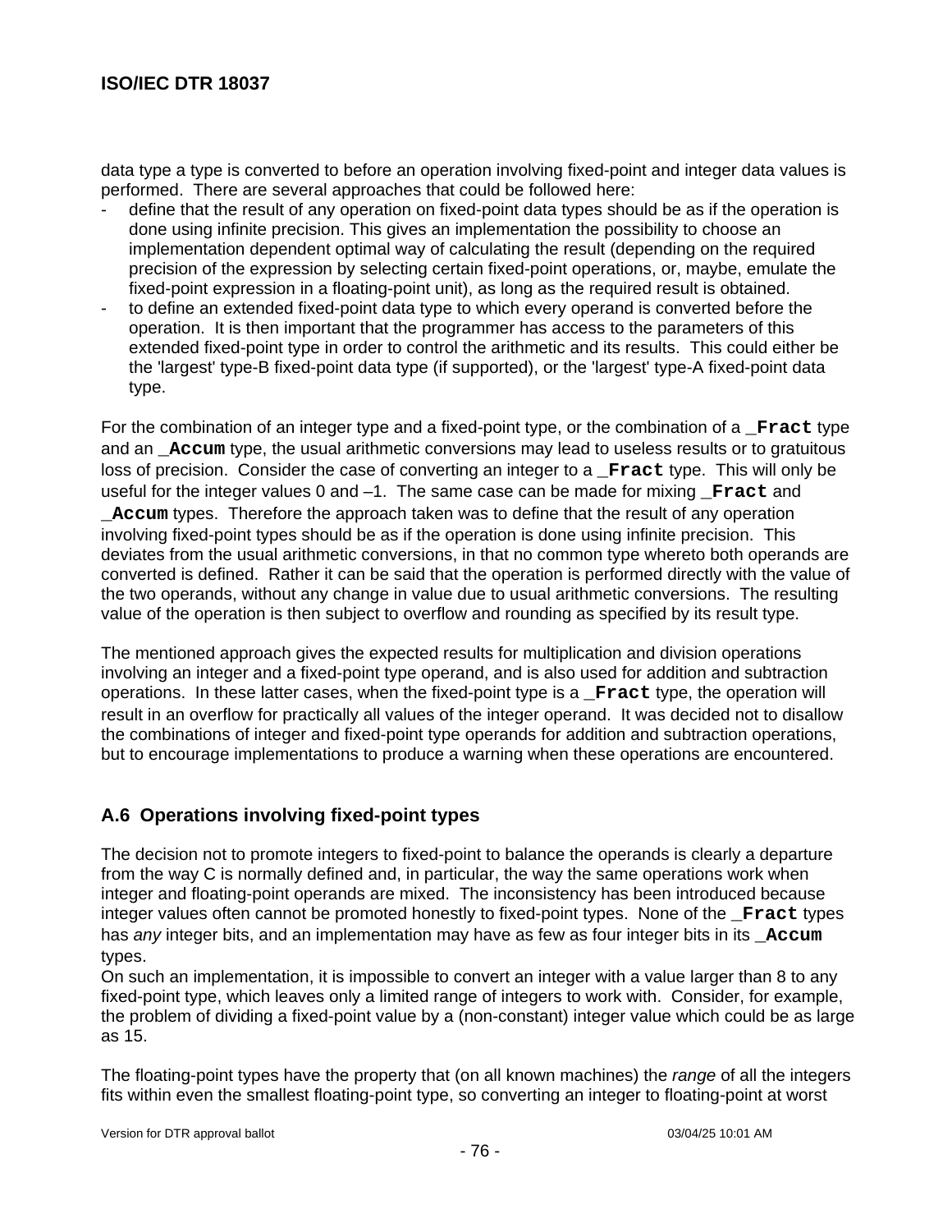data type a type is converted to before an operation involving fixed-point and integer data values is performed. There are several approaches that could be followed here:

- define that the result of any operation on fixed-point data types should be as if the operation is done using infinite precision. This gives an implementation the possibility to choose an implementation dependent optimal way of calculating the result (depending on the required precision of the expression by selecting certain fixed-point operations, or, maybe, emulate the fixed-point expression in a floating-point unit), as long as the required result is obtained.
- to define an extended fixed-point data type to which every operand is converted before the operation. It is then important that the programmer has access to the parameters of this extended fixed-point type in order to control the arithmetic and its results. This could either be the 'largest' type-B fixed-point data type (if supported), or the 'largest' type-A fixed-point data type.

For the combination of an integer type and a fixed-point type, or the combination of a `_Fract` type and an `_Accum` type, the usual arithmetic conversions may lead to useless results or to gratuitous loss of precision. Consider the case of converting an integer to a `_Fract` type. This will only be useful for the integer values 0 and –1. The same case can be made for mixing `_Fract` and `_Accum` types. Therefore the approach taken was to define that the result of any operation involving fixed-point types should be as if the operation is done using infinite precision. This deviates from the usual arithmetic conversions, in that no common type whereto both operands are converted is defined. Rather it can be said that the operation is performed directly with the value of the two operands, without any change in value due to usual arithmetic conversions. The resulting value of the operation is then subject to overflow and rounding as specified by its result type.

The mentioned approach gives the expected results for multiplication and division operations involving an integer and a fixed-point type operand, and is also used for addition and subtraction operations. In these latter cases, when the fixed-point type is a `_Fract` type, the operation will result in an overflow for practically all values of the integer operand. It was decided not to disallow the combinations of integer and fixed-point type operands for addition and subtraction operations, but to encourage implementations to produce a warning when these operations are encountered.

## A.6 Operations involving fixed-point types

The decision not to promote integers to fixed-point to balance the operands is clearly a departure from the way C is normally defined and, in particular, the way the same operations work when integer and floating-point operands are mixed. The inconsistency has been introduced because integer values often cannot be promoted honestly to fixed-point types. None of the `_Fract` types has *any* integer bits, and an implementation may have as few as four integer bits in its `_Accum` types.
On such an implementation, it is impossible to convert an integer with a value larger than 8 to any fixed-point type, which leaves only a limited range of integers to work with. Consider, for example, the problem of dividing a fixed-point value by a (non-constant) integer value which could be as large as 15.

The floating-point types have the property that (on all known machines) the *range* of all the integers fits within even the smallest floating-point type, so converting an integer to floating-point at worst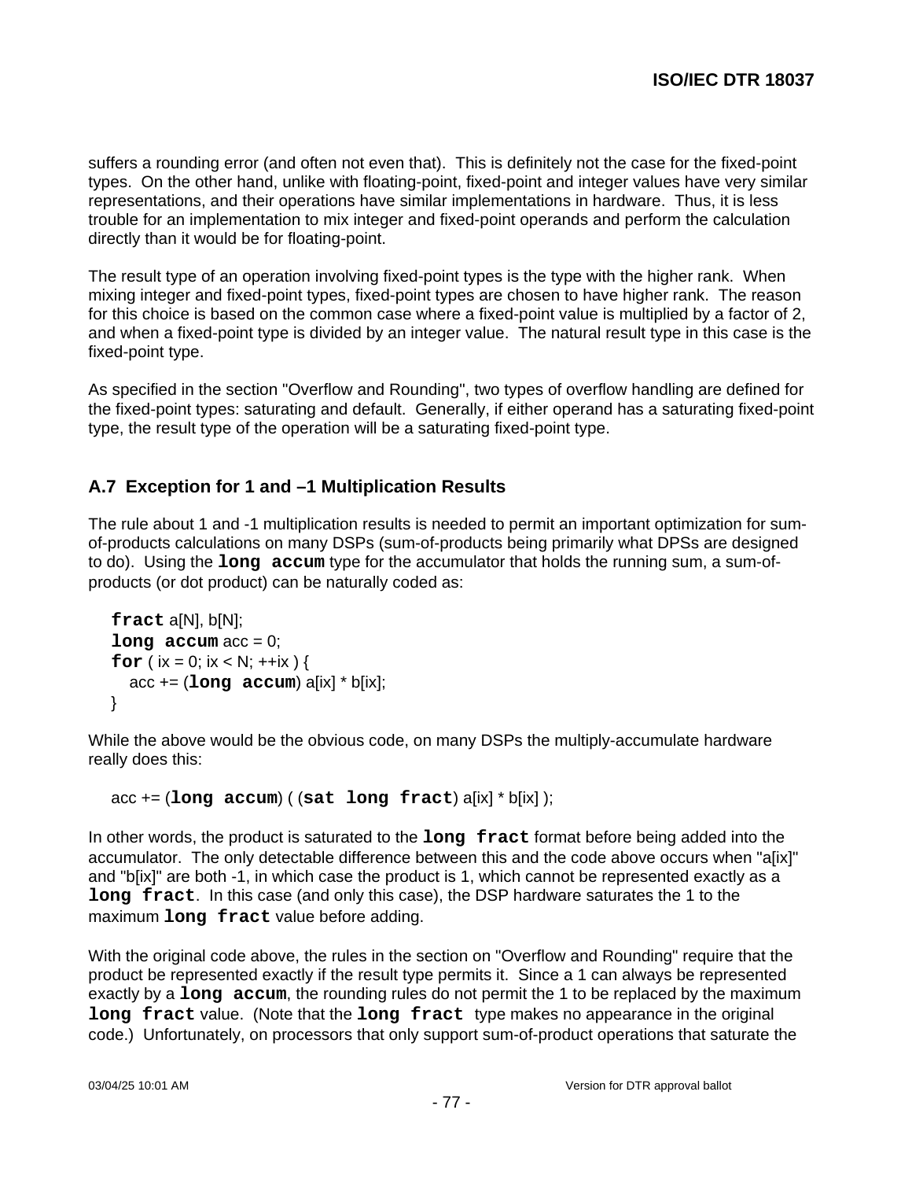suffers a rounding error (and often not even that). This is definitely not the case for the fixed-point types. On the other hand, unlike with floating-point, fixed-point and integer values have very similar representations, and their operations have similar implementations in hardware. Thus, it is less trouble for an implementation to mix integer and fixed-point operands and perform the calculation directly than it would be for floating-point.

The result type of an operation involving fixed-point types is the type with the higher rank. When mixing integer and fixed-point types, fixed-point types are chosen to have higher rank. The reason for this choice is based on the common case where a fixed-point value is multiplied by a factor of 2, and when a fixed-point type is divided by an integer value. The natural result type in this case is the fixed-point type.

As specified in the section "Overflow and Rounding", two types of overflow handling are defined for the fixed-point types: saturating and default. Generally, if either operand has a saturating fixed-point type, the result type of the operation will be a saturating fixed-point type.

## A.7 Exception for 1 and –1 Multiplication Results

The rule about 1 and -1 multiplication results is needed to permit an important optimization for sum-of-products calculations on many DSPs (sum-of-products being primarily what DPSs are designed to do). Using the **`long accum`** type for the accumulator that holds the running sum, a sum-of-products (or dot product) can be naturally coded as:

```
fract a[N], b[N];
long accum acc = 0;
for ( ix = 0; ix < N; ++ix ) {
   acc += (long accum) a[ix] * b[ix];
}
```

While the above would be the obvious code, on many DSPs the multiply-accumulate hardware really does this:

```
acc += (long accum) ( (sat long fract) a[ix] * b[ix] );
```

In other words, the product is saturated to the **`long fract`** format before being added into the accumulator. The only detectable difference between this and the code above occurs when "a[ix]" and "b[ix]" are both -1, in which case the product is 1, which cannot be represented exactly as a **`long fract`**. In this case (and only this case), the DSP hardware saturates the 1 to the maximum **`long fract`** value before adding.

With the original code above, the rules in the section on "Overflow and Rounding" require that the product be represented exactly if the result type permits it. Since a 1 can always be represented exactly by a **`long accum`**, the rounding rules do not permit the 1 to be replaced by the maximum **`long fract`** value. (Note that the **`long fract`** type makes no appearance in the original code.) Unfortunately, on processors that only support sum-of-product operations that saturate the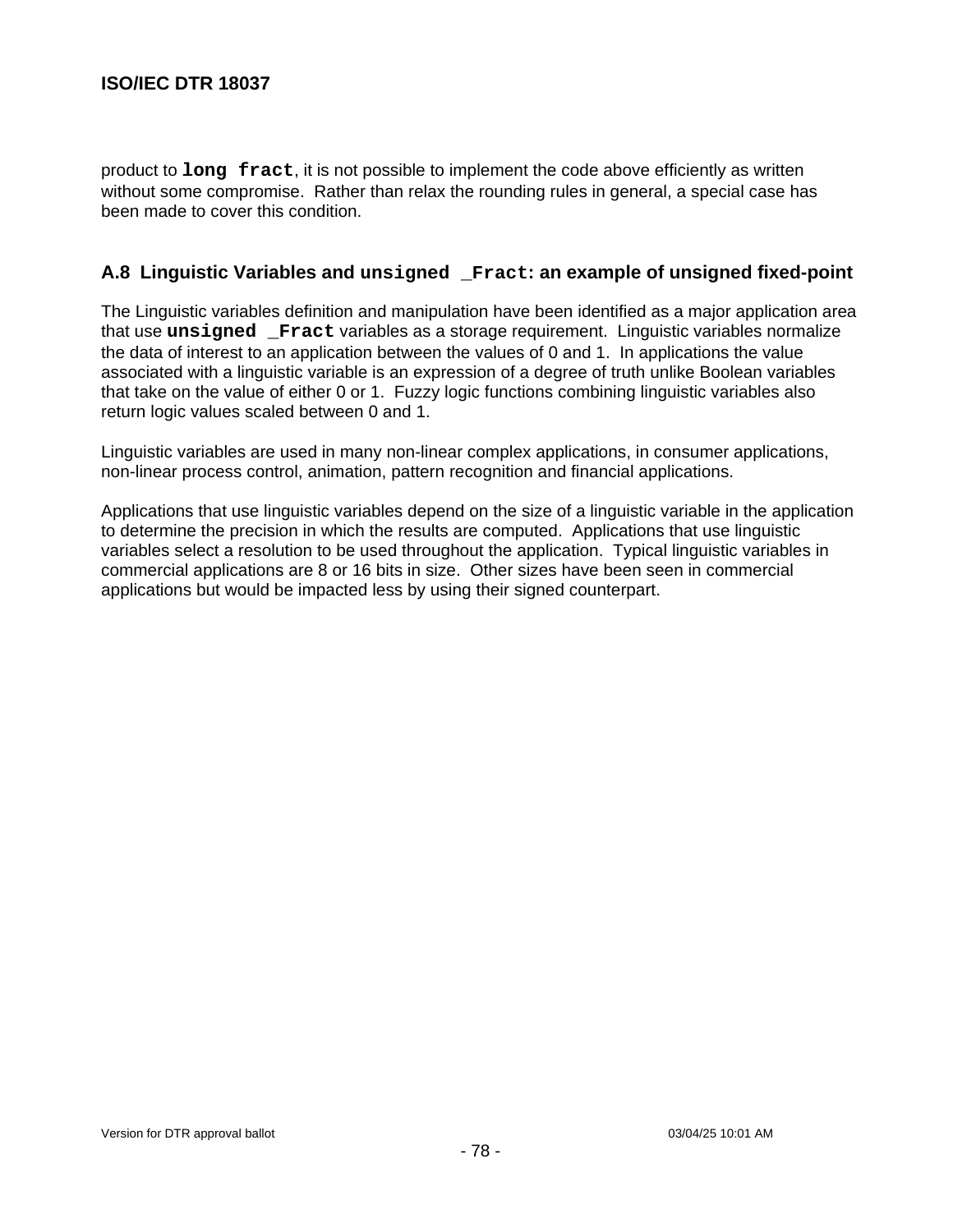product to `long fract`, it is not possible to implement the code above efficiently as written without some compromise. Rather than relax the rounding rules in general, a special case has been made to cover this condition.

## A.8 Linguistic Variables and `unsigned _Fract`: an example of unsigned fixed-point

The Linguistic variables definition and manipulation have been identified as a major application area that use **`unsigned _Fract`** variables as a storage requirement. Linguistic variables normalize the data of interest to an application between the values of 0 and 1. In applications the value associated with a linguistic variable is an expression of a degree of truth unlike Boolean variables that take on the value of either 0 or 1. Fuzzy logic functions combining linguistic variables also return logic values scaled between 0 and 1.

Linguistic variables are used in many non-linear complex applications, in consumer applications, non-linear process control, animation, pattern recognition and financial applications.

Applications that use linguistic variables depend on the size of a linguistic variable in the application to determine the precision in which the results are computed. Applications that use linguistic variables select a resolution to be used throughout the application. Typical linguistic variables in commercial applications are 8 or 16 bits in size. Other sizes have been seen in commercial applications but would be impacted less by using their signed counterpart.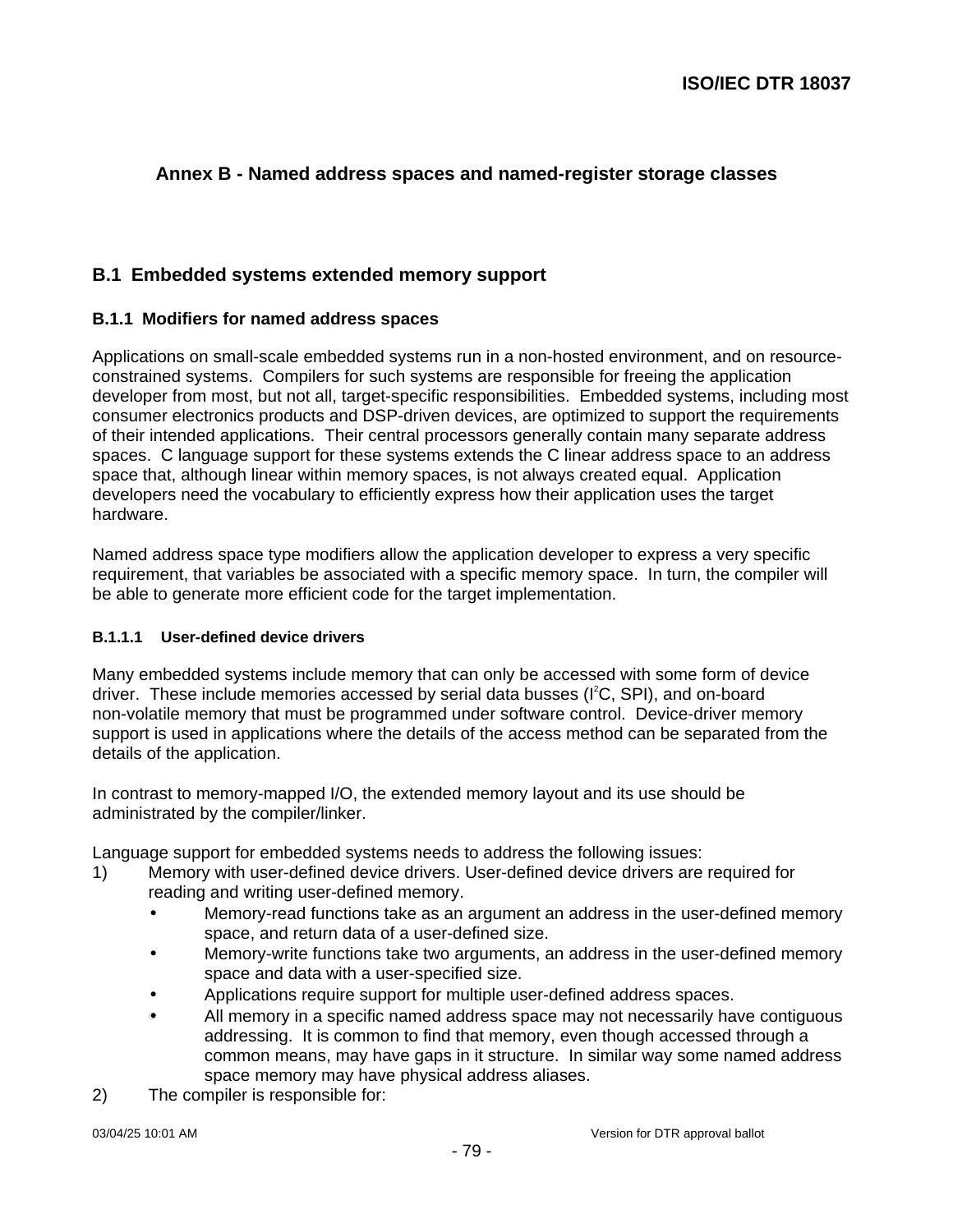# Annex B - Named address spaces and named-register storage classes

## B.1 Embedded systems extended memory support

### B.1.1 Modifiers for named address spaces

Applications on small-scale embedded systems run in a non-hosted environment, and on resource-constrained systems. Compilers for such systems are responsible for freeing the application developer from most, but not all, target-specific responsibilities. Embedded systems, including most consumer electronics products and DSP-driven devices, are optimized to support the requirements of their intended applications. Their central processors generally contain many separate address spaces. C language support for these systems extends the C linear address space to an address space that, although linear within memory spaces, is not always created equal. Application developers need the vocabulary to efficiently express how their application uses the target hardware.

Named address space type modifiers allow the application developer to express a very specific requirement, that variables be associated with a specific memory space. In turn, the compiler will be able to generate more efficient code for the target implementation.

#### B.1.1.1 User-defined device drivers

Many embedded systems include memory that can only be accessed with some form of device driver. These include memories accessed by serial data busses ($I^2C$, SPI), and on-board non-volatile memory that must be programmed under software control. Device-driver memory support is used in applications where the details of the access method can be separated from the details of the application.

In contrast to memory-mapped I/O, the extended memory layout and its use should be administrated by the compiler/linker.

Language support for embedded systems needs to address the following issues:

1) Memory with user-defined device drivers. User-defined device drivers are required for reading and writing user-defined memory.
   - Memory-read functions take as an argument an address in the user-defined memory space, and return data of a user-defined size.
   - Memory-write functions take two arguments, an address in the user-defined memory space and data with a user-specified size.
   - Applications require support for multiple user-defined address spaces.
   - All memory in a specific named address space may not necessarily have contiguous addressing. It is common to find that memory, even though accessed through a common means, may have gaps in it structure. In similar way some named address space memory may have physical address aliases.
2) The compiler is responsible for: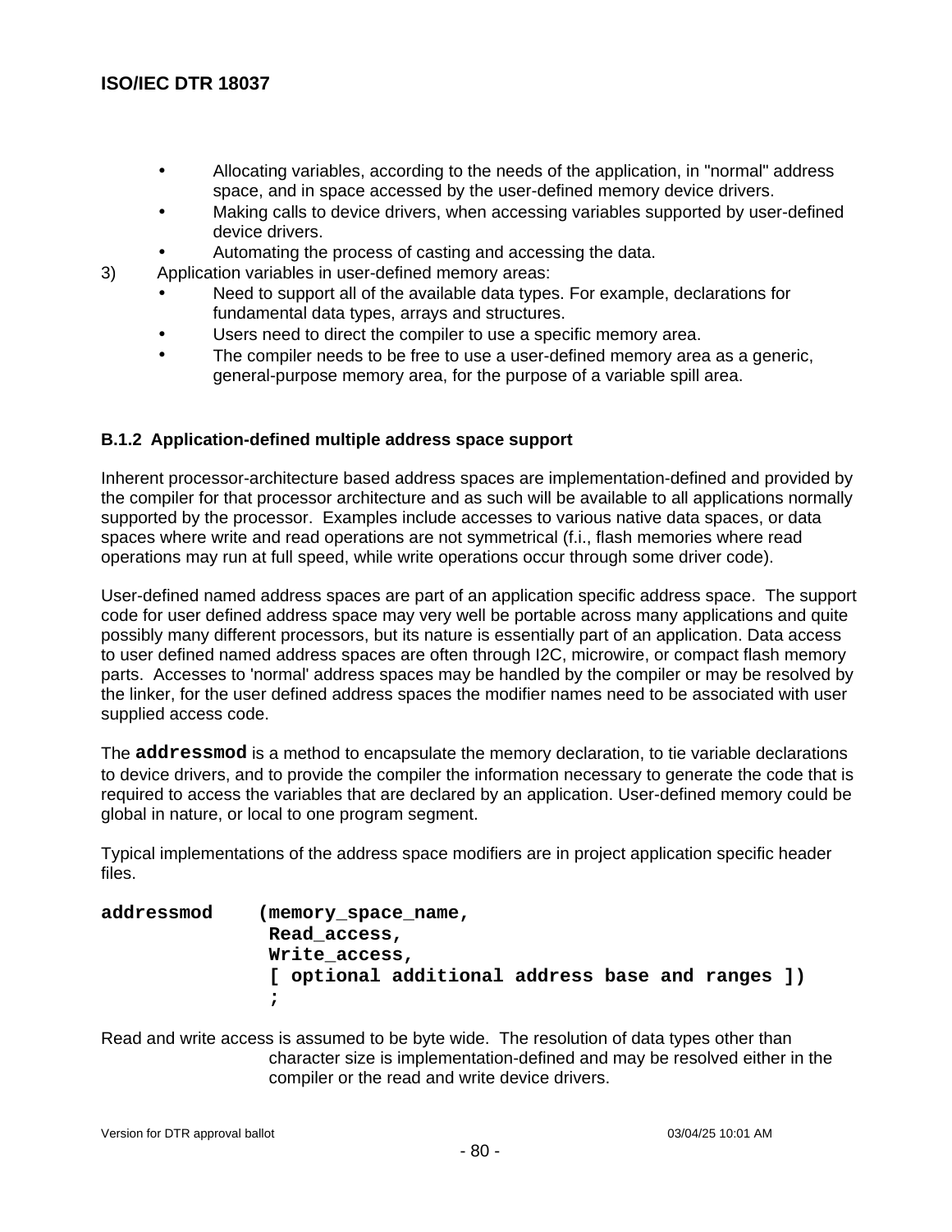- Allocating variables, according to the needs of the application, in "normal" address space, and in space accessed by the user-defined memory device drivers.
- Making calls to device drivers, when accessing variables supported by user-defined device drivers.
- Automating the process of casting and accessing the data.

3) Application variables in user-defined memory areas:
   - Need to support all of the available data types. For example, declarations for fundamental data types, arrays and structures.
   - Users need to direct the compiler to use a specific memory area.
   - The compiler needs to be free to use a user-defined memory area as a generic, general-purpose memory area, for the purpose of a variable spill area.

### B.1.2 Application-defined multiple address space support

Inherent processor-architecture based address spaces are implementation-defined and provided by the compiler for that processor architecture and as such will be available to all applications normally supported by the processor. Examples include accesses to various native data spaces, or data spaces where write and read operations are not symmetrical (f.i., flash memories where read operations may run at full speed, while write operations occur through some driver code).

User-defined named address spaces are part of an application specific address space. The support code for user defined address space may very well be portable across many applications and quite possibly many different processors, but its nature is essentially part of an application. Data access to user defined named address spaces are often through I2C, microwire, or compact flash memory parts. Accesses to 'normal' address spaces may be handled by the compiler or may be resolved by the linker, for the user defined address spaces the modifier names need to be associated with user supplied access code.

The **`addressmod`** is a method to encapsulate the memory declaration, to tie variable declarations to device drivers, and to provide the compiler the information necessary to generate the code that is required to access the variables that are declared by an application. User-defined memory could be global in nature, or local to one program segment.

Typical implementations of the address space modifiers are in project application specific header files.

```
addressmod    (memory_space_name,
               Read_access,
               Write_access,
               [ optional additional address base and ranges ])
               ;
```

Read and write access is assumed to be byte wide. The resolution of data types other than character size is implementation-defined and may be resolved either in the compiler or the read and write device drivers.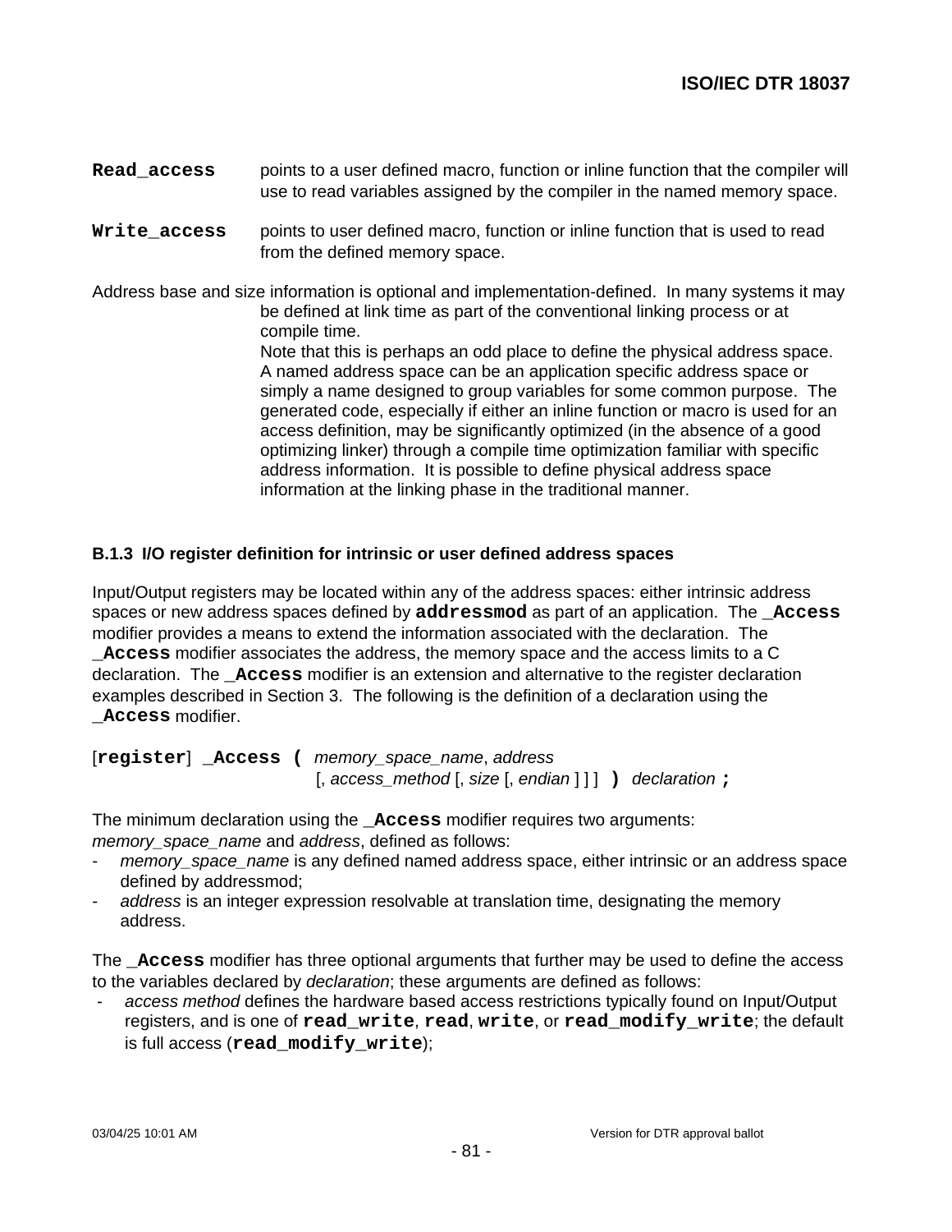**`Read_access`** points to a user defined macro, function or inline function that the compiler will use to read variables assigned by the compiler in the named memory space.

**`Write_access`** points to user defined macro, function or inline function that is used to read from the defined memory space.

Address base and size information is optional and implementation-defined. In many systems it may be defined at link time as part of the conventional linking process or at compile time.

Note that this is perhaps an odd place to define the physical address space. A named address space can be an application specific address space or simply a name designed to group variables for some common purpose. The generated code, especially if either an inline function or macro is used for an access definition, may be significantly optimized (in the absence of a good optimizing linker) through a compile time optimization familiar with specific address information. It is possible to define physical address space information at the linking phase in the traditional manner.

### B.1.3 I/O register definition for intrinsic or user defined address spaces

Input/Output registers may be located within any of the address spaces: either intrinsic address spaces or new address spaces defined by **`addressmod`** as part of an application. The **`_Access`** modifier provides a means to extend the information associated with the declaration. The **`_Access`** modifier associates the address, the memory space and the access limits to a C declaration. The **`_Access`** modifier is an extension and alternative to the register declaration examples described in Section 3. The following is the definition of a declaration using the **`_Access`** modifier.

[**`register`**] **`_Access (`** *memory_space_name*, *address*
[, *access_method* [, *size* [, *endian* ] ] ] **`)`** *declaration* **`;`**

The minimum declaration using the **`_Access`** modifier requires two arguments: *memory_space_name* and *address*, defined as follows:

- *memory_space_name* is any defined named address space, either intrinsic or an address space defined by addressmod;
- *address* is an integer expression resolvable at translation time, designating the memory address.

The **`_Access`** modifier has three optional arguments that further may be used to define the access to the variables declared by *declaration*; these arguments are defined as follows:

- *access method* defines the hardware based access restrictions typically found on Input/Output registers, and is one of **`read_write`**, **`read`**, **`write`**, or **`read_modify_write`**; the default is full access (**`read_modify_write`**);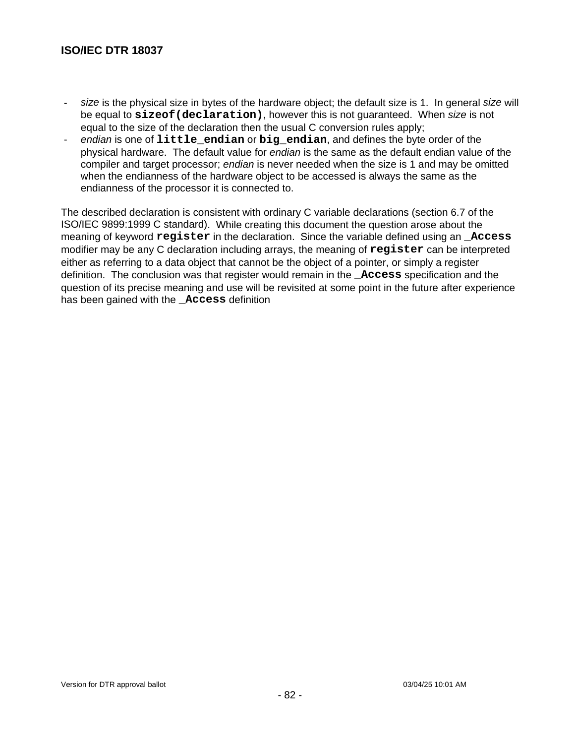- *size* is the physical size in bytes of the hardware object; the default size is 1. In general *size* will be equal to **`sizeof(declaration)`**, however this is not guaranteed. When *size* is not equal to the size of the declaration then the usual C conversion rules apply;
- *endian* is one of **`little_endian`** or **`big_endian`**, and defines the byte order of the physical hardware. The default value for *endian* is the same as the default endian value of the compiler and target processor; *endian* is never needed when the size is 1 and may be omitted when the endianness of the hardware object to be accessed is always the same as the endianness of the processor it is connected to.

The described declaration is consistent with ordinary C variable declarations (section 6.7 of the ISO/IEC 9899:1999 C standard). While creating this document the question arose about the meaning of keyword **`register`** in the declaration. Since the variable defined using an **`_Access`** modifier may be any C declaration including arrays, the meaning of **`register`** can be interpreted either as referring to a data object that cannot be the object of a pointer, or simply a register definition. The conclusion was that register would remain in the **`_Access`** specification and the question of its precise meaning and use will be revisited at some point in the future after experience has been gained with the **`_Access`** definition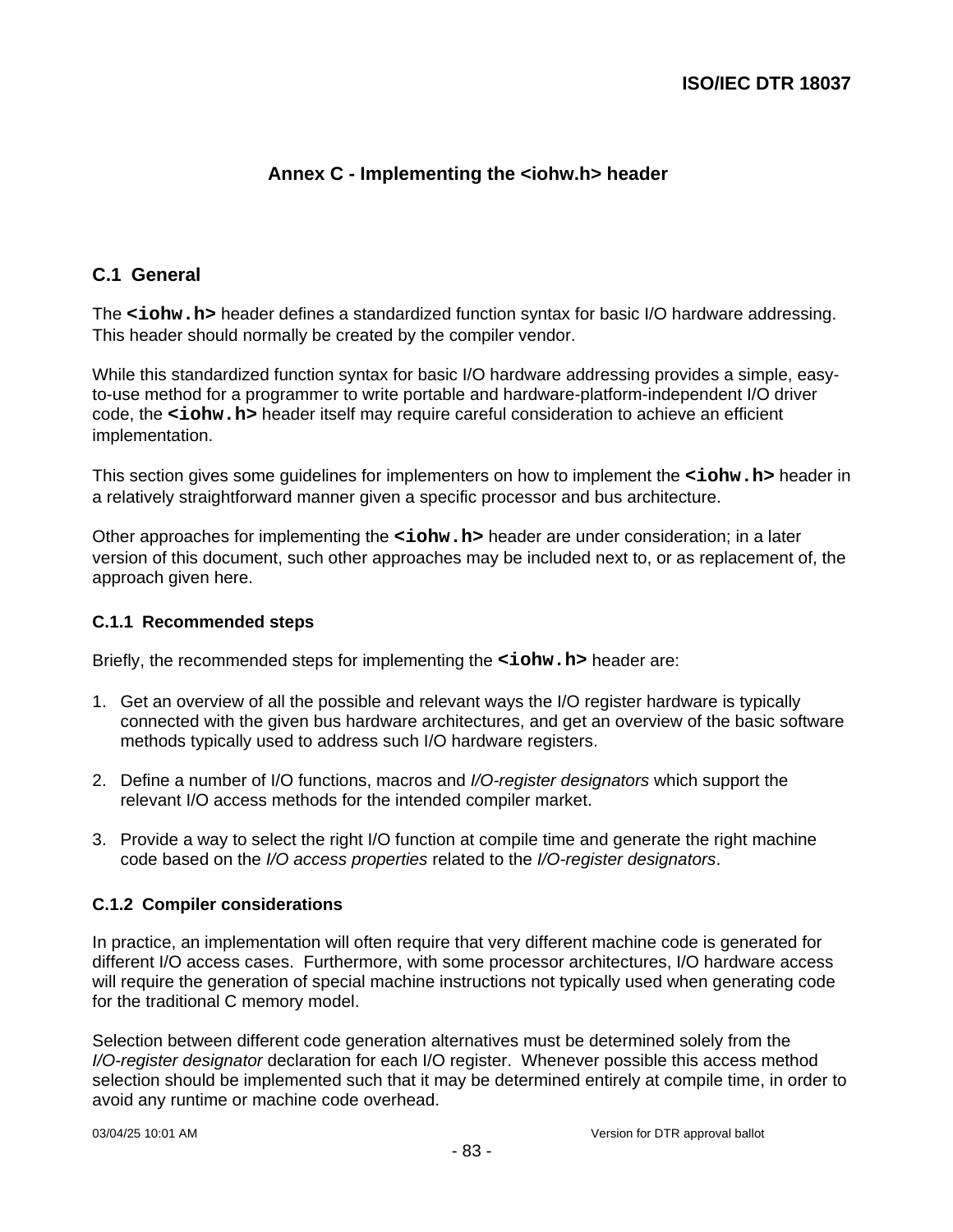# Annex C - Implementing the <iohw.h> header

## C.1 General

The **`<iohw.h>`** header defines a standardized function syntax for basic I/O hardware addressing. This header should normally be created by the compiler vendor.

While this standardized function syntax for basic I/O hardware addressing provides a simple, easy-to-use method for a programmer to write portable and hardware-platform-independent I/O driver code, the **`<iohw.h>`** header itself may require careful consideration to achieve an efficient implementation.

This section gives some guidelines for implementers on how to implement the **`<iohw.h>`** header in a relatively straightforward manner given a specific processor and bus architecture.

Other approaches for implementing the **`<iohw.h>`** header are under consideration; in a later version of this document, such other approaches may be included next to, or as replacement of, the approach given here.

### C.1.1 Recommended steps

Briefly, the recommended steps for implementing the **`<iohw.h>`** header are:

1. Get an overview of all the possible and relevant ways the I/O register hardware is typically connected with the given bus hardware architectures, and get an overview of the basic software methods typically used to address such I/O hardware registers.

2. Define a number of I/O functions, macros and *I/O-register designators* which support the relevant I/O access methods for the intended compiler market.

3. Provide a way to select the right I/O function at compile time and generate the right machine code based on the *I/O access properties* related to the *I/O-register designators*.

### C.1.2 Compiler considerations

In practice, an implementation will often require that very different machine code is generated for different I/O access cases. Furthermore, with some processor architectures, I/O hardware access will require the generation of special machine instructions not typically used when generating code for the traditional C memory model.

Selection between different code generation alternatives must be determined solely from the *I/O-register designator* declaration for each I/O register. Whenever possible this access method selection should be implemented such that it may be determined entirely at compile time, in order to avoid any runtime or machine code overhead.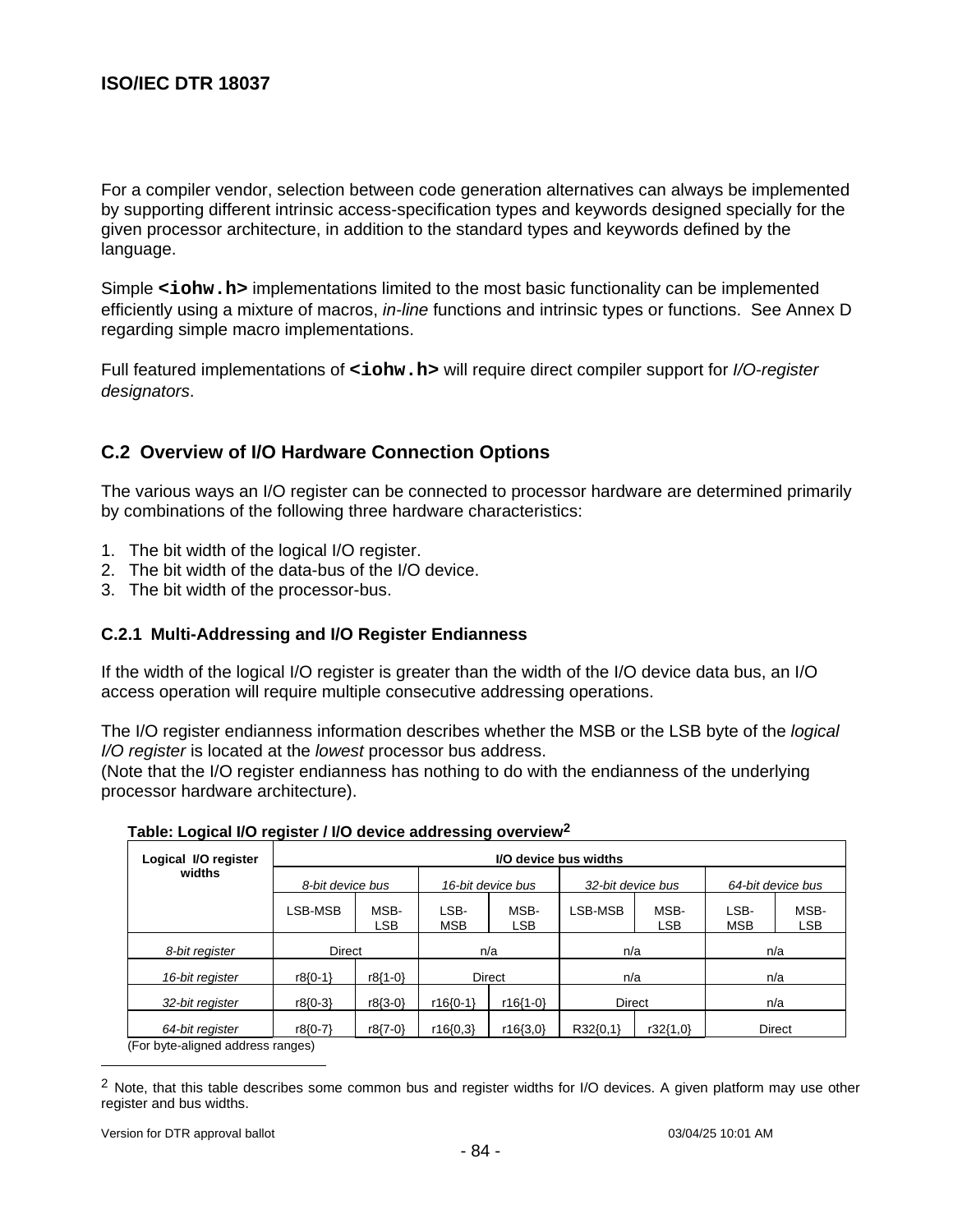For a compiler vendor, selection between code generation alternatives can always be implemented by supporting different intrinsic access-specification types and keywords designed specially for the given processor architecture, in addition to the standard types and keywords defined by the language.

Simple **`<iohw.h>`** implementations limited to the most basic functionality can be implemented efficiently using a mixture of macros, *in-line* functions and intrinsic types or functions. See Annex D regarding simple macro implementations.

Full featured implementations of **`<iohw.h>`** will require direct compiler support for *I/O-register designators*.

## C.2 Overview of I/O Hardware Connection Options

The various ways an I/O register can be connected to processor hardware are determined primarily by combinations of the following three hardware characteristics:

1. The bit width of the logical I/O register.
2. The bit width of the data-bus of the I/O device.
3. The bit width of the processor-bus.

### C.2.1 Multi-Addressing and I/O Register Endianness

If the width of the logical I/O register is greater than the width of the I/O device data bus, an I/O access operation will require multiple consecutive addressing operations.

The I/O register endianness information describes whether the MSB or the LSB byte of the *logical I/O register* is located at the *lowest* processor bus address.
(Note that the I/O register endianness has nothing to do with the endianness of the underlying processor hardware architecture).

**Table: Logical I/O register / I/O device addressing overview[2]**

| Logical I/O register widths | I/O device bus widths | | | | | | | |
|---|---|---|---|---|---|---|---|---|
| | *8-bit device bus* | | *16-bit device bus* | | *32-bit device bus* | | *64-bit device bus* | |
| | LSB-MSB | MSB-LSB | LSB-MSB | MSB-LSB | LSB-MSB | MSB-LSB | LSB-MSB | MSB-LSB |
| *8-bit register* | Direct | | n/a | | n/a | | n/a | |
| *16-bit register* | r8{0-1} | r8{1-0} | Direct | | n/a | | n/a | |
| *32-bit register* | r8{0-3} | r8{3-0} | r16{0-1} | r16{1-0} | Direct | | n/a | |
| *64-bit register* | r8{0-7} | r8{7-0} | r16{0,3} | r16{3,0} | R32{0,1} | r32{1,0} | Direct | |

(For byte-aligned address ranges)

[2] Note, that this table describes some common bus and register widths for I/O devices. A given platform may use other register and bus widths.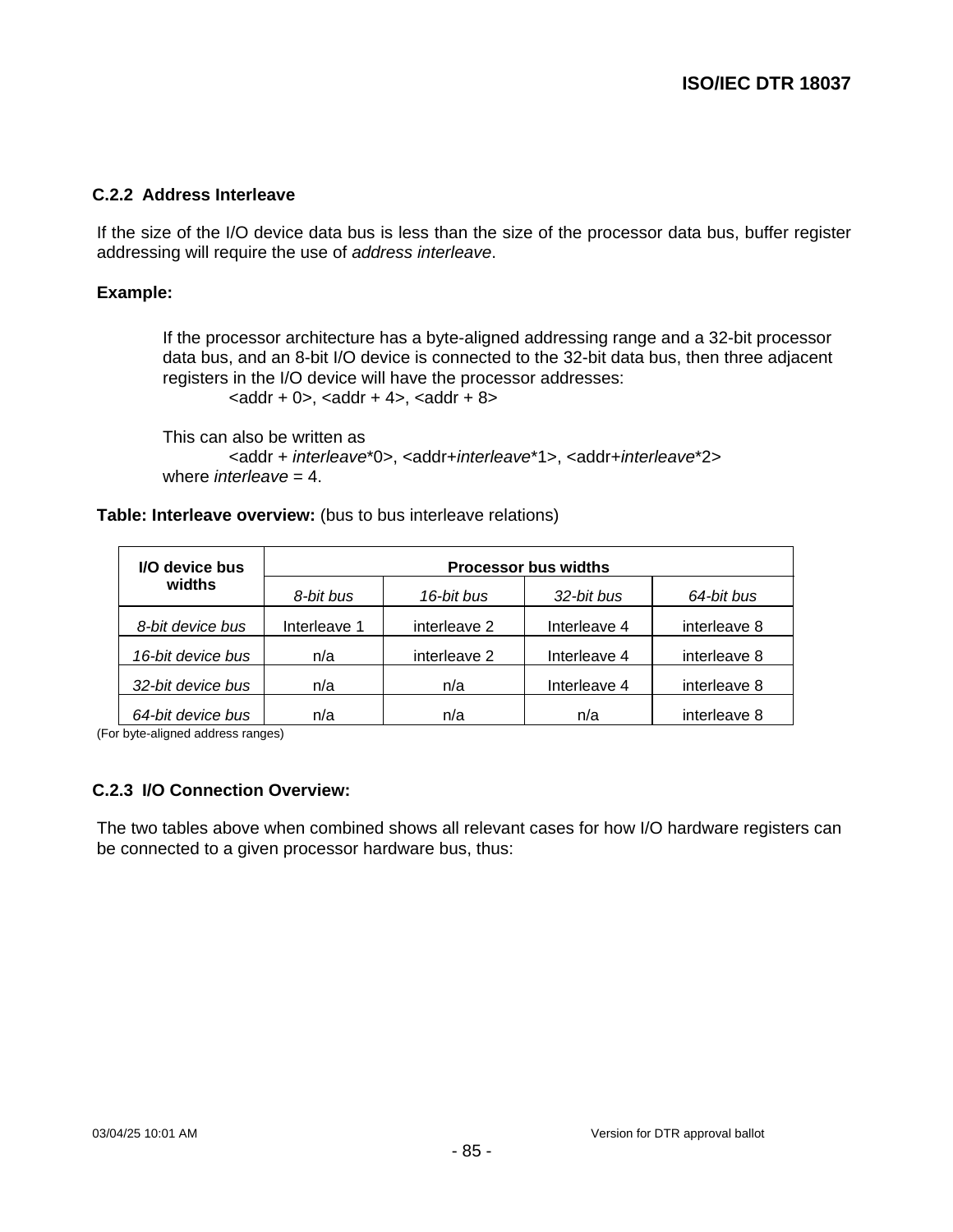### C.2.2 Address Interleave

If the size of the I/O device data bus is less than the size of the processor data bus, buffer register addressing will require the use of *address interleave*.

**Example:**

> If the processor architecture has a byte-aligned addressing range and a 32-bit processor data bus, and an 8-bit I/O device is connected to the 32-bit data bus, then three adjacent registers in the I/O device will have the processor addresses:
>
> <addr + 0>, <addr + 4>, <addr + 8>
>
> This can also be written as
>
> <addr + *interleave*\*0>, <addr+*interleave*\*1>, <addr+*interleave*\*2>
>
> where *interleave* = 4.

**Table: Interleave overview:** (bus to bus interleave relations)

| I/O device bus widths | Processor bus widths | | | |
|---|---|---|---|---|
| | *8-bit bus* | *16-bit bus* | *32-bit bus* | *64-bit bus* |
| *8-bit device bus* | Interleave 1 | interleave 2 | Interleave 4 | interleave 8 |
| *16-bit device bus* | n/a | interleave 2 | Interleave 4 | interleave 8 |
| *32-bit device bus* | n/a | n/a | Interleave 4 | interleave 8 |
| *64-bit device bus* | n/a | n/a | n/a | interleave 8 |

(For byte-aligned address ranges)

### C.2.3 I/O Connection Overview:

The two tables above when combined shows all relevant cases for how I/O hardware registers can be connected to a given processor hardware bus, thus: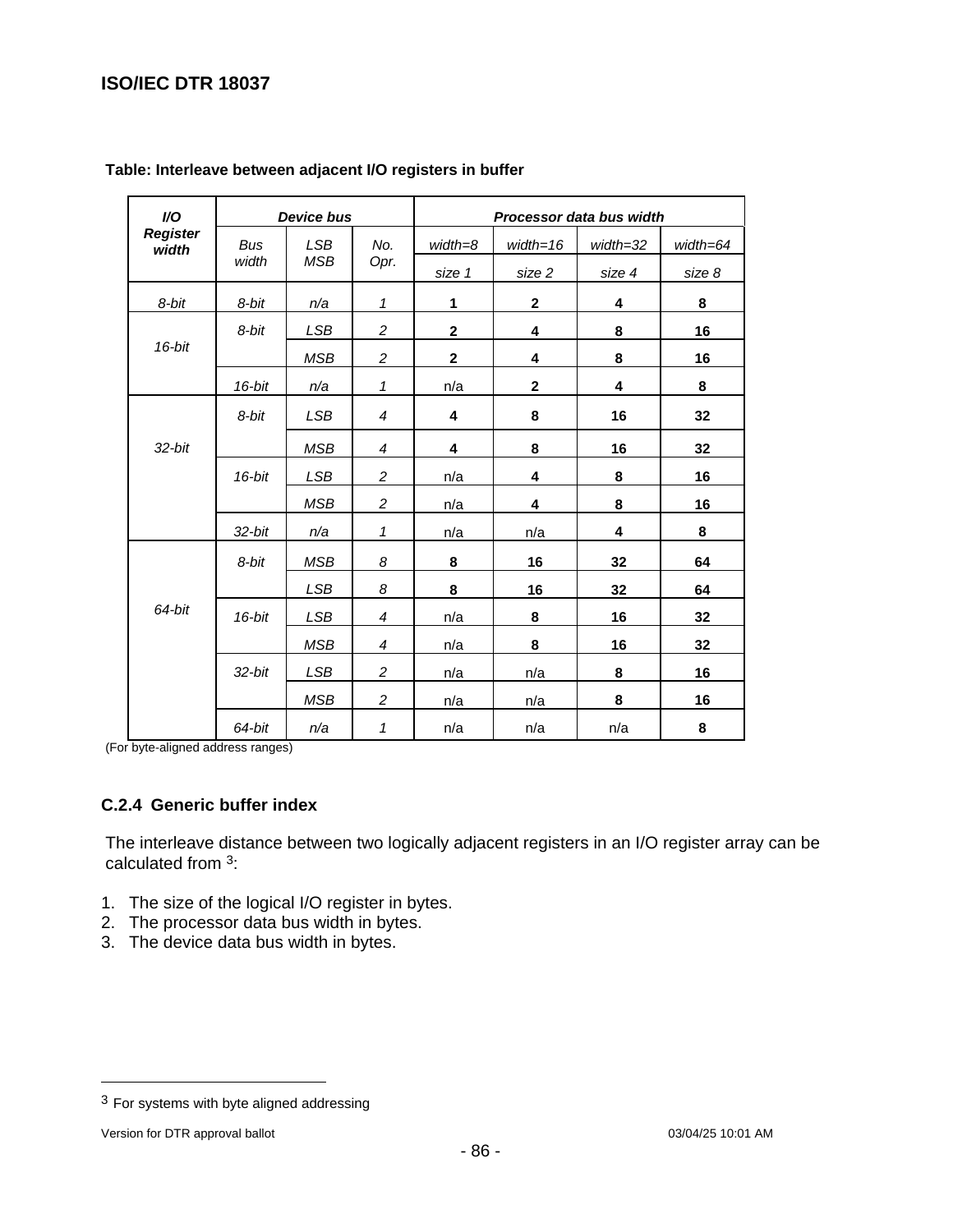**Table: Interleave between adjacent I/O registers in buffer**

| *I/O Register width* | *Device bus* | | | *Processor data bus width* | | | |
|---|---|---|---|---|---|---|---|
| | *Bus width* | *LSB MSB* | *No. Opr.* | *width=8* *size 1* | *width=16* *size 2* | *width=32* *size 4* | *width=64* *size 8* |
| *8-bit* | *8-bit* | *n/a* | *1* | **1** | **2** | **4** | **8** |
| *16-bit* | *8-bit* | *LSB* | *2* | **2** | **4** | **8** | **16** |
| | | *MSB* | *2* | **2** | **4** | **8** | **16** |
| | *16-bit* | *n/a* | *1* | n/a | **2** | **4** | **8** |
| *32-bit* | *8-bit* | *LSB* | *4* | **4** | **8** | **16** | **32** |
| | | *MSB* | *4* | **4** | **8** | **16** | **32** |
| | *16-bit* | *LSB* | *2* | n/a | **4** | **8** | **16** |
| | | *MSB* | *2* | n/a | **4** | **8** | **16** |
| | *32-bit* | *n/a* | *1* | n/a | n/a | **4** | **8** |
| *64-bit* | *8-bit* | *MSB* | *8* | **8** | **16** | **32** | **64** |
| | | *LSB* | *8* | **8** | **16** | **32** | **64** |
| | *16-bit* | *LSB* | *4* | n/a | **8** | **16** | **32** |
| | | *MSB* | *4* | n/a | **8** | **16** | **32** |
| | *32-bit* | *LSB* | *2* | n/a | n/a | **8** | **16** |
| | | *MSB* | *2* | n/a | n/a | **8** | **16** |
| | *64-bit* | *n/a* | *1* | n/a | n/a | n/a | **8** |

(For byte-aligned address ranges)

### C.2.4 Generic buffer index

The interleave distance between two logically adjacent registers in an I/O register array can be calculated from [3]:

1. The size of the logical I/O register in bytes.
2. The processor data bus width in bytes.
3. The device data bus width in bytes.

[3] For systems with byte aligned addressing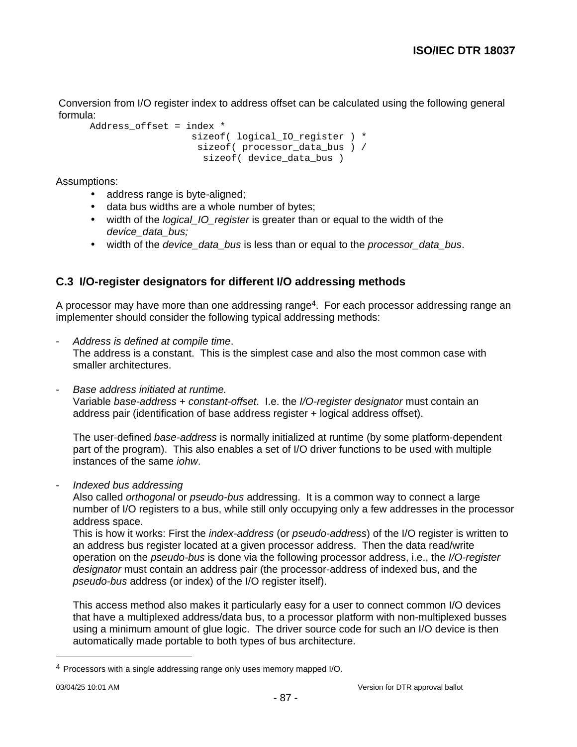Conversion from I/O register index to address offset can be calculated using the following general formula:

```
Address_offset = index *
                  sizeof( logical_IO_register ) *
                   sizeof( processor_data_bus ) /
                    sizeof( device_data_bus )
```

Assumptions:

- address range is byte-aligned;
- data bus widths are a whole number of bytes;
- width of the *logical_IO_register* is greater than or equal to the width of the *device_data_bus;*
- width of the *device_data_bus* is less than or equal to the *processor_data_bus*.

### C.3 I/O-register designators for different I/O addressing methods

A processor may have more than one addressing range[4]. For each processor addressing range an implementer should consider the following typical addressing methods:

- *Address is defined at compile time*.
  The address is a constant. This is the simplest case and also the most common case with smaller architectures.

- *Base address initiated at runtime.*
  Variable *base-address* + *constant-offset*. I.e. the *I/O-register designator* must contain an address pair (identification of base address register + logical address offset).

  The user-defined *base-address* is normally initialized at runtime (by some platform-dependent part of the program). This also enables a set of I/O driver functions to be used with multiple instances of the same *iohw*.

- *Indexed bus addressing*
  Also called *orthogonal* or *pseudo-bus* addressing. It is a common way to connect a large number of I/O registers to a bus, while still only occupying only a few addresses in the processor address space.
  This is how it works: First the *index-address* (or *pseudo-address*) of the I/O register is written to an address bus register located at a given processor address. Then the data read/write operation on the *pseudo-bus* is done via the following processor address, i.e., the *I/O-register designator* must contain an address pair (the processor-address of indexed bus, and the *pseudo-bus* address (or index) of the I/O register itself).

  This access method also makes it particularly easy for a user to connect common I/O devices that have a multiplexed address/data bus, to a processor platform with non-multiplexed busses using a minimum amount of glue logic. The driver source code for such an I/O device is then automatically made portable to both types of bus architecture.

---

[4] Processors with a single addressing range only uses memory mapped I/O.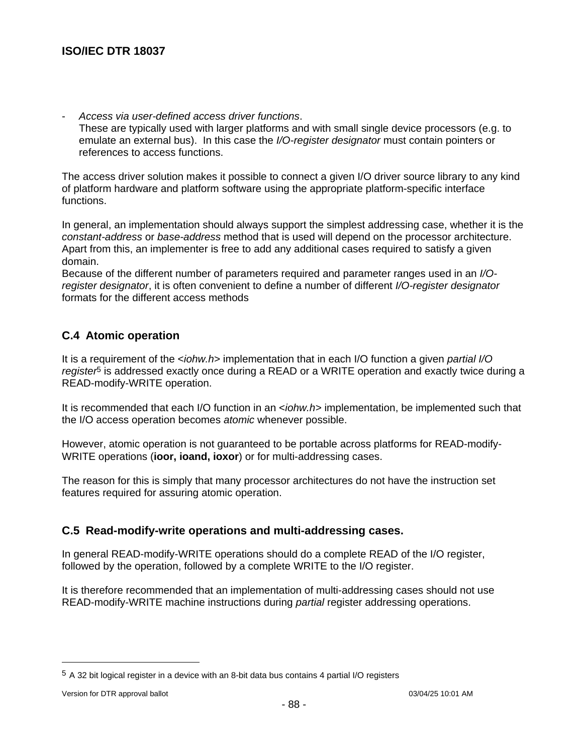- *Access via user-defined access driver functions*.
  These are typically used with larger platforms and with small single device processors (e.g. to emulate an external bus). In this case the *I/O-register designator* must contain pointers or references to access functions.

The access driver solution makes it possible to connect a given I/O driver source library to any kind of platform hardware and platform software using the appropriate platform-specific interface functions.

In general, an implementation should always support the simplest addressing case, whether it is the *constant-address* or *base-address* method that is used will depend on the processor architecture. Apart from this, an implementer is free to add any additional cases required to satisfy a given domain.
Because of the different number of parameters required and parameter ranges used in an *I/O-register designator*, it is often convenient to define a number of different *I/O-register designator* formats for the different access methods

## C.4 Atomic operation

It is a requirement of the <*iohw.h*> implementation that in each I/O function a given *partial I/O register*[5] is addressed exactly once during a READ or a WRITE operation and exactly twice during a READ-modify-WRITE operation.

It is recommended that each I/O function in an <*iohw.h*> implementation, be implemented such that the I/O access operation becomes *atomic* whenever possible.

However, atomic operation is not guaranteed to be portable across platforms for READ-modify-WRITE operations (**ioor, ioand, ioxor**) or for multi-addressing cases.

The reason for this is simply that many processor architectures do not have the instruction set features required for assuring atomic operation.

## C.5 Read-modify-write operations and multi-addressing cases.

In general READ-modify-WRITE operations should do a complete READ of the I/O register, followed by the operation, followed by a complete WRITE to the I/O register.

It is therefore recommended that an implementation of multi-addressing cases should not use READ-modify-WRITE machine instructions during *partial* register addressing operations.

---

[5] A 32 bit logical register in a device with an 8-bit data bus contains 4 partial I/O registers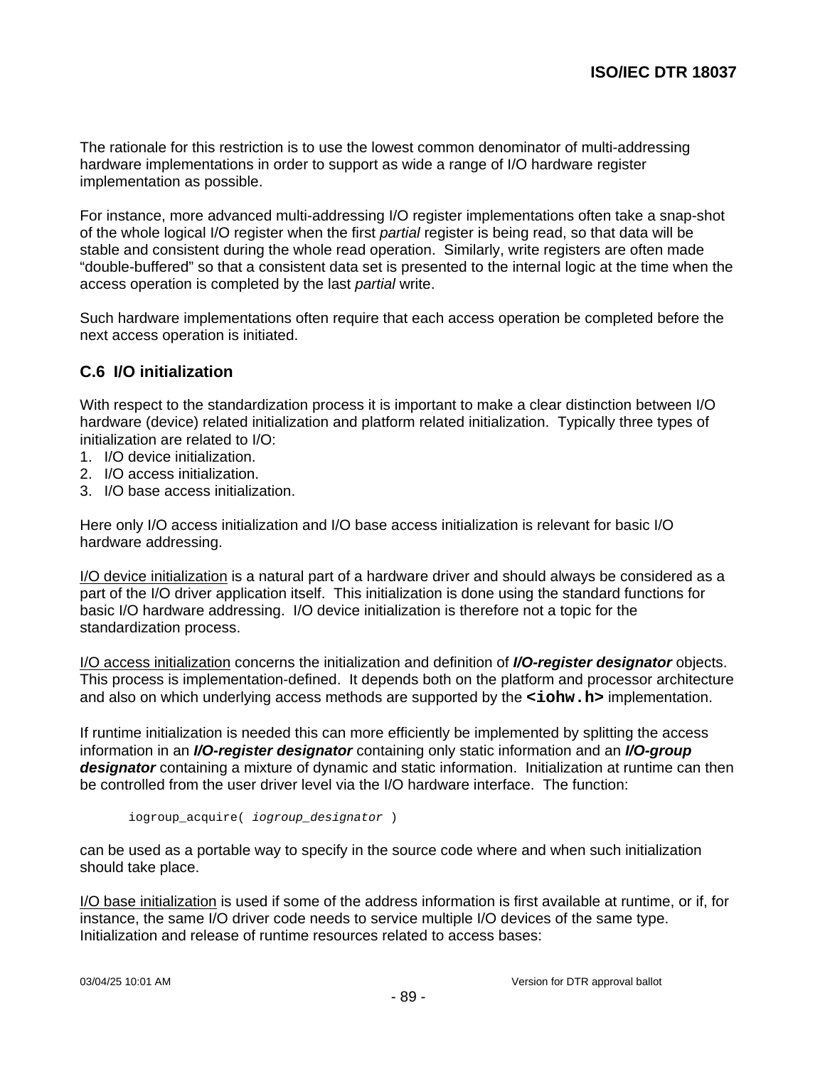The rationale for this restriction is to use the lowest common denominator of multi-addressing hardware implementations in order to support as wide a range of I/O hardware register implementation as possible.

For instance, more advanced multi-addressing I/O register implementations often take a snap-shot of the whole logical I/O register when the first *partial* register is being read, so that data will be stable and consistent during the whole read operation. Similarly, write registers are often made “double-buffered” so that a consistent data set is presented to the internal logic at the time when the access operation is completed by the last *partial* write.

Such hardware implementations often require that each access operation be completed before the next access operation is initiated.

## C.6 I/O initialization

With respect to the standardization process it is important to make a clear distinction between I/O hardware (device) related initialization and platform related initialization. Typically three types of initialization are related to I/O:

1. I/O device initialization.
2. I/O access initialization.
3. I/O base access initialization.

Here only I/O access initialization and I/O base access initialization is relevant for basic I/O hardware addressing.

<u>I/O device initialization</u> is a natural part of a hardware driver and should always be considered as a part of the I/O driver application itself. This initialization is done using the standard functions for basic I/O hardware addressing. I/O device initialization is therefore not a topic for the standardization process.

<u>I/O access initialization</u> concerns the initialization and definition of ***I/O-register designator*** objects. This process is implementation-defined. It depends both on the platform and processor architecture and also on which underlying access methods are supported by the **`<iohw.h>`** implementation.

If runtime initialization is needed this can more efficiently be implemented by splitting the access information in an ***I/O-register designator*** containing only static information and an ***I/O-group designator*** containing a mixture of dynamic and static information. Initialization at runtime can then be controlled from the user driver level via the I/O hardware interface. The function:

```
iogroup_acquire( iogroup_designator )
```

can be used as a portable way to specify in the source code where and when such initialization should take place.

<u>I/O base initialization</u> is used if some of the address information is first available at runtime, or if, for instance, the same I/O driver code needs to service multiple I/O devices of the same type. Initialization and release of runtime resources related to access bases: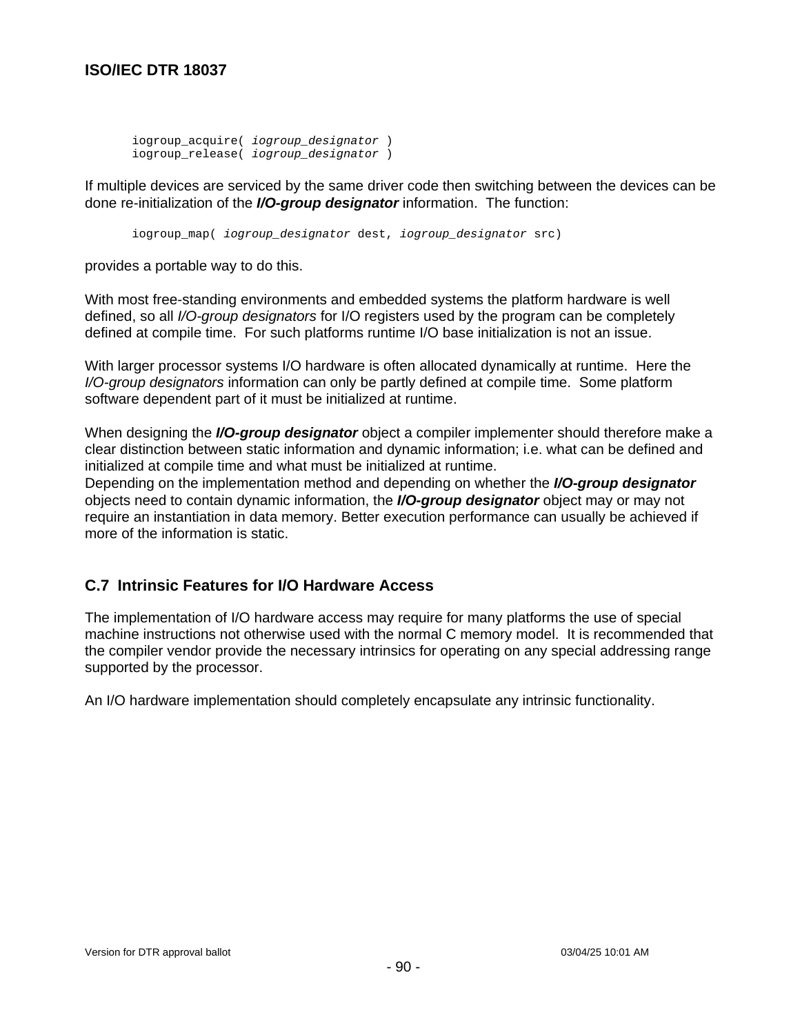```
iogroup_acquire( iogroup_designator )
iogroup_release( iogroup_designator )
```

If multiple devices are serviced by the same driver code then switching between the devices can be done re-initialization of the ***I/O-group designator*** information. The function:

```
iogroup_map( iogroup_designator dest, iogroup_designator src)
```

provides a portable way to do this.

With most free-standing environments and embedded systems the platform hardware is well defined, so all *I/O-group designators* for I/O registers used by the program can be completely defined at compile time. For such platforms runtime I/O base initialization is not an issue.

With larger processor systems I/O hardware is often allocated dynamically at runtime. Here the *I/O-group designators* information can only be partly defined at compile time. Some platform software dependent part of it must be initialized at runtime.

When designing the ***I/O-group designator*** object a compiler implementer should therefore make a clear distinction between static information and dynamic information; i.e. what can be defined and initialized at compile time and what must be initialized at runtime.
Depending on the implementation method and depending on whether the ***I/O-group designator*** objects need to contain dynamic information, the ***I/O-group designator*** object may or may not require an instantiation in data memory. Better execution performance can usually be achieved if more of the information is static.

## C.7 Intrinsic Features for I/O Hardware Access

The implementation of I/O hardware access may require for many platforms the use of special machine instructions not otherwise used with the normal C memory model. It is recommended that the compiler vendor provide the necessary intrinsics for operating on any special addressing range supported by the processor.

An I/O hardware implementation should completely encapsulate any intrinsic functionality.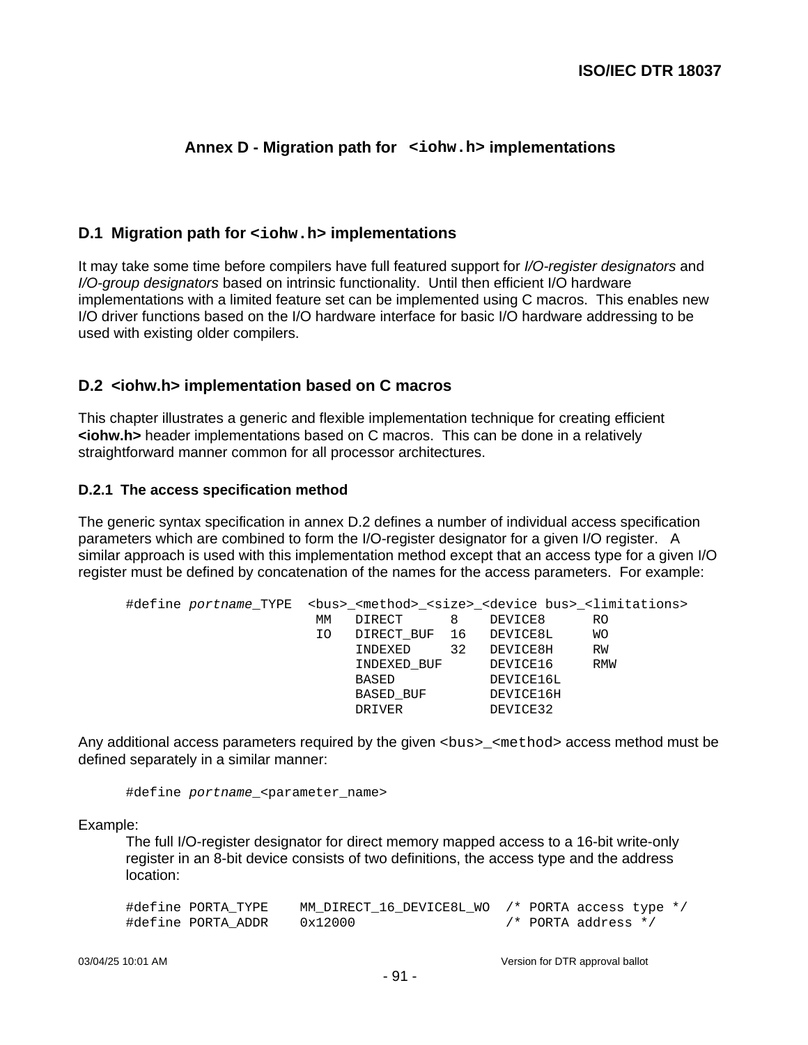# Annex D - Migration path for `<iohw.h>` implementations

## D.1 Migration path for `<iohw.h>` implementations

It may take some time before compilers have full featured support for *I/O-register designators* and *I/O-group designators* based on intrinsic functionality. Until then efficient I/O hardware implementations with a limited feature set can be implemented using C macros. This enables new I/O driver functions based on the I/O hardware interface for basic I/O hardware addressing to be used with existing older compilers.

## D.2 <iohw.h> implementation based on C macros

This chapter illustrates a generic and flexible implementation technique for creating efficient **<iohw.h>** header implementations based on C macros. This can be done in a relatively straightforward manner common for all processor architectures.

### D.2.1 The access specification method

The generic syntax specification in annex D.2 defines a number of individual access specification parameters which are combined to form the I/O-register designator for a given I/O register. A similar approach is used with this implementation method except that an access type for a given I/O register must be defined by concatenation of the names for the access parameters. For example:

```
#define portname_TYPE  <bus>_<method>_<size>_<device bus>_<limitations>
                        MM   DIRECT      8    DEVICE8      RO
                        IO   DIRECT_BUF  16   DEVICE8L     WO
                             INDEXED     32   DEVICE8H     RW
                             INDEXED_BUF      DEVICE16     RMW
                             BASED            DEVICE16L
                             BASED_BUF        DEVICE16H
                             DRIVER           DEVICE32
```

Any additional access parameters required by the given `<bus>_<method>` access method must be defined separately in a similar manner:

```
#define portname_<parameter_name>
```

Example:

The full I/O-register designator for direct memory mapped access to a 16-bit write-only register in an 8-bit device consists of two definitions, the access type and the address location:

```
#define PORTA_TYPE    MM_DIRECT_16_DEVICE8L_WO  /* PORTA access type */
#define PORTA_ADDR    0x12000                   /* PORTA address */
```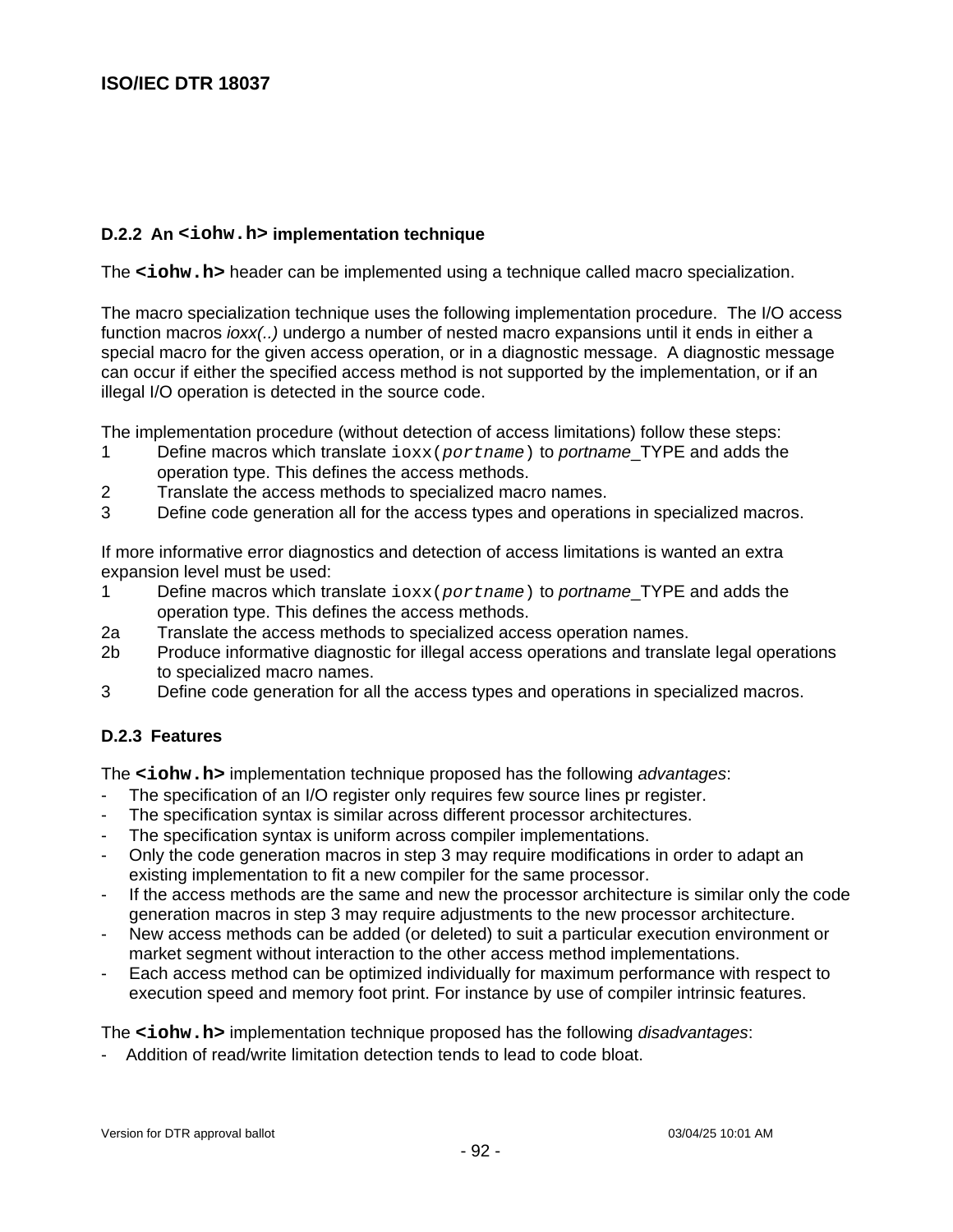### D.2.2 An `<iohw.h>` implementation technique

The **`<iohw.h>`** header can be implemented using a technique called macro specialization.

The macro specialization technique uses the following implementation procedure. The I/O access function macros *ioxx(..)* undergo a number of nested macro expansions until it ends in either a special macro for the given access operation, or in a diagnostic message. A diagnostic message can occur if either the specified access method is not supported by the implementation, or if an illegal I/O operation is detected in the source code.

The implementation procedure (without detection of access limitations) follow these steps:

1. Define macros which translate `ioxx(`*`portname`*`)` to *portname*_TYPE and adds the operation type. This defines the access methods.
2. Translate the access methods to specialized macro names.
3. Define code generation all for the access types and operations in specialized macros.

If more informative error diagnostics and detection of access limitations is wanted an extra expansion level must be used:

- 1 Define macros which translate `ioxx(`*`portname`*`)` to *portname*_TYPE and adds the operation type. This defines the access methods.
- 2a Translate the access methods to specialized access operation names.
- 2b Produce informative diagnostic for illegal access operations and translate legal operations to specialized macro names.
- 3 Define code generation for all the access types and operations in specialized macros.

### D.2.3 Features

The **`<iohw.h>`** implementation technique proposed has the following *advantages*:

- The specification of an I/O register only requires few source lines pr register.
- The specification syntax is similar across different processor architectures.
- The specification syntax is uniform across compiler implementations.
- Only the code generation macros in step 3 may require modifications in order to adapt an existing implementation to fit a new compiler for the same processor.
- If the access methods are the same and new the processor architecture is similar only the code generation macros in step 3 may require adjustments to the new processor architecture.
- New access methods can be added (or deleted) to suit a particular execution environment or market segment without interaction to the other access method implementations.
- Each access method can be optimized individually for maximum performance with respect to execution speed and memory foot print. For instance by use of compiler intrinsic features.

The **`<iohw.h>`** implementation technique proposed has the following *disadvantages*:

- Addition of read/write limitation detection tends to lead to code bloat.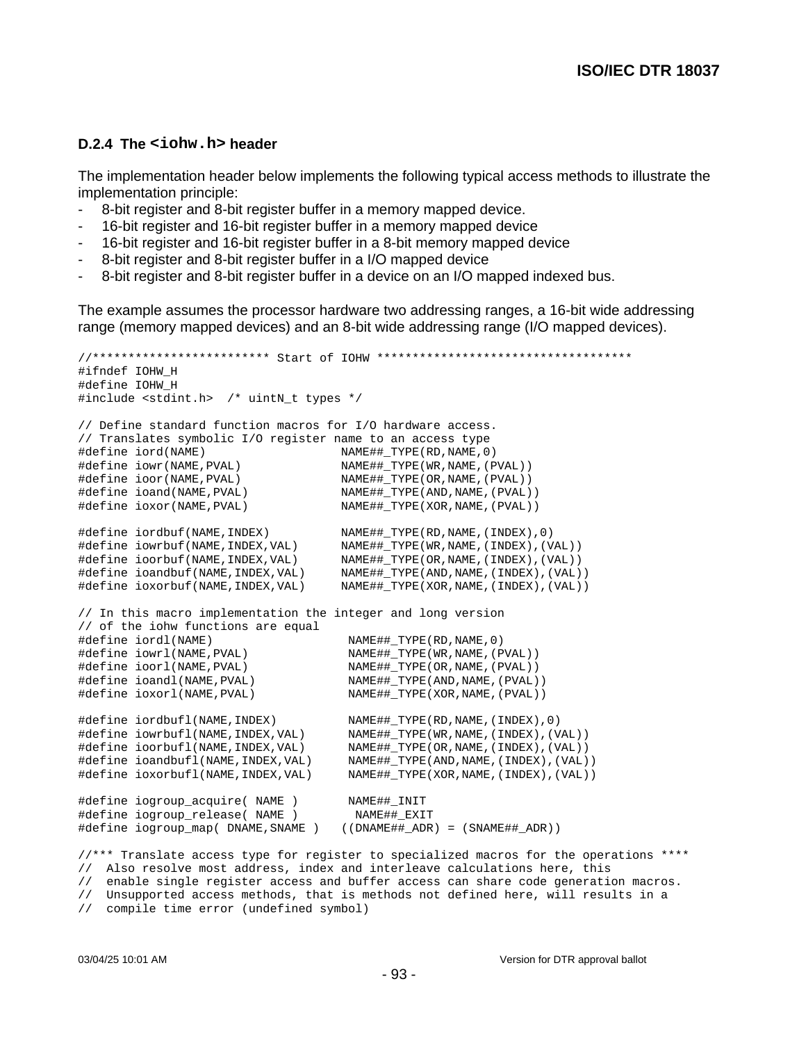### D.2.4 The `<iohw.h>` header

The implementation header below implements the following typical access methods to illustrate the implementation principle:

- 8-bit register and 8-bit register buffer in a memory mapped device.
- 16-bit register and 16-bit register buffer in a memory mapped device
- 16-bit register and 16-bit register buffer in a 8-bit memory mapped device
- 8-bit register and 8-bit register buffer in a I/O mapped device
- 8-bit register and 8-bit register buffer in a device on an I/O mapped indexed bus.

The example assumes the processor hardware two addressing ranges, a 16-bit wide addressing range (memory mapped devices) and an 8-bit wide addressing range (I/O mapped devices).

```
//************************* Start of IOHW ************************************
#ifndef IOHW_H
#define IOHW_H
#include <stdint.h>  /* uintN_t types */

// Define standard function macros for I/O hardware access.
// Translates symbolic I/O register name to an access type
#define iord(NAME)                   NAME##_TYPE(RD,NAME,0)
#define iowr(NAME,PVAL)              NAME##_TYPE(WR,NAME,(PVAL))
#define ioor(NAME,PVAL)              NAME##_TYPE(OR,NAME,(PVAL))
#define ioand(NAME,PVAL)             NAME##_TYPE(AND,NAME,(PVAL))
#define ioxor(NAME,PVAL)             NAME##_TYPE(XOR,NAME,(PVAL))

#define iordbuf(NAME,INDEX)          NAME##_TYPE(RD,NAME,(INDEX),0)
#define iowrbuf(NAME,INDEX,VAL)      NAME##_TYPE(WR,NAME,(INDEX),(VAL))
#define ioorbuf(NAME,INDEX,VAL)      NAME##_TYPE(OR,NAME,(INDEX),(VAL))
#define ioandbuf(NAME,INDEX,VAL)     NAME##_TYPE(AND,NAME,(INDEX),(VAL))
#define ioxorbuf(NAME,INDEX,VAL)     NAME##_TYPE(XOR,NAME,(INDEX),(VAL))

// In this macro implementation the integer and long version
// of the iohw functions are equal
#define iordl(NAME)                   NAME##_TYPE(RD,NAME,0)
#define iowrl(NAME,PVAL)              NAME##_TYPE(WR,NAME,(PVAL))
#define ioorl(NAME,PVAL)              NAME##_TYPE(OR,NAME,(PVAL))
#define ioandl(NAME,PVAL)             NAME##_TYPE(AND,NAME,(PVAL))
#define ioxorl(NAME,PVAL)             NAME##_TYPE(XOR,NAME,(PVAL))

#define iordbufl(NAME,INDEX)          NAME##_TYPE(RD,NAME,(INDEX),0)
#define iowrbufl(NAME,INDEX,VAL)      NAME##_TYPE(WR,NAME,(INDEX),(VAL))
#define ioorbufl(NAME,INDEX,VAL)      NAME##_TYPE(OR,NAME,(INDEX),(VAL))
#define ioandbufl(NAME,INDEX,VAL)     NAME##_TYPE(AND,NAME,(INDEX),(VAL))
#define ioxorbufl(NAME,INDEX,VAL)     NAME##_TYPE(XOR,NAME,(INDEX),(VAL))

#define iogroup_acquire( NAME )       NAME##_INIT
#define iogroup_release( NAME )        NAME##_EXIT
#define iogroup_map( DNAME,SNAME )   ((DNAME##_ADR) = (SNAME##_ADR))

//*** Translate access type for register to specialized macros for the operations ****
//  Also resolve most address, index and interleave calculations here, this
//  enable single register access and buffer access can share code generation macros.
//  Unsupported access methods, that is methods not defined here, will results in a
//  compile time error (undefined symbol)
```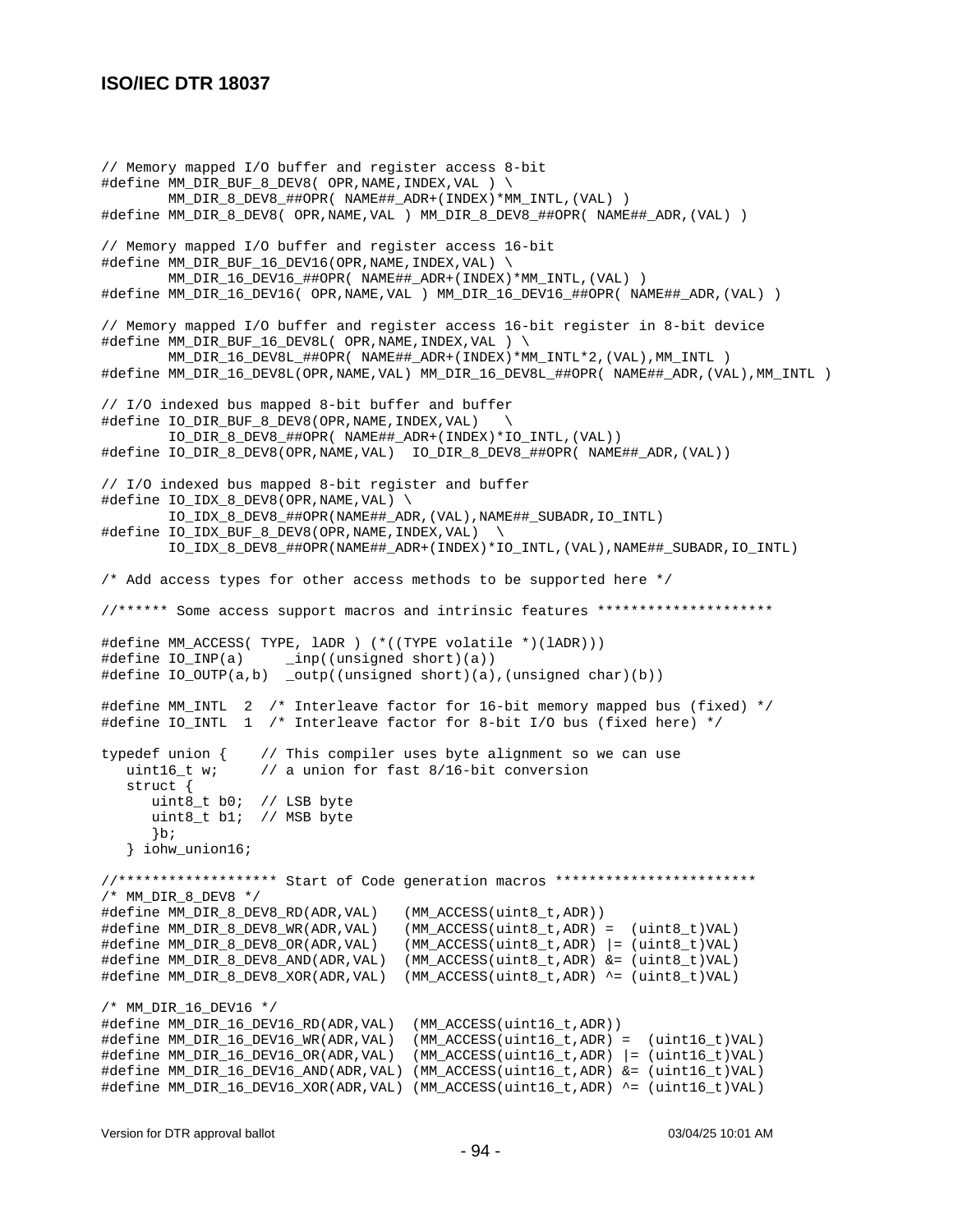```
// Memory mapped I/O buffer and register access 8-bit
#define MM_DIR_BUF_8_DEV8( OPR,NAME,INDEX,VAL ) \
        MM_DIR_8_DEV8_##OPR( NAME##_ADR+(INDEX)*MM_INTL,(VAL) )
#define MM_DIR_8_DEV8( OPR,NAME,VAL ) MM_DIR_8_DEV8_##OPR( NAME##_ADR,(VAL) )

// Memory mapped I/O buffer and register access 16-bit
#define MM_DIR_BUF_16_DEV16(OPR,NAME,INDEX,VAL) \
        MM_DIR_16_DEV16_##OPR( NAME##_ADR+(INDEX)*MM_INTL,(VAL) )
#define MM_DIR_16_DEV16( OPR,NAME,VAL ) MM_DIR_16_DEV16_##OPR( NAME##_ADR,(VAL) )

// Memory mapped I/O buffer and register access 16-bit register in 8-bit device
#define MM_DIR_BUF_16_DEV8L( OPR,NAME,INDEX,VAL ) \
        MM_DIR_16_DEV8L_##OPR( NAME##_ADR+(INDEX)*MM_INTL*2,(VAL),MM_INTL )
#define MM_DIR_16_DEV8L(OPR,NAME,VAL) MM_DIR_16_DEV8L_##OPR( NAME##_ADR,(VAL),MM_INTL )

// I/O indexed bus mapped 8-bit buffer and buffer
#define IO_DIR_BUF_8_DEV8(OPR,NAME,INDEX,VAL)   \
        IO_DIR_8_DEV8_##OPR( NAME##_ADR+(INDEX)*IO_INTL,(VAL))
#define IO_DIR_8_DEV8(OPR,NAME,VAL)  IO_DIR_8_DEV8_##OPR( NAME##_ADR,(VAL))

// I/O indexed bus mapped 8-bit register and buffer
#define IO_IDX_8_DEV8(OPR,NAME,VAL) \
        IO_IDX_8_DEV8_##OPR(NAME##_ADR,(VAL),NAME##_SUBADR,IO_INTL)
#define IO_IDX_BUF_8_DEV8(OPR,NAME,INDEX,VAL)  \
        IO_IDX_8_DEV8_##OPR(NAME##_ADR+(INDEX)*IO_INTL,(VAL),NAME##_SUBADR,IO_INTL)

/* Add access types for other access methods to be supported here */

//****** Some access support macros and intrinsic features *********************

#define MM_ACCESS( TYPE, lADR ) (*((TYPE volatile *)(lADR)))
#define IO_INP(a)     _inp((unsigned short)(a))
#define IO_OUTP(a,b)  _outp((unsigned short)(a),(unsigned char)(b))

#define MM_INTL  2  /* Interleave factor for 16-bit memory mapped bus (fixed) */
#define IO_INTL  1  /* Interleave factor for 8-bit I/O bus (fixed here) */

typedef union {    // This compiler uses byte alignment so we can use
   uint16_t w;     // a union for fast 8/16-bit conversion
   struct {
      uint8_t b0;  // LSB byte
      uint8_t b1;  // MSB byte
      }b;
   } iohw_union16;

//******************* Start of Code generation macros ************************
/* MM_DIR_8_DEV8 */
#define MM_DIR_8_DEV8_RD(ADR,VAL)   (MM_ACCESS(uint8_t,ADR))
#define MM_DIR_8_DEV8_WR(ADR,VAL)   (MM_ACCESS(uint8_t,ADR) =  (uint8_t)VAL)
#define MM_DIR_8_DEV8_OR(ADR,VAL)   (MM_ACCESS(uint8_t,ADR) |= (uint8_t)VAL)
#define MM_DIR_8_DEV8_AND(ADR,VAL)  (MM_ACCESS(uint8_t,ADR) &= (uint8_t)VAL)
#define MM_DIR_8_DEV8_XOR(ADR,VAL)  (MM_ACCESS(uint8_t,ADR) ^= (uint8_t)VAL)

/* MM_DIR_16_DEV16 */
#define MM_DIR_16_DEV16_RD(ADR,VAL)  (MM_ACCESS(uint16_t,ADR))
#define MM_DIR_16_DEV16_WR(ADR,VAL)  (MM_ACCESS(uint16_t,ADR) =  (uint16_t)VAL)
#define MM_DIR_16_DEV16_OR(ADR,VAL)  (MM_ACCESS(uint16_t,ADR) |= (uint16_t)VAL)
#define MM_DIR_16_DEV16_AND(ADR,VAL) (MM_ACCESS(uint16_t,ADR) &= (uint16_t)VAL)
#define MM_DIR_16_DEV16_XOR(ADR,VAL) (MM_ACCESS(uint16_t,ADR) ^= (uint16_t)VAL)
```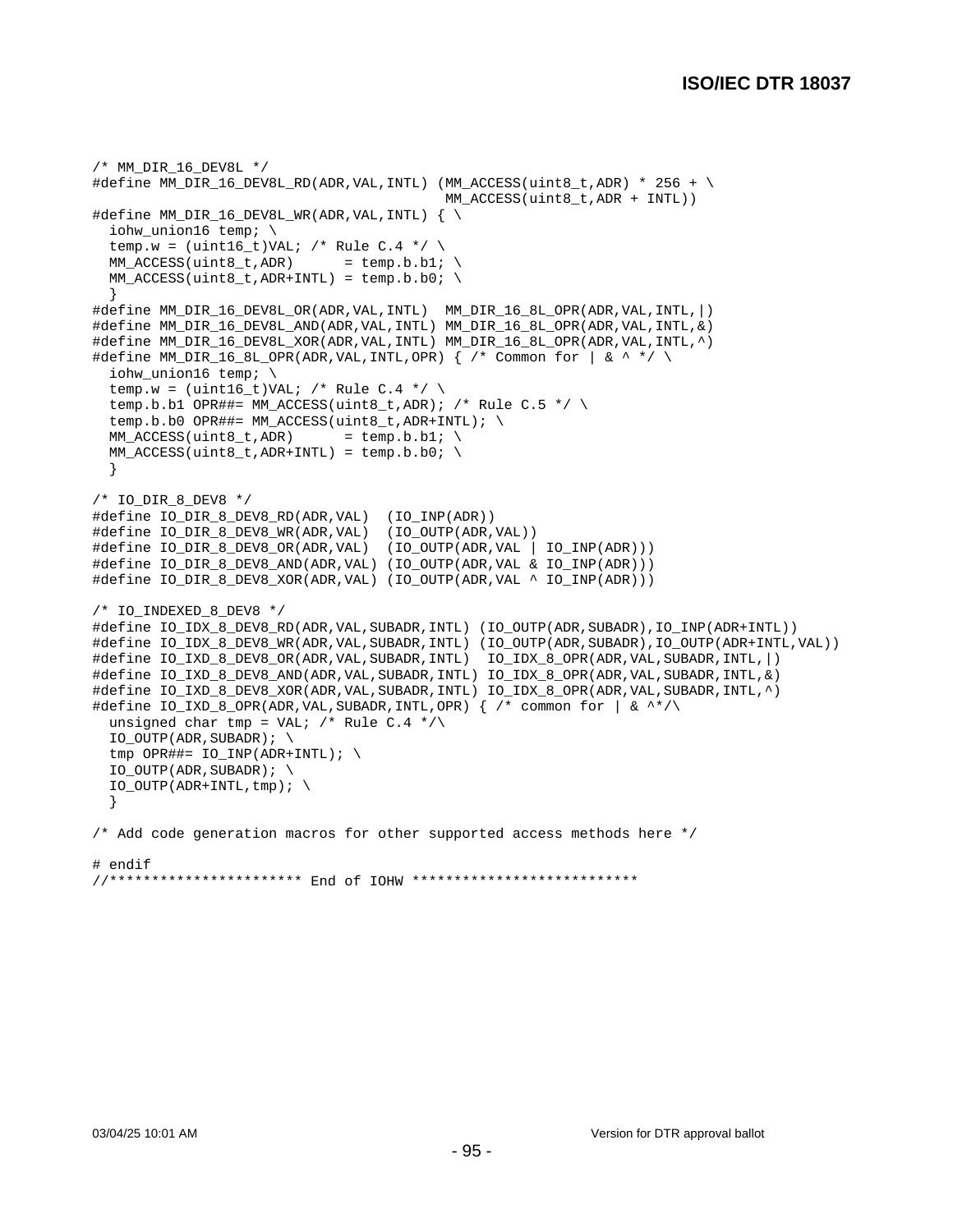```
/* MM_DIR_16_DEV8L */
#define MM_DIR_16_DEV8L_RD(ADR,VAL,INTL) (MM_ACCESS(uint8_t,ADR) * 256 + \
                                          MM_ACCESS(uint8_t,ADR + INTL))
#define MM_DIR_16_DEV8L_WR(ADR,VAL,INTL) { \
  iohw_union16 temp; \
  temp.w = (uint16_t)VAL; /* Rule C.4 */ \
  MM_ACCESS(uint8_t,ADR)      = temp.b.b1; \
  MM_ACCESS(uint8_t,ADR+INTL) = temp.b.b0; \
  }
#define MM_DIR_16_DEV8L_OR(ADR,VAL,INTL)  MM_DIR_16_8L_OPR(ADR,VAL,INTL,|)
#define MM_DIR_16_DEV8L_AND(ADR,VAL,INTL) MM_DIR_16_8L_OPR(ADR,VAL,INTL,&)
#define MM_DIR_16_DEV8L_XOR(ADR,VAL,INTL) MM_DIR_16_8L_OPR(ADR,VAL,INTL,^)
#define MM_DIR_16_8L_OPR(ADR,VAL,INTL,OPR) { /* Common for | & ^ */ \
  iohw_union16 temp; \
  temp.w = (uint16_t)VAL; /* Rule C.4 */ \
  temp.b.b1 OPR##= MM_ACCESS(uint8_t,ADR); /* Rule C.5 */ \
  temp.b.b0 OPR##= MM_ACCESS(uint8_t,ADR+INTL); \
  MM_ACCESS(uint8_t,ADR)      = temp.b.b1; \
  MM_ACCESS(uint8_t,ADR+INTL) = temp.b.b0; \
  }

/* IO_DIR_8_DEV8 */
#define IO_DIR_8_DEV8_RD(ADR,VAL)  (IO_INP(ADR))
#define IO_DIR_8_DEV8_WR(ADR,VAL)  (IO_OUTP(ADR,VAL))
#define IO_DIR_8_DEV8_OR(ADR,VAL)  (IO_OUTP(ADR,VAL | IO_INP(ADR)))
#define IO_DIR_8_DEV8_AND(ADR,VAL) (IO_OUTP(ADR,VAL & IO_INP(ADR)))
#define IO_DIR_8_DEV8_XOR(ADR,VAL) (IO_OUTP(ADR,VAL ^ IO_INP(ADR)))

/* IO_INDEXED_8_DEV8 */
#define IO_IDX_8_DEV8_RD(ADR,VAL,SUBADR,INTL) (IO_OUTP(ADR,SUBADR),IO_INP(ADR+INTL))
#define IO_IDX_8_DEV8_WR(ADR,VAL,SUBADR,INTL) (IO_OUTP(ADR,SUBADR),IO_OUTP(ADR+INTL,VAL))
#define IO_IXD_8_DEV8_OR(ADR,VAL,SUBADR,INTL)  IO_IDX_8_OPR(ADR,VAL,SUBADR,INTL,|)
#define IO_IXD_8_DEV8_AND(ADR,VAL,SUBADR,INTL) IO_IDX_8_OPR(ADR,VAL,SUBADR,INTL,&)
#define IO_IXD_8_DEV8_XOR(ADR,VAL,SUBADR,INTL) IO_IDX_8_OPR(ADR,VAL,SUBADR,INTL,^)
#define IO_IXD_8_OPR(ADR,VAL,SUBADR,INTL,OPR) { /* common for | & ^*/\
  unsigned char tmp = VAL; /* Rule C.4 */\
  IO_OUTP(ADR,SUBADR); \
  tmp OPR##= IO_INP(ADR+INTL); \
  IO_OUTP(ADR,SUBADR); \
  IO_OUTP(ADR+INTL,tmp); \
  }

/* Add code generation macros for other supported access methods here */

# endif
//*********************** End of IOHW ***************************
```

03/04/25 10:01 AM    Version for DTR approval ballot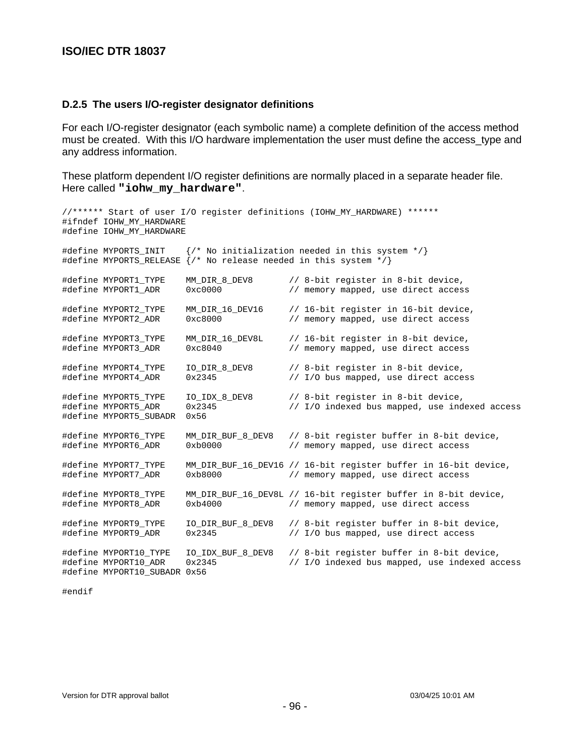### D.2.5 The users I/O-register designator definitions

For each I/O-register designator (each symbolic name) a complete definition of the access method must be created. With this I/O hardware implementation the user must define the access_type and any address information.

These platform dependent I/O register definitions are normally placed in a separate header file. Here called **"iohw_my_hardware"**.

```
//****** Start of user I/O register definitions (IOHW_MY_HARDWARE) ******
#ifndef IOHW_MY_HARDWARE
#define IOHW_MY_HARDWARE

#define MYPORTS_INIT    {/* No initialization needed in this system */}
#define MYPORTS_RELEASE {/* No release needed in this system */}

#define MYPORT1_TYPE    MM_DIR_8_DEV8       // 8-bit register in 8-bit device,
#define MYPORT1_ADR     0xc0000             // memory mapped, use direct access

#define MYPORT2_TYPE    MM_DIR_16_DEV16     // 16-bit register in 16-bit device,
#define MYPORT2_ADR     0xc8000             // memory mapped, use direct access

#define MYPORT3_TYPE    MM_DIR_16_DEV8L     // 16-bit register in 8-bit device,
#define MYPORT3_ADR     0xc8040             // memory mapped, use direct access

#define MYPORT4_TYPE    IO_DIR_8_DEV8       // 8-bit register in 8-bit device,
#define MYPORT4_ADR     0x2345              // I/O bus mapped, use direct access

#define MYPORT5_TYPE    IO_IDX_8_DEV8       // 8-bit register in 8-bit device,
#define MYPORT5_ADR     0x2345              // I/O indexed bus mapped, use indexed access
#define MYPORT5_SUBADR  0x56

#define MYPORT6_TYPE    MM_DIR_BUF_8_DEV8   // 8-bit register buffer in 8-bit device,
#define MYPORT6_ADR     0xb0000             // memory mapped, use direct access

#define MYPORT7_TYPE    MM_DIR_BUF_16_DEV16 // 16-bit register buffer in 16-bit device,
#define MYPORT7_ADR     0xb8000             // memory mapped, use direct access

#define MYPORT8_TYPE    MM_DIR_BUF_16_DEV8L // 16-bit register buffer in 8-bit device,
#define MYPORT8_ADR     0xb4000             // memory mapped, use direct access

#define MYPORT9_TYPE    IO_DIR_BUF_8_DEV8   // 8-bit register buffer in 8-bit device,
#define MYPORT9_ADR     0x2345              // I/O bus mapped, use direct access

#define MYPORT10_TYPE   IO_IDX_BUF_8_DEV8   // 8-bit register buffer in 8-bit device,
#define MYPORT10_ADR    0x2345              // I/O indexed bus mapped, use indexed access
#define MYPORT10_SUBADR 0x56

#endif
```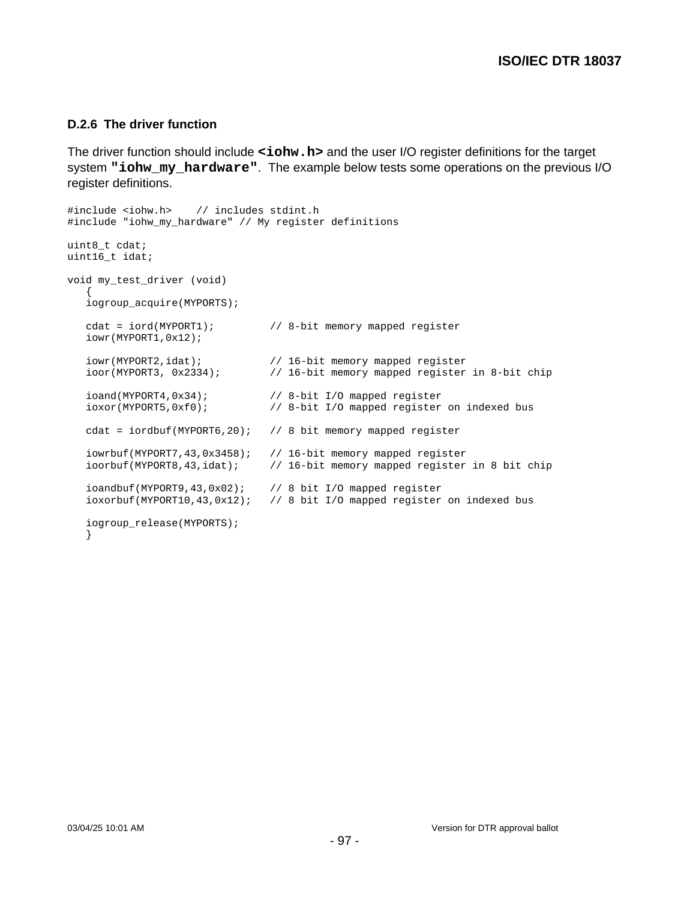### D.2.6 The driver function

The driver function should include **`<iohw.h>`** and the user I/O register definitions for the target system **`"iohw_my_hardware"`**. The example below tests some operations on the previous I/O register definitions.

```
#include <iohw.h>    // includes stdint.h
#include "iohw_my_hardware" // My register definitions

uint8_t cdat;
uint16_t idat;

void my_test_driver (void)
   {
   iogroup_acquire(MYPORTS);

   cdat = iord(MYPORT1);         // 8-bit memory mapped register
   iowr(MYPORT1,0x12);

   iowr(MYPORT2,idat);           // 16-bit memory mapped register
   ioor(MYPORT3, 0x2334);        // 16-bit memory mapped register in 8-bit chip

   ioand(MYPORT4,0x34);          // 8-bit I/O mapped register
   ioxor(MYPORT5,0xf0);          // 8-bit I/O mapped register on indexed bus

   cdat = iordbuf(MYPORT6,20);   // 8 bit memory mapped register

   iowrbuf(MYPORT7,43,0x3458);   // 16-bit memory mapped register
   ioorbuf(MYPORT8,43,idat);     // 16-bit memory mapped register in 8 bit chip

   ioandbuf(MYPORT9,43,0x02);    // 8 bit I/O mapped register
   ioxorbuf(MYPORT10,43,0x12);   // 8 bit I/O mapped register on indexed bus

   iogroup_release(MYPORTS);
   }
```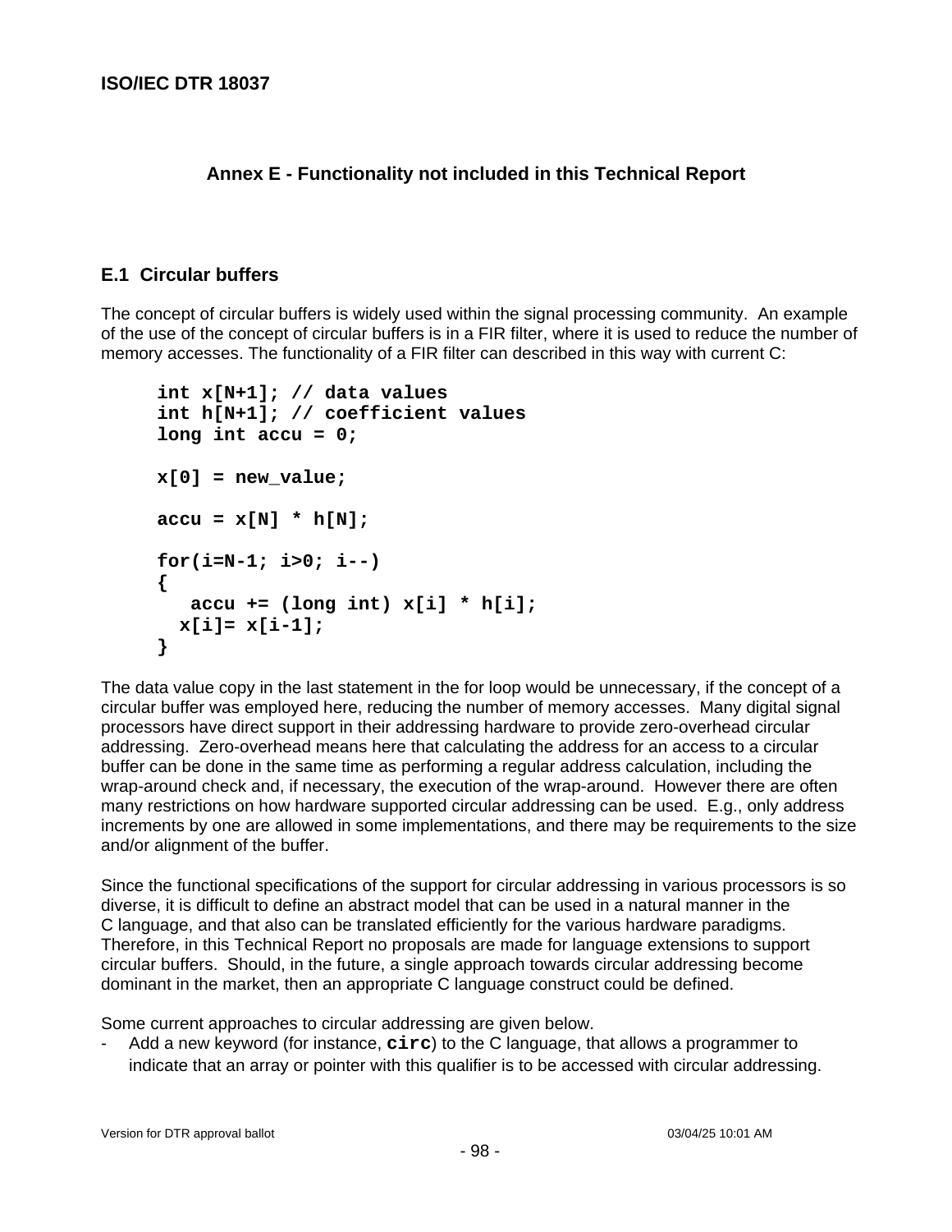# Annex E - Functionality not included in this Technical Report

## E.1 Circular buffers

The concept of circular buffers is widely used within the signal processing community. An example of the use of the concept of circular buffers is in a FIR filter, where it is used to reduce the number of memory accesses. The functionality of a FIR filter can described in this way with current C:

```
int x[N+1]; // data values
int h[N+1]; // coefficient values
long int accu = 0;

x[0] = new_value;

accu = x[N] * h[N];

for(i=N-1; i>0; i--)
{
   accu += (long int) x[i] * h[i];
  x[i]= x[i-1];
}
```

The data value copy in the last statement in the for loop would be unnecessary, if the concept of a circular buffer was employed here, reducing the number of memory accesses. Many digital signal processors have direct support in their addressing hardware to provide zero-overhead circular addressing. Zero-overhead means here that calculating the address for an access to a circular buffer can be done in the same time as performing a regular address calculation, including the wrap-around check and, if necessary, the execution of the wrap-around. However there are often many restrictions on how hardware supported circular addressing can be used. E.g., only address increments by one are allowed in some implementations, and there may be requirements to the size and/or alignment of the buffer.

Since the functional specifications of the support for circular addressing in various processors is so diverse, it is difficult to define an abstract model that can be used in a natural manner in the C language, and that also can be translated efficiently for the various hardware paradigms. Therefore, in this Technical Report no proposals are made for language extensions to support circular buffers. Should, in the future, a single approach towards circular addressing become dominant in the market, then an appropriate C language construct could be defined.

Some current approaches to circular addressing are given below.

- Add a new keyword (for instance, **`circ`**) to the C language, that allows a programmer to indicate that an array or pointer with this qualifier is to be accessed with circular addressing.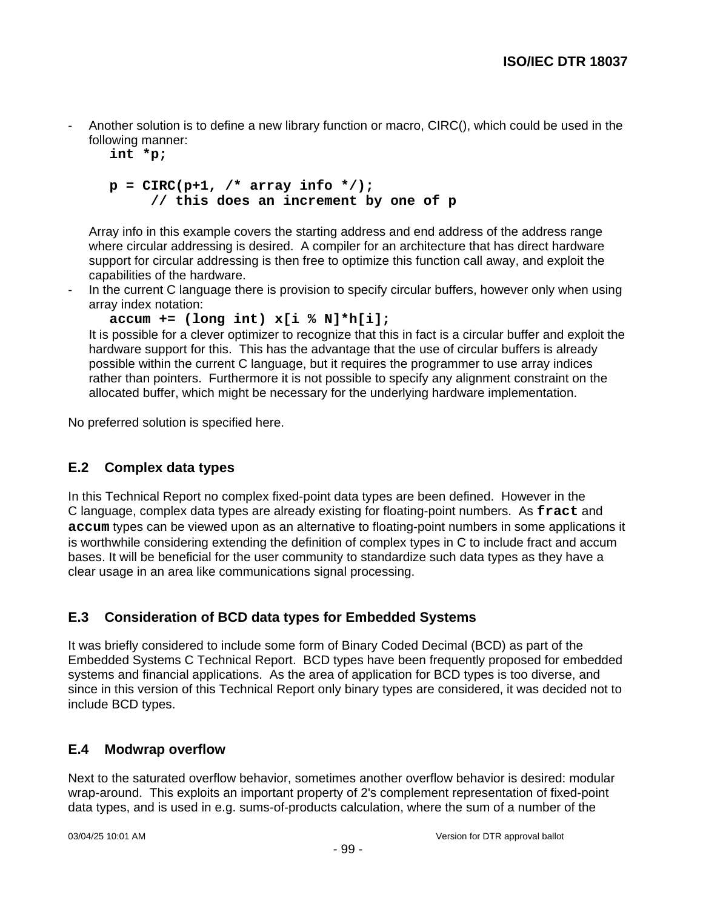- Another solution is to define a new library function or macro, CIRC(), which could be used in the following manner:

  ```
  int *p;

  p = CIRC(p+1, /* array info */);
        // this does an increment by one of p
  ```

  Array info in this example covers the starting address and end address of the address range where circular addressing is desired. A compiler for an architecture that has direct hardware support for circular addressing is then free to optimize this function call away, and exploit the capabilities of the hardware.
- In the current C language there is provision to specify circular buffers, however only when using array index notation:

  ```
  accum += (long int) x[i % N]*h[i];
  ```

  It is possible for a clever optimizer to recognize that this in fact is a circular buffer and exploit the hardware support for this. This has the advantage that the use of circular buffers is already possible within the current C language, but it requires the programmer to use array indices rather than pointers. Furthermore it is not possible to specify any alignment constraint on the allocated buffer, which might be necessary for the underlying hardware implementation.

No preferred solution is specified here.

## E.2 Complex data types

In this Technical Report no complex fixed-point data types are been defined. However in the C language, complex data types are already existing for floating-point numbers. As **`fract`** and **`accum`** types can be viewed upon as an alternative to floating-point numbers in some applications it is worthwhile considering extending the definition of complex types in C to include fract and accum bases. It will be beneficial for the user community to standardize such data types as they have a clear usage in an area like communications signal processing.

## E.3 Consideration of BCD data types for Embedded Systems

It was briefly considered to include some form of Binary Coded Decimal (BCD) as part of the Embedded Systems C Technical Report. BCD types have been frequently proposed for embedded systems and financial applications. As the area of application for BCD types is too diverse, and since in this version of this Technical Report only binary types are considered, it was decided not to include BCD types.

## E.4 Modwrap overflow

Next to the saturated overflow behavior, sometimes another overflow behavior is desired: modular wrap-around. This exploits an important property of 2's complement representation of fixed-point data types, and is used in e.g. sums-of-products calculation, where the sum of a number of the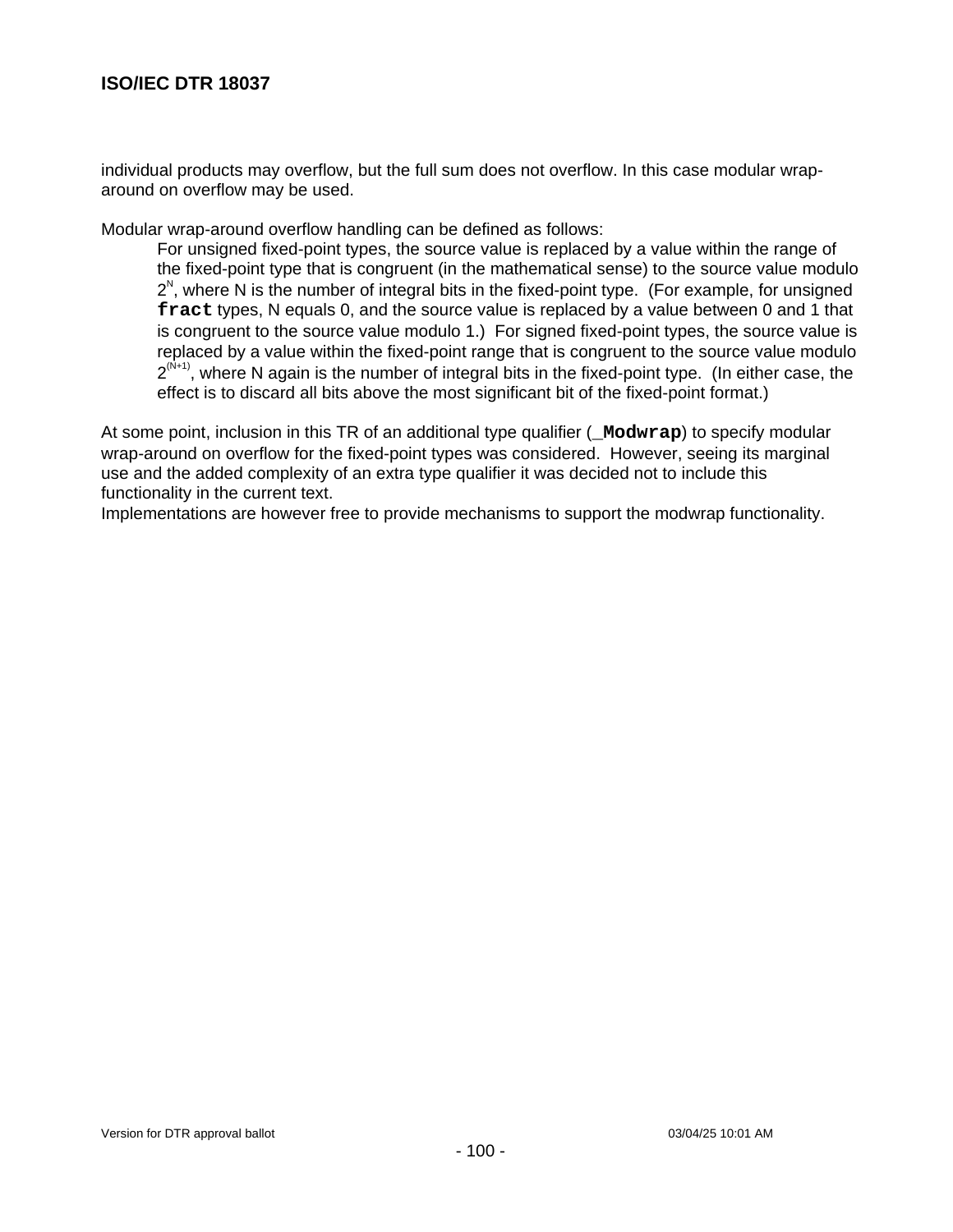individual products may overflow, but the full sum does not overflow. In this case modular wrap-around on overflow may be used.

Modular wrap-around overflow handling can be defined as follows:

> For unsigned fixed-point types, the source value is replaced by a value within the range of the fixed-point type that is congruent (in the mathematical sense) to the source value modulo $2^N$, where N is the number of integral bits in the fixed-point type. (For example, for unsigned `fract` types, N equals 0, and the source value is replaced by a value between 0 and 1 that is congruent to the source value modulo 1.) For signed fixed-point types, the source value is replaced by a value within the fixed-point range that is congruent to the source value modulo $2^{(N+1)}$, where N again is the number of integral bits in the fixed-point type. (In either case, the effect is to discard all bits above the most significant bit of the fixed-point format.)

At some point, inclusion in this TR of an additional type qualifier (`_Modwrap`) to specify modular wrap-around on overflow for the fixed-point types was considered. However, seeing its marginal use and the added complexity of an extra type qualifier it was decided not to include this functionality in the current text.
Implementations are however free to provide mechanisms to support the modwrap functionality.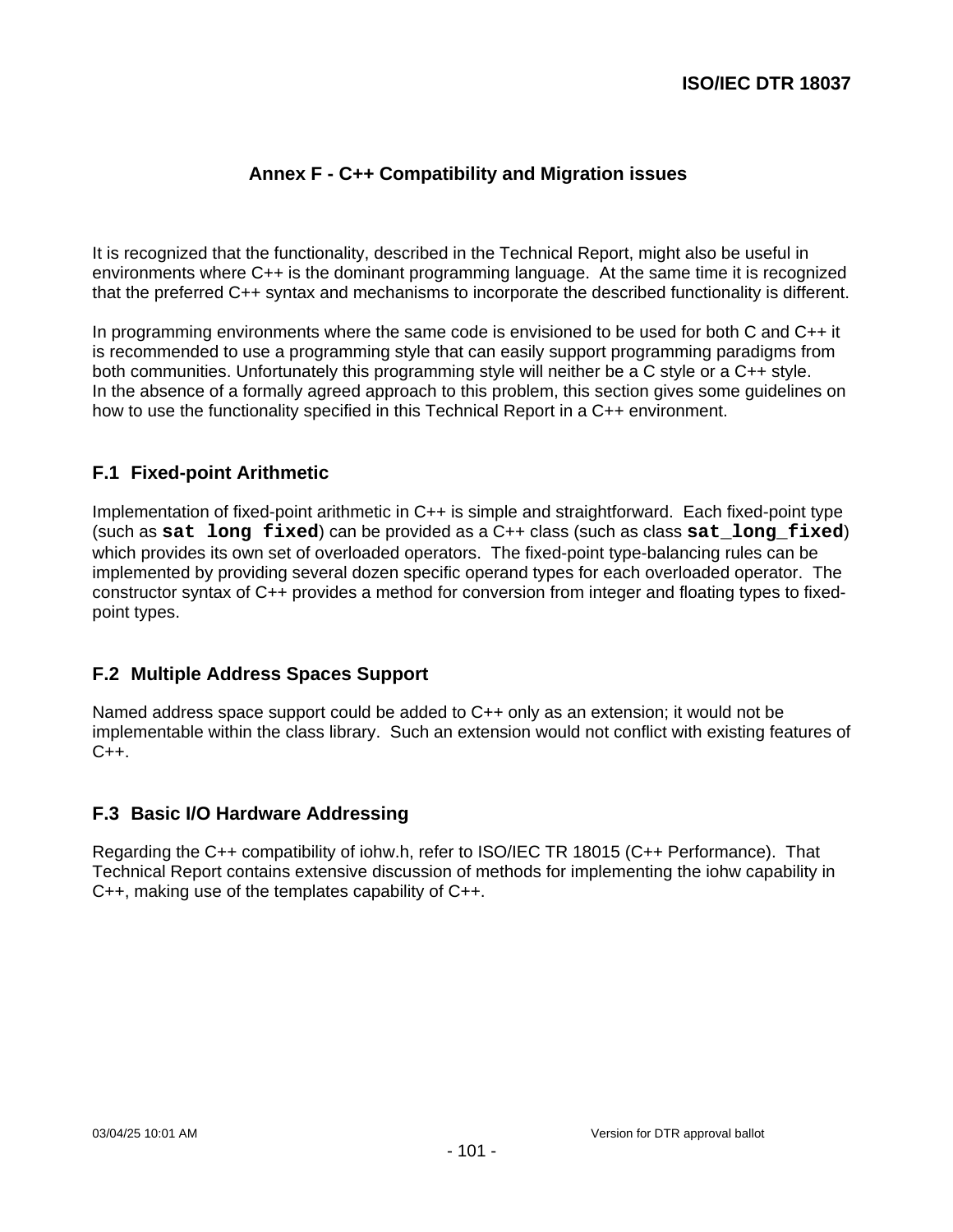# Annex F - C++ Compatibility and Migration issues

It is recognized that the functionality, described in the Technical Report, might also be useful in environments where C++ is the dominant programming language. At the same time it is recognized that the preferred C++ syntax and mechanisms to incorporate the described functionality is different.

In programming environments where the same code is envisioned to be used for both C and C++ it is recommended to use a programming style that can easily support programming paradigms from both communities. Unfortunately this programming style will neither be a C style or a C++ style. In the absence of a formally agreed approach to this problem, this section gives some guidelines on how to use the functionality specified in this Technical Report in a C++ environment.

## F.1 Fixed-point Arithmetic

Implementation of fixed-point arithmetic in C++ is simple and straightforward. Each fixed-point type (such as **`sat long fixed`**) can be provided as a C++ class (such as class **`sat_long_fixed`**) which provides its own set of overloaded operators. The fixed-point type-balancing rules can be implemented by providing several dozen specific operand types for each overloaded operator. The constructor syntax of C++ provides a method for conversion from integer and floating types to fixed-point types.

## F.2 Multiple Address Spaces Support

Named address space support could be added to C++ only as an extension; it would not be implementable within the class library. Such an extension would not conflict with existing features of C++.

## F.3 Basic I/O Hardware Addressing

Regarding the C++ compatibility of iohw.h, refer to ISO/IEC TR 18015 (C++ Performance). That Technical Report contains extensive discussion of methods for implementing the iohw capability in C++, making use of the templates capability of C++.